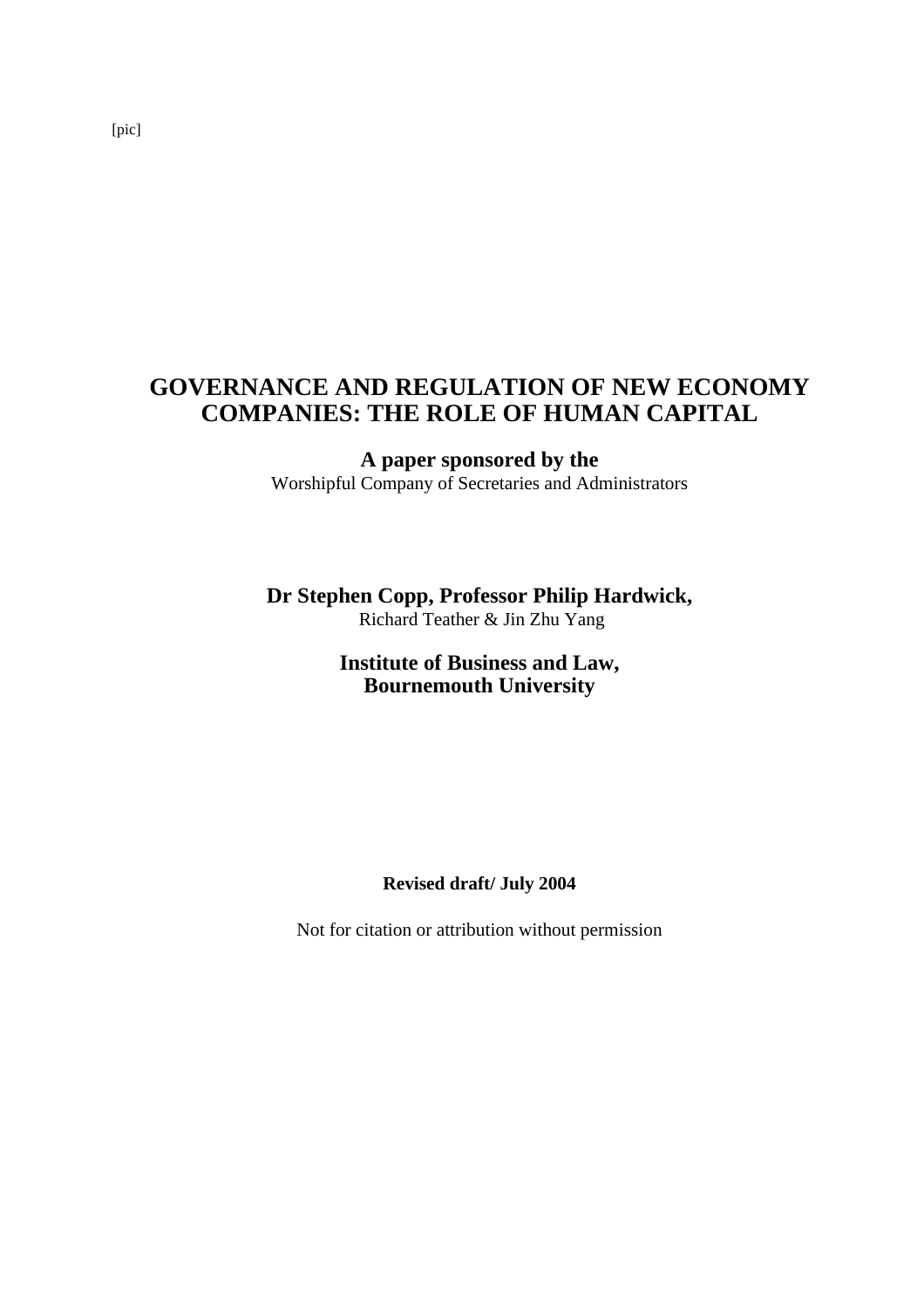[pic]

# GOVERNANCE AND REGULATION OF NEW ECONOMY COMPANIES: THE ROLE OF HUMAN CAPITAL

**A paper sponsored by the**
Worshipful Company of Secretaries and Administrators

**Dr Stephen Copp, Professor Philip Hardwick,**
Richard Teather & Jin Zhu Yang

**Institute of Business and Law,**
**Bournemouth University**

**Revised draft/ July 2004**

Not for citation or attribution without permission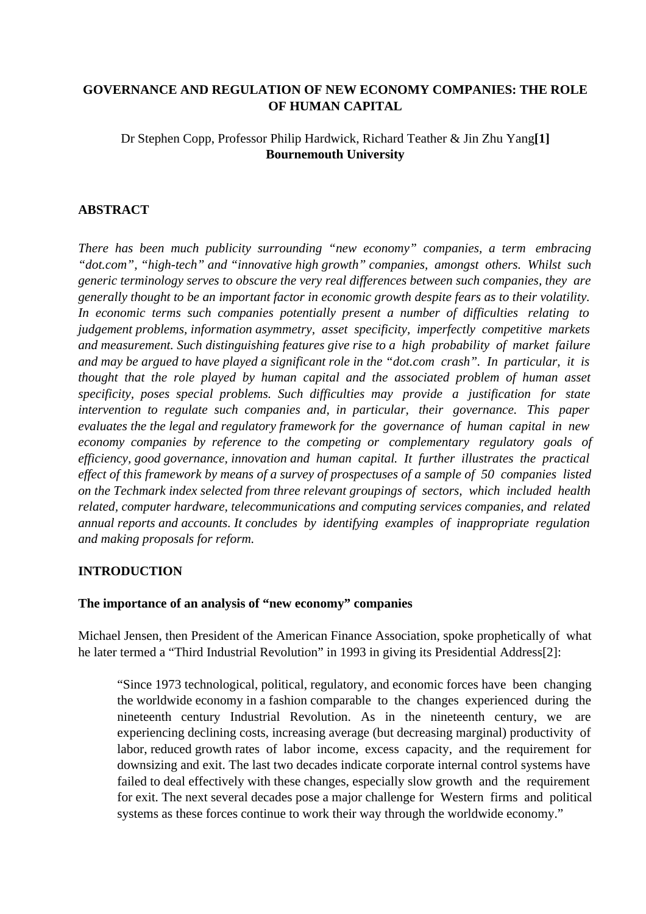# GOVERNANCE AND REGULATION OF NEW ECONOMY COMPANIES: THE ROLE OF HUMAN CAPITAL

Dr Stephen Copp, Professor Philip Hardwick, Richard Teather & Jin Zhu Yang**[1]**
**Bournemouth University**

## ABSTRACT

*There has been much publicity surrounding "new economy" companies, a term embracing "dot.com", "high-tech" and "innovative high growth" companies, amongst others. Whilst such generic terminology serves to obscure the very real differences between such companies, they are generally thought to be an important factor in economic growth despite fears as to their volatility. In economic terms such companies potentially present a number of difficulties relating to judgement problems, information asymmetry, asset specificity, imperfectly competitive markets and measurement. Such distinguishing features give rise to a high probability of market failure and may be argued to have played a significant role in the "dot.com crash". In particular, it is thought that the role played by human capital and the associated problem of human asset specificity, poses special problems. Such difficulties may provide a justification for state intervention to regulate such companies and, in particular, their governance. This paper evaluates the the legal and regulatory framework for the governance of human capital in new economy companies by reference to the competing or complementary regulatory goals of efficiency, good governance, innovation and human capital. It further illustrates the practical effect of this framework by means of a survey of prospectuses of a sample of 50 companies listed on the Techmark index selected from three relevant groupings of sectors, which included health related, computer hardware, telecommunications and computing services companies, and related annual reports and accounts. It concludes by identifying examples of inappropriate regulation and making proposals for reform.*

## INTRODUCTION

### The importance of an analysis of "new economy" companies

Michael Jensen, then President of the American Finance Association, spoke prophetically of what he later termed a "Third Industrial Revolution" in 1993 in giving its Presidential Address[2]:

> "Since 1973 technological, political, regulatory, and economic forces have been changing the worldwide economy in a fashion comparable to the changes experienced during the nineteenth century Industrial Revolution. As in the nineteenth century, we are experiencing declining costs, increasing average (but decreasing marginal) productivity of labor, reduced growth rates of labor income, excess capacity, and the requirement for downsizing and exit. The last two decades indicate corporate internal control systems have failed to deal effectively with these changes, especially slow growth and the requirement for exit. The next several decades pose a major challenge for Western firms and political systems as these forces continue to work their way through the worldwide economy."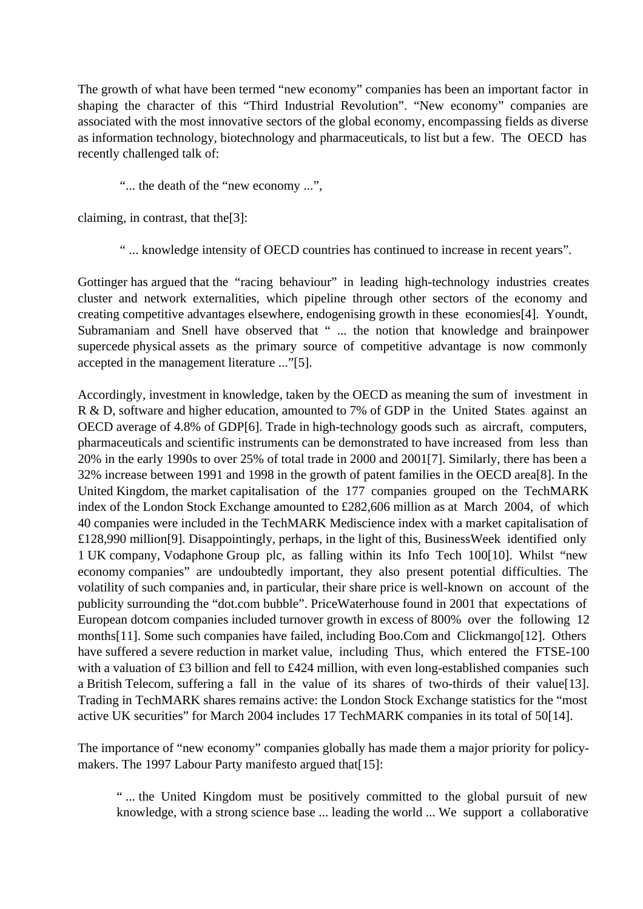The growth of what have been termed "new economy" companies has been an important factor in shaping the character of this "Third Industrial Revolution". "New economy" companies are associated with the most innovative sectors of the global economy, encompassing fields as diverse as information technology, biotechnology and pharmaceuticals, to list but a few. The OECD has recently challenged talk of:

> "... the death of the "new economy ...",

claiming, in contrast, that the[3]:

> " ... knowledge intensity of OECD countries has continued to increase in recent years".

Gottinger has argued that the "racing behaviour" in leading high-technology industries creates cluster and network externalities, which pipeline through other sectors of the economy and creating competitive advantages elsewhere, endogenising growth in these economies[4]. Youndt, Subramaniam and Snell have observed that " ... the notion that knowledge and brainpower supercede physical assets as the primary source of competitive advantage is now commonly accepted in the management literature ..."[5].

Accordingly, investment in knowledge, taken by the OECD as meaning the sum of investment in R & D, software and higher education, amounted to 7% of GDP in the United States against an OECD average of 4.8% of GDP[6]. Trade in high-technology goods such as aircraft, computers, pharmaceuticals and scientific instruments can be demonstrated to have increased from less than 20% in the early 1990s to over 25% of total trade in 2000 and 2001[7]. Similarly, there has been a 32% increase between 1991 and 1998 in the growth of patent families in the OECD area[8]. In the United Kingdom, the market capitalisation of the 177 companies grouped on the TechMARK index of the London Stock Exchange amounted to £282,606 million as at March 2004, of which 40 companies were included in the TechMARK Mediscience index with a market capitalisation of £128,990 million[9]. Disappointingly, perhaps, in the light of this, BusinessWeek identified only 1 UK company, Vodaphone Group plc, as falling within its Info Tech 100[10]. Whilst "new economy companies" are undoubtedly important, they also present potential difficulties. The volatility of such companies and, in particular, their share price is well-known on account of the publicity surrounding the "dot.com bubble". PriceWaterhouse found in 2001 that expectations of European dotcom companies included turnover growth in excess of 800% over the following 12 months[11]. Some such companies have failed, including Boo.Com and Clickmango[12]. Others have suffered a severe reduction in market value, including Thus, which entered the FTSE-100 with a valuation of £3 billion and fell to £424 million, with even long-established companies such a British Telecom, suffering a fall in the value of its shares of two-thirds of their value[13]. Trading in TechMARK shares remains active: the London Stock Exchange statistics for the "most active UK securities" for March 2004 includes 17 TechMARK companies in its total of 50[14].

The importance of "new economy" companies globally has made them a major priority for policy-makers. The 1997 Labour Party manifesto argued that[15]:

> " ... the United Kingdom must be positively committed to the global pursuit of new knowledge, with a strong science base ... leading the world ... We support a collaborative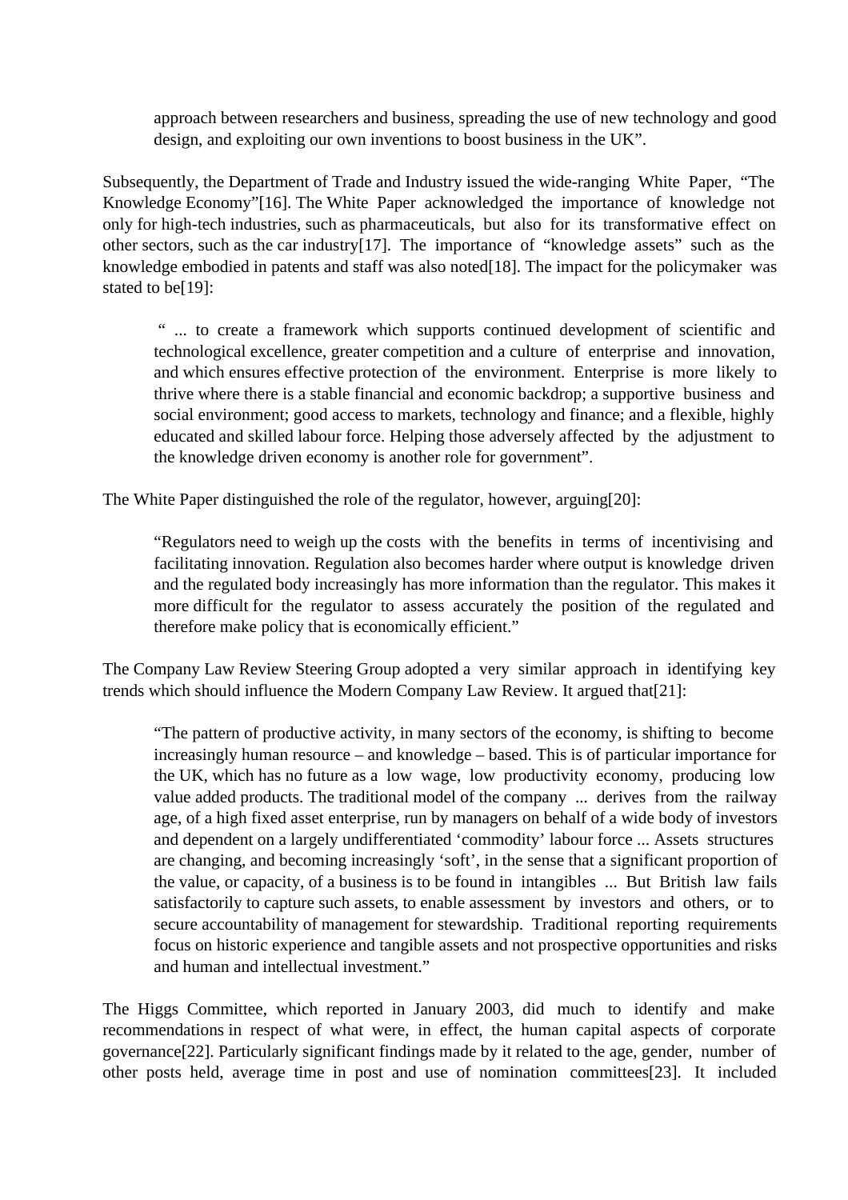> approach between researchers and business, spreading the use of new technology and good design, and exploiting our own inventions to boost business in the UK".

Subsequently, the Department of Trade and Industry issued the wide-ranging White Paper, "The Knowledge Economy"[16]. The White Paper acknowledged the importance of knowledge not only for high-tech industries, such as pharmaceuticals, but also for its transformative effect on other sectors, such as the car industry[17]. The importance of "knowledge assets" such as the knowledge embodied in patents and staff was also noted[18]. The impact for the policymaker was stated to be[19]:

> " ... to create a framework which supports continued development of scientific and technological excellence, greater competition and a culture of enterprise and innovation, and which ensures effective protection of the environment. Enterprise is more likely to thrive where there is a stable financial and economic backdrop; a supportive business and social environment; good access to markets, technology and finance; and a flexible, highly educated and skilled labour force. Helping those adversely affected by the adjustment to the knowledge driven economy is another role for government".

The White Paper distinguished the role of the regulator, however, arguing[20]:

> "Regulators need to weigh up the costs with the benefits in terms of incentivising and facilitating innovation. Regulation also becomes harder where output is knowledge driven and the regulated body increasingly has more information than the regulator. This makes it more difficult for the regulator to assess accurately the position of the regulated and therefore make policy that is economically efficient."

The Company Law Review Steering Group adopted a very similar approach in identifying key trends which should influence the Modern Company Law Review. It argued that[21]:

> "The pattern of productive activity, in many sectors of the economy, is shifting to become increasingly human resource – and knowledge – based. This is of particular importance for the UK, which has no future as a low wage, low productivity economy, producing low value added products. The traditional model of the company ... derives from the railway age, of a high fixed asset enterprise, run by managers on behalf of a wide body of investors and dependent on a largely undifferentiated 'commodity' labour force ... Assets structures are changing, and becoming increasingly 'soft', in the sense that a significant proportion of the value, or capacity, of a business is to be found in intangibles ... But British law fails satisfactorily to capture such assets, to enable assessment by investors and others, or to secure accountability of management for stewardship. Traditional reporting requirements focus on historic experience and tangible assets and not prospective opportunities and risks and human and intellectual investment."

The Higgs Committee, which reported in January 2003, did much to identify and make recommendations in respect of what were, in effect, the human capital aspects of corporate governance[22]. Particularly significant findings made by it related to the age, gender, number of other posts held, average time in post and use of nomination committees[23]. It included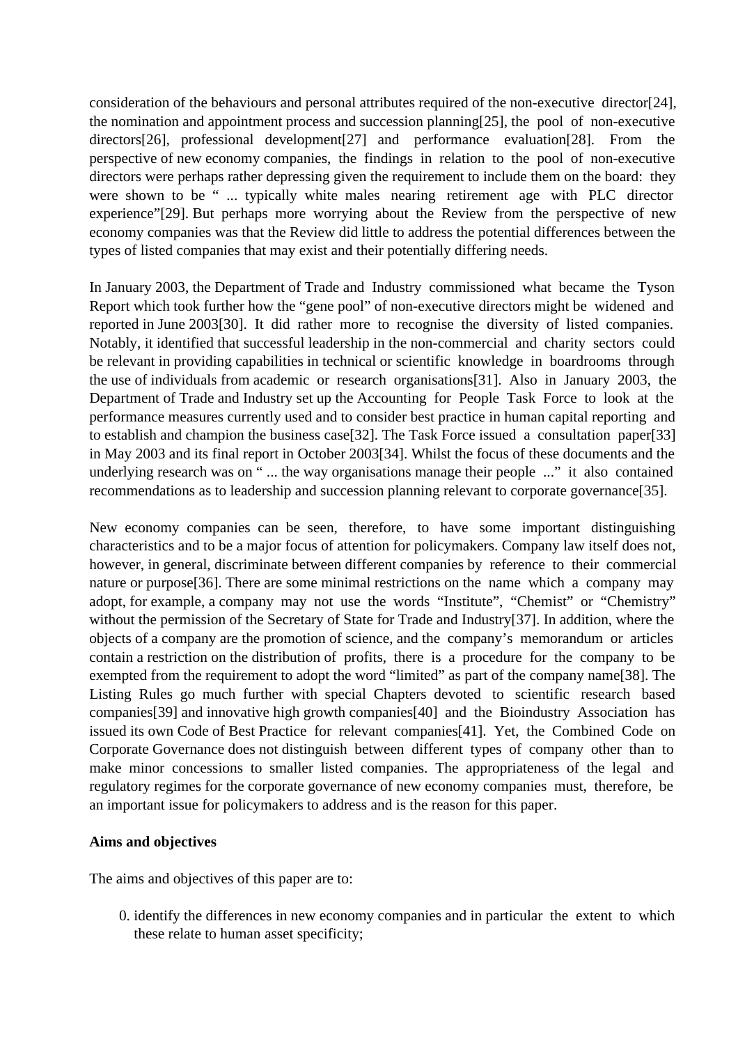consideration of the behaviours and personal attributes required of the non-executive director[24], the nomination and appointment process and succession planning[25], the pool of non-executive directors[26], professional development[27] and performance evaluation[28]. From the perspective of new economy companies, the findings in relation to the pool of non-executive directors were perhaps rather depressing given the requirement to include them on the board: they were shown to be " ... typically white males nearing retirement age with PLC director experience"[29]. But perhaps more worrying about the Review from the perspective of new economy companies was that the Review did little to address the potential differences between the types of listed companies that may exist and their potentially differing needs.

In January 2003, the Department of Trade and Industry commissioned what became the Tyson Report which took further how the "gene pool" of non-executive directors might be widened and reported in June 2003[30]. It did rather more to recognise the diversity of listed companies. Notably, it identified that successful leadership in the non-commercial and charity sectors could be relevant in providing capabilities in technical or scientific knowledge in boardrooms through the use of individuals from academic or research organisations[31]. Also in January 2003, the Department of Trade and Industry set up the Accounting for People Task Force to look at the performance measures currently used and to consider best practice in human capital reporting and to establish and champion the business case[32]. The Task Force issued a consultation paper[33] in May 2003 and its final report in October 2003[34]. Whilst the focus of these documents and the underlying research was on " ... the way organisations manage their people ..." it also contained recommendations as to leadership and succession planning relevant to corporate governance[35].

New economy companies can be seen, therefore, to have some important distinguishing characteristics and to be a major focus of attention for policymakers. Company law itself does not, however, in general, discriminate between different companies by reference to their commercial nature or purpose[36]. There are some minimal restrictions on the name which a company may adopt, for example, a company may not use the words "Institute", "Chemist" or "Chemistry" without the permission of the Secretary of State for Trade and Industry[37]. In addition, where the objects of a company are the promotion of science, and the company's memorandum or articles contain a restriction on the distribution of profits, there is a procedure for the company to be exempted from the requirement to adopt the word "limited" as part of the company name[38]. The Listing Rules go much further with special Chapters devoted to scientific research based companies[39] and innovative high growth companies[40] and the Bioindustry Association has issued its own Code of Best Practice for relevant companies[41]. Yet, the Combined Code on Corporate Governance does not distinguish between different types of company other than to make minor concessions to smaller listed companies. The appropriateness of the legal and regulatory regimes for the corporate governance of new economy companies must, therefore, be an important issue for policymakers to address and is the reason for this paper.

**Aims and objectives**

The aims and objectives of this paper are to:

0. identify the differences in new economy companies and in particular the extent to which these relate to human asset specificity;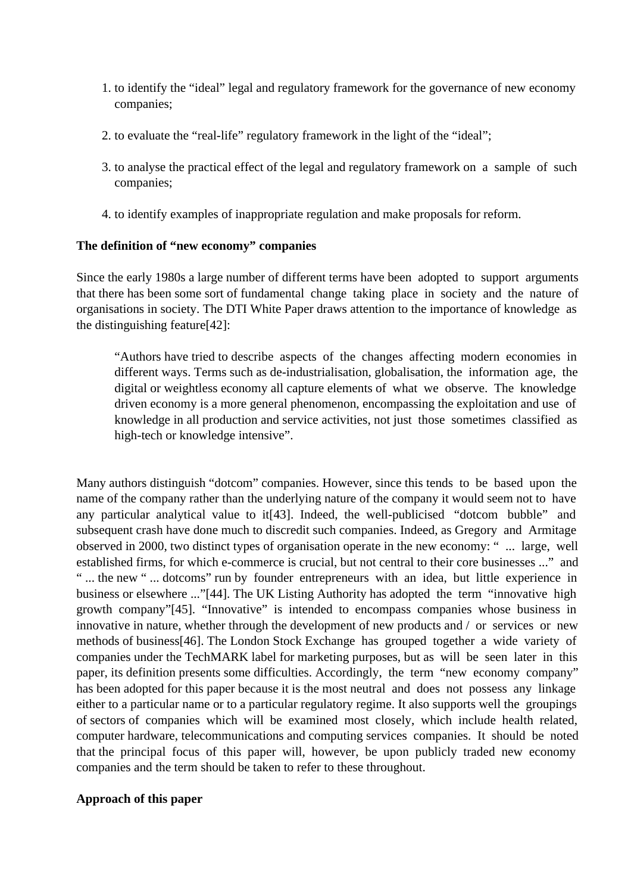1. to identify the "ideal" legal and regulatory framework for the governance of new economy companies;

2. to evaluate the "real-life" regulatory framework in the light of the "ideal";

3. to analyse the practical effect of the legal and regulatory framework on a sample of such companies;

4. to identify examples of inappropriate regulation and make proposals for reform.

**The definition of "new economy" companies**

Since the early 1980s a large number of different terms have been adopted to support arguments that there has been some sort of fundamental change taking place in society and the nature of organisations in society. The DTI White Paper draws attention to the importance of knowledge as the distinguishing feature[42]:

> "Authors have tried to describe aspects of the changes affecting modern economies in different ways. Terms such as de-industrialisation, globalisation, the information age, the digital or weightless economy all capture elements of what we observe. The knowledge driven economy is a more general phenomenon, encompassing the exploitation and use of knowledge in all production and service activities, not just those sometimes classified as high-tech or knowledge intensive".

Many authors distinguish "dotcom" companies. However, since this tends to be based upon the name of the company rather than the underlying nature of the company it would seem not to have any particular analytical value to it[43]. Indeed, the well-publicised "dotcom bubble" and subsequent crash have done much to discredit such companies. Indeed, as Gregory and Armitage observed in 2000, two distinct types of organisation operate in the new economy: " ... large, well established firms, for which e-commerce is crucial, but not central to their core businesses ..." and " ... the new " ... dotcoms" run by founder entrepreneurs with an idea, but little experience in business or elsewhere ..."[44]. The UK Listing Authority has adopted the term "innovative high growth company"[45]. "Innovative" is intended to encompass companies whose business in innovative in nature, whether through the development of new products and / or services or new methods of business[46]. The London Stock Exchange has grouped together a wide variety of companies under the TechMARK label for marketing purposes, but as will be seen later in this paper, its definition presents some difficulties. Accordingly, the term "new economy company" has been adopted for this paper because it is the most neutral and does not possess any linkage either to a particular name or to a particular regulatory regime. It also supports well the groupings of sectors of companies which will be examined most closely, which include health related, computer hardware, telecommunications and computing services companies. It should be noted that the principal focus of this paper will, however, be upon publicly traded new economy companies and the term should be taken to refer to these throughout.

**Approach of this paper**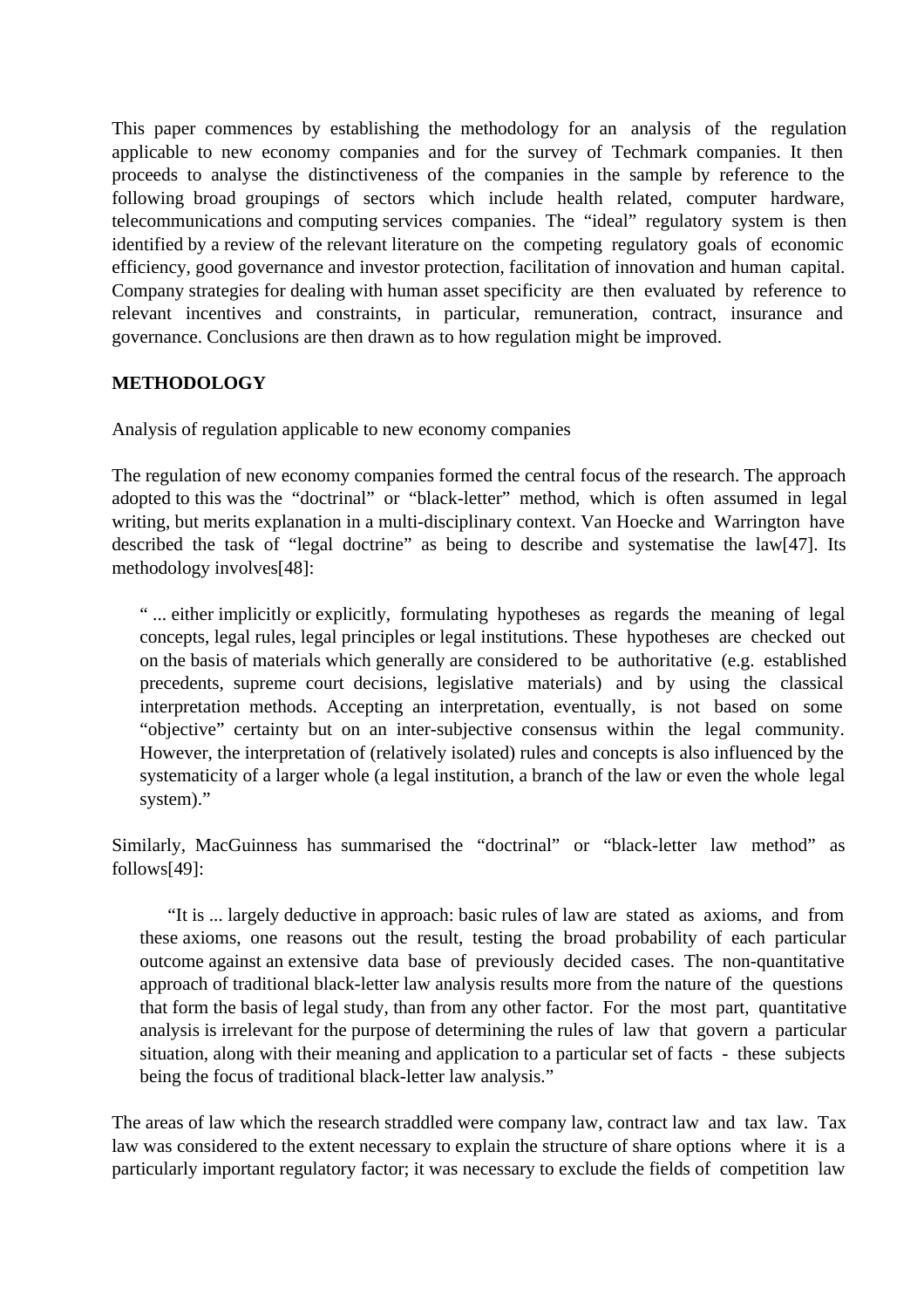This paper commences by establishing the methodology for an analysis of the regulation applicable to new economy companies and for the survey of Techmark companies. It then proceeds to analyse the distinctiveness of the companies in the sample by reference to the following broad groupings of sectors which include health related, computer hardware, telecommunications and computing services companies. The "ideal" regulatory system is then identified by a review of the relevant literature on the competing regulatory goals of economic efficiency, good governance and investor protection, facilitation of innovation and human capital. Company strategies for dealing with human asset specificity are then evaluated by reference to relevant incentives and constraints, in particular, remuneration, contract, insurance and governance. Conclusions are then drawn as to how regulation might be improved.

## METHODOLOGY

### Analysis of regulation applicable to new economy companies

The regulation of new economy companies formed the central focus of the research. The approach adopted to this was the "doctrinal" or "black-letter" method, which is often assumed in legal writing, but merits explanation in a multi-disciplinary context. Van Hoecke and Warrington have described the task of "legal doctrine" as being to describe and systematise the law[47]. Its methodology involves[48]:

> " ... either implicitly or explicitly, formulating hypotheses as regards the meaning of legal concepts, legal rules, legal principles or legal institutions. These hypotheses are checked out on the basis of materials which generally are considered to be authoritative (e.g. established precedents, supreme court decisions, legislative materials) and by using the classical interpretation methods. Accepting an interpretation, eventually, is not based on some "objective" certainty but on an inter-subjective consensus within the legal community. However, the interpretation of (relatively isolated) rules and concepts is also influenced by the systematicity of a larger whole (a legal institution, a branch of the law or even the whole legal system)."

Similarly, MacGuinness has summarised the "doctrinal" or "black-letter law method" as follows[49]:

> "It is ... largely deductive in approach: basic rules of law are stated as axioms, and from these axioms, one reasons out the result, testing the broad probability of each particular outcome against an extensive data base of previously decided cases. The non-quantitative approach of traditional black-letter law analysis results more from the nature of the questions that form the basis of legal study, than from any other factor. For the most part, quantitative analysis is irrelevant for the purpose of determining the rules of law that govern a particular situation, along with their meaning and application to a particular set of facts - these subjects being the focus of traditional black-letter law analysis."

The areas of law which the research straddled were company law, contract law and tax law. Tax law was considered to the extent necessary to explain the structure of share options where it is a particularly important regulatory factor; it was necessary to exclude the fields of competition law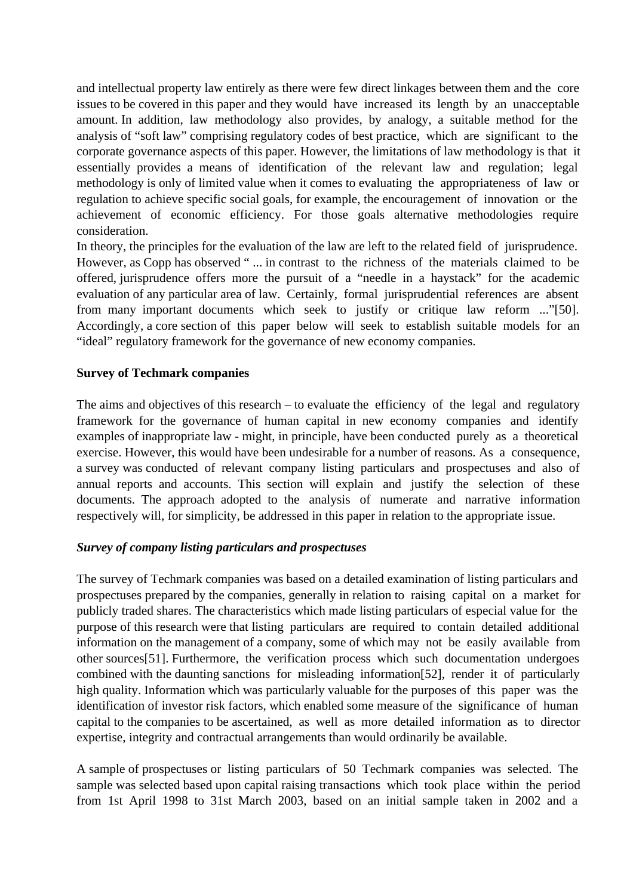and intellectual property law entirely as there were few direct linkages between them and the core issues to be covered in this paper and they would have increased its length by an unacceptable amount. In addition, law methodology also provides, by analogy, a suitable method for the analysis of "soft law" comprising regulatory codes of best practice, which are significant to the corporate governance aspects of this paper. However, the limitations of law methodology is that it essentially provides a means of identification of the relevant law and regulation; legal methodology is only of limited value when it comes to evaluating the appropriateness of law or regulation to achieve specific social goals, for example, the encouragement of innovation or the achievement of economic efficiency. For those goals alternative methodologies require consideration.

In theory, the principles for the evaluation of the law are left to the related field of jurisprudence. However, as Copp has observed " ... in contrast to the richness of the materials claimed to be offered, jurisprudence offers more the pursuit of a "needle in a haystack" for the academic evaluation of any particular area of law. Certainly, formal jurisprudential references are absent from many important documents which seek to justify or critique law reform ..."[50]. Accordingly, a core section of this paper below will seek to establish suitable models for an "ideal" regulatory framework for the governance of new economy companies.

**Survey of Techmark companies**

The aims and objectives of this research – to evaluate the efficiency of the legal and regulatory framework for the governance of human capital in new economy companies and identify examples of inappropriate law - might, in principle, have been conducted purely as a theoretical exercise. However, this would have been undesirable for a number of reasons. As a consequence, a survey was conducted of relevant company listing particulars and prospectuses and also of annual reports and accounts. This section will explain and justify the selection of these documents. The approach adopted to the analysis of numerate and narrative information respectively will, for simplicity, be addressed in this paper in relation to the appropriate issue.

***Survey of company listing particulars and prospectuses***

The survey of Techmark companies was based on a detailed examination of listing particulars and prospectuses prepared by the companies, generally in relation to raising capital on a market for publicly traded shares. The characteristics which made listing particulars of especial value for the purpose of this research were that listing particulars are required to contain detailed additional information on the management of a company, some of which may not be easily available from other sources[51]. Furthermore, the verification process which such documentation undergoes combined with the daunting sanctions for misleading information[52], render it of particularly high quality. Information which was particularly valuable for the purposes of this paper was the identification of investor risk factors, which enabled some measure of the significance of human capital to the companies to be ascertained, as well as more detailed information as to director expertise, integrity and contractual arrangements than would ordinarily be available.

A sample of prospectuses or listing particulars of 50 Techmark companies was selected. The sample was selected based upon capital raising transactions which took place within the period from 1st April 1998 to 31st March 2003, based on an initial sample taken in 2002 and a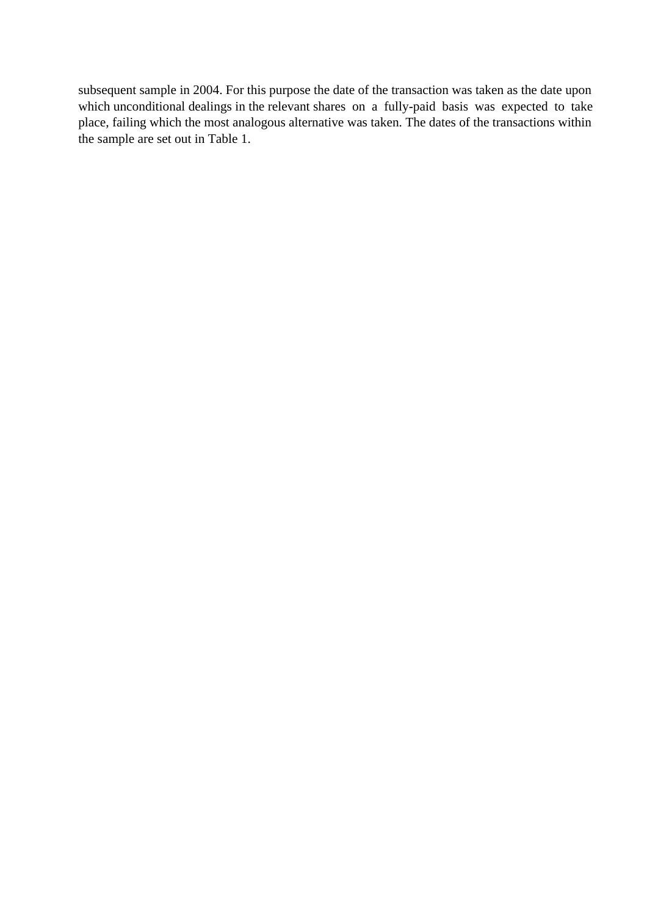subsequent sample in 2004. For this purpose the date of the transaction was taken as the date upon which unconditional dealings in the relevant shares on a fully-paid basis was expected to take place, failing which the most analogous alternative was taken. The dates of the transactions within the sample are set out in Table 1.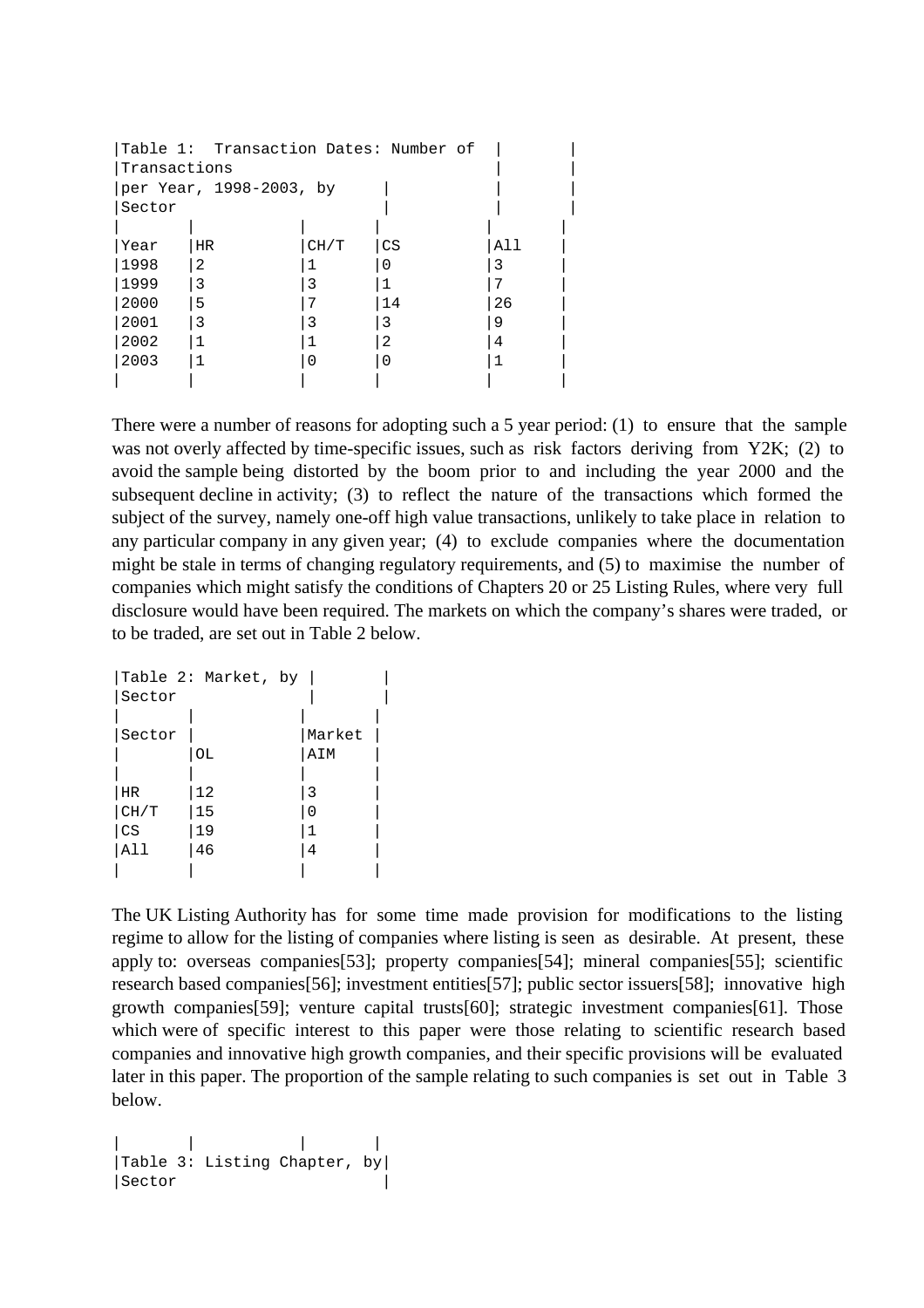Table 1: Transaction Dates: Number of Transactions per Year, 1998-2003, by Sector

| Year | HR | CH/T | CS | All |
|---|---|---|---|---|
| 1998 | 2 | 1 | 0 | 3 |
| 1999 | 3 | 3 | 1 | 7 |
| 2000 | 5 | 7 | 14 | 26 |
| 2001 | 3 | 3 | 3 | 9 |
| 2002 | 1 | 1 | 2 | 4 |
| 2003 | 1 | 0 | 0 | 1 |

There were a number of reasons for adopting such a 5 year period: (1) to ensure that the sample was not overly affected by time-specific issues, such as risk factors deriving from Y2K; (2) to avoid the sample being distorted by the boom prior to and including the year 2000 and the subsequent decline in activity; (3) to reflect the nature of the transactions which formed the subject of the survey, namely one-off high value transactions, unlikely to take place in relation to any particular company in any given year; (4) to exclude companies where the documentation might be stale in terms of changing regulatory requirements, and (5) to maximise the number of companies which might satisfy the conditions of Chapters 20 or 25 Listing Rules, where very full disclosure would have been required. The markets on which the company's shares were traded, or to be traded, are set out in Table 2 below.

Table 2: Market, by Sector

| Sector | | Market |
|---|---|---|
| | OL | AIM |
| HR | 12 | 3 |
| CH/T | 15 | 0 |
| CS | 19 | 1 |
| All | 46 | 4 |

The UK Listing Authority has for some time made provision for modifications to the listing regime to allow for the listing of companies where listing is seen as desirable. At present, these apply to: overseas companies[53]; property companies[54]; mineral companies[55]; scientific research based companies[56]; investment entities[57]; public sector issuers[58]; innovative high growth companies[59]; venture capital trusts[60]; strategic investment companies[61]. Those which were of specific interest to this paper were those relating to scientific research based companies and innovative high growth companies, and their specific provisions will be evaluated later in this paper. The proportion of the sample relating to such companies is set out in Table 3 below.

Table 3: Listing Chapter, by Sector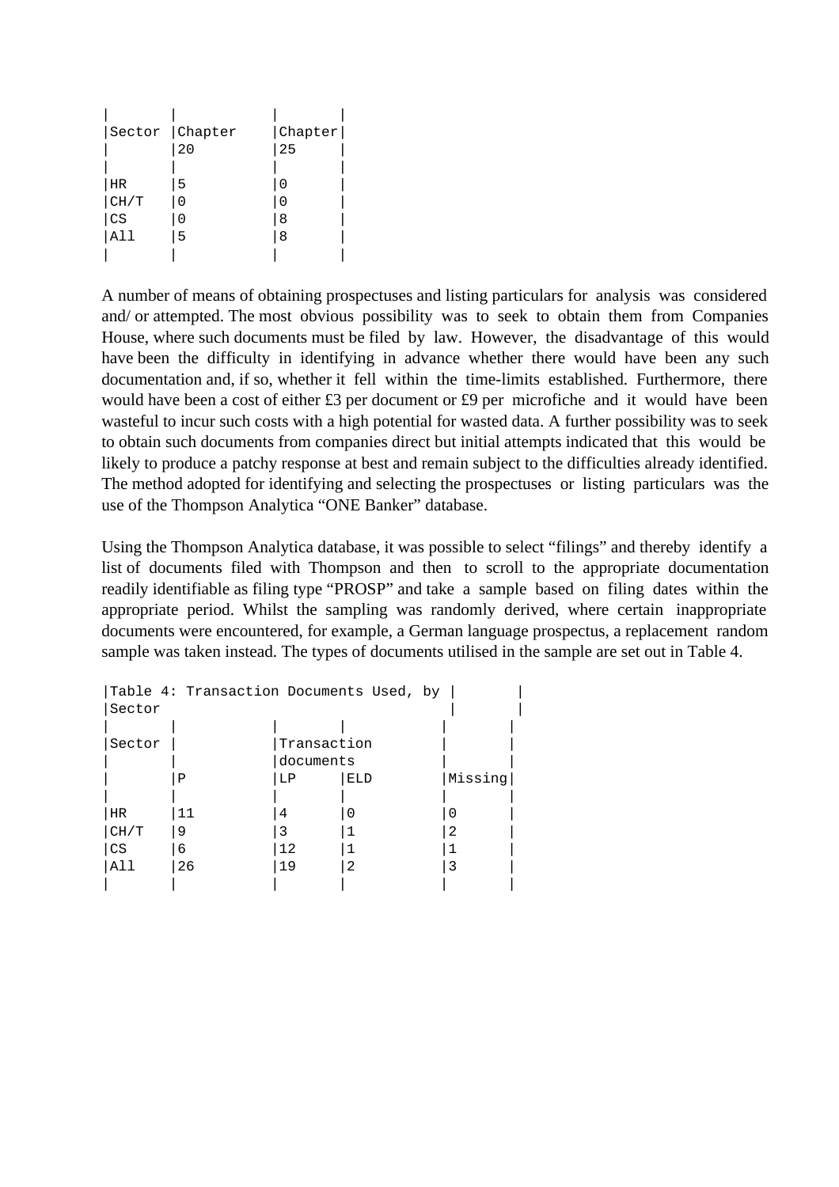| Sector | Chapter 20 | Chapter 25 |
| --- | --- | --- |
| HR | 5 | 0 |
| CH/T | 0 | 0 |
| CS | 0 | 8 |
| All | 5 | 8 |

A number of means of obtaining prospectuses and listing particulars for analysis was considered and/ or attempted. The most obvious possibility was to seek to obtain them from Companies House, where such documents must be filed by law. However, the disadvantage of this would have been the difficulty in identifying in advance whether there would have been any such documentation and, if so, whether it fell within the time-limits established. Furthermore, there would have been a cost of either £3 per document or £9 per microfiche and it would have been wasteful to incur such costs with a high potential for wasted data. A further possibility was to seek to obtain such documents from companies direct but initial attempts indicated that this would be likely to produce a patchy response at best and remain subject to the difficulties already identified. The method adopted for identifying and selecting the prospectuses or listing particulars was the use of the Thompson Analytica "ONE Banker" database.

Using the Thompson Analytica database, it was possible to select "filings" and thereby identify a list of documents filed with Thompson and then to scroll to the appropriate documentation readily identifiable as filing type "PROSP" and take a sample based on filing dates within the appropriate period. Whilst the sampling was randomly derived, where certain inappropriate documents were encountered, for example, a German language prospectus, a replacement random sample was taken instead. The types of documents utilised in the sample are set out in Table 4.

Table 4: Transaction Documents Used, by Sector

| Sector | | Transaction documents | | |
| --- | --- | --- | --- | --- |
| | P | LP | ELD | Missing |
| HR | 11 | 4 | 0 | 0 |
| CH/T | 9 | 3 | 1 | 2 |
| CS | 6 | 12 | 1 | 1 |
| All | 26 | 19 | 2 | 3 |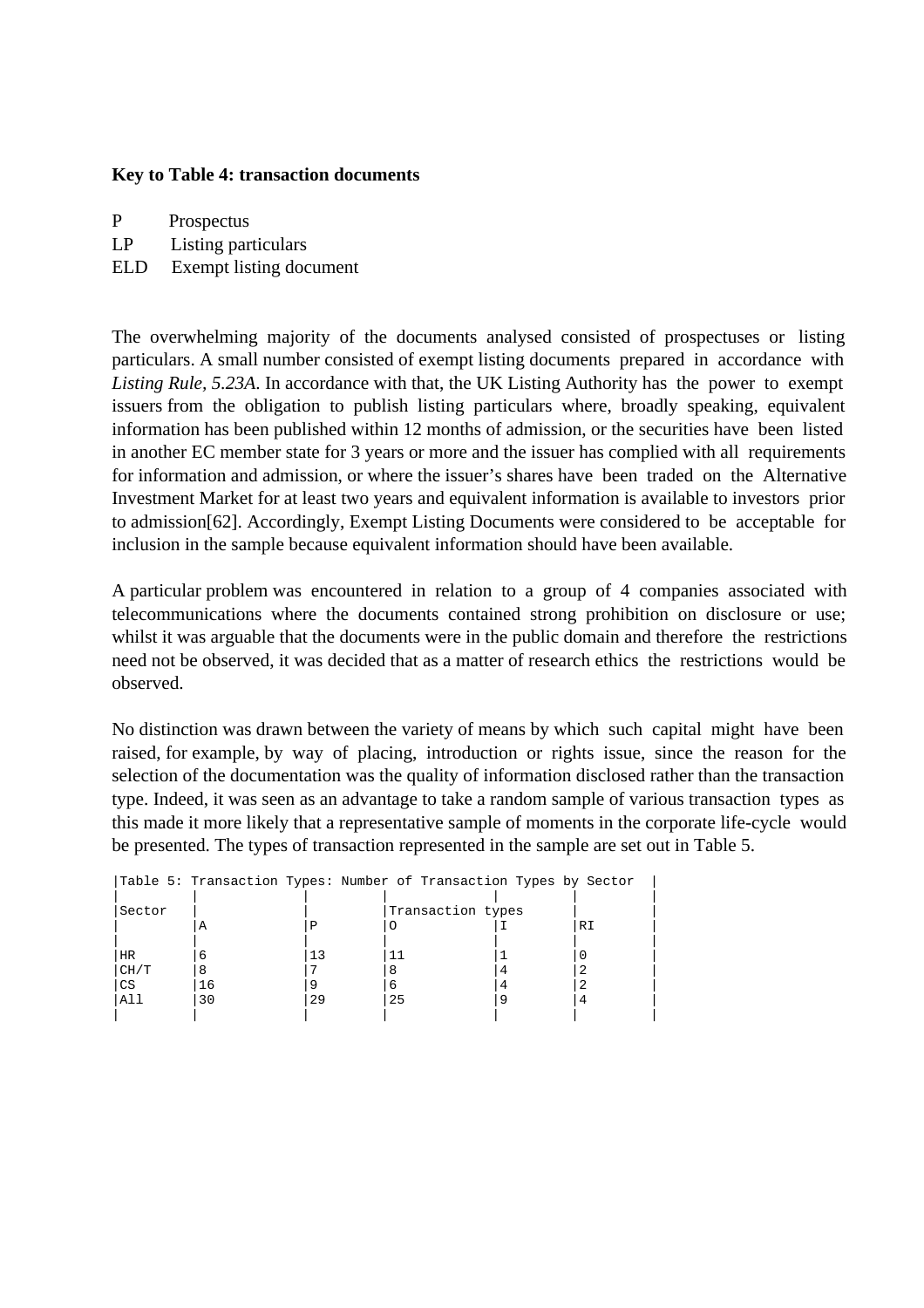**Key to Table 4: transaction documents**

P Prospectus
LP Listing particulars
ELD Exempt listing document

The overwhelming majority of the documents analysed consisted of prospectuses or listing particulars. A small number consisted of exempt listing documents prepared in accordance with *Listing Rule, 5.23A*. In accordance with that, the UK Listing Authority has the power to exempt issuers from the obligation to publish listing particulars where, broadly speaking, equivalent information has been published within 12 months of admission, or the securities have been listed in another EC member state for 3 years or more and the issuer has complied with all requirements for information and admission, or where the issuer's shares have been traded on the Alternative Investment Market for at least two years and equivalent information is available to investors prior to admission[62]. Accordingly, Exempt Listing Documents were considered to be acceptable for inclusion in the sample because equivalent information should have been available.

A particular problem was encountered in relation to a group of 4 companies associated with telecommunications where the documents contained strong prohibition on disclosure or use; whilst it was arguable that the documents were in the public domain and therefore the restrictions need not be observed, it was decided that as a matter of research ethics the restrictions would be observed.

No distinction was drawn between the variety of means by which such capital might have been raised, for example, by way of placing, introduction or rights issue, since the reason for the selection of the documentation was the quality of information disclosed rather than the transaction type. Indeed, it was seen as an advantage to take a random sample of various transaction types as this made it more likely that a representative sample of moments in the corporate life-cycle would be presented. The types of transaction represented in the sample are set out in Table 5.

Table 5: Transaction Types: Number of Transaction Types by Sector

| Sector | | | Transaction types | | |
|---|---|---|---|---|---|
| | A | P | O | I | RI |
| HR | 6 | 13 | 11 | 1 | 0 |
| CH/T | 8 | 7 | 8 | 4 | 2 |
| CS | 16 | 9 | 6 | 4 | 2 |
| All | 30 | 29 | 25 | 9 | 4 |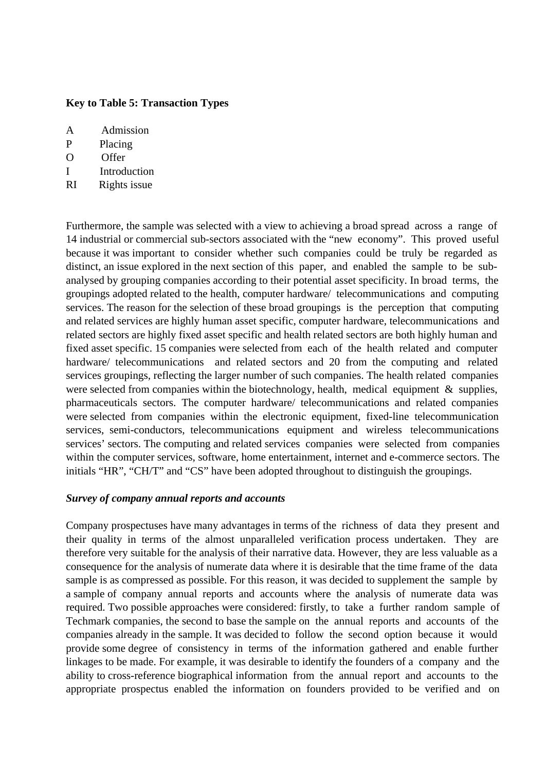**Key to Table 5: Transaction Types**

A Admission
P Placing
O Offer
I Introduction
RI Rights issue

Furthermore, the sample was selected with a view to achieving a broad spread across a range of 14 industrial or commercial sub-sectors associated with the “new economy”. This proved useful because it was important to consider whether such companies could be truly be regarded as distinct, an issue explored in the next section of this paper, and enabled the sample to be sub-analysed by grouping companies according to their potential asset specificity. In broad terms, the groupings adopted related to the health, computer hardware/ telecommunications and computing services. The reason for the selection of these broad groupings is the perception that computing and related services are highly human asset specific, computer hardware, telecommunications and related sectors are highly fixed asset specific and health related sectors are both highly human and fixed asset specific. 15 companies were selected from each of the health related and computer hardware/ telecommunications and related sectors and 20 from the computing and related services groupings, reflecting the larger number of such companies. The health related companies were selected from companies within the biotechnology, health, medical equipment & supplies, pharmaceuticals sectors. The computer hardware/ telecommunications and related companies were selected from companies within the electronic equipment, fixed-line telecommunication services, semi-conductors, telecommunications equipment and wireless telecommunications services’ sectors. The computing and related services companies were selected from companies within the computer services, software, home entertainment, internet and e-commerce sectors. The initials “HR”, “CH/T” and “CS” have been adopted throughout to distinguish the groupings.

***Survey of company annual reports and accounts***

Company prospectuses have many advantages in terms of the richness of data they present and their quality in terms of the almost unparalleled verification process undertaken. They are therefore very suitable for the analysis of their narrative data. However, they are less valuable as a consequence for the analysis of numerate data where it is desirable that the time frame of the data sample is as compressed as possible. For this reason, it was decided to supplement the sample by a sample of company annual reports and accounts where the analysis of numerate data was required. Two possible approaches were considered: firstly, to take a further random sample of Techmark companies, the second to base the sample on the annual reports and accounts of the companies already in the sample. It was decided to follow the second option because it would provide some degree of consistency in terms of the information gathered and enable further linkages to be made. For example, it was desirable to identify the founders of a company and the ability to cross-reference biographical information from the annual report and accounts to the appropriate prospectus enabled the information on founders provided to be verified and on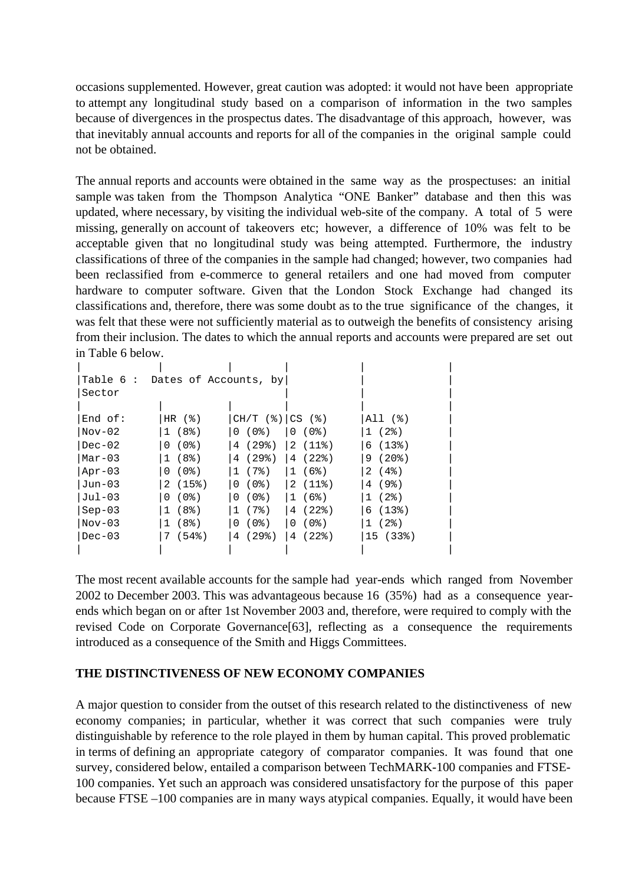occasions supplemented. However, great caution was adopted: it would not have been appropriate to attempt any longitudinal study based on a comparison of information in the two samples because of divergences in the prospectus dates. The disadvantage of this approach, however, was that inevitably annual accounts and reports for all of the companies in the original sample could not be obtained.

The annual reports and accounts were obtained in the same way as the prospectuses: an initial sample was taken from the Thompson Analytica "ONE Banker" database and then this was updated, where necessary, by visiting the individual web-site of the company. A total of 5 were missing, generally on account of takeovers etc; however, a difference of 10% was felt to be acceptable given that no longitudinal study was being attempted. Furthermore, the industry classifications of three of the companies in the sample had changed; however, two companies had been reclassified from e-commerce to general retailers and one had moved from computer hardware to computer software. Given that the London Stock Exchange had changed its classifications and, therefore, there was some doubt as to the true significance of the changes, it was felt that these were not sufficiently material as to outweigh the benefits of consistency arising from their inclusion. The dates to which the annual reports and accounts were prepared are set out in Table 6 below.

Table 6 : Dates of Accounts, by Sector

| End of: | HR (%) | CH/T (%) | CS (%) | All (%) |
|---|---|---|---|---|
| Nov-02 | 1 (8%) | 0 (0%) | 0 (0%) | 1 (2%) |
| Dec-02 | 0 (0%) | 4 (29%) | 2 (11%) | 6 (13%) |
| Mar-03 | 1 (8%) | 4 (29%) | 4 (22%) | 9 (20%) |
| Apr-03 | 0 (0%) | 1 (7%) | 1 (6%) | 2 (4%) |
| Jun-03 | 2 (15%) | 0 (0%) | 2 (11%) | 4 (9%) |
| Jul-03 | 0 (0%) | 0 (0%) | 1 (6%) | 1 (2%) |
| Sep-03 | 1 (8%) | 1 (7%) | 4 (22%) | 6 (13%) |
| Nov-03 | 1 (8%) | 0 (0%) | 0 (0%) | 1 (2%) |
| Dec-03 | 7 (54%) | 4 (29%) | 4 (22%) | 15 (33%) |

The most recent available accounts for the sample had year-ends which ranged from November 2002 to December 2003. This was advantageous because 16 (35%) had as a consequence year-ends which began on or after 1st November 2003 and, therefore, were required to comply with the revised Code on Corporate Governance[63], reflecting as a consequence the requirements introduced as a consequence of the Smith and Higgs Committees.

**THE DISTINCTIVENESS OF NEW ECONOMY COMPANIES**

A major question to consider from the outset of this research related to the distinctiveness of new economy companies; in particular, whether it was correct that such companies were truly distinguishable by reference to the role played in them by human capital. This proved problematic in terms of defining an appropriate category of comparator companies. It was found that one survey, considered below, entailed a comparison between TechMARK-100 companies and FTSE-100 companies. Yet such an approach was considered unsatisfactory for the purpose of this paper because FTSE –100 companies are in many ways atypical companies. Equally, it would have been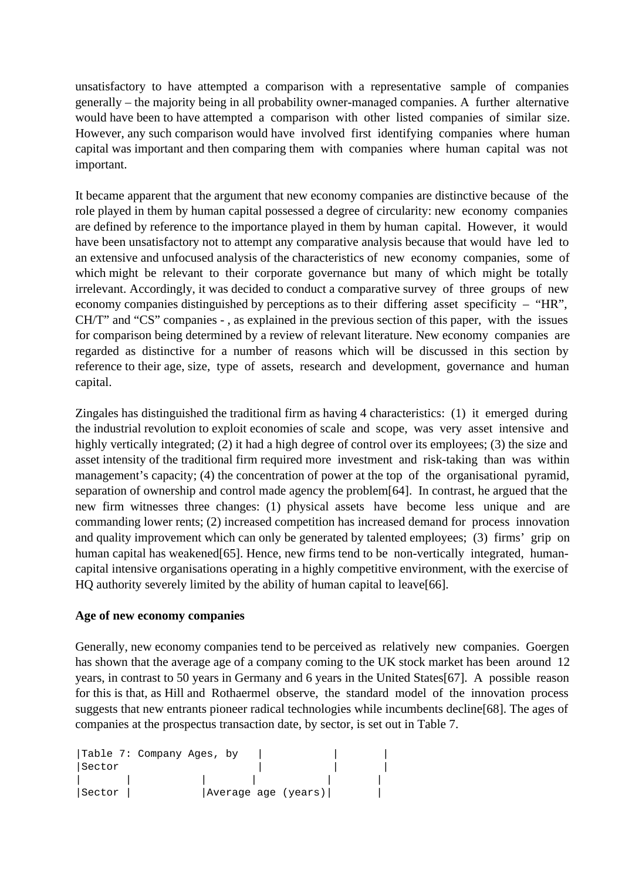unsatisfactory to have attempted a comparison with a representative sample of companies generally – the majority being in all probability owner-managed companies. A further alternative would have been to have attempted a comparison with other listed companies of similar size. However, any such comparison would have involved first identifying companies where human capital was important and then comparing them with companies where human capital was not important.

It became apparent that the argument that new economy companies are distinctive because of the role played in them by human capital possessed a degree of circularity: new economy companies are defined by reference to the importance played in them by human capital. However, it would have been unsatisfactory not to attempt any comparative analysis because that would have led to an extensive and unfocused analysis of the characteristics of new economy companies, some of which might be relevant to their corporate governance but many of which might be totally irrelevant. Accordingly, it was decided to conduct a comparative survey of three groups of new economy companies distinguished by perceptions as to their differing asset specificity – "HR", CH/T" and "CS" companies - , as explained in the previous section of this paper, with the issues for comparison being determined by a review of relevant literature. New economy companies are regarded as distinctive for a number of reasons which will be discussed in this section by reference to their age, size, type of assets, research and development, governance and human capital.

Zingales has distinguished the traditional firm as having 4 characteristics: (1) it emerged during the industrial revolution to exploit economies of scale and scope, was very asset intensive and highly vertically integrated; (2) it had a high degree of control over its employees; (3) the size and asset intensity of the traditional firm required more investment and risk-taking than was within management's capacity; (4) the concentration of power at the top of the organisational pyramid, separation of ownership and control made agency the problem[64]. In contrast, he argued that the new firm witnesses three changes: (1) physical assets have become less unique and are commanding lower rents; (2) increased competition has increased demand for process innovation and quality improvement which can only be generated by talented employees; (3) firms' grip on human capital has weakened[65]. Hence, new firms tend to be non-vertically integrated, human-capital intensive organisations operating in a highly competitive environment, with the exercise of HQ authority severely limited by the ability of human capital to leave[66].

**Age of new economy companies**

Generally, new economy companies tend to be perceived as relatively new companies. Goergen has shown that the average age of a company coming to the UK stock market has been around 12 years, in contrast to 50 years in Germany and 6 years in the United States[67]. A possible reason for this is that, as Hill and Rothaermel observe, the standard model of the innovation process suggests that new entrants pioneer radical technologies while incumbents decline[68]. The ages of companies at the prospectus transaction date, by sector, is set out in Table 7.

Table 7: Company Ages, by Sector

| Sector | Average age (years) |
| --- | --- |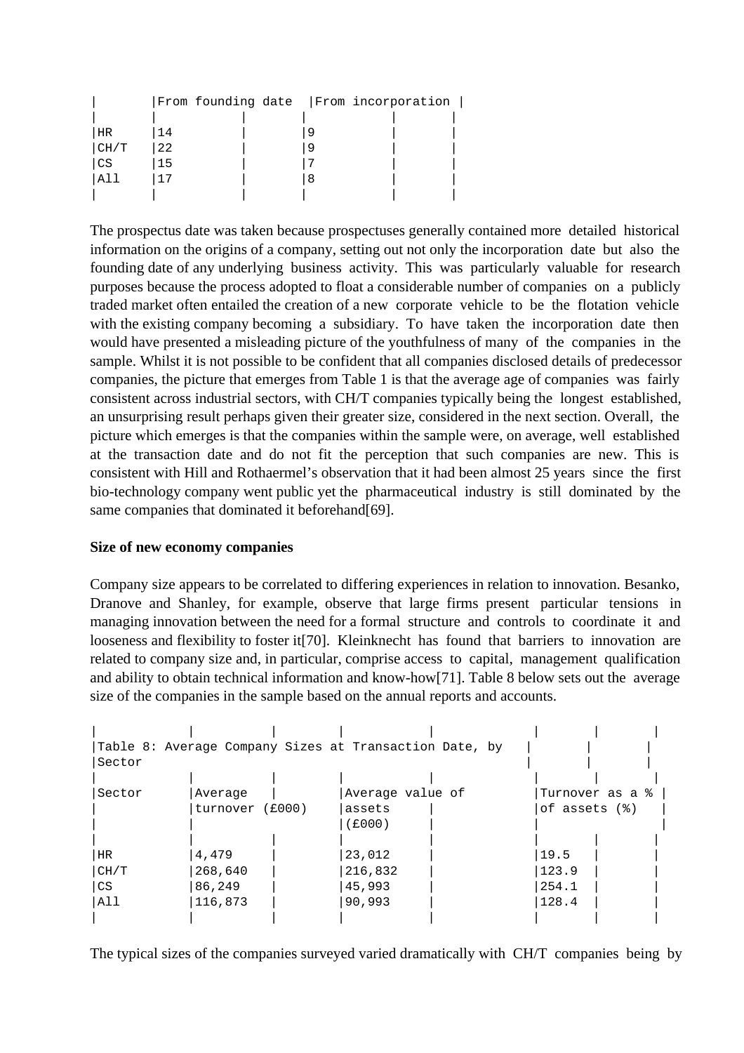| | From founding date | From incorporation |
|---|---|---|
| HR | 14 | 9 |
| CH/T | 22 | 9 |
| CS | 15 | 7 |
| All | 17 | 8 |

The prospectus date was taken because prospectuses generally contained more detailed historical information on the origins of a company, setting out not only the incorporation date but also the founding date of any underlying business activity. This was particularly valuable for research purposes because the process adopted to float a considerable number of companies on a publicly traded market often entailed the creation of a new corporate vehicle to be the flotation vehicle with the existing company becoming a subsidiary. To have taken the incorporation date then would have presented a misleading picture of the youthfulness of many of the companies in the sample. Whilst it is not possible to be confident that all companies disclosed details of predecessor companies, the picture that emerges from Table 1 is that the average age of companies was fairly consistent across industrial sectors, with CH/T companies typically being the longest established, an unsurprising result perhaps given their greater size, considered in the next section. Overall, the picture which emerges is that the companies within the sample were, on average, well established at the transaction date and do not fit the perception that such companies are new. This is consistent with Hill and Rothaermel's observation that it had been almost 25 years since the first bio-technology company went public yet the pharmaceutical industry is still dominated by the same companies that dominated it beforehand[69].

**Size of new economy companies**

Company size appears to be correlated to differing experiences in relation to innovation. Besanko, Dranove and Shanley, for example, observe that large firms present particular tensions in managing innovation between the need for a formal structure and controls to coordinate it and looseness and flexibility to foster it[70]. Kleinknecht has found that barriers to innovation are related to company size and, in particular, comprise access to capital, management qualification and ability to obtain technical information and know-how[71]. Table 8 below sets out the average size of the companies in the sample based on the annual reports and accounts.

Table 8: Average Company Sizes at Transaction Date, by Sector

| Sector | Average turnover (£000) | Average value of assets (£000) | Turnover as a % of assets (%) |
|---|---|---|---|
| HR | 4,479 | 23,012 | 19.5 |
| CH/T | 268,640 | 216,832 | 123.9 |
| CS | 86,249 | 45,993 | 254.1 |
| All | 116,873 | 90,993 | 128.4 |

The typical sizes of the companies surveyed varied dramatically with CH/T companies being by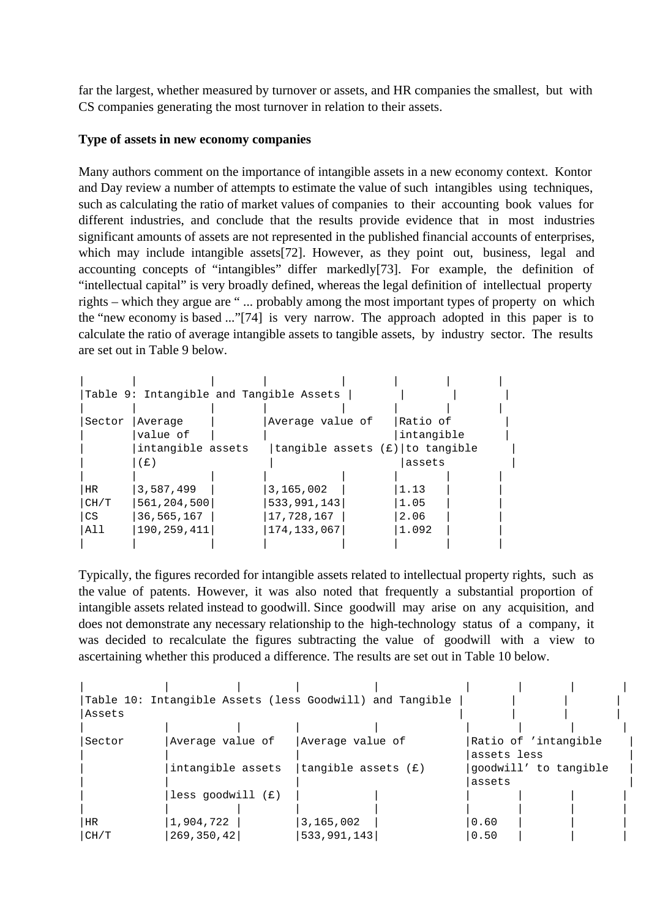far the largest, whether measured by turnover or assets, and HR companies the smallest, but with CS companies generating the most turnover in relation to their assets.

**Type of assets in new economy companies**

Many authors comment on the importance of intangible assets in a new economy context. Kontor and Day review a number of attempts to estimate the value of such intangibles using techniques, such as calculating the ratio of market values of companies to their accounting book values for different industries, and conclude that the results provide evidence that in most industries significant amounts of assets are not represented in the published financial accounts of enterprises, which may include intangible assets[72]. However, as they point out, business, legal and accounting concepts of "intangibles" differ markedly[73]. For example, the definition of "intellectual capital" is very broadly defined, whereas the legal definition of intellectual property rights – which they argue are " ... probably among the most important types of property on which the "new economy is based ..."[74] is very narrow. The approach adopted in this paper is to calculate the ratio of average intangible assets to tangible assets, by industry sector. The results are set out in Table 9 below.

Table 9: Intangible and Tangible Assets

| Sector | Average value of intangible assets (£) | Average value of tangible assets (£) | Ratio of intangible to tangible assets |
|---|---|---|---|
| HR | 3,587,499 | 3,165,002 | 1.13 |
| CH/T | 561,204,500 | 533,991,143 | 1.05 |
| CS | 36,565,167 | 17,728,167 | 2.06 |
| All | 190,259,411 | 174,133,067 | 1.092 |

Typically, the figures recorded for intangible assets related to intellectual property rights, such as the value of patents. However, it was also noted that frequently a substantial proportion of intangible assets related instead to goodwill. Since goodwill may arise on any acquisition, and does not demonstrate any necessary relationship to the high-technology status of a company, it was decided to recalculate the figures subtracting the value of goodwill with a view to ascertaining whether this produced a difference. The results are set out in Table 10 below.

Table 10: Intangible Assets (less Goodwill) and Tangible Assets

| Sector | Average value of intangible assets less goodwill (£) | Average value of tangible assets (£) | Ratio of 'intangible assets less goodwill' to tangible assets |
|---|---|---|---|
| HR | 1,904,722 | 3,165,002 | 0.60 |
| CH/T | 269,350,42 | 533,991,143 | 0.50 |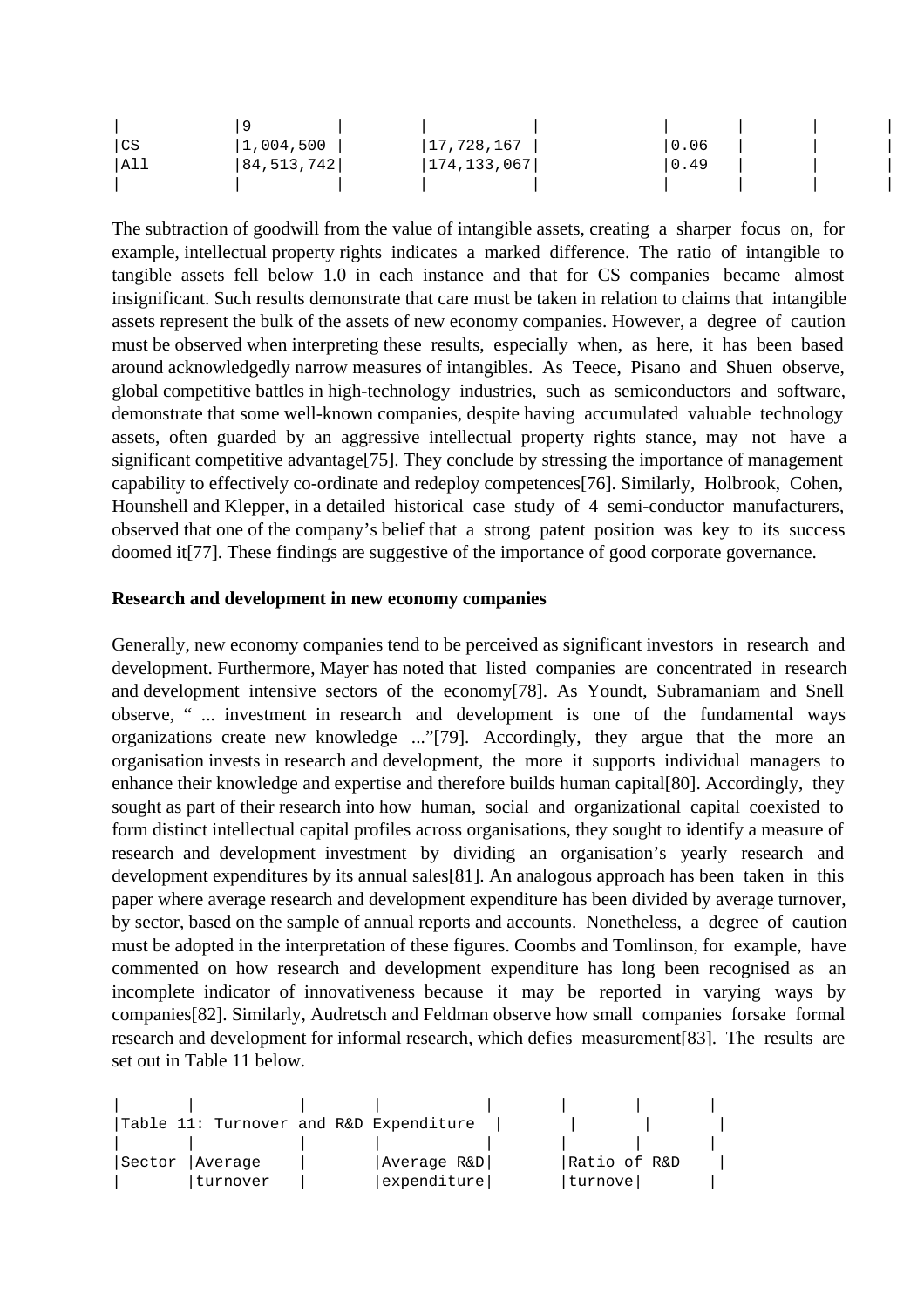| | | | | | | | | |
|---|---|---|---|---|---|---|---|---|
| | 9 | | | | | | | |
| CS | 1,004,500 | | 17,728,167 | | 0.06 | | | |
| All | 84,513,742 | | 174,133,067 | | 0.49 | | | |

The subtraction of goodwill from the value of intangible assets, creating a sharper focus on, for example, intellectual property rights indicates a marked difference. The ratio of intangible to tangible assets fell below 1.0 in each instance and that for CS companies became almost insignificant. Such results demonstrate that care must be taken in relation to claims that intangible assets represent the bulk of the assets of new economy companies. However, a degree of caution must be observed when interpreting these results, especially when, as here, it has been based around acknowledgedly narrow measures of intangibles. As Teece, Pisano and Shuen observe, global competitive battles in high-technology industries, such as semiconductors and software, demonstrate that some well-known companies, despite having accumulated valuable technology assets, often guarded by an aggressive intellectual property rights stance, may not have a significant competitive advantage[75]. They conclude by stressing the importance of management capability to effectively co-ordinate and redeploy competences[76]. Similarly, Holbrook, Cohen, Hounshell and Klepper, in a detailed historical case study of 4 semi-conductor manufacturers, observed that one of the company's belief that a strong patent position was key to its success doomed it[77]. These findings are suggestive of the importance of good corporate governance.

**Research and development in new economy companies**

Generally, new economy companies tend to be perceived as significant investors in research and development. Furthermore, Mayer has noted that listed companies are concentrated in research and development intensive sectors of the economy[78]. As Youndt, Subramaniam and Snell observe, " ... investment in research and development is one of the fundamental ways organizations create new knowledge ..."[79]. Accordingly, they argue that the more an organisation invests in research and development, the more it supports individual managers to enhance their knowledge and expertise and therefore builds human capital[80]. Accordingly, they sought as part of their research into how human, social and organizational capital coexisted to form distinct intellectual capital profiles across organisations, they sought to identify a measure of research and development investment by dividing an organisation's yearly research and development expenditures by its annual sales[81]. An analogous approach has been taken in this paper where average research and development expenditure has been divided by average turnover, by sector, based on the sample of annual reports and accounts. Nonetheless, a degree of caution must be adopted in the interpretation of these figures. Coombs and Tomlinson, for example, have commented on how research and development expenditure has long been recognised as an incomplete indicator of innovativeness because it may be reported in varying ways by companies[82]. Similarly, Audretsch and Feldman observe how small companies forsake formal research and development for informal research, which defies measurement[83]. The results are set out in Table 11 below.

Table 11: Turnover and R&D Expenditure

| Sector | Average turnover | Average R&D expenditure | Ratio of R&D turnove |
|---|---|---|---|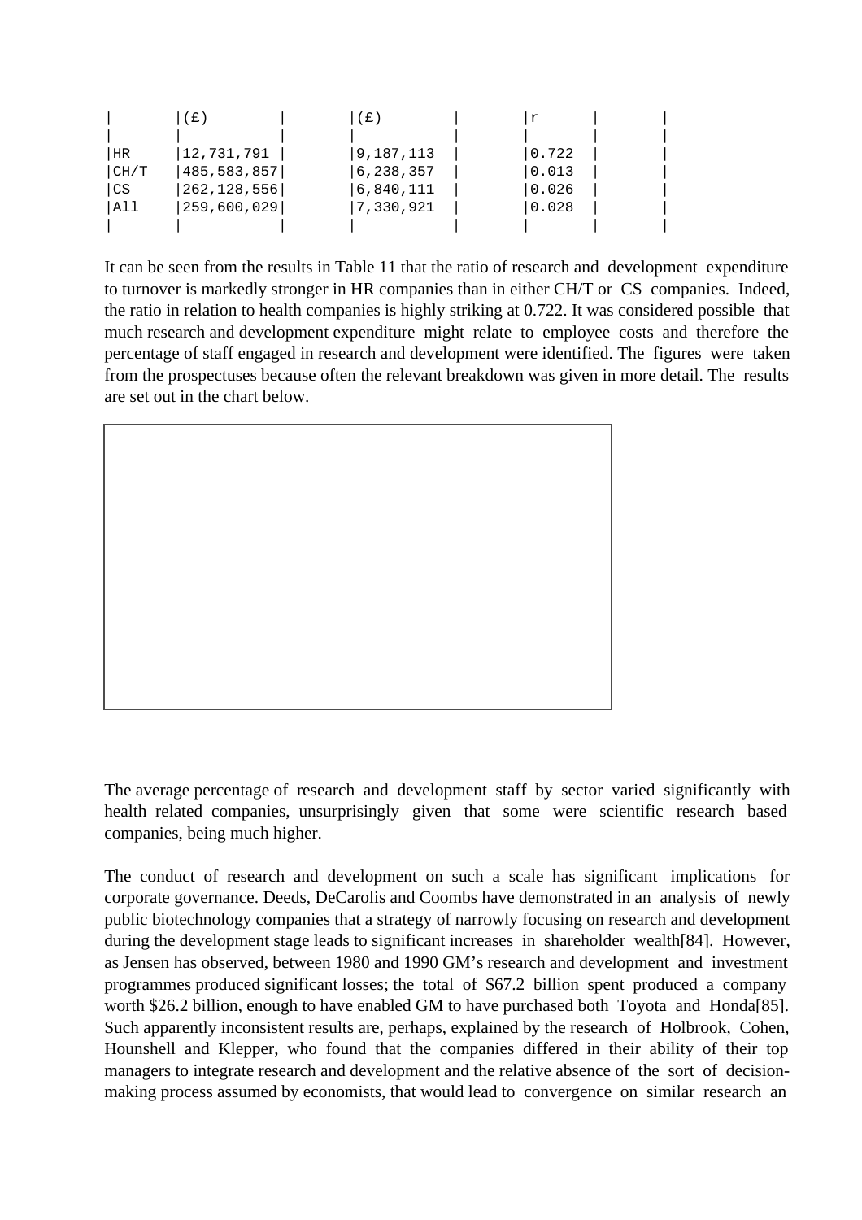| | (£) | (£) | r |
|---|---|---|---|
| HR | 12,731,791 | 9,187,113 | 0.722 |
| CH/T | 485,583,857 | 6,238,357 | 0.013 |
| CS | 262,128,556 | 6,840,111 | 0.026 |
| All | 259,600,029 | 7,330,921 | 0.028 |

It can be seen from the results in Table 11 that the ratio of research and development expenditure to turnover is markedly stronger in HR companies than in either CH/T or CS companies. Indeed, the ratio in relation to health companies is highly striking at 0.722. It was considered possible that much research and development expenditure might relate to employee costs and therefore the percentage of staff engaged in research and development were identified. The figures were taken from the prospectuses because often the relevant breakdown was given in more detail. The results are set out in the chart below.

The average percentage of research and development staff by sector varied significantly with health related companies, unsurprisingly given that some were scientific research based companies, being much higher.

The conduct of research and development on such a scale has significant implications for corporate governance. Deeds, DeCarolis and Coombs have demonstrated in an analysis of newly public biotechnology companies that a strategy of narrowly focusing on research and development during the development stage leads to significant increases in shareholder wealth[84]. However, as Jensen has observed, between 1980 and 1990 GM's research and development and investment programmes produced significant losses; the total of $67.2 billion spent produced a company worth $26.2 billion, enough to have enabled GM to have purchased both Toyota and Honda[85]. Such apparently inconsistent results are, perhaps, explained by the research of Holbrook, Cohen, Hounshell and Klepper, who found that the companies differed in their ability of their top managers to integrate research and development and the relative absence of the sort of decision-making process assumed by economists, that would lead to convergence on similar research an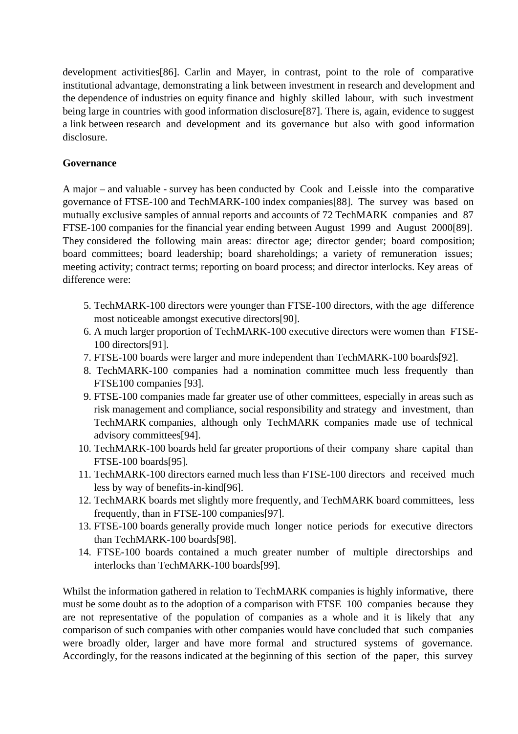development activities[86]. Carlin and Mayer, in contrast, point to the role of comparative institutional advantage, demonstrating a link between investment in research and development and the dependence of industries on equity finance and highly skilled labour, with such investment being large in countries with good information disclosure[87]. There is, again, evidence to suggest a link between research and development and its governance but also with good information disclosure.

**Governance**

A major – and valuable - survey has been conducted by Cook and Leissle into the comparative governance of FTSE-100 and TechMARK-100 index companies[88]. The survey was based on mutually exclusive samples of annual reports and accounts of 72 TechMARK companies and 87 FTSE-100 companies for the financial year ending between August 1999 and August 2000[89]. They considered the following main areas: director age; director gender; board composition; board committees; board leadership; board shareholdings; a variety of remuneration issues; meeting activity; contract terms; reporting on board process; and director interlocks. Key areas of difference were:

5. TechMARK-100 directors were younger than FTSE-100 directors, with the age difference most noticeable amongst executive directors[90].
6. A much larger proportion of TechMARK-100 executive directors were women than FTSE-100 directors[91].
7. FTSE-100 boards were larger and more independent than TechMARK-100 boards[92].
8. TechMARK-100 companies had a nomination committee much less frequently than FTSE100 companies [93].
9. FTSE-100 companies made far greater use of other committees, especially in areas such as risk management and compliance, social responsibility and strategy and investment, than TechMARK companies, although only TechMARK companies made use of technical advisory committees[94].
10. TechMARK-100 boards held far greater proportions of their company share capital than FTSE-100 boards[95].
11. TechMARK-100 directors earned much less than FTSE-100 directors and received much less by way of benefits-in-kind[96].
12. TechMARK boards met slightly more frequently, and TechMARK board committees, less frequently, than in FTSE-100 companies[97].
13. FTSE-100 boards generally provide much longer notice periods for executive directors than TechMARK-100 boards[98].
14. FTSE-100 boards contained a much greater number of multiple directorships and interlocks than TechMARK-100 boards[99].

Whilst the information gathered in relation to TechMARK companies is highly informative, there must be some doubt as to the adoption of a comparison with FTSE 100 companies because they are not representative of the population of companies as a whole and it is likely that any comparison of such companies with other companies would have concluded that such companies were broadly older, larger and have more formal and structured systems of governance. Accordingly, for the reasons indicated at the beginning of this section of the paper, this survey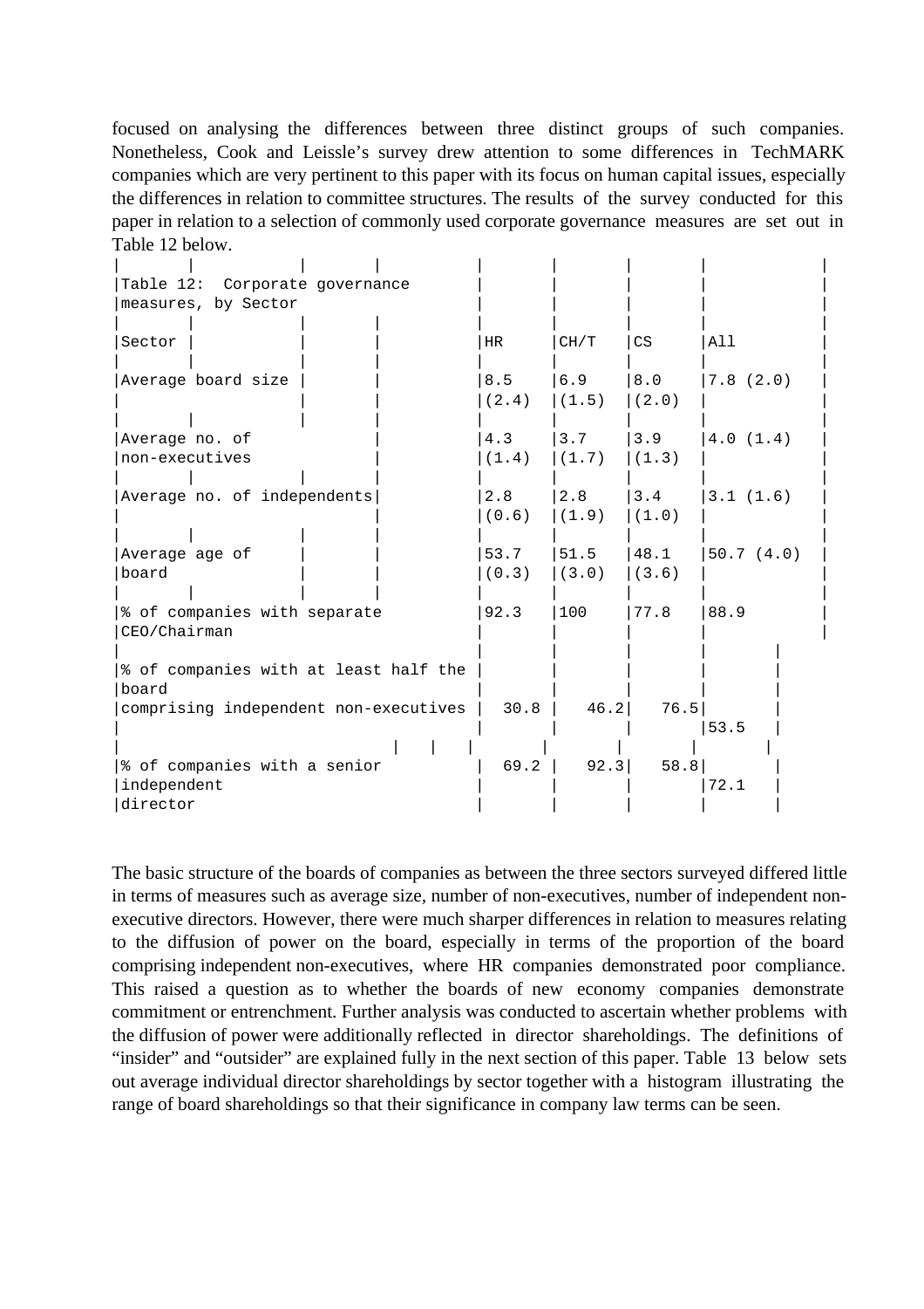focused on analysing the differences between three distinct groups of such companies. Nonetheless, Cook and Leissle's survey drew attention to some differences in TechMARK companies which are very pertinent to this paper with its focus on human capital issues, especially the differences in relation to committee structures. The results of the survey conducted for this paper in relation to a selection of commonly used corporate governance measures are set out in Table 12 below.

Table 12: Corporate governance measures, by Sector

| Sector | HR | CH/T | CS | All |
|---|---|---|---|---|
| Average board size | 8.5 (2.4) | 6.9 (1.5) | 8.0 (2.0) | 7.8 (2.0) |
| Average no. of non-executives | 4.3 (1.4) | 3.7 (1.7) | 3.9 (1.3) | 4.0 (1.4) |
| Average no. of independents | 2.8 (0.6) | 2.8 (1.9) | 3.4 (1.0) | 3.1 (1.6) |
| Average age of board | 53.7 (0.3) | 51.5 (3.0) | 48.1 (3.6) | 50.7 (4.0) |
| % of companies with separate CEO/Chairman | 92.3 | 100 | 77.8 | 88.9 |
| % of companies with at least half the board comprising independent non-executives | 30.8 | 46.2 | 76.5 | 53.5 |
| % of companies with a senior independent director | 69.2 | 92.3 | 58.8 | 72.1 |

The basic structure of the boards of companies as between the three sectors surveyed differed little in terms of measures such as average size, number of non-executives, number of independent non-executive directors. However, there were much sharper differences in relation to measures relating to the diffusion of power on the board, especially in terms of the proportion of the board comprising independent non-executives, where HR companies demonstrated poor compliance. This raised a question as to whether the boards of new economy companies demonstrate commitment or entrenchment. Further analysis was conducted to ascertain whether problems with the diffusion of power were additionally reflected in director shareholdings. The definitions of "insider" and "outsider" are explained fully in the next section of this paper. Table 13 below sets out average individual director shareholdings by sector together with a histogram illustrating the range of board shareholdings so that their significance in company law terms can be seen.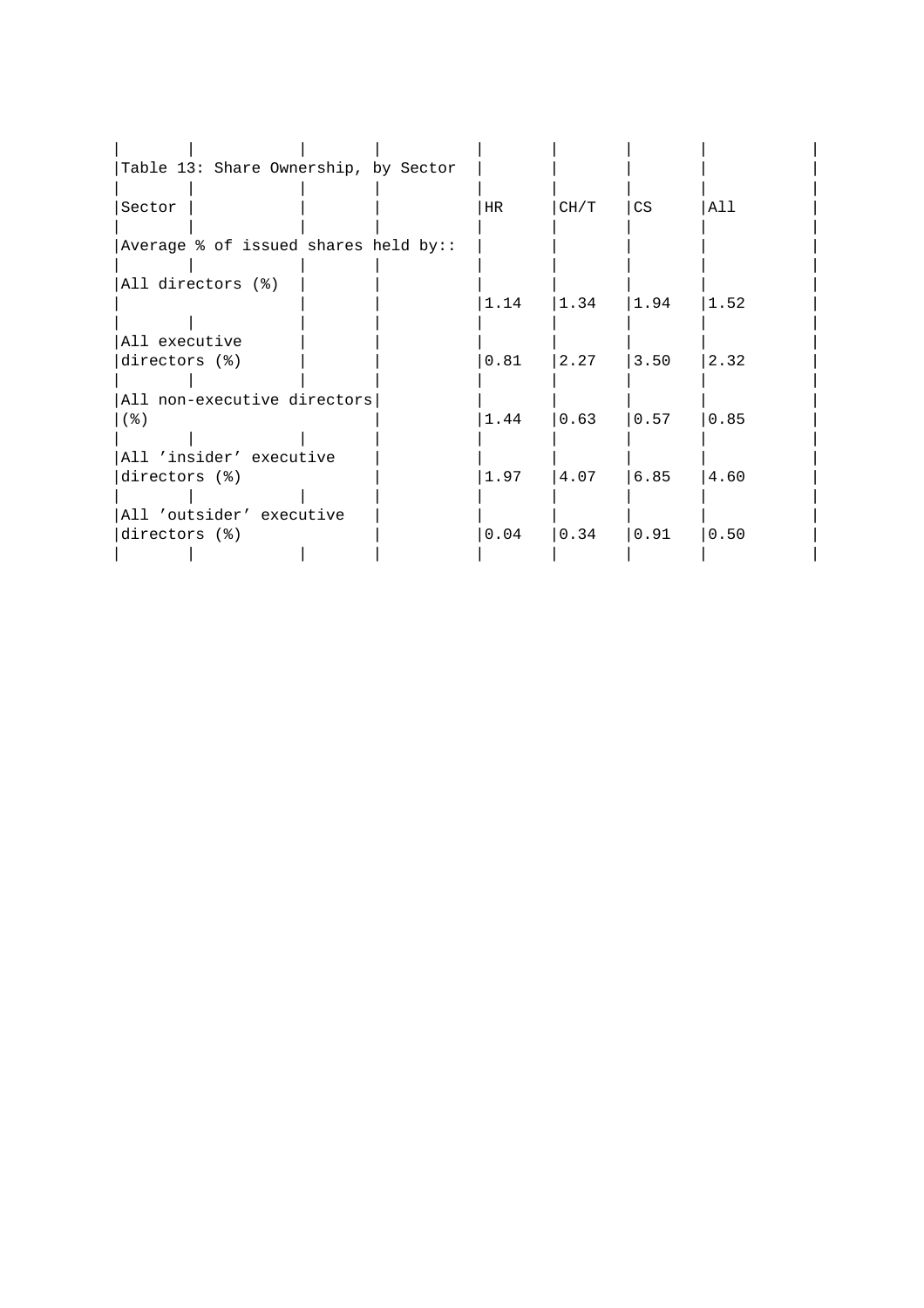Table 13: Share Ownership, by Sector

| Sector | HR | CH/T | CS | All |
|---|---|---|---|---|
| Average % of issued shares held by:: | | | | |
| All directors (%) | 1.14 | 1.34 | 1.94 | 1.52 |
| All executive directors (%) | 0.81 | 2.27 | 3.50 | 2.32 |
| All non-executive directors (%) | 1.44 | 0.63 | 0.57 | 0.85 |
| All ’insider’ executive directors (%) | 1.97 | 4.07 | 6.85 | 4.60 |
| All ’outsider’ executive directors (%) | 0.04 | 0.34 | 0.91 | 0.50 |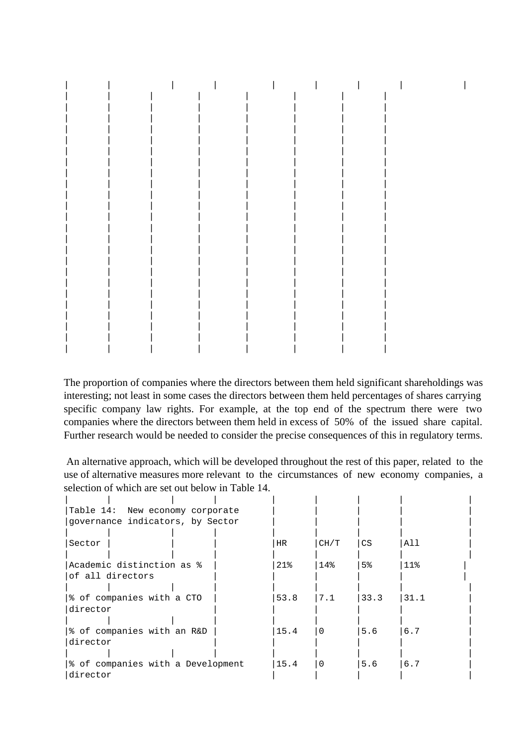The proportion of companies where the directors between them held significant shareholdings was interesting; not least in some cases the directors between them held percentages of shares carrying specific company law rights. For example, at the top end of the spectrum there were two companies where the directors between them held in excess of 50% of the issued share capital. Further research would be needed to consider the precise consequences of this in regulatory terms.

An alternative approach, which will be developed throughout the rest of this paper, related to the use of alternative measures more relevant to the circumstances of new economy companies, a selection of which are set out below in Table 14.

Table 14: New economy corporate governance indicators, by Sector

| Sector | HR | CH/T | CS | All |
|---|---|---|---|---|
| Academic distinction as % of all directors | 21% | 14% | 5% | 11% |
| % of companies with a CTO director | 53.8 | 7.1 | 33.3 | 31.1 |
| % of companies with an R&D director | 15.4 | 0 | 5.6 | 6.7 |
| % of companies with a Development director | 15.4 | 0 | 5.6 | 6.7 |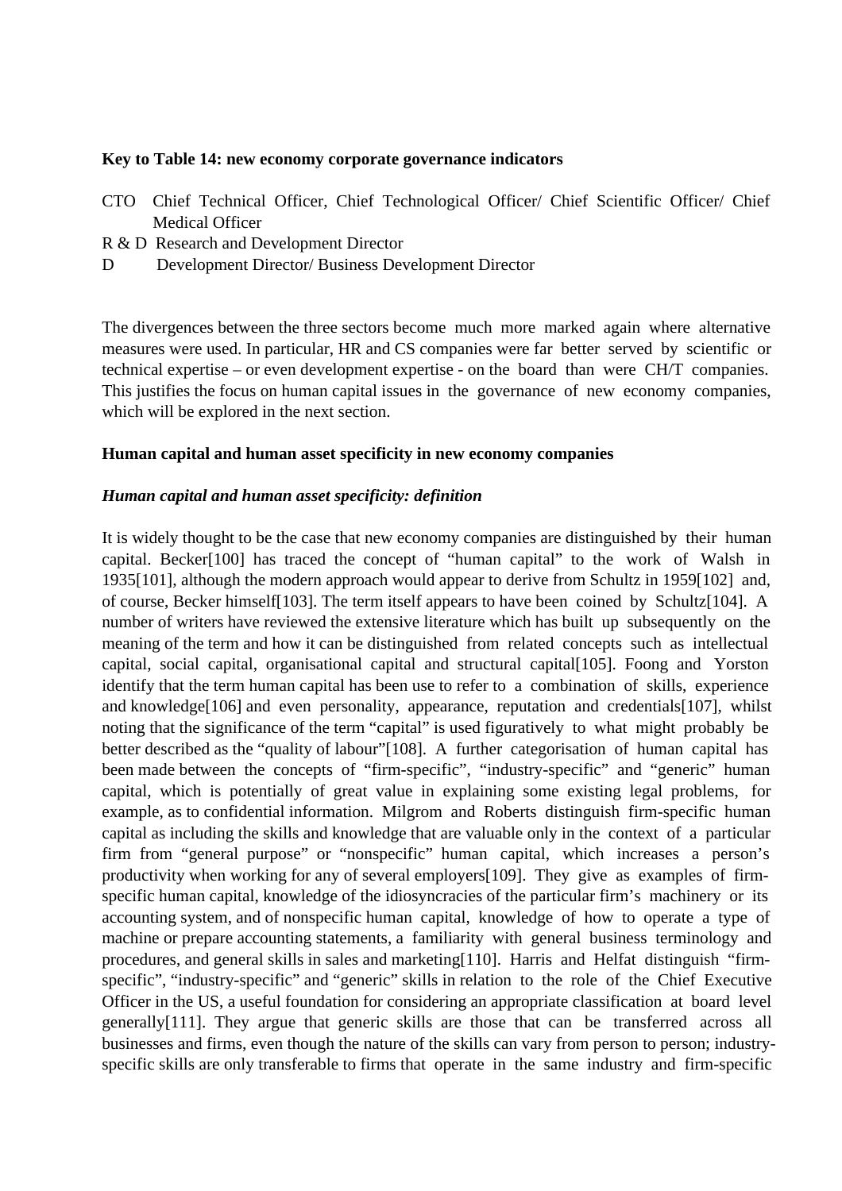**Key to Table 14: new economy corporate governance indicators**

CTO Chief Technical Officer, Chief Technological Officer/ Chief Scientific Officer/ Chief Medical Officer
R & D Research and Development Director
D Development Director/ Business Development Director

The divergences between the three sectors become much more marked again where alternative measures were used. In particular, HR and CS companies were far better served by scientific or technical expertise – or even development expertise - on the board than were CH/T companies. This justifies the focus on human capital issues in the governance of new economy companies, which will be explored in the next section.

**Human capital and human asset specificity in new economy companies**

***Human capital and human asset specificity: definition***

It is widely thought to be the case that new economy companies are distinguished by their human capital. Becker[100] has traced the concept of "human capital" to the work of Walsh in 1935[101], although the modern approach would appear to derive from Schultz in 1959[102] and, of course, Becker himself[103]. The term itself appears to have been coined by Schultz[104]. A number of writers have reviewed the extensive literature which has built up subsequently on the meaning of the term and how it can be distinguished from related concepts such as intellectual capital, social capital, organisational capital and structural capital[105]. Foong and Yorston identify that the term human capital has been use to refer to a combination of skills, experience and knowledge[106] and even personality, appearance, reputation and credentials[107], whilst noting that the significance of the term "capital" is used figuratively to what might probably be better described as the "quality of labour"[108]. A further categorisation of human capital has been made between the concepts of "firm-specific", "industry-specific" and "generic" human capital, which is potentially of great value in explaining some existing legal problems, for example, as to confidential information. Milgrom and Roberts distinguish firm-specific human capital as including the skills and knowledge that are valuable only in the context of a particular firm from "general purpose" or "nonspecific" human capital, which increases a person's productivity when working for any of several employers[109]. They give as examples of firm-specific human capital, knowledge of the idiosyncracies of the particular firm's machinery or its accounting system, and of nonspecific human capital, knowledge of how to operate a type of machine or prepare accounting statements, a familiarity with general business terminology and procedures, and general skills in sales and marketing[110]. Harris and Helfat distinguish "firm-specific", "industry-specific" and "generic" skills in relation to the role of the Chief Executive Officer in the US, a useful foundation for considering an appropriate classification at board level generally[111]. They argue that generic skills are those that can be transferred across all businesses and firms, even though the nature of the skills can vary from person to person; industry-specific skills are only transferable to firms that operate in the same industry and firm-specific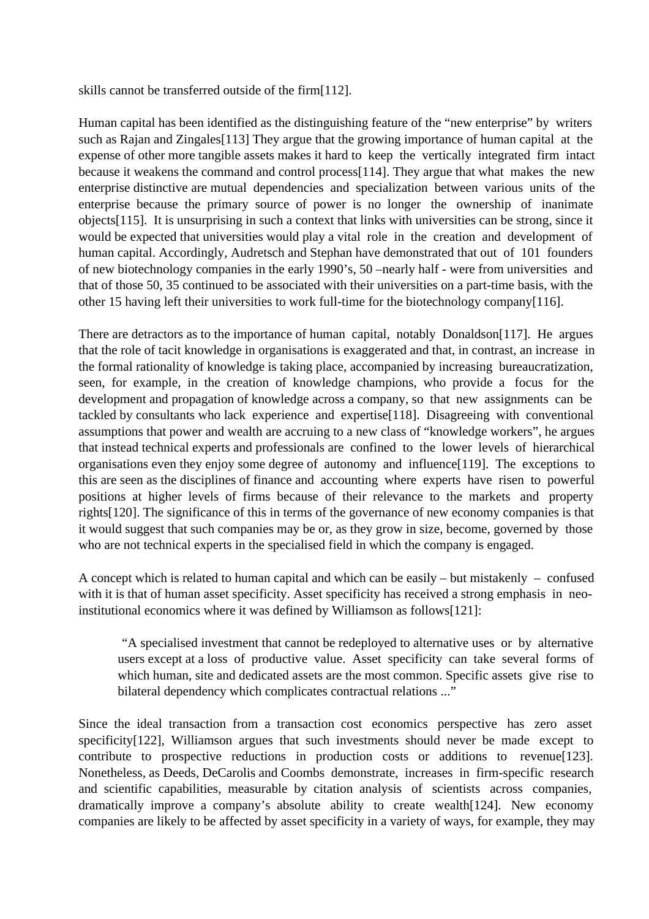skills cannot be transferred outside of the firm[112].

Human capital has been identified as the distinguishing feature of the "new enterprise" by writers such as Rajan and Zingales[113] They argue that the growing importance of human capital at the expense of other more tangible assets makes it hard to keep the vertically integrated firm intact because it weakens the command and control process[114]. They argue that what makes the new enterprise distinctive are mutual dependencies and specialization between various units of the enterprise because the primary source of power is no longer the ownership of inanimate objects[115]. It is unsurprising in such a context that links with universities can be strong, since it would be expected that universities would play a vital role in the creation and development of human capital. Accordingly, Audretsch and Stephan have demonstrated that out of 101 founders of new biotechnology companies in the early 1990's, 50 –nearly half - were from universities and that of those 50, 35 continued to be associated with their universities on a part-time basis, with the other 15 having left their universities to work full-time for the biotechnology company[116].

There are detractors as to the importance of human capital, notably Donaldson[117]. He argues that the role of tacit knowledge in organisations is exaggerated and that, in contrast, an increase in the formal rationality of knowledge is taking place, accompanied by increasing bureaucratization, seen, for example, in the creation of knowledge champions, who provide a focus for the development and propagation of knowledge across a company, so that new assignments can be tackled by consultants who lack experience and expertise[118]. Disagreeing with conventional assumptions that power and wealth are accruing to a new class of "knowledge workers", he argues that instead technical experts and professionals are confined to the lower levels of hierarchical organisations even they enjoy some degree of autonomy and influence[119]. The exceptions to this are seen as the disciplines of finance and accounting where experts have risen to powerful positions at higher levels of firms because of their relevance to the markets and property rights[120]. The significance of this in terms of the governance of new economy companies is that it would suggest that such companies may be or, as they grow in size, become, governed by those who are not technical experts in the specialised field in which the company is engaged.

A concept which is related to human capital and which can be easily – but mistakenly – confused with it is that of human asset specificity. Asset specificity has received a strong emphasis in neo-institutional economics where it was defined by Williamson as follows[121]:

> "A specialised investment that cannot be redeployed to alternative uses or by alternative users except at a loss of productive value. Asset specificity can take several forms of which human, site and dedicated assets are the most common. Specific assets give rise to bilateral dependency which complicates contractual relations ..."

Since the ideal transaction from a transaction cost economics perspective has zero asset specificity[122], Williamson argues that such investments should never be made except to contribute to prospective reductions in production costs or additions to revenue[123]. Nonetheless, as Deeds, DeCarolis and Coombs demonstrate, increases in firm-specific research and scientific capabilities, measurable by citation analysis of scientists across companies, dramatically improve a company's absolute ability to create wealth[124]. New economy companies are likely to be affected by asset specificity in a variety of ways, for example, they may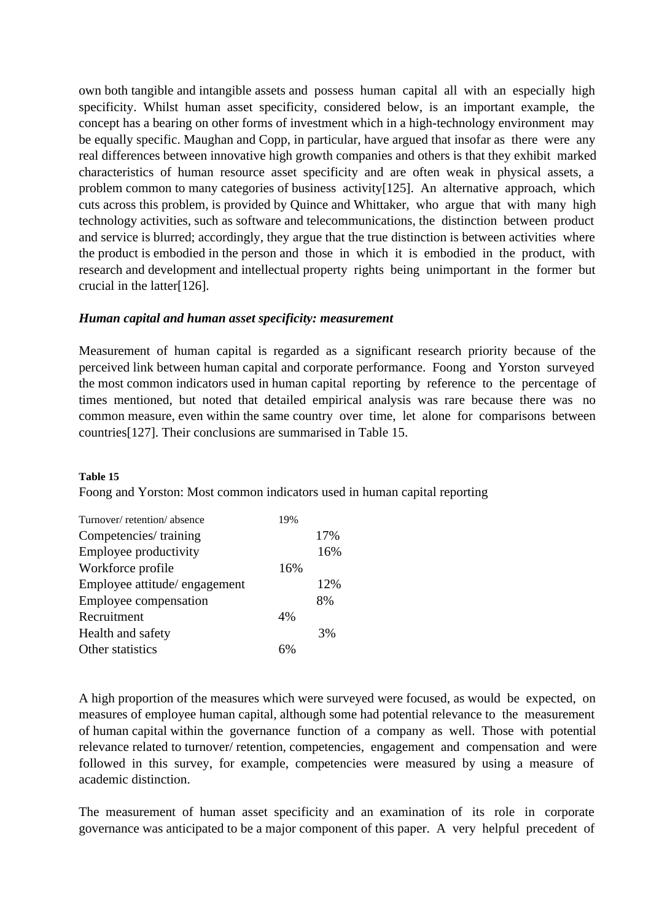own both tangible and intangible assets and possess human capital all with an especially high specificity. Whilst human asset specificity, considered below, is an important example, the concept has a bearing on other forms of investment which in a high-technology environment may be equally specific. Maughan and Copp, in particular, have argued that insofar as there were any real differences between innovative high growth companies and others is that they exhibit marked characteristics of human resource asset specificity and are often weak in physical assets, a problem common to many categories of business activity[125]. An alternative approach, which cuts across this problem, is provided by Quince and Whittaker, who argue that with many high technology activities, such as software and telecommunications, the distinction between product and service is blurred; accordingly, they argue that the true distinction is between activities where the product is embodied in the person and those in which it is embodied in the product, with research and development and intellectual property rights being unimportant in the former but crucial in the latter[126].

***Human capital and human asset specificity: measurement***

Measurement of human capital is regarded as a significant research priority because of the perceived link between human capital and corporate performance. Foong and Yorston surveyed the most common indicators used in human capital reporting by reference to the percentage of times mentioned, but noted that detailed empirical analysis was rare because there was no common measure, even within the same country over time, let alone for comparisons between countries[127]. Their conclusions are summarised in Table 15.

**Table 15**

Foong and Yorston: Most common indicators used in human capital reporting

| | |
|---|---|
| Turnover/ retention/ absence | 19% |
| Competencies/ training | 17% |
| Employee productivity | 16% |
| Workforce profile | 16% |
| Employee attitude/ engagement | 12% |
| Employee compensation | 8% |
| Recruitment | 4% |
| Health and safety | 3% |
| Other statistics | 6% |

A high proportion of the measures which were surveyed were focused, as would be expected, on measures of employee human capital, although some had potential relevance to the measurement of human capital within the governance function of a company as well. Those with potential relevance related to turnover/ retention, competencies, engagement and compensation and were followed in this survey, for example, competencies were measured by using a measure of academic distinction.

The measurement of human asset specificity and an examination of its role in corporate governance was anticipated to be a major component of this paper. A very helpful precedent of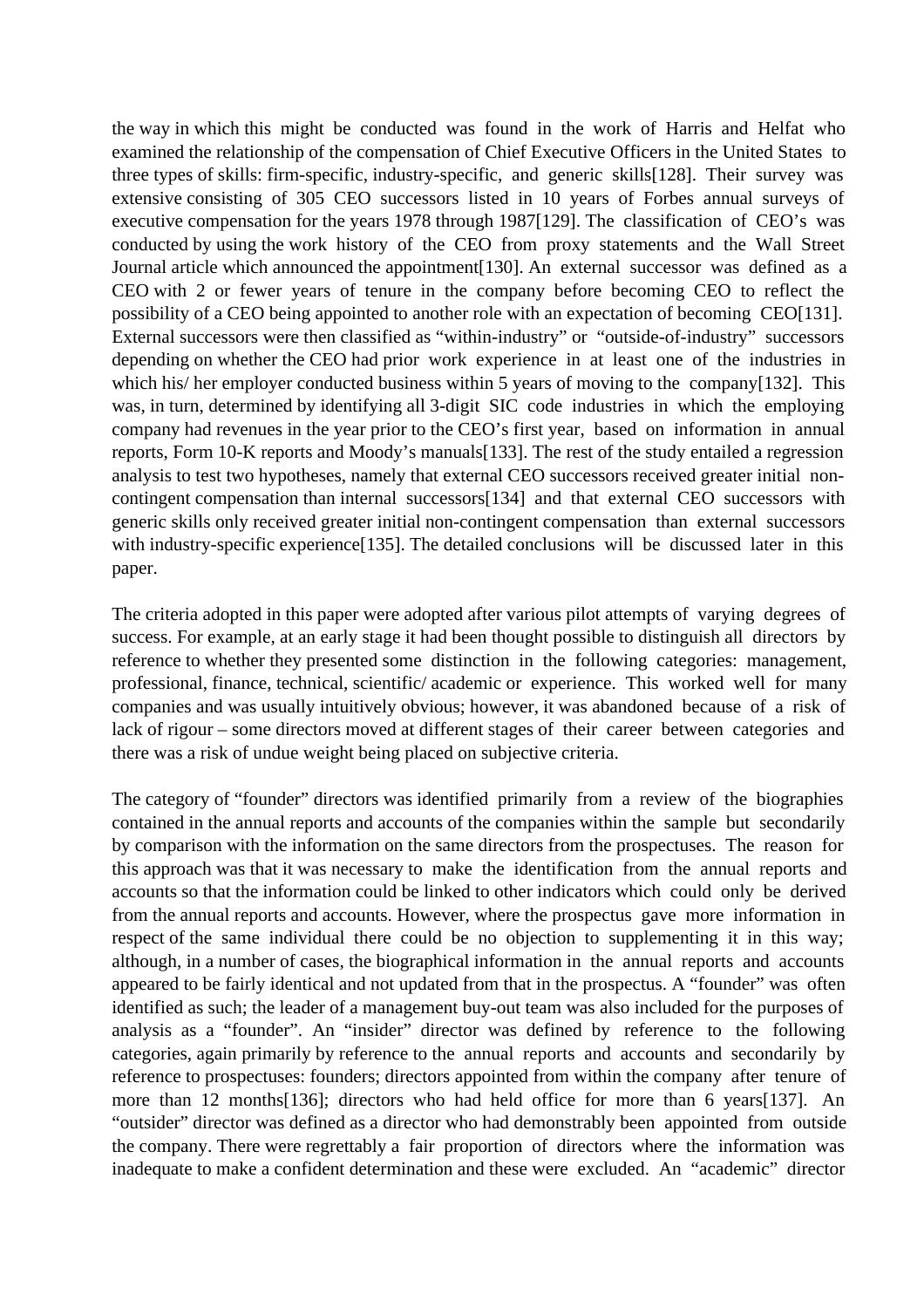the way in which this might be conducted was found in the work of Harris and Helfat who examined the relationship of the compensation of Chief Executive Officers in the United States to three types of skills: firm-specific, industry-specific, and generic skills[128]. Their survey was extensive consisting of 305 CEO successors listed in 10 years of Forbes annual surveys of executive compensation for the years 1978 through 1987[129]. The classification of CEO's was conducted by using the work history of the CEO from proxy statements and the Wall Street Journal article which announced the appointment[130]. An external successor was defined as a CEO with 2 or fewer years of tenure in the company before becoming CEO to reflect the possibility of a CEO being appointed to another role with an expectation of becoming CEO[131]. External successors were then classified as "within-industry" or "outside-of-industry" successors depending on whether the CEO had prior work experience in at least one of the industries in which his/ her employer conducted business within 5 years of moving to the company[132]. This was, in turn, determined by identifying all 3-digit SIC code industries in which the employing company had revenues in the year prior to the CEO's first year, based on information in annual reports, Form 10-K reports and Moody's manuals[133]. The rest of the study entailed a regression analysis to test two hypotheses, namely that external CEO successors received greater initial non-contingent compensation than internal successors[134] and that external CEO successors with generic skills only received greater initial non-contingent compensation than external successors with industry-specific experience[135]. The detailed conclusions will be discussed later in this paper.

The criteria adopted in this paper were adopted after various pilot attempts of varying degrees of success. For example, at an early stage it had been thought possible to distinguish all directors by reference to whether they presented some distinction in the following categories: management, professional, finance, technical, scientific/ academic or experience. This worked well for many companies and was usually intuitively obvious; however, it was abandoned because of a risk of lack of rigour – some directors moved at different stages of their career between categories and there was a risk of undue weight being placed on subjective criteria.

The category of "founder" directors was identified primarily from a review of the biographies contained in the annual reports and accounts of the companies within the sample but secondarily by comparison with the information on the same directors from the prospectuses. The reason for this approach was that it was necessary to make the identification from the annual reports and accounts so that the information could be linked to other indicators which could only be derived from the annual reports and accounts. However, where the prospectus gave more information in respect of the same individual there could be no objection to supplementing it in this way; although, in a number of cases, the biographical information in the annual reports and accounts appeared to be fairly identical and not updated from that in the prospectus. A "founder" was often identified as such; the leader of a management buy-out team was also included for the purposes of analysis as a "founder". An "insider" director was defined by reference to the following categories, again primarily by reference to the annual reports and accounts and secondarily by reference to prospectuses: founders; directors appointed from within the company after tenure of more than 12 months[136]; directors who had held office for more than 6 years[137]. An "outsider" director was defined as a director who had demonstrably been appointed from outside the company. There were regrettably a fair proportion of directors where the information was inadequate to make a confident determination and these were excluded. An "academic" director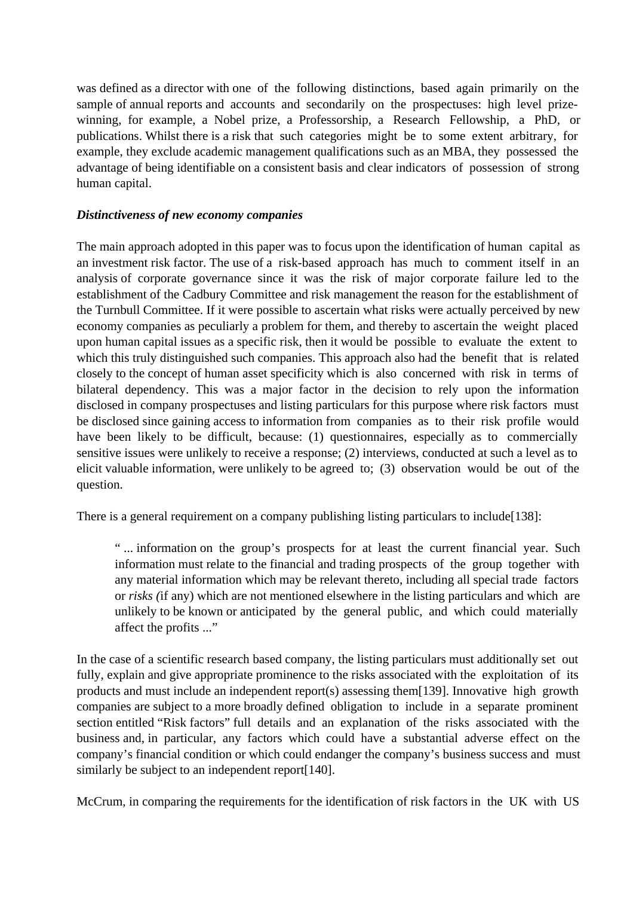was defined as a director with one of the following distinctions, based again primarily on the sample of annual reports and accounts and secondarily on the prospectuses: high level prize-winning, for example, a Nobel prize, a Professorship, a Research Fellowship, a PhD, or publications. Whilst there is a risk that such categories might be to some extent arbitrary, for example, they exclude academic management qualifications such as an MBA, they possessed the advantage of being identifiable on a consistent basis and clear indicators of possession of strong human capital.

***Distinctiveness of new economy companies***

The main approach adopted in this paper was to focus upon the identification of human capital as an investment risk factor. The use of a risk-based approach has much to comment itself in an analysis of corporate governance since it was the risk of major corporate failure led to the establishment of the Cadbury Committee and risk management the reason for the establishment of the Turnbull Committee. If it were possible to ascertain what risks were actually perceived by new economy companies as peculiarly a problem for them, and thereby to ascertain the weight placed upon human capital issues as a specific risk, then it would be possible to evaluate the extent to which this truly distinguished such companies. This approach also had the benefit that is related closely to the concept of human asset specificity which is also concerned with risk in terms of bilateral dependency. This was a major factor in the decision to rely upon the information disclosed in company prospectuses and listing particulars for this purpose where risk factors must be disclosed since gaining access to information from companies as to their risk profile would have been likely to be difficult, because: (1) questionnaires, especially as to commercially sensitive issues were unlikely to receive a response; (2) interviews, conducted at such a level as to elicit valuable information, were unlikely to be agreed to; (3) observation would be out of the question.

There is a general requirement on a company publishing listing particulars to include[138]:

> " ... information on the group's prospects for at least the current financial year. Such information must relate to the financial and trading prospects of the group together with any material information which may be relevant thereto, including all special trade factors or *risks (*if any) which are not mentioned elsewhere in the listing particulars and which are unlikely to be known or anticipated by the general public, and which could materially affect the profits ..."

In the case of a scientific research based company, the listing particulars must additionally set out fully, explain and give appropriate prominence to the risks associated with the exploitation of its products and must include an independent report(s) assessing them[139]. Innovative high growth companies are subject to a more broadly defined obligation to include in a separate prominent section entitled "Risk factors" full details and an explanation of the risks associated with the business and, in particular, any factors which could have a substantial adverse effect on the company's financial condition or which could endanger the company's business success and must similarly be subject to an independent report[140].

McCrum, in comparing the requirements for the identification of risk factors in the UK with US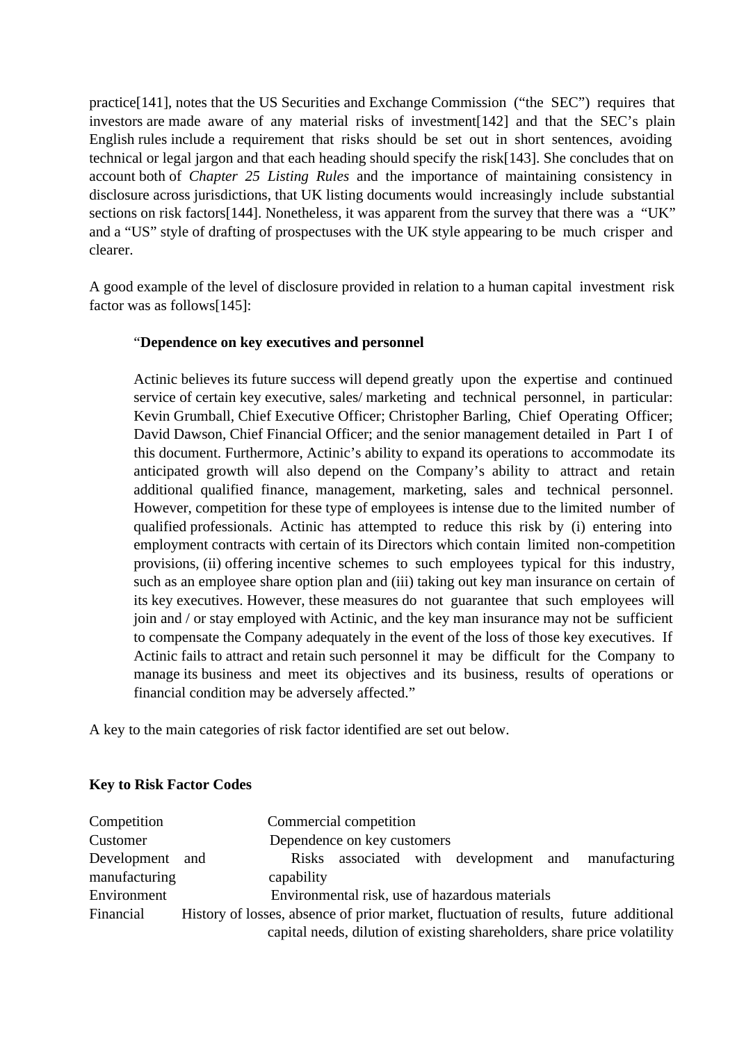practice[141], notes that the US Securities and Exchange Commission ("the SEC") requires that investors are made aware of any material risks of investment[142] and that the SEC's plain English rules include a requirement that risks should be set out in short sentences, avoiding technical or legal jargon and that each heading should specify the risk[143]. She concludes that on account both of *Chapter 25 Listing Rules* and the importance of maintaining consistency in disclosure across jurisdictions, that UK listing documents would increasingly include substantial sections on risk factors[144]. Nonetheless, it was apparent from the survey that there was a "UK" and a "US" style of drafting of prospectuses with the UK style appearing to be much crisper and clearer.

A good example of the level of disclosure provided in relation to a human capital investment risk factor was as follows[145]:

> "**Dependence on key executives and personnel**
>
> Actinic believes its future success will depend greatly upon the expertise and continued service of certain key executive, sales/ marketing and technical personnel, in particular: Kevin Grumball, Chief Executive Officer; Christopher Barling, Chief Operating Officer; David Dawson, Chief Financial Officer; and the senior management detailed in Part I of this document. Furthermore, Actinic's ability to expand its operations to accommodate its anticipated growth will also depend on the Company's ability to attract and retain additional qualified finance, management, marketing, sales and technical personnel. However, competition for these type of employees is intense due to the limited number of qualified professionals. Actinic has attempted to reduce this risk by (i) entering into employment contracts with certain of its Directors which contain limited non-competition provisions, (ii) offering incentive schemes to such employees typical for this industry, such as an employee share option plan and (iii) taking out key man insurance on certain of its key executives. However, these measures do not guarantee that such employees will join and / or stay employed with Actinic, and the key man insurance may not be sufficient to compensate the Company adequately in the event of the loss of those key executives. If Actinic fails to attract and retain such personnel it may be difficult for the Company to manage its business and meet its objectives and its business, results of operations or financial condition may be adversely affected."

A key to the main categories of risk factor identified are set out below.

**Key to Risk Factor Codes**

| | |
|---|---|
| Competition | Commercial competition |
| Customer | Dependence on key customers |
| Development and manufacturing | Risks associated with development and manufacturing capability |
| Environment | Environmental risk, use of hazardous materials |
| Financial | History of losses, absence of prior market, fluctuation of results, future additional capital needs, dilution of existing shareholders, share price volatility |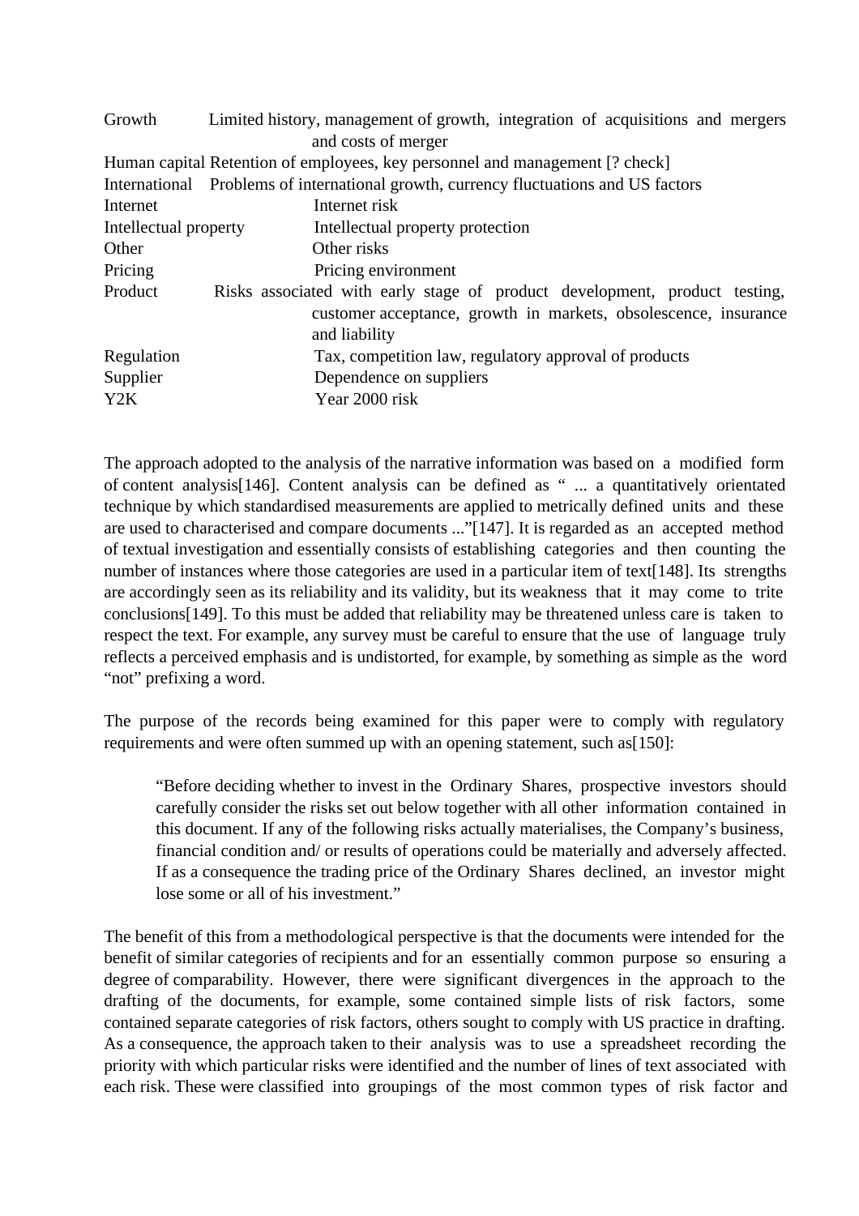| | |
|---|---|
| Growth | Limited history, management of growth, integration of acquisitions and mergers and costs of merger |
| Human capital | Retention of employees, key personnel and management [? check] |
| International | Problems of international growth, currency fluctuations and US factors |
| Internet | Internet risk |
| Intellectual property | Intellectual property protection |
| Other | Other risks |
| Pricing | Pricing environment |
| Product | Risks associated with early stage of product development, product testing, customer acceptance, growth in markets, obsolescence, insurance and liability |
| Regulation | Tax, competition law, regulatory approval of products |
| Supplier | Dependence on suppliers |
| Y2K | Year 2000 risk |

The approach adopted to the analysis of the narrative information was based on a modified form of content analysis[146]. Content analysis can be defined as " ... a quantitatively orientated technique by which standardised measurements are applied to metrically defined units and these are used to characterised and compare documents ..."[147]. It is regarded as an accepted method of textual investigation and essentially consists of establishing categories and then counting the number of instances where those categories are used in a particular item of text[148]. Its strengths are accordingly seen as its reliability and its validity, but its weakness that it may come to trite conclusions[149]. To this must be added that reliability may be threatened unless care is taken to respect the text. For example, any survey must be careful to ensure that the use of language truly reflects a perceived emphasis and is undistorted, for example, by something as simple as the word "not" prefixing a word.

The purpose of the records being examined for this paper were to comply with regulatory requirements and were often summed up with an opening statement, such as[150]:

> "Before deciding whether to invest in the Ordinary Shares, prospective investors should carefully consider the risks set out below together with all other information contained in this document. If any of the following risks actually materialises, the Company's business, financial condition and/ or results of operations could be materially and adversely affected. If as a consequence the trading price of the Ordinary Shares declined, an investor might lose some or all of his investment."

The benefit of this from a methodological perspective is that the documents were intended for the benefit of similar categories of recipients and for an essentially common purpose so ensuring a degree of comparability. However, there were significant divergences in the approach to the drafting of the documents, for example, some contained simple lists of risk factors, some contained separate categories of risk factors, others sought to comply with US practice in drafting. As a consequence, the approach taken to their analysis was to use a spreadsheet recording the priority with which particular risks were identified and the number of lines of text associated with each risk. These were classified into groupings of the most common types of risk factor and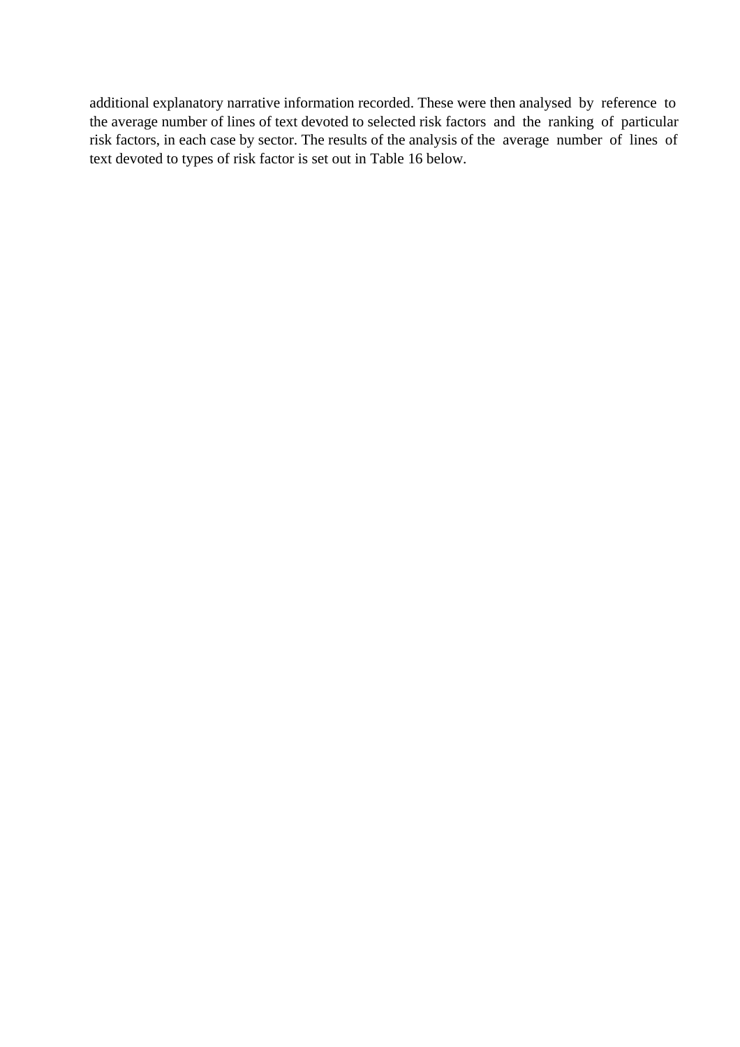additional explanatory narrative information recorded. These were then analysed by reference to the average number of lines of text devoted to selected risk factors and the ranking of particular risk factors, in each case by sector. The results of the analysis of the average number of lines of text devoted to types of risk factor is set out in Table 16 below.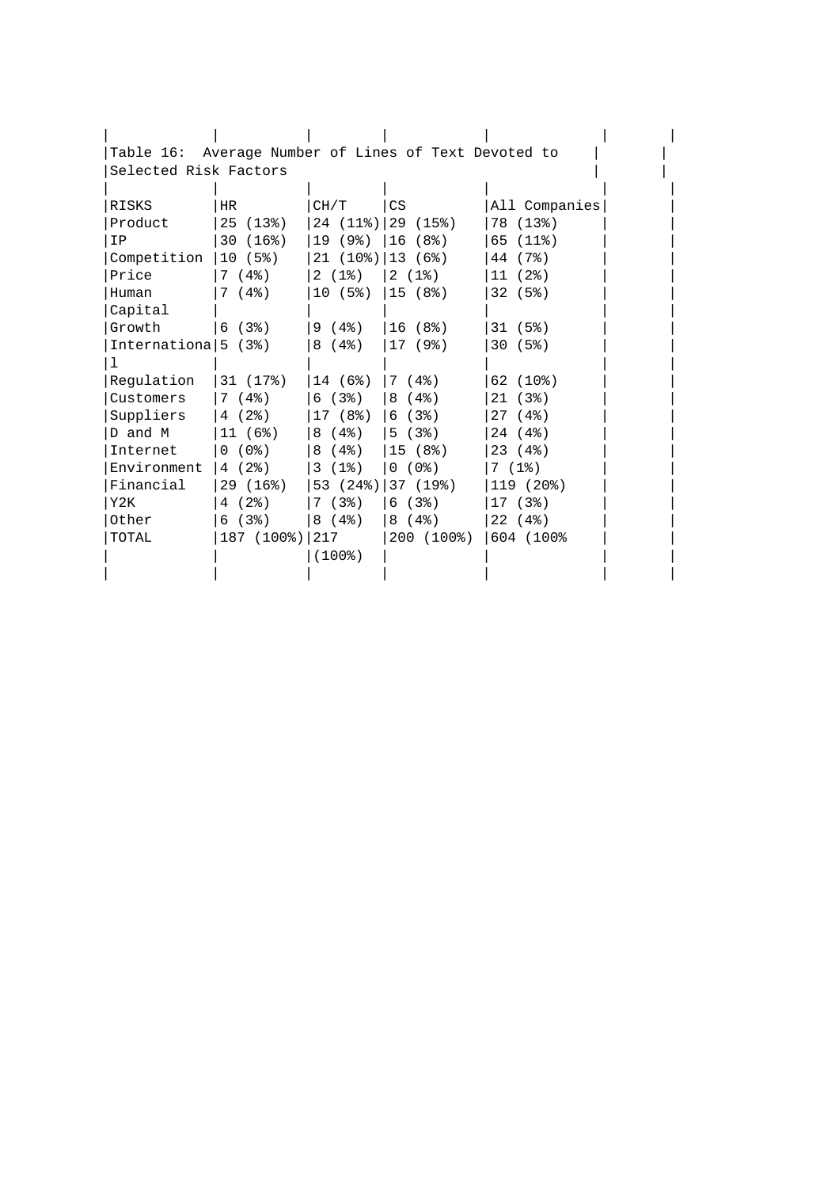Table 16: Average Number of Lines of Text Devoted to Selected Risk Factors

| RISKS | HR | CH/T | CS | All Companies |
|---|---|---|---|---|
| Product | 25 (13%) | 24 (11%) | 29 (15%) | 78 (13%) |
| IP | 30 (16%) | 19 (9%) | 16 (8%) | 65 (11%) |
| Competition | 10 (5%) | 21 (10%) | 13 (6%) | 44 (7%) |
| Price | 7 (4%) | 2 (1%) | 2 (1%) | 11 (2%) |
| Human Capital | 7 (4%) | 10 (5%) | 15 (8%) | 32 (5%) |
| Growth | 6 (3%) | 9 (4%) | 16 (8%) | 31 (5%) |
| International | 5 (3%) | 8 (4%) | 17 (9%) | 30 (5%) |
| Regulation | 31 (17%) | 14 (6%) | 7 (4%) | 62 (10%) |
| Customers | 7 (4%) | 6 (3%) | 8 (4%) | 21 (3%) |
| Suppliers | 4 (2%) | 17 (8%) | 6 (3%) | 27 (4%) |
| D and M | 11 (6%) | 8 (4%) | 5 (3%) | 24 (4%) |
| Internet | 0 (0%) | 8 (4%) | 15 (8%) | 23 (4%) |
| Environment | 4 (2%) | 3 (1%) | 0 (0%) | 7 (1%) |
| Financial | 29 (16%) | 53 (24%) | 37 (19%) | 119 (20%) |
| Y2K | 4 (2%) | 7 (3%) | 6 (3%) | 17 (3%) |
| Other | 6 (3%) | 8 (4%) | 8 (4%) | 22 (4%) |
| TOTAL | 187 (100%) | 217 (100%) | 200 (100%) | 604 (100% |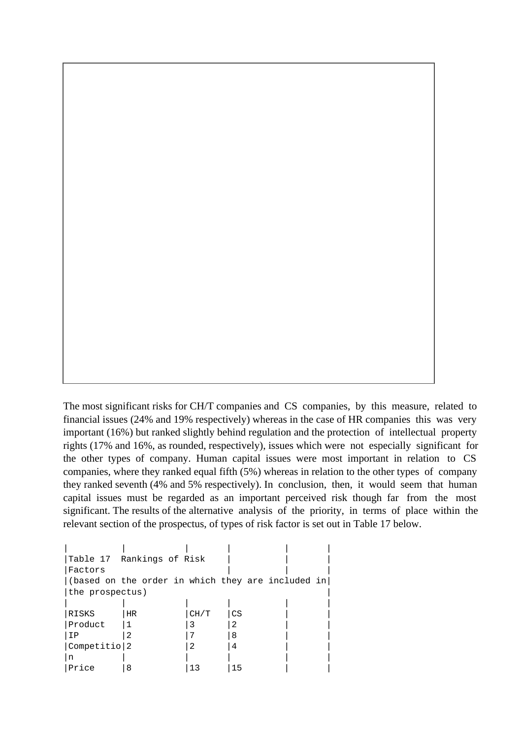The most significant risks for CH/T companies and CS companies, by this measure, related to financial issues (24% and 19% respectively) whereas in the case of HR companies this was very important (16%) but ranked slightly behind regulation and the protection of intellectual property rights (17% and 16%, as rounded, respectively), issues which were not especially significant for the other types of company. Human capital issues were most important in relation to CS companies, where they ranked equal fifth (5%) whereas in relation to the other types of company they ranked seventh (4% and 5% respectively). In conclusion, then, it would seem that human capital issues must be regarded as an important perceived risk though far from the most significant. The results of the alternative analysis of the priority, in terms of place within the relevant section of the prospectus, of types of risk factor is set out in Table 17 below.

Table 17 Rankings of Risk Factors
(based on the order in which they are included in the prospectus)

| RISKS | HR | CH/T | CS |
|---|---|---|---|
| Product | 1 | 3 | 2 |
| IP | 2 | 7 | 8 |
| Competition | 2 | 2 | 4 |
| Price | 8 | 13 | 15 |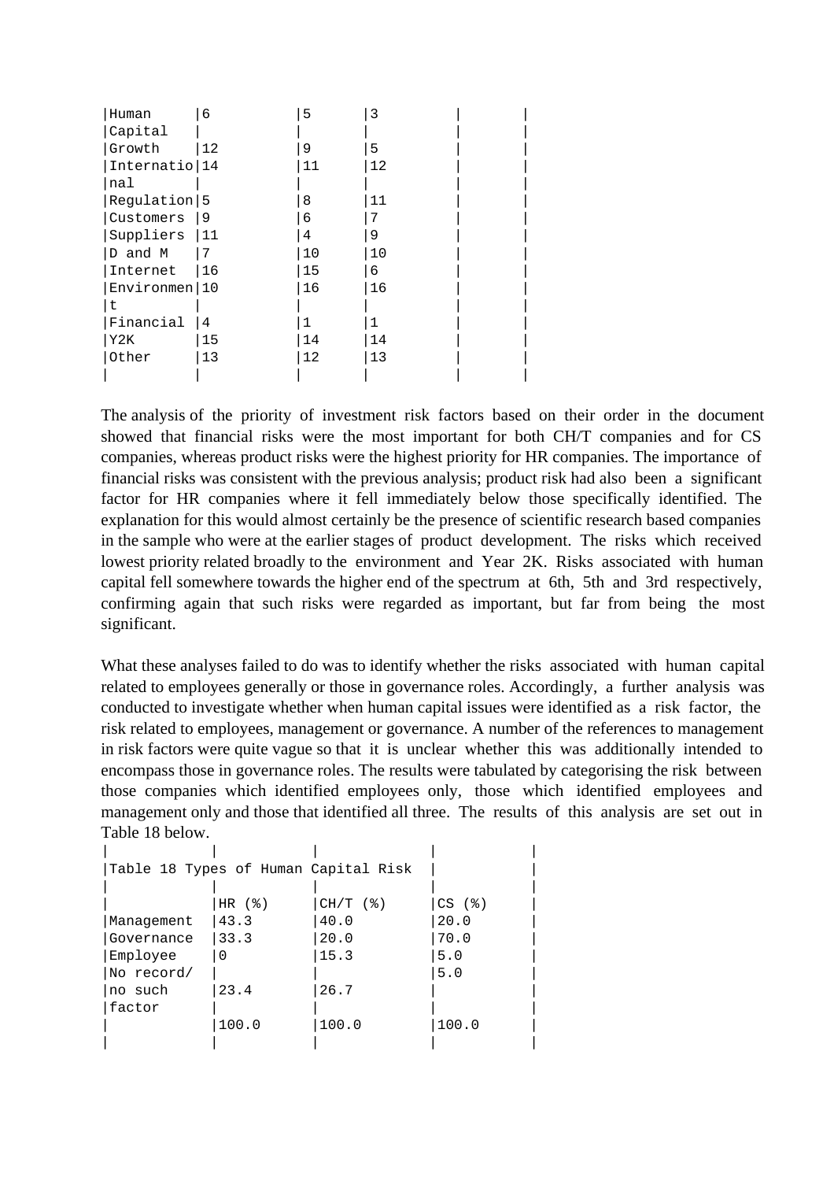| | | | | | |
|---|---|---|---|---|---|
| Human Capital | 6 | 5 | 3 | | |
| Growth | 12 | 9 | 5 | | |
| International | 14 | 11 | 12 | | |
| Regulation | 5 | 8 | 11 | | |
| Customers | 9 | 6 | 7 | | |
| Suppliers | 11 | 4 | 9 | | |
| D and M | 7 | 10 | 10 | | |
| Internet | 16 | 15 | 6 | | |
| Environment | 10 | 16 | 16 | | |
| Financial | 4 | 1 | 1 | | |
| Y2K | 15 | 14 | 14 | | |
| Other | 13 | 12 | 13 | | |

The analysis of the priority of investment risk factors based on their order in the document showed that financial risks were the most important for both CH/T companies and for CS companies, whereas product risks were the highest priority for HR companies. The importance of financial risks was consistent with the previous analysis; product risk had also been a significant factor for HR companies where it fell immediately below those specifically identified. The explanation for this would almost certainly be the presence of scientific research based companies in the sample who were at the earlier stages of product development. The risks which received lowest priority related broadly to the environment and Year 2K. Risks associated with human capital fell somewhere towards the higher end of the spectrum at 6th, 5th and 3rd respectively, confirming again that such risks were regarded as important, but far from being the most significant.

What these analyses failed to do was to identify whether the risks associated with human capital related to employees generally or those in governance roles. Accordingly, a further analysis was conducted to investigate whether when human capital issues were identified as a risk factor, the risk related to employees, management or governance. A number of the references to management in risk factors were quite vague so that it is unclear whether this was additionally intended to encompass those in governance roles. The results were tabulated by categorising the risk between those companies which identified employees only, those which identified employees and management only and those that identified all three. The results of this analysis are set out in Table 18 below.

Table 18 Types of Human Capital Risk

| | HR (%) | CH/T (%) | CS (%) |
|---|---|---|---|
| Management | 43.3 | 40.0 | 20.0 |
| Governance | 33.3 | 20.0 | 70.0 |
| Employee | 0 | 15.3 | 5.0 |
| No record/ no such factor | 23.4 | 26.7 | 5.0 |
| | 100.0 | 100.0 | 100.0 |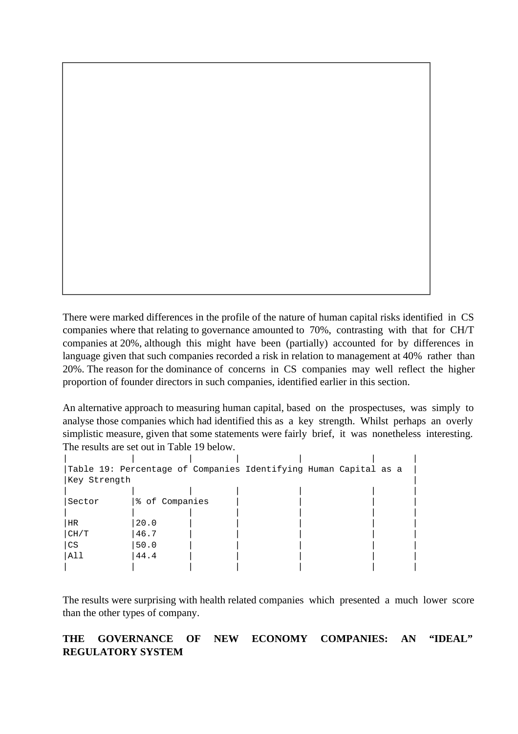There were marked differences in the profile of the nature of human capital risks identified in CS companies where that relating to governance amounted to 70%, contrasting with that for CH/T companies at 20%, although this might have been (partially) accounted for by differences in language given that such companies recorded a risk in relation to management at 40% rather than 20%. The reason for the dominance of concerns in CS companies may well reflect the higher proportion of founder directors in such companies, identified earlier in this section.

An alternative approach to measuring human capital, based on the prospectuses, was simply to analyse those companies which had identified this as a key strength. Whilst perhaps an overly simplistic measure, given that some statements were fairly brief, it was nonetheless interesting. The results are set out in Table 19 below.

Table 19: Percentage of Companies Identifying Human Capital as a Key Strength

| Sector | % of Companies |
|---|---|
| HR | 20.0 |
| CH/T | 46.7 |
| CS | 50.0 |
| All | 44.4 |

The results were surprising with health related companies which presented a much lower score than the other types of company.

## THE GOVERNANCE OF NEW ECONOMY COMPANIES: AN "IDEAL" REGULATORY SYSTEM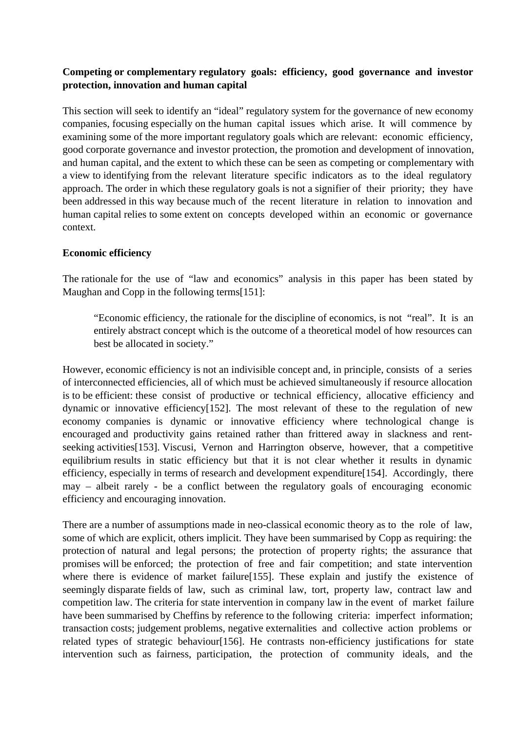**Competing or complementary regulatory goals: efficiency, good governance and investor protection, innovation and human capital**

This section will seek to identify an "ideal" regulatory system for the governance of new economy companies, focusing especially on the human capital issues which arise. It will commence by examining some of the more important regulatory goals which are relevant: economic efficiency, good corporate governance and investor protection, the promotion and development of innovation, and human capital, and the extent to which these can be seen as competing or complementary with a view to identifying from the relevant literature specific indicators as to the ideal regulatory approach. The order in which these regulatory goals is not a signifier of their priority; they have been addressed in this way because much of the recent literature in relation to innovation and human capital relies to some extent on concepts developed within an economic or governance context.

**Economic efficiency**

The rationale for the use of "law and economics" analysis in this paper has been stated by Maughan and Copp in the following terms[151]:

> "Economic efficiency, the rationale for the discipline of economics, is not "real". It is an entirely abstract concept which is the outcome of a theoretical model of how resources can best be allocated in society."

However, economic efficiency is not an indivisible concept and, in principle, consists of a series of interconnected efficiencies, all of which must be achieved simultaneously if resource allocation is to be efficient: these consist of productive or technical efficiency, allocative efficiency and dynamic or innovative efficiency[152]. The most relevant of these to the regulation of new economy companies is dynamic or innovative efficiency where technological change is encouraged and productivity gains retained rather than frittered away in slackness and rent-seeking activities[153]. Viscusi, Vernon and Harrington observe, however, that a competitive equilibrium results in static efficiency but that it is not clear whether it results in dynamic efficiency, especially in terms of research and development expenditure[154]. Accordingly, there may – albeit rarely - be a conflict between the regulatory goals of encouraging economic efficiency and encouraging innovation.

There are a number of assumptions made in neo-classical economic theory as to the role of law, some of which are explicit, others implicit. They have been summarised by Copp as requiring: the protection of natural and legal persons; the protection of property rights; the assurance that promises will be enforced; the protection of free and fair competition; and state intervention where there is evidence of market failure[155]. These explain and justify the existence of seemingly disparate fields of law, such as criminal law, tort, property law, contract law and competition law. The criteria for state intervention in company law in the event of market failure have been summarised by Cheffins by reference to the following criteria: imperfect information; transaction costs; judgement problems, negative externalities and collective action problems or related types of strategic behaviour[156]. He contrasts non-efficiency justifications for state intervention such as fairness, participation, the protection of community ideals, and the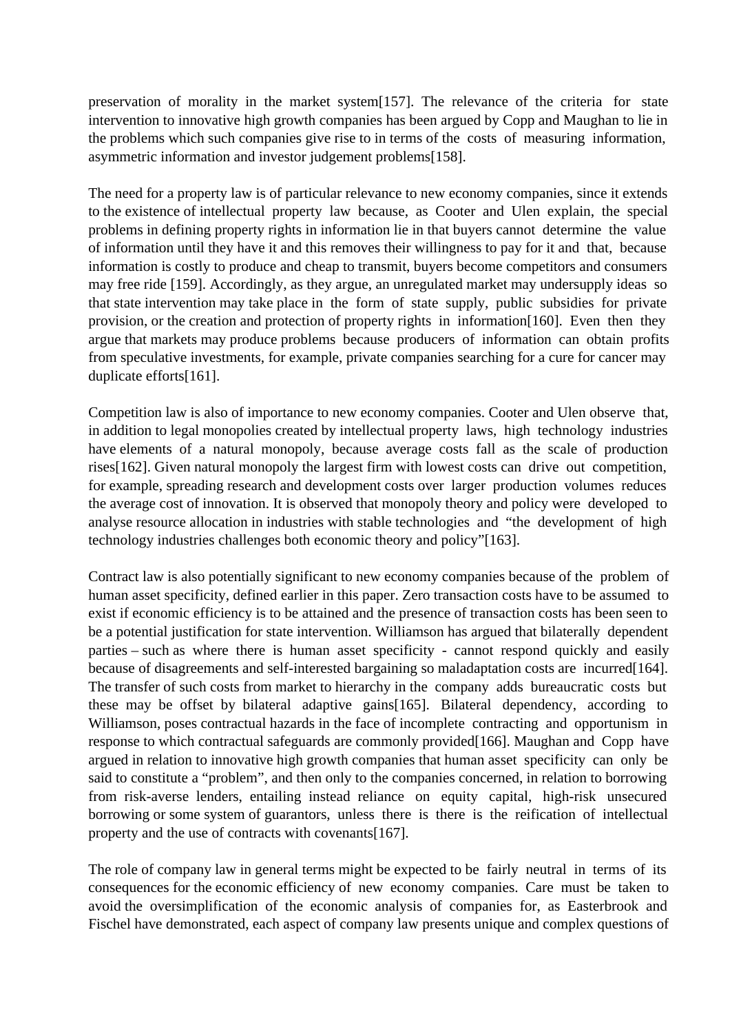preservation of morality in the market system[157]. The relevance of the criteria for state intervention to innovative high growth companies has been argued by Copp and Maughan to lie in the problems which such companies give rise to in terms of the costs of measuring information, asymmetric information and investor judgement problems[158].

The need for a property law is of particular relevance to new economy companies, since it extends to the existence of intellectual property law because, as Cooter and Ulen explain, the special problems in defining property rights in information lie in that buyers cannot determine the value of information until they have it and this removes their willingness to pay for it and that, because information is costly to produce and cheap to transmit, buyers become competitors and consumers may free ride [159]. Accordingly, as they argue, an unregulated market may undersupply ideas so that state intervention may take place in the form of state supply, public subsidies for private provision, or the creation and protection of property rights in information[160]. Even then they argue that markets may produce problems because producers of information can obtain profits from speculative investments, for example, private companies searching for a cure for cancer may duplicate efforts[161].

Competition law is also of importance to new economy companies. Cooter and Ulen observe that, in addition to legal monopolies created by intellectual property laws, high technology industries have elements of a natural monopoly, because average costs fall as the scale of production rises[162]. Given natural monopoly the largest firm with lowest costs can drive out competition, for example, spreading research and development costs over larger production volumes reduces the average cost of innovation. It is observed that monopoly theory and policy were developed to analyse resource allocation in industries with stable technologies and "the development of high technology industries challenges both economic theory and policy"[163].

Contract law is also potentially significant to new economy companies because of the problem of human asset specificity, defined earlier in this paper. Zero transaction costs have to be assumed to exist if economic efficiency is to be attained and the presence of transaction costs has been seen to be a potential justification for state intervention. Williamson has argued that bilaterally dependent parties – such as where there is human asset specificity - cannot respond quickly and easily because of disagreements and self-interested bargaining so maladaptation costs are incurred[164]. The transfer of such costs from market to hierarchy in the company adds bureaucratic costs but these may be offset by bilateral adaptive gains[165]. Bilateral dependency, according to Williamson, poses contractual hazards in the face of incomplete contracting and opportunism in response to which contractual safeguards are commonly provided[166]. Maughan and Copp have argued in relation to innovative high growth companies that human asset specificity can only be said to constitute a "problem", and then only to the companies concerned, in relation to borrowing from risk-averse lenders, entailing instead reliance on equity capital, high-risk unsecured borrowing or some system of guarantors, unless there is there is the reification of intellectual property and the use of contracts with covenants[167].

The role of company law in general terms might be expected to be fairly neutral in terms of its consequences for the economic efficiency of new economy companies. Care must be taken to avoid the oversimplification of the economic analysis of companies for, as Easterbrook and Fischel have demonstrated, each aspect of company law presents unique and complex questions of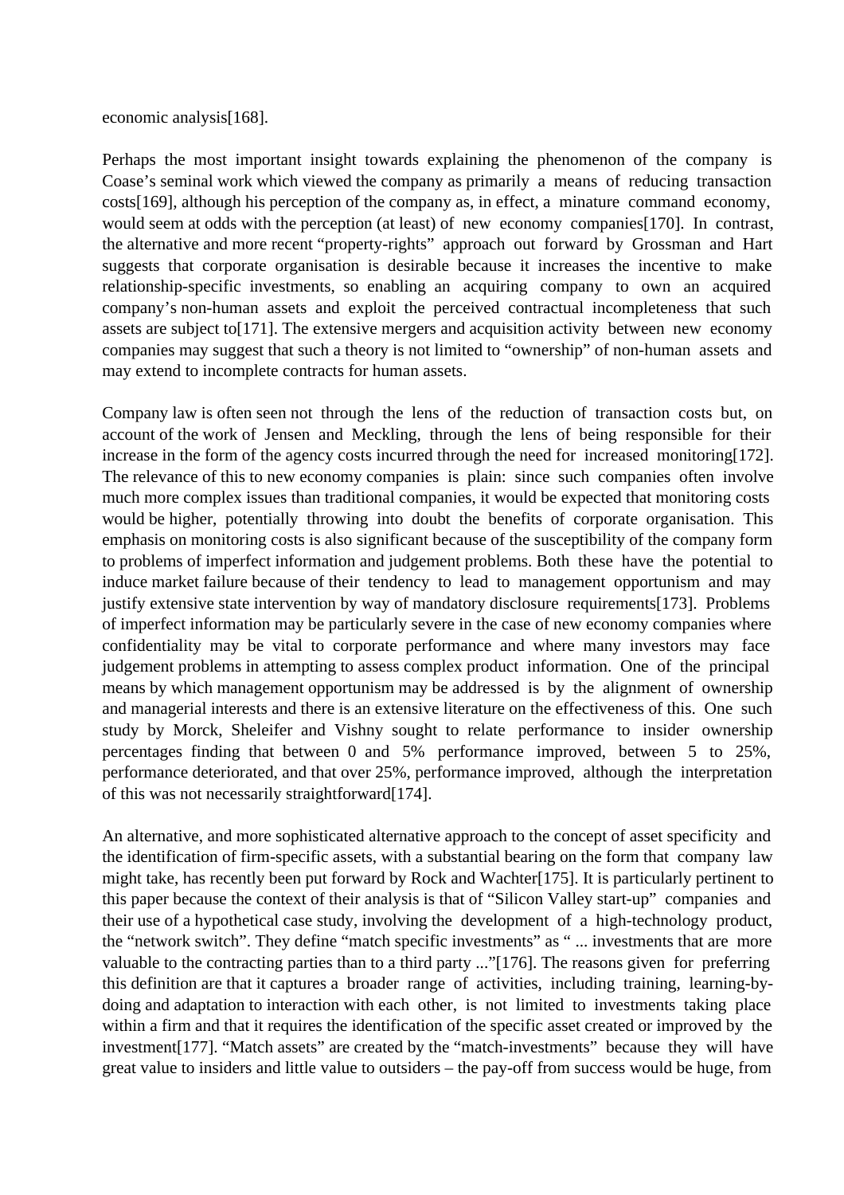economic analysis[168].

Perhaps the most important insight towards explaining the phenomenon of the company is Coase's seminal work which viewed the company as primarily a means of reducing transaction costs[169], although his perception of the company as, in effect, a minature command economy, would seem at odds with the perception (at least) of new economy companies[170]. In contrast, the alternative and more recent "property-rights" approach out forward by Grossman and Hart suggests that corporate organisation is desirable because it increases the incentive to make relationship-specific investments, so enabling an acquiring company to own an acquired company's non-human assets and exploit the perceived contractual incompleteness that such assets are subject to[171]. The extensive mergers and acquisition activity between new economy companies may suggest that such a theory is not limited to "ownership" of non-human assets and may extend to incomplete contracts for human assets.

Company law is often seen not through the lens of the reduction of transaction costs but, on account of the work of Jensen and Meckling, through the lens of being responsible for their increase in the form of the agency costs incurred through the need for increased monitoring[172]. The relevance of this to new economy companies is plain: since such companies often involve much more complex issues than traditional companies, it would be expected that monitoring costs would be higher, potentially throwing into doubt the benefits of corporate organisation. This emphasis on monitoring costs is also significant because of the susceptibility of the company form to problems of imperfect information and judgement problems. Both these have the potential to induce market failure because of their tendency to lead to management opportunism and may justify extensive state intervention by way of mandatory disclosure requirements[173]. Problems of imperfect information may be particularly severe in the case of new economy companies where confidentiality may be vital to corporate performance and where many investors may face judgement problems in attempting to assess complex product information. One of the principal means by which management opportunism may be addressed is by the alignment of ownership and managerial interests and there is an extensive literature on the effectiveness of this. One such study by Morck, Sheleifer and Vishny sought to relate performance to insider ownership percentages finding that between 0 and 5% performance improved, between 5 to 25%, performance deteriorated, and that over 25%, performance improved, although the interpretation of this was not necessarily straightforward[174].

An alternative, and more sophisticated alternative approach to the concept of asset specificity and the identification of firm-specific assets, with a substantial bearing on the form that company law might take, has recently been put forward by Rock and Wachter[175]. It is particularly pertinent to this paper because the context of their analysis is that of "Silicon Valley start-up" companies and their use of a hypothetical case study, involving the development of a high-technology product, the "network switch". They define "match specific investments" as " ... investments that are more valuable to the contracting parties than to a third party ..."[176]. The reasons given for preferring this definition are that it captures a broader range of activities, including training, learning-by-doing and adaptation to interaction with each other, is not limited to investments taking place within a firm and that it requires the identification of the specific asset created or improved by the investment[177]. "Match assets" are created by the "match-investments" because they will have great value to insiders and little value to outsiders – the pay-off from success would be huge, from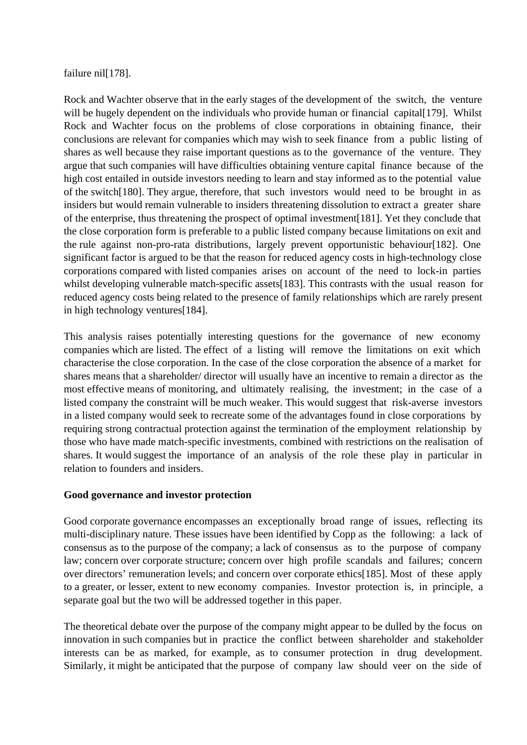failure nil[178].

Rock and Wachter observe that in the early stages of the development of the switch, the venture will be hugely dependent on the individuals who provide human or financial capital[179]. Whilst Rock and Wachter focus on the problems of close corporations in obtaining finance, their conclusions are relevant for companies which may wish to seek finance from a public listing of shares as well because they raise important questions as to the governance of the venture. They argue that such companies will have difficulties obtaining venture capital finance because of the high cost entailed in outside investors needing to learn and stay informed as to the potential value of the switch[180]. They argue, therefore, that such investors would need to be brought in as insiders but would remain vulnerable to insiders threatening dissolution to extract a greater share of the enterprise, thus threatening the prospect of optimal investment[181]. Yet they conclude that the close corporation form is preferable to a public listed company because limitations on exit and the rule against non-pro-rata distributions, largely prevent opportunistic behaviour[182]. One significant factor is argued to be that the reason for reduced agency costs in high-technology close corporations compared with listed companies arises on account of the need to lock-in parties whilst developing vulnerable match-specific assets[183]. This contrasts with the usual reason for reduced agency costs being related to the presence of family relationships which are rarely present in high technology ventures[184].

This analysis raises potentially interesting questions for the governance of new economy companies which are listed. The effect of a listing will remove the limitations on exit which characterise the close corporation. In the case of the close corporation the absence of a market for shares means that a shareholder/ director will usually have an incentive to remain a director as the most effective means of monitoring, and ultimately realising, the investment; in the case of a listed company the constraint will be much weaker. This would suggest that risk-averse investors in a listed company would seek to recreate some of the advantages found in close corporations by requiring strong contractual protection against the termination of the employment relationship by those who have made match-specific investments, combined with restrictions on the realisation of shares. It would suggest the importance of an analysis of the role these play in particular in relation to founders and insiders.

**Good governance and investor protection**

Good corporate governance encompasses an exceptionally broad range of issues, reflecting its multi-disciplinary nature. These issues have been identified by Copp as the following: a lack of consensus as to the purpose of the company; a lack of consensus as to the purpose of company law; concern over corporate structure; concern over high profile scandals and failures; concern over directors' remuneration levels; and concern over corporate ethics[185]. Most of these apply to a greater, or lesser, extent to new economy companies. Investor protection is, in principle, a separate goal but the two will be addressed together in this paper.

The theoretical debate over the purpose of the company might appear to be dulled by the focus on innovation in such companies but in practice the conflict between shareholder and stakeholder interests can be as marked, for example, as to consumer protection in drug development. Similarly, it might be anticipated that the purpose of company law should veer on the side of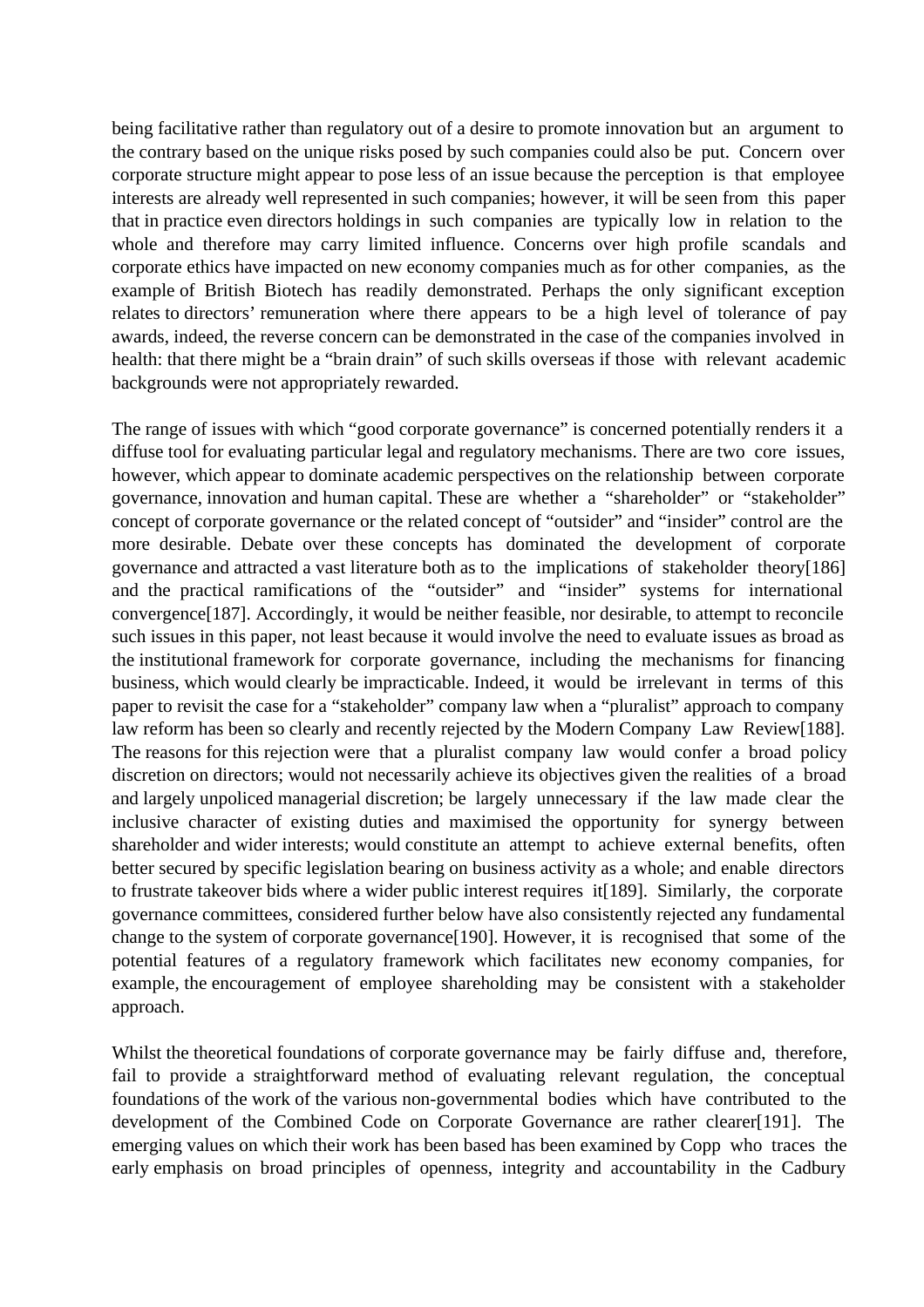being facilitative rather than regulatory out of a desire to promote innovation but an argument to the contrary based on the unique risks posed by such companies could also be put. Concern over corporate structure might appear to pose less of an issue because the perception is that employee interests are already well represented in such companies; however, it will be seen from this paper that in practice even directors holdings in such companies are typically low in relation to the whole and therefore may carry limited influence. Concerns over high profile scandals and corporate ethics have impacted on new economy companies much as for other companies, as the example of British Biotech has readily demonstrated. Perhaps the only significant exception relates to directors' remuneration where there appears to be a high level of tolerance of pay awards, indeed, the reverse concern can be demonstrated in the case of the companies involved in health: that there might be a "brain drain" of such skills overseas if those with relevant academic backgrounds were not appropriately rewarded.

The range of issues with which "good corporate governance" is concerned potentially renders it a diffuse tool for evaluating particular legal and regulatory mechanisms. There are two core issues, however, which appear to dominate academic perspectives on the relationship between corporate governance, innovation and human capital. These are whether a "shareholder" or "stakeholder" concept of corporate governance or the related concept of "outsider" and "insider" control are the more desirable. Debate over these concepts has dominated the development of corporate governance and attracted a vast literature both as to the implications of stakeholder theory[186] and the practical ramifications of the "outsider" and "insider" systems for international convergence[187]. Accordingly, it would be neither feasible, nor desirable, to attempt to reconcile such issues in this paper, not least because it would involve the need to evaluate issues as broad as the institutional framework for corporate governance, including the mechanisms for financing business, which would clearly be impracticable. Indeed, it would be irrelevant in terms of this paper to revisit the case for a "stakeholder" company law when a "pluralist" approach to company law reform has been so clearly and recently rejected by the Modern Company Law Review[188]. The reasons for this rejection were that a pluralist company law would confer a broad policy discretion on directors; would not necessarily achieve its objectives given the realities of a broad and largely unpoliced managerial discretion; be largely unnecessary if the law made clear the inclusive character of existing duties and maximised the opportunity for synergy between shareholder and wider interests; would constitute an attempt to achieve external benefits, often better secured by specific legislation bearing on business activity as a whole; and enable directors to frustrate takeover bids where a wider public interest requires it[189]. Similarly, the corporate governance committees, considered further below have also consistently rejected any fundamental change to the system of corporate governance[190]. However, it is recognised that some of the potential features of a regulatory framework which facilitates new economy companies, for example, the encouragement of employee shareholding may be consistent with a stakeholder approach.

Whilst the theoretical foundations of corporate governance may be fairly diffuse and, therefore, fail to provide a straightforward method of evaluating relevant regulation, the conceptual foundations of the work of the various non-governmental bodies which have contributed to the development of the Combined Code on Corporate Governance are rather clearer[191]. The emerging values on which their work has been based has been examined by Copp who traces the early emphasis on broad principles of openness, integrity and accountability in the Cadbury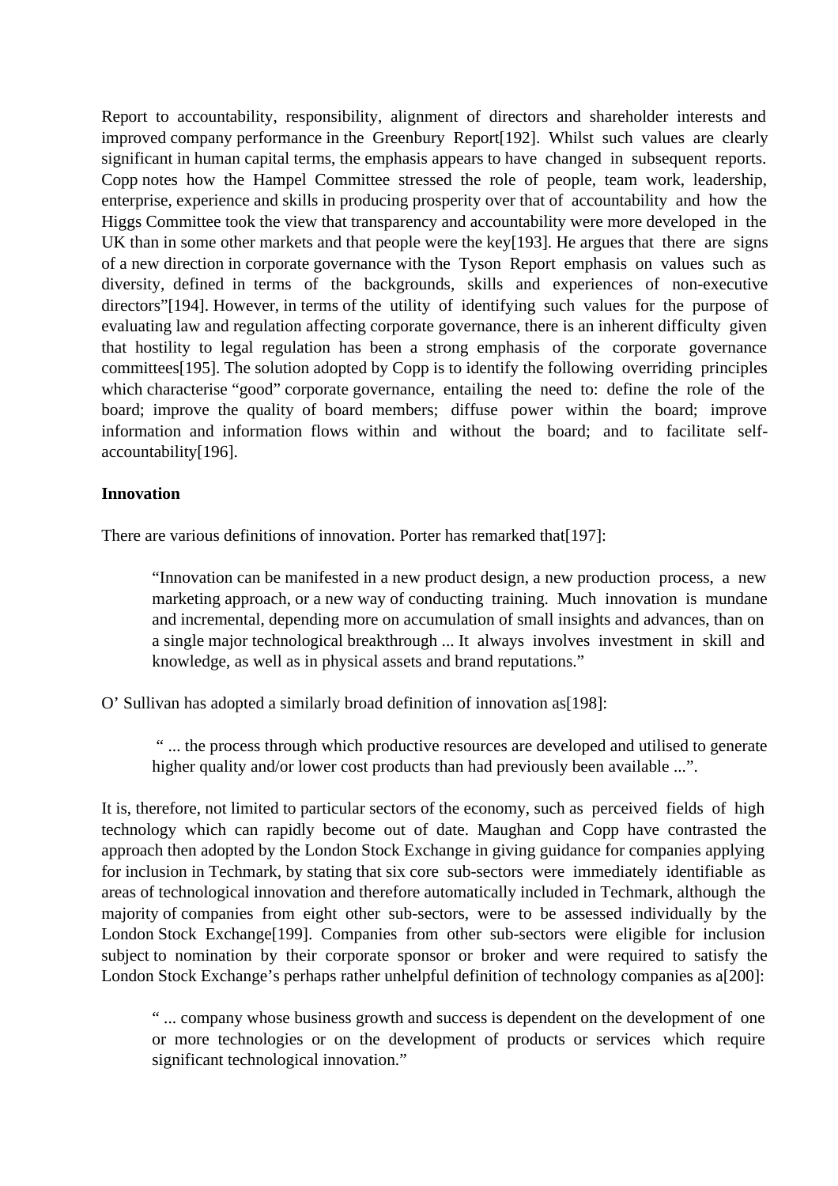Report to accountability, responsibility, alignment of directors and shareholder interests and improved company performance in the Greenbury Report[192]. Whilst such values are clearly significant in human capital terms, the emphasis appears to have changed in subsequent reports. Copp notes how the Hampel Committee stressed the role of people, team work, leadership, enterprise, experience and skills in producing prosperity over that of accountability and how the Higgs Committee took the view that transparency and accountability were more developed in the UK than in some other markets and that people were the key[193]. He argues that there are signs of a new direction in corporate governance with the Tyson Report emphasis on values such as diversity, defined in terms of the backgrounds, skills and experiences of non-executive directors"[194]. However, in terms of the utility of identifying such values for the purpose of evaluating law and regulation affecting corporate governance, there is an inherent difficulty given that hostility to legal regulation has been a strong emphasis of the corporate governance committees[195]. The solution adopted by Copp is to identify the following overriding principles which characterise "good" corporate governance, entailing the need to: define the role of the board; improve the quality of board members; diffuse power within the board; improve information and information flows within and without the board; and to facilitate self-accountability[196].

**Innovation**

There are various definitions of innovation. Porter has remarked that[197]:

> "Innovation can be manifested in a new product design, a new production process, a new marketing approach, or a new way of conducting training. Much innovation is mundane and incremental, depending more on accumulation of small insights and advances, than on a single major technological breakthrough ... It always involves investment in skill and knowledge, as well as in physical assets and brand reputations."

O' Sullivan has adopted a similarly broad definition of innovation as[198]:

> " ... the process through which productive resources are developed and utilised to generate higher quality and/or lower cost products than had previously been available ...".

It is, therefore, not limited to particular sectors of the economy, such as perceived fields of high technology which can rapidly become out of date. Maughan and Copp have contrasted the approach then adopted by the London Stock Exchange in giving guidance for companies applying for inclusion in Techmark, by stating that six core sub-sectors were immediately identifiable as areas of technological innovation and therefore automatically included in Techmark, although the majority of companies from eight other sub-sectors, were to be assessed individually by the London Stock Exchange[199]. Companies from other sub-sectors were eligible for inclusion subject to nomination by their corporate sponsor or broker and were required to satisfy the London Stock Exchange's perhaps rather unhelpful definition of technology companies as a[200]:

> " ... company whose business growth and success is dependent on the development of one or more technologies or on the development of products or services which require significant technological innovation."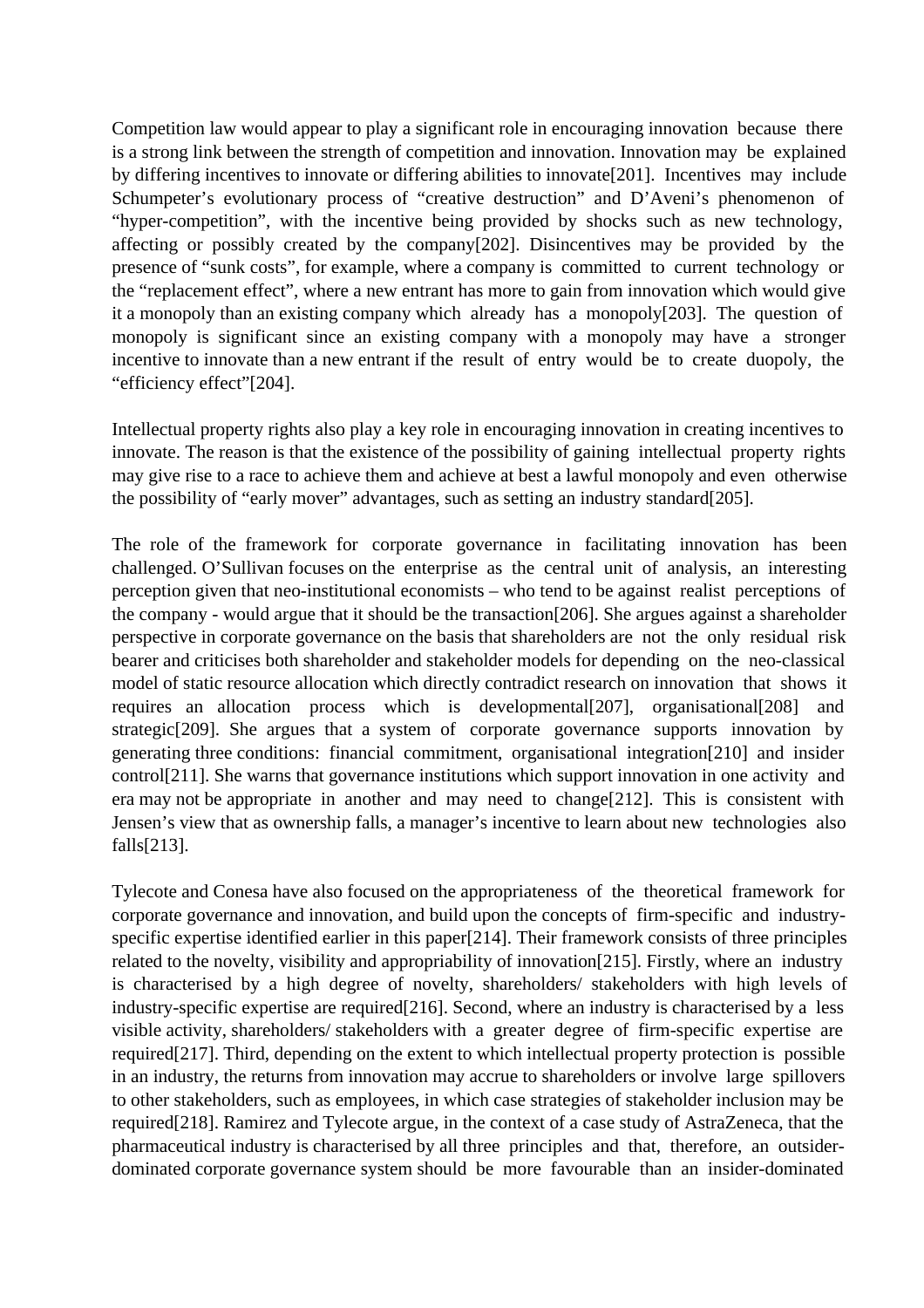Competition law would appear to play a significant role in encouraging innovation because there is a strong link between the strength of competition and innovation. Innovation may be explained by differing incentives to innovate or differing abilities to innovate[201]. Incentives may include Schumpeter's evolutionary process of "creative destruction" and D'Aveni's phenomenon of "hyper-competition", with the incentive being provided by shocks such as new technology, affecting or possibly created by the company[202]. Disincentives may be provided by the presence of "sunk costs", for example, where a company is committed to current technology or the "replacement effect", where a new entrant has more to gain from innovation which would give it a monopoly than an existing company which already has a monopoly[203]. The question of monopoly is significant since an existing company with a monopoly may have a stronger incentive to innovate than a new entrant if the result of entry would be to create duopoly, the "efficiency effect"[204].

Intellectual property rights also play a key role in encouraging innovation in creating incentives to innovate. The reason is that the existence of the possibility of gaining intellectual property rights may give rise to a race to achieve them and achieve at best a lawful monopoly and even otherwise the possibility of "early mover" advantages, such as setting an industry standard[205].

The role of the framework for corporate governance in facilitating innovation has been challenged. O'Sullivan focuses on the enterprise as the central unit of analysis, an interesting perception given that neo-institutional economists – who tend to be against realist perceptions of the company - would argue that it should be the transaction[206]. She argues against a shareholder perspective in corporate governance on the basis that shareholders are not the only residual risk bearer and criticises both shareholder and stakeholder models for depending on the neo-classical model of static resource allocation which directly contradict research on innovation that shows it requires an allocation process which is developmental[207], organisational[208] and strategic[209]. She argues that a system of corporate governance supports innovation by generating three conditions: financial commitment, organisational integration[210] and insider control[211]. She warns that governance institutions which support innovation in one activity and era may not be appropriate in another and may need to change[212]. This is consistent with Jensen's view that as ownership falls, a manager's incentive to learn about new technologies also falls[213].

Tylecote and Conesa have also focused on the appropriateness of the theoretical framework for corporate governance and innovation, and build upon the concepts of firm-specific and industry-specific expertise identified earlier in this paper[214]. Their framework consists of three principles related to the novelty, visibility and appropriability of innovation[215]. Firstly, where an industry is characterised by a high degree of novelty, shareholders/ stakeholders with high levels of industry-specific expertise are required[216]. Second, where an industry is characterised by a less visible activity, shareholders/ stakeholders with a greater degree of firm-specific expertise are required[217]. Third, depending on the extent to which intellectual property protection is possible in an industry, the returns from innovation may accrue to shareholders or involve large spillovers to other stakeholders, such as employees, in which case strategies of stakeholder inclusion may be required[218]. Ramirez and Tylecote argue, in the context of a case study of AstraZeneca, that the pharmaceutical industry is characterised by all three principles and that, therefore, an outsider-dominated corporate governance system should be more favourable than an insider-dominated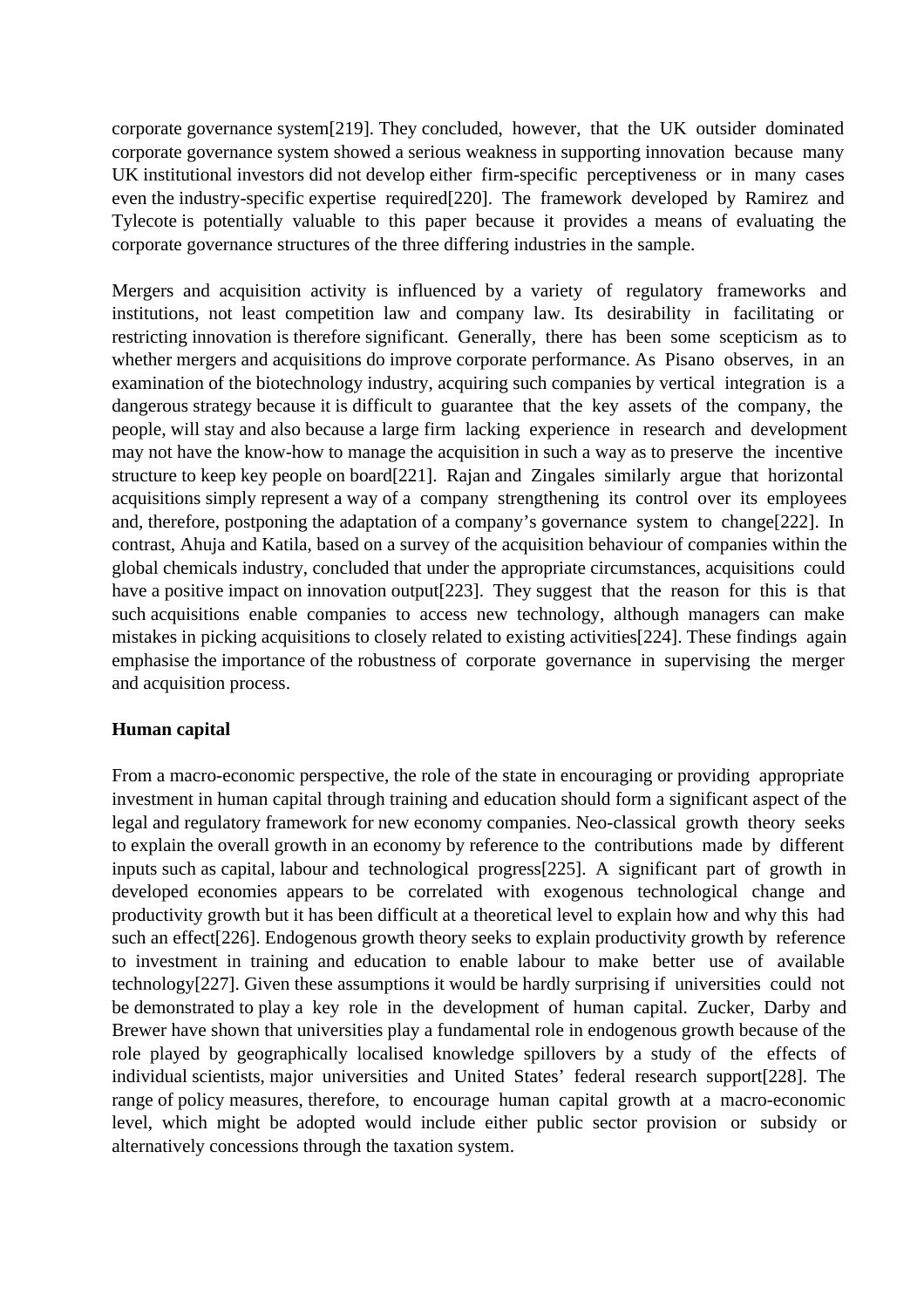corporate governance system[219]. They concluded, however, that the UK outsider dominated corporate governance system showed a serious weakness in supporting innovation because many UK institutional investors did not develop either firm-specific perceptiveness or in many cases even the industry-specific expertise required[220]. The framework developed by Ramirez and Tylecote is potentially valuable to this paper because it provides a means of evaluating the corporate governance structures of the three differing industries in the sample.

Mergers and acquisition activity is influenced by a variety of regulatory frameworks and institutions, not least competition law and company law. Its desirability in facilitating or restricting innovation is therefore significant. Generally, there has been some scepticism as to whether mergers and acquisitions do improve corporate performance. As Pisano observes, in an examination of the biotechnology industry, acquiring such companies by vertical integration is a dangerous strategy because it is difficult to guarantee that the key assets of the company, the people, will stay and also because a large firm lacking experience in research and development may not have the know-how to manage the acquisition in such a way as to preserve the incentive structure to keep key people on board[221]. Rajan and Zingales similarly argue that horizontal acquisitions simply represent a way of a company strengthening its control over its employees and, therefore, postponing the adaptation of a company's governance system to change[222]. In contrast, Ahuja and Katila, based on a survey of the acquisition behaviour of companies within the global chemicals industry, concluded that under the appropriate circumstances, acquisitions could have a positive impact on innovation output[223]. They suggest that the reason for this is that such acquisitions enable companies to access new technology, although managers can make mistakes in picking acquisitions to closely related to existing activities[224]. These findings again emphasise the importance of the robustness of corporate governance in supervising the merger and acquisition process.

**Human capital**

From a macro-economic perspective, the role of the state in encouraging or providing appropriate investment in human capital through training and education should form a significant aspect of the legal and regulatory framework for new economy companies. Neo-classical growth theory seeks to explain the overall growth in an economy by reference to the contributions made by different inputs such as capital, labour and technological progress[225]. A significant part of growth in developed economies appears to be correlated with exogenous technological change and productivity growth but it has been difficult at a theoretical level to explain how and why this had such an effect[226]. Endogenous growth theory seeks to explain productivity growth by reference to investment in training and education to enable labour to make better use of available technology[227]. Given these assumptions it would be hardly surprising if universities could not be demonstrated to play a key role in the development of human capital. Zucker, Darby and Brewer have shown that universities play a fundamental role in endogenous growth because of the role played by geographically localised knowledge spillovers by a study of the effects of individual scientists, major universities and United States' federal research support[228]. The range of policy measures, therefore, to encourage human capital growth at a macro-economic level, which might be adopted would include either public sector provision or subsidy or alternatively concessions through the taxation system.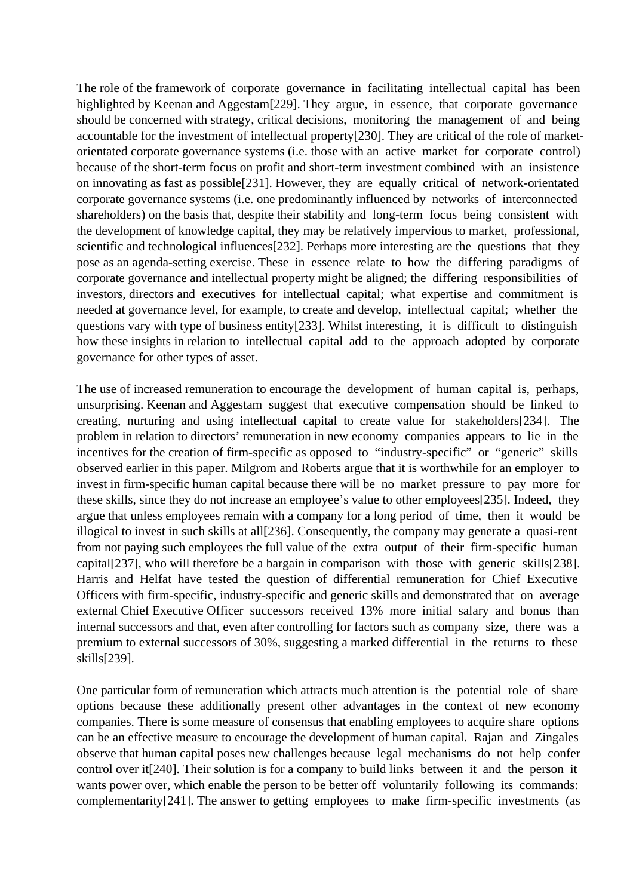The role of the framework of corporate governance in facilitating intellectual capital has been highlighted by Keenan and Aggestam[229]. They argue, in essence, that corporate governance should be concerned with strategy, critical decisions, monitoring the management of and being accountable for the investment of intellectual property[230]. They are critical of the role of market-orientated corporate governance systems (i.e. those with an active market for corporate control) because of the short-term focus on profit and short-term investment combined with an insistence on innovating as fast as possible[231]. However, they are equally critical of network-orientated corporate governance systems (i.e. one predominantly influenced by networks of interconnected shareholders) on the basis that, despite their stability and long-term focus being consistent with the development of knowledge capital, they may be relatively impervious to market, professional, scientific and technological influences[232]. Perhaps more interesting are the questions that they pose as an agenda-setting exercise. These in essence relate to how the differing paradigms of corporate governance and intellectual property might be aligned; the differing responsibilities of investors, directors and executives for intellectual capital; what expertise and commitment is needed at governance level, for example, to create and develop, intellectual capital; whether the questions vary with type of business entity[233]. Whilst interesting, it is difficult to distinguish how these insights in relation to intellectual capital add to the approach adopted by corporate governance for other types of asset.

The use of increased remuneration to encourage the development of human capital is, perhaps, unsurprising. Keenan and Aggestam suggest that executive compensation should be linked to creating, nurturing and using intellectual capital to create value for stakeholders[234]. The problem in relation to directors' remuneration in new economy companies appears to lie in the incentives for the creation of firm-specific as opposed to "industry-specific" or "generic" skills observed earlier in this paper. Milgrom and Roberts argue that it is worthwhile for an employer to invest in firm-specific human capital because there will be no market pressure to pay more for these skills, since they do not increase an employee's value to other employees[235]. Indeed, they argue that unless employees remain with a company for a long period of time, then it would be illogical to invest in such skills at all[236]. Consequently, the company may generate a quasi-rent from not paying such employees the full value of the extra output of their firm-specific human capital[237], who will therefore be a bargain in comparison with those with generic skills[238]. Harris and Helfat have tested the question of differential remuneration for Chief Executive Officers with firm-specific, industry-specific and generic skills and demonstrated that on average external Chief Executive Officer successors received 13% more initial salary and bonus than internal successors and that, even after controlling for factors such as company size, there was a premium to external successors of 30%, suggesting a marked differential in the returns to these skills[239].

One particular form of remuneration which attracts much attention is the potential role of share options because these additionally present other advantages in the context of new economy companies. There is some measure of consensus that enabling employees to acquire share options can be an effective measure to encourage the development of human capital. Rajan and Zingales observe that human capital poses new challenges because legal mechanisms do not help confer control over it[240]. Their solution is for a company to build links between it and the person it wants power over, which enable the person to be better off voluntarily following its commands: complementarity[241]. The answer to getting employees to make firm-specific investments (as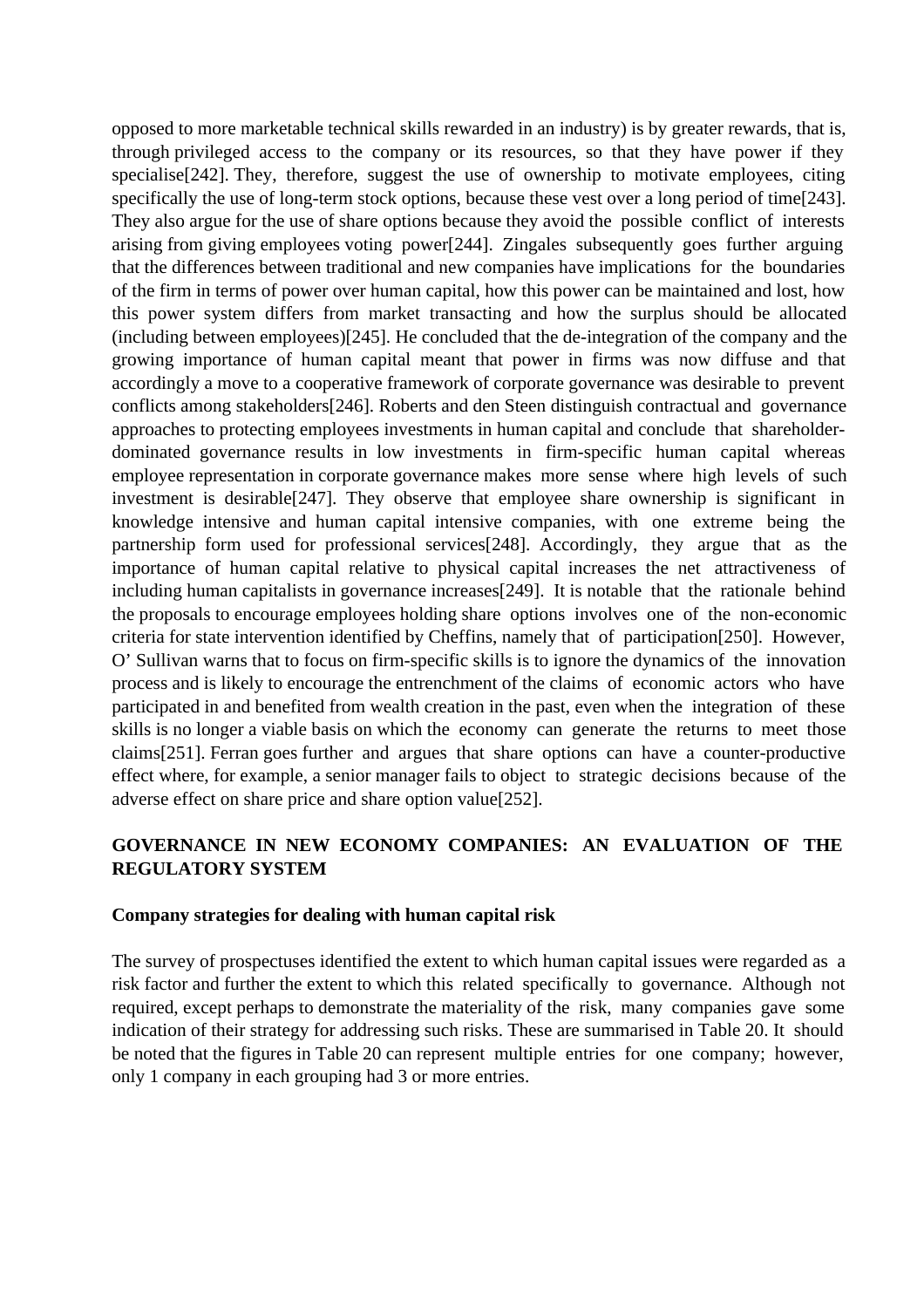opposed to more marketable technical skills rewarded in an industry) is by greater rewards, that is, through privileged access to the company or its resources, so that they have power if they specialise[242]. They, therefore, suggest the use of ownership to motivate employees, citing specifically the use of long-term stock options, because these vest over a long period of time[243]. They also argue for the use of share options because they avoid the possible conflict of interests arising from giving employees voting power[244]. Zingales subsequently goes further arguing that the differences between traditional and new companies have implications for the boundaries of the firm in terms of power over human capital, how this power can be maintained and lost, how this power system differs from market transacting and how the surplus should be allocated (including between employees)[245]. He concluded that the de-integration of the company and the growing importance of human capital meant that power in firms was now diffuse and that accordingly a move to a cooperative framework of corporate governance was desirable to prevent conflicts among stakeholders[246]. Roberts and den Steen distinguish contractual and governance approaches to protecting employees investments in human capital and conclude that shareholder-dominated governance results in low investments in firm-specific human capital whereas employee representation in corporate governance makes more sense where high levels of such investment is desirable[247]. They observe that employee share ownership is significant in knowledge intensive and human capital intensive companies, with one extreme being the partnership form used for professional services[248]. Accordingly, they argue that as the importance of human capital relative to physical capital increases the net attractiveness of including human capitalists in governance increases[249]. It is notable that the rationale behind the proposals to encourage employees holding share options involves one of the non-economic criteria for state intervention identified by Cheffins, namely that of participation[250]. However, O' Sullivan warns that to focus on firm-specific skills is to ignore the dynamics of the innovation process and is likely to encourage the entrenchment of the claims of economic actors who have participated in and benefited from wealth creation in the past, even when the integration of these skills is no longer a viable basis on which the economy can generate the returns to meet those claims[251]. Ferran goes further and argues that share options can have a counter-productive effect where, for example, a senior manager fails to object to strategic decisions because of the adverse effect on share price and share option value[252].

## GOVERNANCE IN NEW ECONOMY COMPANIES: AN EVALUATION OF THE REGULATORY SYSTEM

### Company strategies for dealing with human capital risk

The survey of prospectuses identified the extent to which human capital issues were regarded as a risk factor and further the extent to which this related specifically to governance. Although not required, except perhaps to demonstrate the materiality of the risk, many companies gave some indication of their strategy for addressing such risks. These are summarised in Table 20. It should be noted that the figures in Table 20 can represent multiple entries for one company; however, only 1 company in each grouping had 3 or more entries.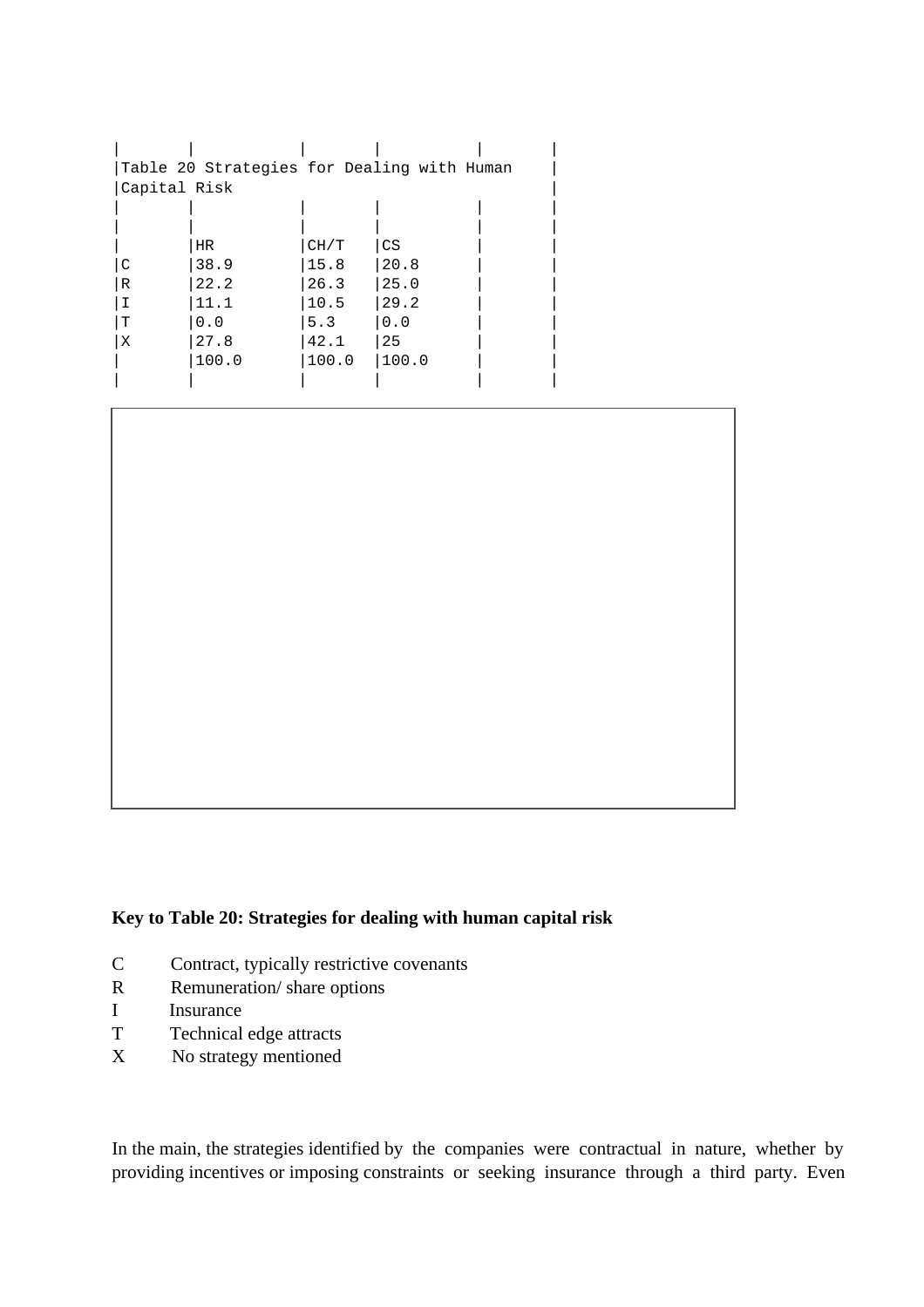Table 20 Strategies for Dealing with Human Capital Risk

| | HR | CH/T | CS |
|---|---|---|---|
| C | 38.9 | 15.8 | 20.8 |
| R | 22.2 | 26.3 | 25.0 |
| I | 11.1 | 10.5 | 29.2 |
| T | 0.0 | 5.3 | 0.0 |
| X | 27.8 | 42.1 | 25 |
| | 100.0 | 100.0 | 100.0 |

**Key to Table 20: Strategies for dealing with human capital risk**

C Contract, typically restrictive covenants
R Remuneration/ share options
I Insurance
T Technical edge attracts
X No strategy mentioned

In the main, the strategies identified by the companies were contractual in nature, whether by providing incentives or imposing constraints or seeking insurance through a third party. Even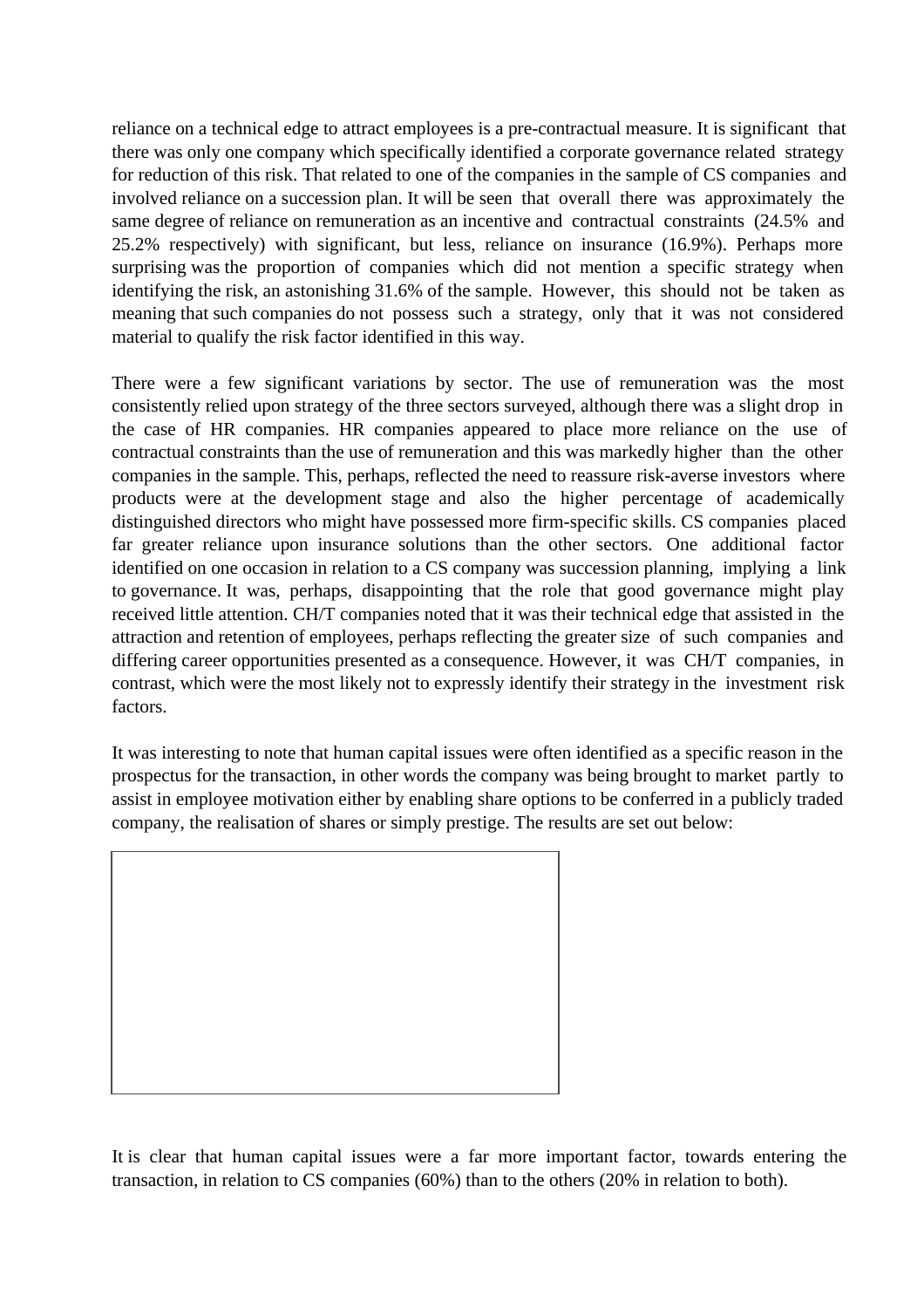reliance on a technical edge to attract employees is a pre-contractual measure. It is significant that there was only one company which specifically identified a corporate governance related strategy for reduction of this risk. That related to one of the companies in the sample of CS companies and involved reliance on a succession plan. It will be seen that overall there was approximately the same degree of reliance on remuneration as an incentive and contractual constraints (24.5% and 25.2% respectively) with significant, but less, reliance on insurance (16.9%). Perhaps more surprising was the proportion of companies which did not mention a specific strategy when identifying the risk, an astonishing 31.6% of the sample. However, this should not be taken as meaning that such companies do not possess such a strategy, only that it was not considered material to qualify the risk factor identified in this way.

There were a few significant variations by sector. The use of remuneration was the most consistently relied upon strategy of the three sectors surveyed, although there was a slight drop in the case of HR companies. HR companies appeared to place more reliance on the use of contractual constraints than the use of remuneration and this was markedly higher than the other companies in the sample. This, perhaps, reflected the need to reassure risk-averse investors where products were at the development stage and also the higher percentage of academically distinguished directors who might have possessed more firm-specific skills. CS companies placed far greater reliance upon insurance solutions than the other sectors. One additional factor identified on one occasion in relation to a CS company was succession planning, implying a link to governance. It was, perhaps, disappointing that the role that good governance might play received little attention. CH/T companies noted that it was their technical edge that assisted in the attraction and retention of employees, perhaps reflecting the greater size of such companies and differing career opportunities presented as a consequence. However, it was CH/T companies, in contrast, which were the most likely not to expressly identify their strategy in the investment risk factors.

It was interesting to note that human capital issues were often identified as a specific reason in the prospectus for the transaction, in other words the company was being brought to market partly to assist in employee motivation either by enabling share options to be conferred in a publicly traded company, the realisation of shares or simply prestige. The results are set out below:

It is clear that human capital issues were a far more important factor, towards entering the transaction, in relation to CS companies (60%) than to the others (20% in relation to both).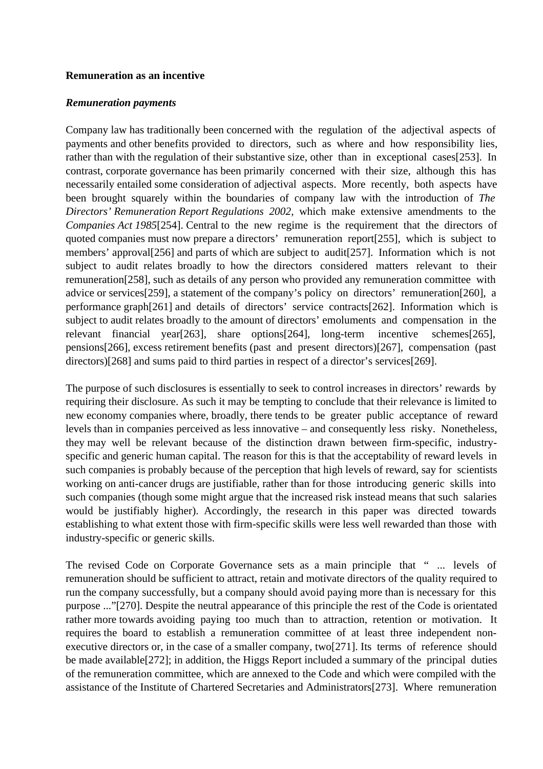**Remuneration as an incentive**

***Remuneration payments***

Company law has traditionally been concerned with the regulation of the adjectival aspects of payments and other benefits provided to directors, such as where and how responsibility lies, rather than with the regulation of their substantive size, other than in exceptional cases[253]. In contrast, corporate governance has been primarily concerned with their size, although this has necessarily entailed some consideration of adjectival aspects. More recently, both aspects have been brought squarely within the boundaries of company law with the introduction of *The Directors' Remuneration Report Regulations 2002*, which make extensive amendments to the *Companies Act 1985*[254]. Central to the new regime is the requirement that the directors of quoted companies must now prepare a directors' remuneration report[255], which is subject to members' approval[256] and parts of which are subject to audit[257]. Information which is not subject to audit relates broadly to how the directors considered matters relevant to their remuneration[258], such as details of any person who provided any remuneration committee with advice or services[259], a statement of the company's policy on directors' remuneration[260], a performance graph[261] and details of directors' service contracts[262]. Information which is subject to audit relates broadly to the amount of directors' emoluments and compensation in the relevant financial year[263], share options[264], long-term incentive schemes[265], pensions[266], excess retirement benefits (past and present directors)[267], compensation (past directors)[268] and sums paid to third parties in respect of a director's services[269].

The purpose of such disclosures is essentially to seek to control increases in directors' rewards by requiring their disclosure. As such it may be tempting to conclude that their relevance is limited to new economy companies where, broadly, there tends to be greater public acceptance of reward levels than in companies perceived as less innovative – and consequently less risky. Nonetheless, they may well be relevant because of the distinction drawn between firm-specific, industry-specific and generic human capital. The reason for this is that the acceptability of reward levels in such companies is probably because of the perception that high levels of reward, say for scientists working on anti-cancer drugs are justifiable, rather than for those introducing generic skills into such companies (though some might argue that the increased risk instead means that such salaries would be justifiably higher). Accordingly, the research in this paper was directed towards establishing to what extent those with firm-specific skills were less well rewarded than those with industry-specific or generic skills.

The revised Code on Corporate Governance sets as a main principle that " ... levels of remuneration should be sufficient to attract, retain and motivate directors of the quality required to run the company successfully, but a company should avoid paying more than is necessary for this purpose ..."[270]. Despite the neutral appearance of this principle the rest of the Code is orientated rather more towards avoiding paying too much than to attraction, retention or motivation. It requires the board to establish a remuneration committee of at least three independent non-executive directors or, in the case of a smaller company, two[271]. Its terms of reference should be made available[272]; in addition, the Higgs Report included a summary of the principal duties of the remuneration committee, which are annexed to the Code and which were compiled with the assistance of the Institute of Chartered Secretaries and Administrators[273]. Where remuneration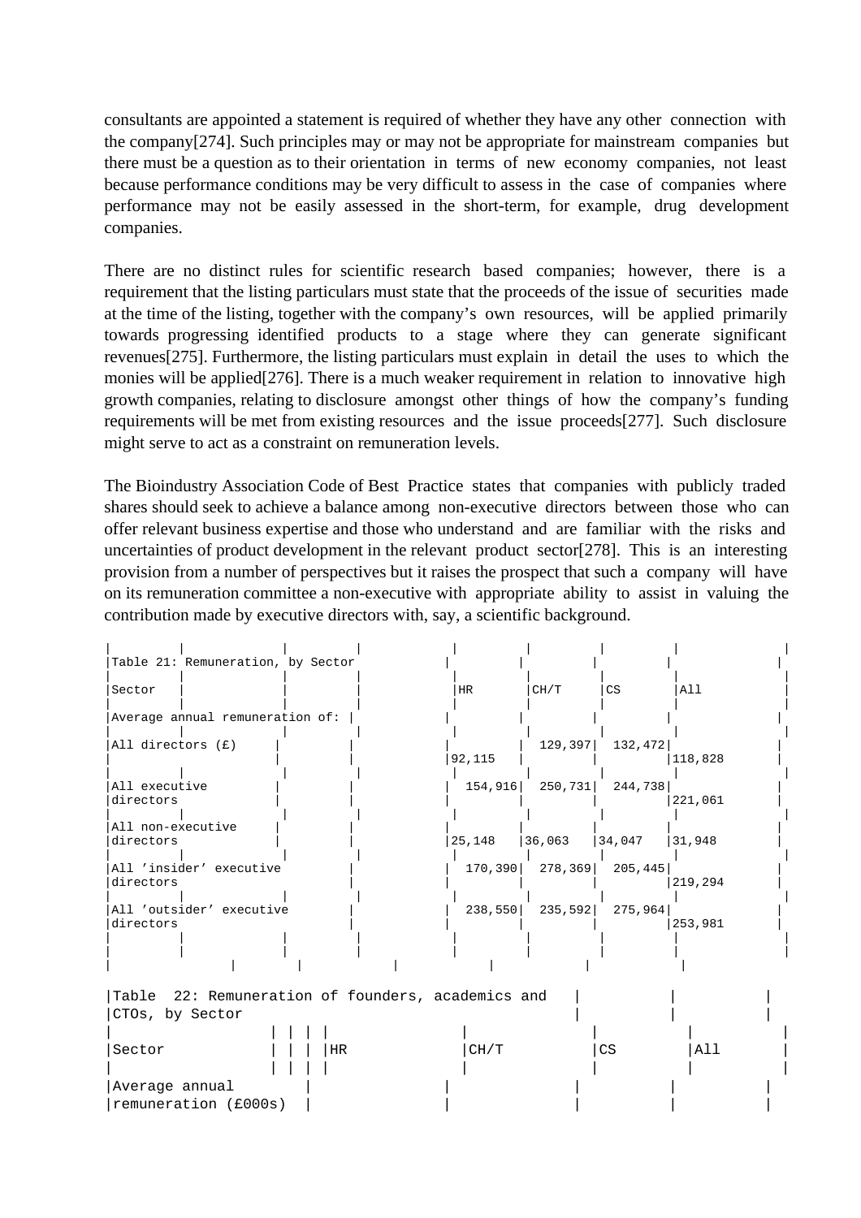consultants are appointed a statement is required of whether they have any other connection with the company[274]. Such principles may or may not be appropriate for mainstream companies but there must be a question as to their orientation in terms of new economy companies, not least because performance conditions may be very difficult to assess in the case of companies where performance may not be easily assessed in the short-term, for example, drug development companies.

There are no distinct rules for scientific research based companies; however, there is a requirement that the listing particulars must state that the proceeds of the issue of securities made at the time of the listing, together with the company's own resources, will be applied primarily towards progressing identified products to a stage where they can generate significant revenues[275]. Furthermore, the listing particulars must explain in detail the uses to which the monies will be applied[276]. There is a much weaker requirement in relation to innovative high growth companies, relating to disclosure amongst other things of how the company's funding requirements will be met from existing resources and the issue proceeds[277]. Such disclosure might serve to act as a constraint on remuneration levels.

The Bioindustry Association Code of Best Practice states that companies with publicly traded shares should seek to achieve a balance among non-executive directors between those who can offer relevant business expertise and those who understand and are familiar with the risks and uncertainties of product development in the relevant product sector[278]. This is an interesting provision from a number of perspectives but it raises the prospect that such a company will have on its remuneration committee a non-executive with appropriate ability to assist in valuing the contribution made by executive directors with, say, a scientific background.

Table 21: Remuneration, by Sector

| Sector | HR | CH/T | CS | All |
|---|---|---|---|---|
| Average annual remuneration of: | | | | |
| All directors (£) | 92,115 | 129,397 | 132,472 | 118,828 |
| All executive directors | 154,916 | 250,731 | 244,738 | 221,061 |
| All non-executive directors | 25,148 | 36,063 | 34,047 | 31,948 |
| All 'insider' executive directors | 170,390 | 278,369 | 205,445 | 219,294 |
| All 'outsider' executive directors | 238,550 | 235,592 | 275,964 | 253,981 |

Table 22: Remuneration of founders, academics and CTOs, by Sector

| Sector | HR | CH/T | CS | All |
|---|---|---|---|---|
| Average annual remuneration (£000s) | | | | |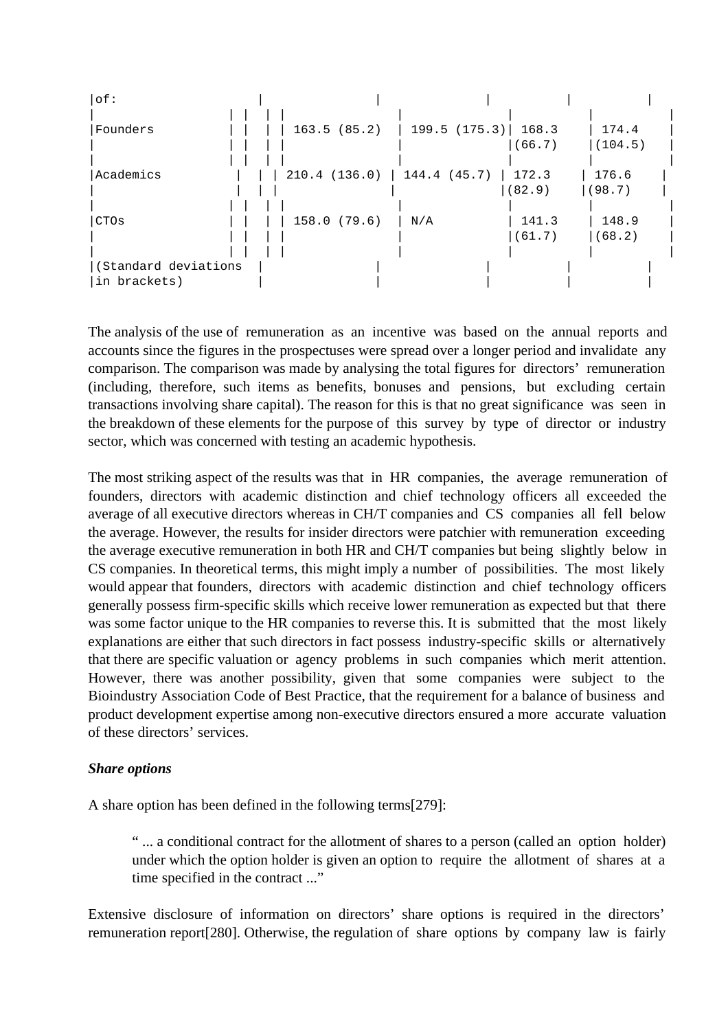| | | | | |
|---|---|---|---|---|
| of: | | | | |
| Founders | 163.5 (85.2) | 199.5 (175.3) | 168.3 (66.7) | 174.4 (104.5) |
| Academics | 210.4 (136.0) | 144.4 (45.7) | 172.3 (82.9) | 176.6 (98.7) |
| CTOs | 158.0 (79.6) | N/A | 141.3 (61.7) | 148.9 (68.2) |
| (Standard deviations in brackets) | | | | |

The analysis of the use of remuneration as an incentive was based on the annual reports and accounts since the figures in the prospectuses were spread over a longer period and invalidate any comparison. The comparison was made by analysing the total figures for directors' remuneration (including, therefore, such items as benefits, bonuses and pensions, but excluding certain transactions involving share capital). The reason for this is that no great significance was seen in the breakdown of these elements for the purpose of this survey by type of director or industry sector, which was concerned with testing an academic hypothesis.

The most striking aspect of the results was that in HR companies, the average remuneration of founders, directors with academic distinction and chief technology officers all exceeded the average of all executive directors whereas in CH/T companies and CS companies all fell below the average. However, the results for insider directors were patchier with remuneration exceeding the average executive remuneration in both HR and CH/T companies but being slightly below in CS companies. In theoretical terms, this might imply a number of possibilities. The most likely would appear that founders, directors with academic distinction and chief technology officers generally possess firm-specific skills which receive lower remuneration as expected but that there was some factor unique to the HR companies to reverse this. It is submitted that the most likely explanations are either that such directors in fact possess industry-specific skills or alternatively that there are specific valuation or agency problems in such companies which merit attention. However, there was another possibility, given that some companies were subject to the Bioindustry Association Code of Best Practice, that the requirement for a balance of business and product development expertise among non-executive directors ensured a more accurate valuation of these directors' services.

***Share options***

A share option has been defined in the following terms[279]:

> " ... a conditional contract for the allotment of shares to a person (called an option holder) under which the option holder is given an option to require the allotment of shares at a time specified in the contract ..."

Extensive disclosure of information on directors' share options is required in the directors' remuneration report[280]. Otherwise, the regulation of share options by company law is fairly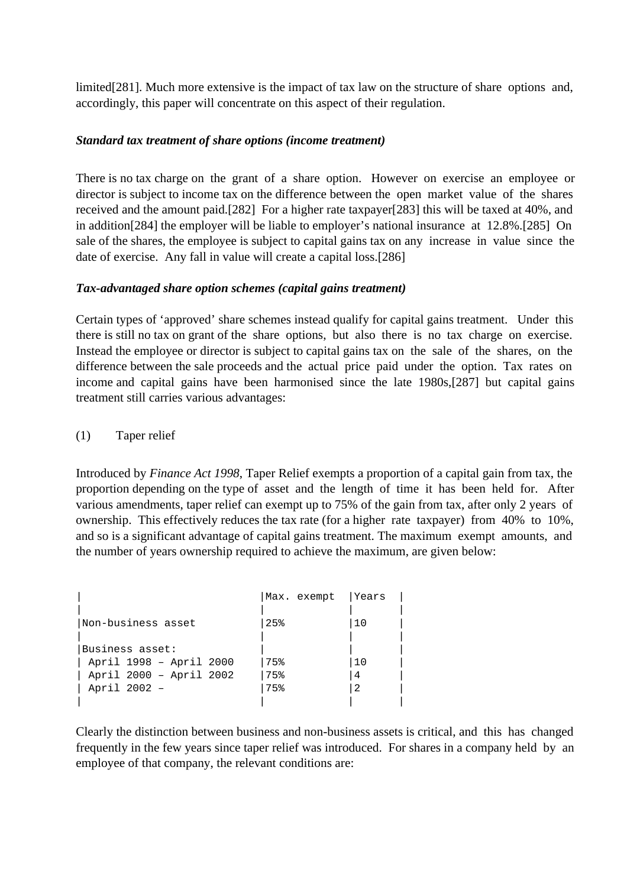limited[281]. Much more extensive is the impact of tax law on the structure of share options and, accordingly, this paper will concentrate on this aspect of their regulation.

***Standard tax treatment of share options (income treatment)***

There is no tax charge on the grant of a share option. However on exercise an employee or director is subject to income tax on the difference between the open market value of the shares received and the amount paid.[282] For a higher rate taxpayer[283] this will be taxed at 40%, and in addition[284] the employer will be liable to employer's national insurance at 12.8%.[285] On sale of the shares, the employee is subject to capital gains tax on any increase in value since the date of exercise. Any fall in value will create a capital loss.[286]

***Tax-advantaged share option schemes (capital gains treatment)***

Certain types of 'approved' share schemes instead qualify for capital gains treatment. Under this there is still no tax on grant of the share options, but also there is no tax charge on exercise. Instead the employee or director is subject to capital gains tax on the sale of the shares, on the difference between the sale proceeds and the actual price paid under the option. Tax rates on income and capital gains have been harmonised since the late 1980s,[287] but capital gains treatment still carries various advantages:

(1) Taper relief

Introduced by *Finance Act 1998*, Taper Relief exempts a proportion of a capital gain from tax, the proportion depending on the type of asset and the length of time it has been held for. After various amendments, taper relief can exempt up to 75% of the gain from tax, after only 2 years of ownership. This effectively reduces the tax rate (for a higher rate taxpayer) from 40% to 10%, and so is a significant advantage of capital gains treatment. The maximum exempt amounts, and the number of years ownership required to achieve the maximum, are given below:

| | Max. exempt | Years |
|---|---|---|
| Non-business asset | 25% | 10 |
| Business asset: | | |
| April 1998 – April 2000 | 75% | 10 |
| April 2000 – April 2002 | 75% | 4 |
| April 2002 – | 75% | 2 |

Clearly the distinction between business and non-business assets is critical, and this has changed frequently in the few years since taper relief was introduced. For shares in a company held by an employee of that company, the relevant conditions are: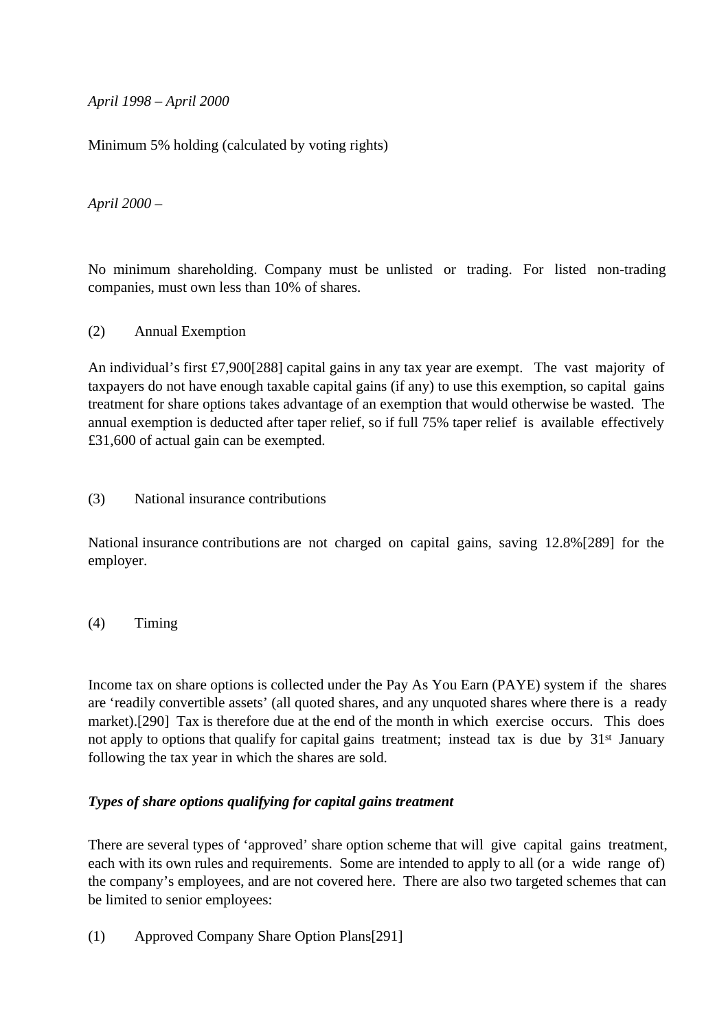*April 1998 – April 2000*

Minimum 5% holding (calculated by voting rights)

*April 2000 –*

No minimum shareholding. Company must be unlisted or trading. For listed non-trading companies, must own less than 10% of shares.

(2) Annual Exemption

An individual's first £7,900[288] capital gains in any tax year are exempt. The vast majority of taxpayers do not have enough taxable capital gains (if any) to use this exemption, so capital gains treatment for share options takes advantage of an exemption that would otherwise be wasted. The annual exemption is deducted after taper relief, so if full 75% taper relief is available effectively £31,600 of actual gain can be exempted.

(3) National insurance contributions

National insurance contributions are not charged on capital gains, saving 12.8%[289] for the employer.

(4) Timing

Income tax on share options is collected under the Pay As You Earn (PAYE) system if the shares are 'readily convertible assets' (all quoted shares, and any unquoted shares where there is a ready market).[290] Tax is therefore due at the end of the month in which exercise occurs. This does not apply to options that qualify for capital gains treatment; instead tax is due by 31st January following the tax year in which the shares are sold.

***Types of share options qualifying for capital gains treatment***

There are several types of 'approved' share option scheme that will give capital gains treatment, each with its own rules and requirements. Some are intended to apply to all (or a wide range of) the company's employees, and are not covered here. There are also two targeted schemes that can be limited to senior employees:

(1) Approved Company Share Option Plans[291]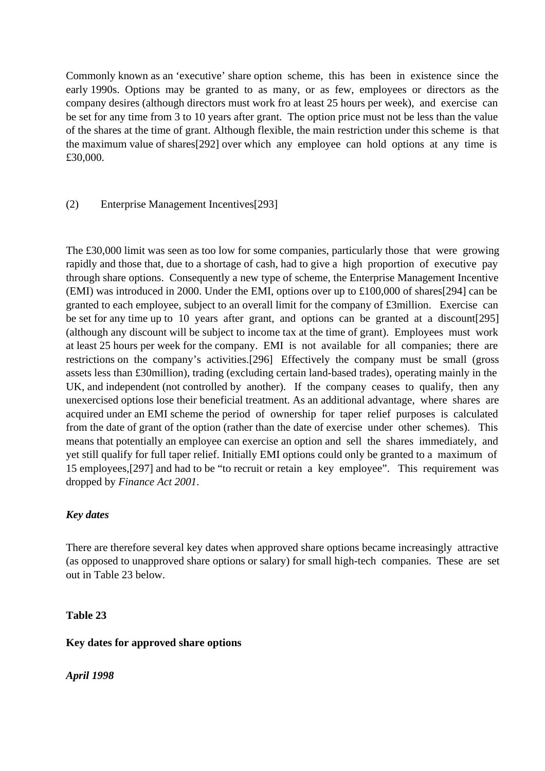Commonly known as an 'executive' share option scheme, this has been in existence since the early 1990s. Options may be granted to as many, or as few, employees or directors as the company desires (although directors must work fro at least 25 hours per week), and exercise can be set for any time from 3 to 10 years after grant. The option price must not be less than the value of the shares at the time of grant. Although flexible, the main restriction under this scheme is that the maximum value of shares[292] over which any employee can hold options at any time is £30,000.

(2) Enterprise Management Incentives[293]

The £30,000 limit was seen as too low for some companies, particularly those that were growing rapidly and those that, due to a shortage of cash, had to give a high proportion of executive pay through share options. Consequently a new type of scheme, the Enterprise Management Incentive (EMI) was introduced in 2000. Under the EMI, options over up to £100,000 of shares[294] can be granted to each employee, subject to an overall limit for the company of £3million. Exercise can be set for any time up to 10 years after grant, and options can be granted at a discount[295] (although any discount will be subject to income tax at the time of grant). Employees must work at least 25 hours per week for the company. EMI is not available for all companies; there are restrictions on the company's activities.[296] Effectively the company must be small (gross assets less than £30million), trading (excluding certain land-based trades), operating mainly in the UK, and independent (not controlled by another). If the company ceases to qualify, then any unexercised options lose their beneficial treatment. As an additional advantage, where shares are acquired under an EMI scheme the period of ownership for taper relief purposes is calculated from the date of grant of the option (rather than the date of exercise under other schemes). This means that potentially an employee can exercise an option and sell the shares immediately, and yet still qualify for full taper relief. Initially EMI options could only be granted to a maximum of 15 employees,[297] and had to be "to recruit or retain a key employee". This requirement was dropped by *Finance Act 2001*.

***Key dates***

There are therefore several key dates when approved share options became increasingly attractive (as opposed to unapproved share options or salary) for small high-tech companies. These are set out in Table 23 below.

**Table 23**

**Key dates for approved share options**

***April 1998***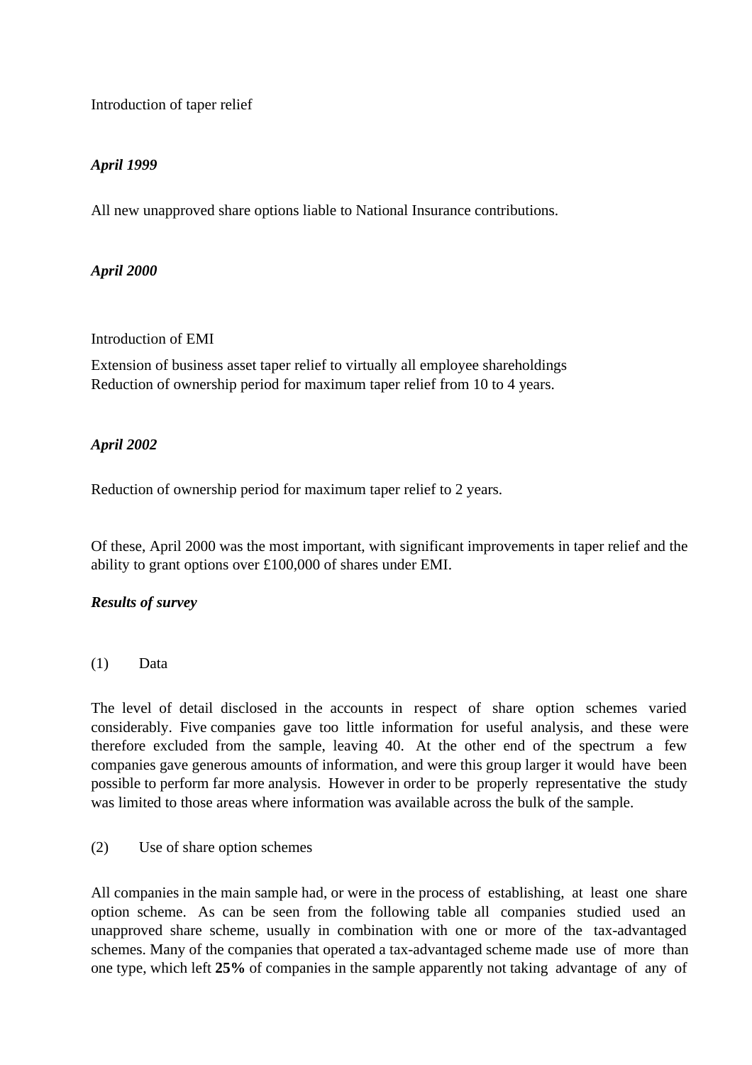Introduction of taper relief

***April 1999***

All new unapproved share options liable to National Insurance contributions.

***April 2000***

Introduction of EMI

Extension of business asset taper relief to virtually all employee shareholdings
Reduction of ownership period for maximum taper relief from 10 to 4 years.

***April 2002***

Reduction of ownership period for maximum taper relief to 2 years.

Of these, April 2000 was the most important, with significant improvements in taper relief and the ability to grant options over £100,000 of shares under EMI.

***Results of survey***

(1) Data

The level of detail disclosed in the accounts in respect of share option schemes varied considerably. Five companies gave too little information for useful analysis, and these were therefore excluded from the sample, leaving 40. At the other end of the spectrum a few companies gave generous amounts of information, and were this group larger it would have been possible to perform far more analysis. However in order to be properly representative the study was limited to those areas where information was available across the bulk of the sample.

(2) Use of share option schemes

All companies in the main sample had, or were in the process of establishing, at least one share option scheme. As can be seen from the following table all companies studied used an unapproved share scheme, usually in combination with one or more of the tax-advantaged schemes. Many of the companies that operated a tax-advantaged scheme made use of more than one type, which left **25%** of companies in the sample apparently not taking advantage of any of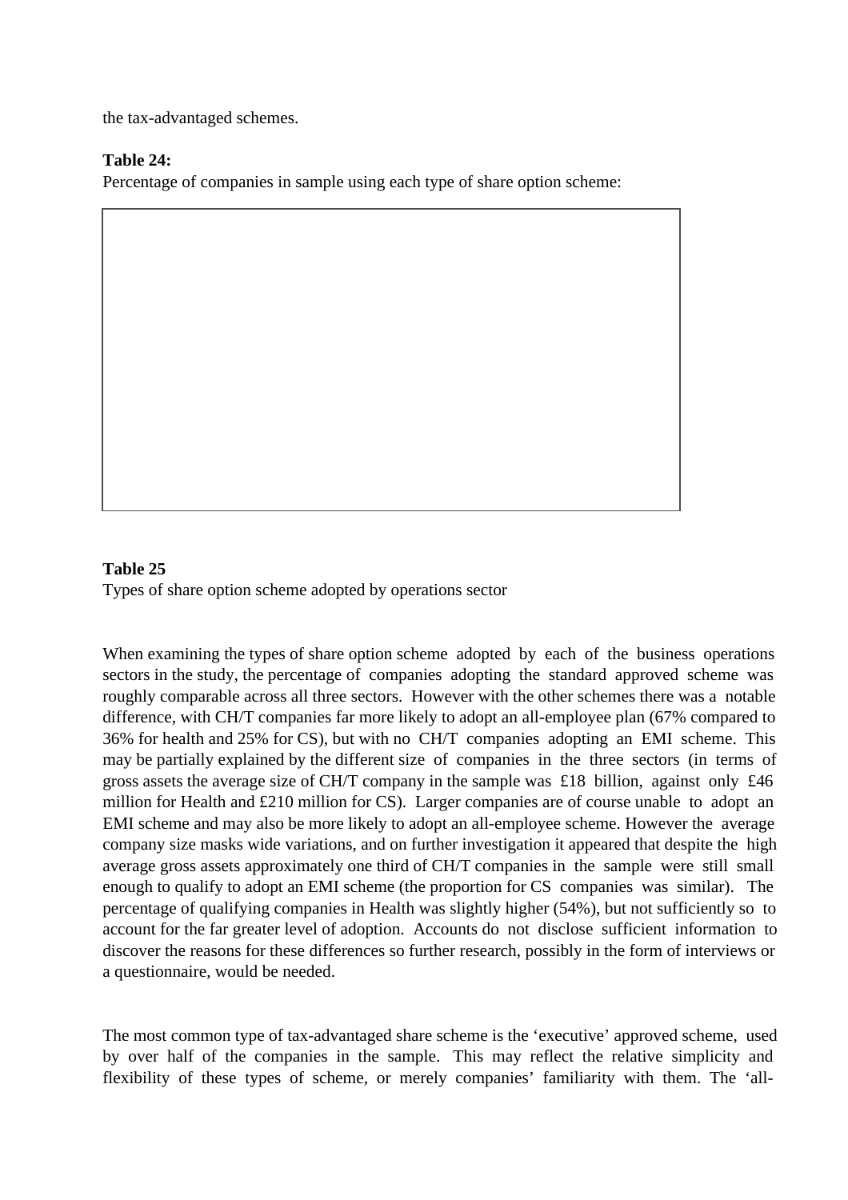the tax-advantaged schemes.

**Table 24:**
Percentage of companies in sample using each type of share option scheme:

**Table 25**
Types of share option scheme adopted by operations sector

When examining the types of share option scheme adopted by each of the business operations sectors in the study, the percentage of companies adopting the standard approved scheme was roughly comparable across all three sectors. However with the other schemes there was a notable difference, with CH/T companies far more likely to adopt an all-employee plan (67% compared to 36% for health and 25% for CS), but with no CH/T companies adopting an EMI scheme. This may be partially explained by the different size of companies in the three sectors (in terms of gross assets the average size of CH/T company in the sample was £18 billion, against only £46 million for Health and £210 million for CS). Larger companies are of course unable to adopt an EMI scheme and may also be more likely to adopt an all-employee scheme. However the average company size masks wide variations, and on further investigation it appeared that despite the high average gross assets approximately one third of CH/T companies in the sample were still small enough to qualify to adopt an EMI scheme (the proportion for CS companies was similar). The percentage of qualifying companies in Health was slightly higher (54%), but not sufficiently so to account for the far greater level of adoption. Accounts do not disclose sufficient information to discover the reasons for these differences so further research, possibly in the form of interviews or a questionnaire, would be needed.

The most common type of tax-advantaged share scheme is the 'executive' approved scheme, used by over half of the companies in the sample. This may reflect the relative simplicity and flexibility of these types of scheme, or merely companies' familiarity with them. The 'all-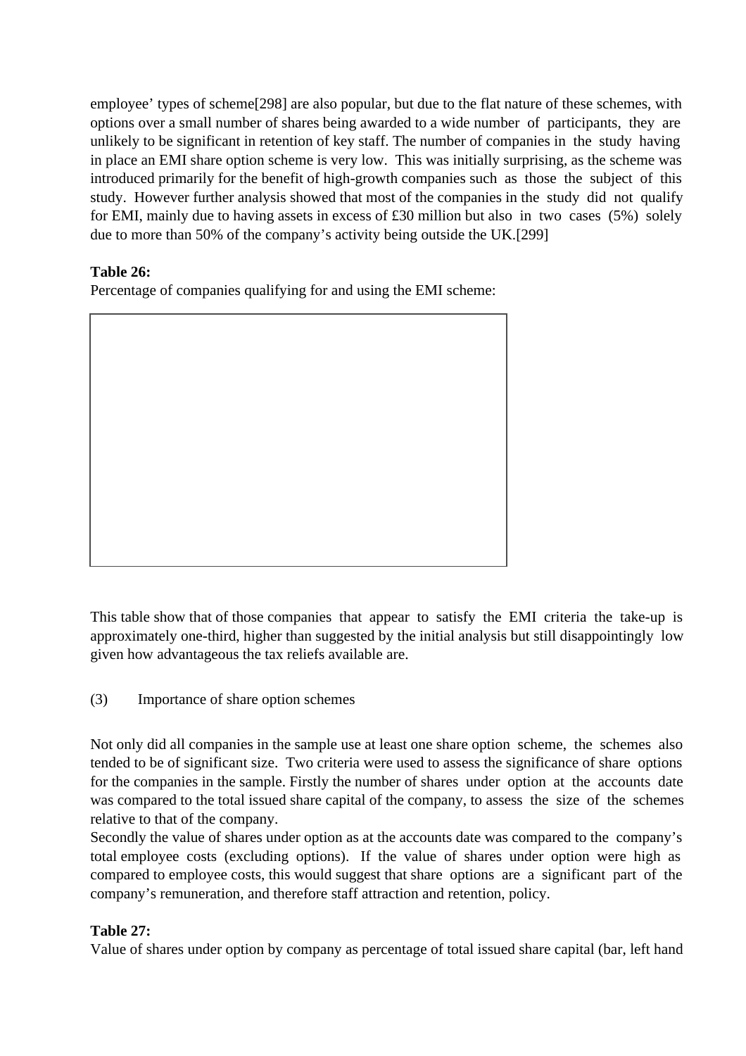employee' types of scheme[298] are also popular, but due to the flat nature of these schemes, with options over a small number of shares being awarded to a wide number of participants, they are unlikely to be significant in retention of key staff. The number of companies in the study having in place an EMI share option scheme is very low. This was initially surprising, as the scheme was introduced primarily for the benefit of high-growth companies such as those the subject of this study. However further analysis showed that most of the companies in the study did not qualify for EMI, mainly due to having assets in excess of £30 million but also in two cases (5%) solely due to more than 50% of the company's activity being outside the UK.[299]

**Table 26:**
Percentage of companies qualifying for and using the EMI scheme:

This table show that of those companies that appear to satisfy the EMI criteria the take-up is approximately one-third, higher than suggested by the initial analysis but still disappointingly low given how advantageous the tax reliefs available are.

(3) Importance of share option schemes

Not only did all companies in the sample use at least one share option scheme, the schemes also tended to be of significant size. Two criteria were used to assess the significance of share options for the companies in the sample. Firstly the number of shares under option at the accounts date was compared to the total issued share capital of the company, to assess the size of the schemes relative to that of the company.
Secondly the value of shares under option as at the accounts date was compared to the company's total employee costs (excluding options). If the value of shares under option were high as compared to employee costs, this would suggest that share options are a significant part of the company's remuneration, and therefore staff attraction and retention, policy.

**Table 27:**
Value of shares under option by company as percentage of total issued share capital (bar, left hand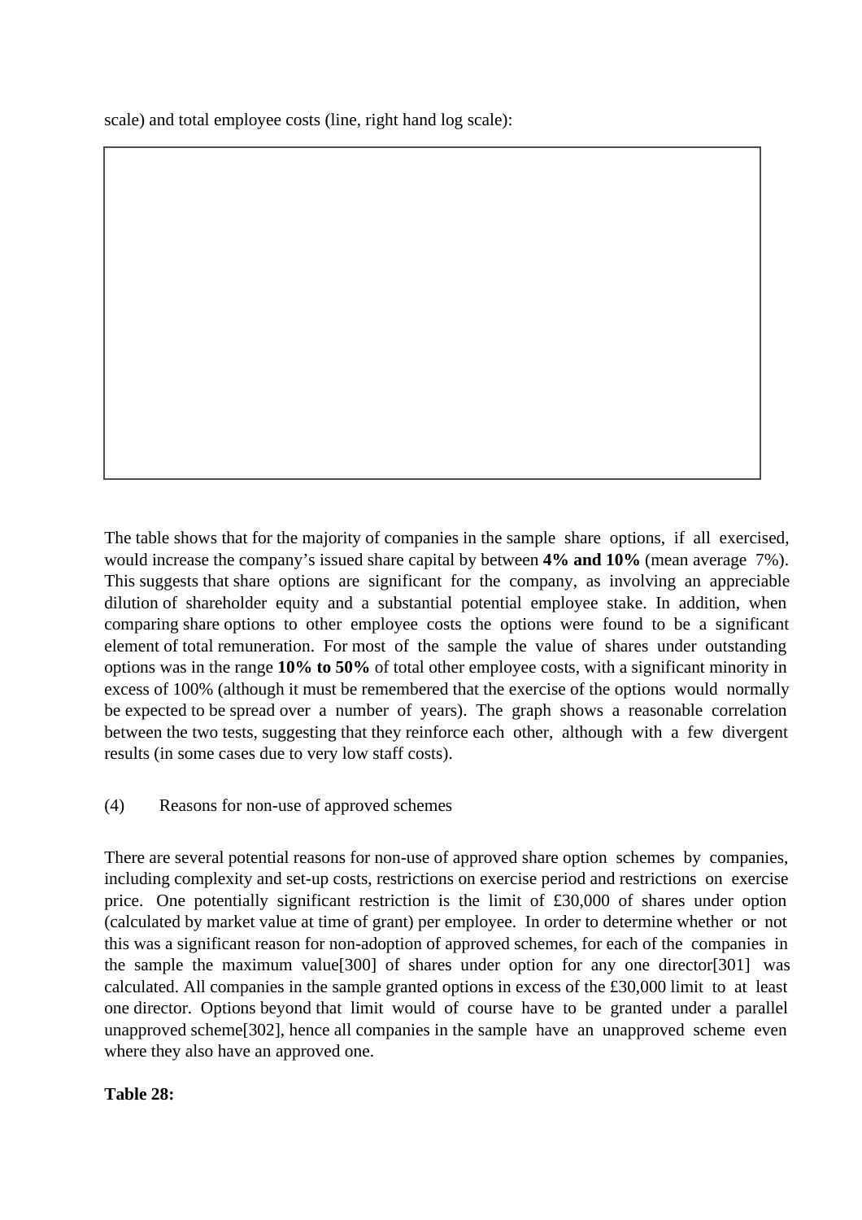scale) and total employee costs (line, right hand log scale):

The table shows that for the majority of companies in the sample share options, if all exercised, would increase the company's issued share capital by between **4% and 10%** (mean average 7%). This suggests that share options are significant for the company, as involving an appreciable dilution of shareholder equity and a substantial potential employee stake. In addition, when comparing share options to other employee costs the options were found to be a significant element of total remuneration. For most of the sample the value of shares under outstanding options was in the range **10% to 50%** of total other employee costs, with a significant minority in excess of 100% (although it must be remembered that the exercise of the options would normally be expected to be spread over a number of years). The graph shows a reasonable correlation between the two tests, suggesting that they reinforce each other, although with a few divergent results (in some cases due to very low staff costs).

(4) Reasons for non-use of approved schemes

There are several potential reasons for non-use of approved share option schemes by companies, including complexity and set-up costs, restrictions on exercise period and restrictions on exercise price. One potentially significant restriction is the limit of £30,000 of shares under option (calculated by market value at time of grant) per employee. In order to determine whether or not this was a significant reason for non-adoption of approved schemes, for each of the companies in the sample the maximum value[300] of shares under option for any one director[301] was calculated. All companies in the sample granted options in excess of the £30,000 limit to at least one director. Options beyond that limit would of course have to be granted under a parallel unapproved scheme[302], hence all companies in the sample have an unapproved scheme even where they also have an approved one.

**Table 28:**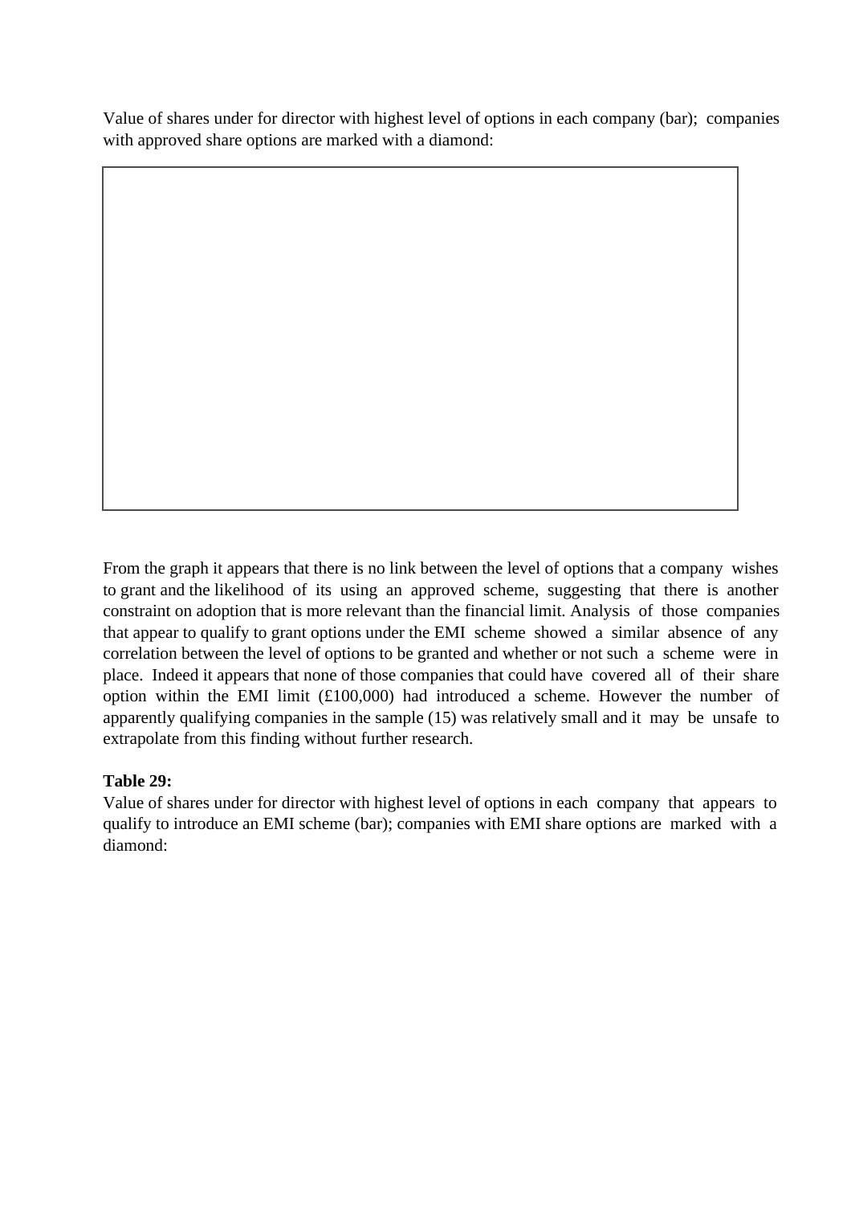Value of shares under for director with highest level of options in each company (bar); companies with approved share options are marked with a diamond:

From the graph it appears that there is no link between the level of options that a company wishes to grant and the likelihood of its using an approved scheme, suggesting that there is another constraint on adoption that is more relevant than the financial limit. Analysis of those companies that appear to qualify to grant options under the EMI scheme showed a similar absence of any correlation between the level of options to be granted and whether or not such a scheme were in place. Indeed it appears that none of those companies that could have covered all of their share option within the EMI limit (£100,000) had introduced a scheme. However the number of apparently qualifying companies in the sample (15) was relatively small and it may be unsafe to extrapolate from this finding without further research.

**Table 29:**

Value of shares under for director with highest level of options in each company that appears to qualify to introduce an EMI scheme (bar); companies with EMI share options are marked with a diamond: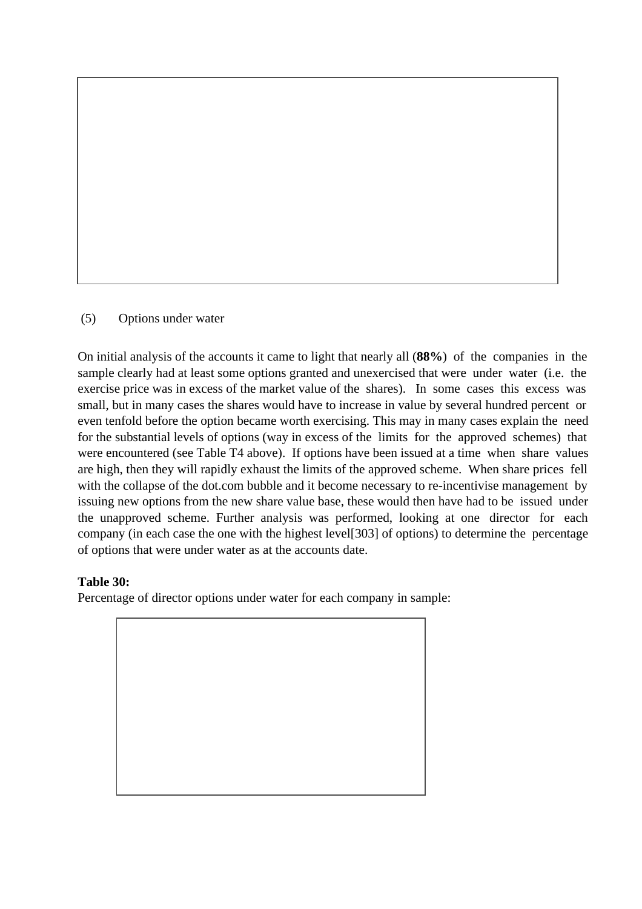(5) Options under water

On initial analysis of the accounts it came to light that nearly all (**88%**) of the companies in the sample clearly had at least some options granted and unexercised that were under water (i.e. the exercise price was in excess of the market value of the shares). In some cases this excess was small, but in many cases the shares would have to increase in value by several hundred percent or even tenfold before the option became worth exercising. This may in many cases explain the need for the substantial levels of options (way in excess of the limits for the approved schemes) that were encountered (see Table T4 above). If options have been issued at a time when share values are high, then they will rapidly exhaust the limits of the approved scheme. When share prices fell with the collapse of the dot.com bubble and it become necessary to re-incentivise management by issuing new options from the new share value base, these would then have had to be issued under the unapproved scheme. Further analysis was performed, looking at one director for each company (in each case the one with the highest level[303] of options) to determine the percentage of options that were under water as at the accounts date.

**Table 30:**
Percentage of director options under water for each company in sample: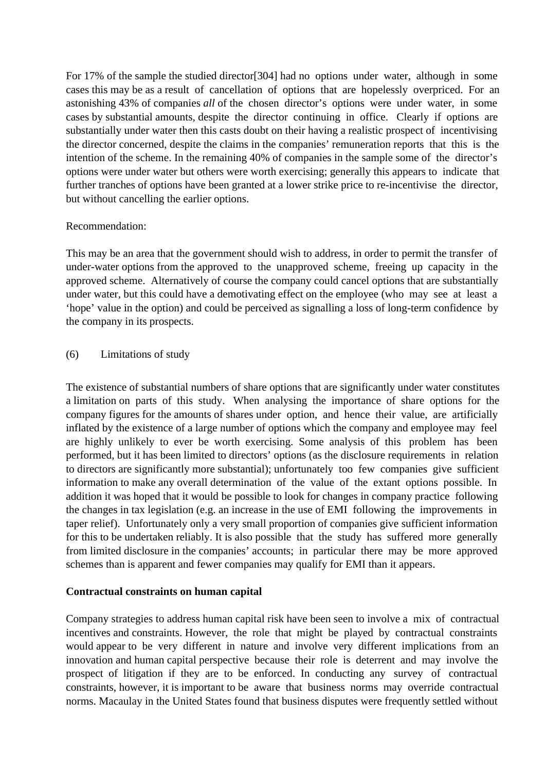For 17% of the sample the studied director[304] had no options under water, although in some cases this may be as a result of cancellation of options that are hopelessly overpriced. For an astonishing 43% of companies *all* of the chosen director's options were under water, in some cases by substantial amounts, despite the director continuing in office. Clearly if options are substantially under water then this casts doubt on their having a realistic prospect of incentivising the director concerned, despite the claims in the companies' remuneration reports that this is the intention of the scheme. In the remaining 40% of companies in the sample some of the director's options were under water but others were worth exercising; generally this appears to indicate that further tranches of options have been granted at a lower strike price to re-incentivise the director, but without cancelling the earlier options.

Recommendation:

This may be an area that the government should wish to address, in order to permit the transfer of under-water options from the approved to the unapproved scheme, freeing up capacity in the approved scheme. Alternatively of course the company could cancel options that are substantially under water, but this could have a demotivating effect on the employee (who may see at least a 'hope' value in the option) and could be perceived as signalling a loss of long-term confidence by the company in its prospects.

(6) Limitations of study

The existence of substantial numbers of share options that are significantly under water constitutes a limitation on parts of this study. When analysing the importance of share options for the company figures for the amounts of shares under option, and hence their value, are artificially inflated by the existence of a large number of options which the company and employee may feel are highly unlikely to ever be worth exercising. Some analysis of this problem has been performed, but it has been limited to directors' options (as the disclosure requirements in relation to directors are significantly more substantial); unfortunately too few companies give sufficient information to make any overall determination of the value of the extant options possible. In addition it was hoped that it would be possible to look for changes in company practice following the changes in tax legislation (e.g. an increase in the use of EMI following the improvements in taper relief). Unfortunately only a very small proportion of companies give sufficient information for this to be undertaken reliably. It is also possible that the study has suffered more generally from limited disclosure in the companies' accounts; in particular there may be more approved schemes than is apparent and fewer companies may qualify for EMI than it appears.

**Contractual constraints on human capital**

Company strategies to address human capital risk have been seen to involve a mix of contractual incentives and constraints. However, the role that might be played by contractual constraints would appear to be very different in nature and involve very different implications from an innovation and human capital perspective because their role is deterrent and may involve the prospect of litigation if they are to be enforced. In conducting any survey of contractual constraints, however, it is important to be aware that business norms may override contractual norms. Macaulay in the United States found that business disputes were frequently settled without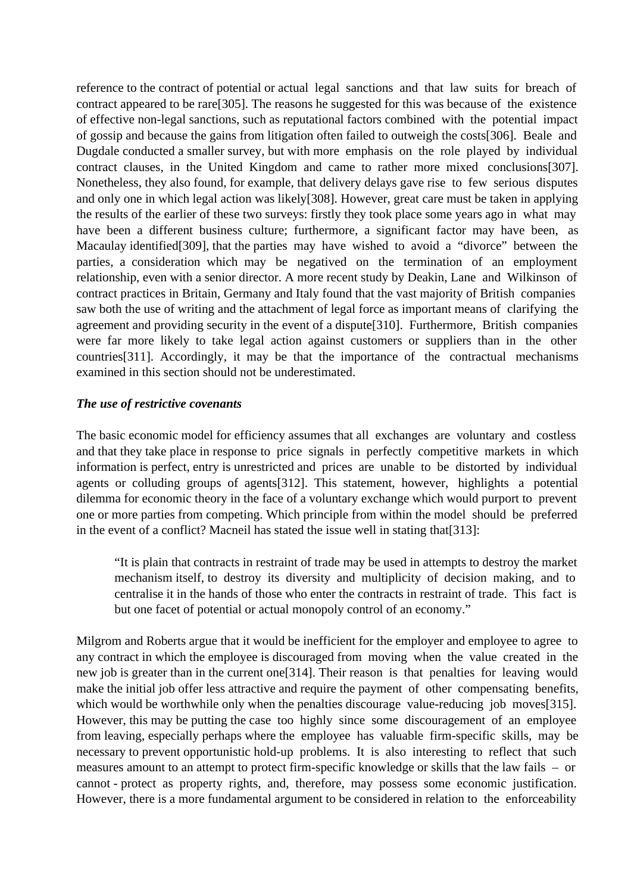reference to the contract of potential or actual legal sanctions and that law suits for breach of contract appeared to be rare[305]. The reasons he suggested for this was because of the existence of effective non-legal sanctions, such as reputational factors combined with the potential impact of gossip and because the gains from litigation often failed to outweigh the costs[306]. Beale and Dugdale conducted a smaller survey, but with more emphasis on the role played by individual contract clauses, in the United Kingdom and came to rather more mixed conclusions[307]. Nonetheless, they also found, for example, that delivery delays gave rise to few serious disputes and only one in which legal action was likely[308]. However, great care must be taken in applying the results of the earlier of these two surveys: firstly they took place some years ago in what may have been a different business culture; furthermore, a significant factor may have been, as Macaulay identified[309], that the parties may have wished to avoid a "divorce" between the parties, a consideration which may be negatived on the termination of an employment relationship, even with a senior director. A more recent study by Deakin, Lane and Wilkinson of contract practices in Britain, Germany and Italy found that the vast majority of British companies saw both the use of writing and the attachment of legal force as important means of clarifying the agreement and providing security in the event of a dispute[310]. Furthermore, British companies were far more likely to take legal action against customers or suppliers than in the other countries[311]. Accordingly, it may be that the importance of the contractual mechanisms examined in this section should not be underestimated.

### *The use of restrictive covenants*

The basic economic model for efficiency assumes that all exchanges are voluntary and costless and that they take place in response to price signals in perfectly competitive markets in which information is perfect, entry is unrestricted and prices are unable to be distorted by individual agents or colluding groups of agents[312]. This statement, however, highlights a potential dilemma for economic theory in the face of a voluntary exchange which would purport to prevent one or more parties from competing. Which principle from within the model should be preferred in the event of a conflict? Macneil has stated the issue well in stating that[313]:

> "It is plain that contracts in restraint of trade may be used in attempts to destroy the market mechanism itself, to destroy its diversity and multiplicity of decision making, and to centralise it in the hands of those who enter the contracts in restraint of trade. This fact is but one facet of potential or actual monopoly control of an economy."

Milgrom and Roberts argue that it would be inefficient for the employer and employee to agree to any contract in which the employee is discouraged from moving when the value created in the new job is greater than in the current one[314]. Their reason is that penalties for leaving would make the initial job offer less attractive and require the payment of other compensating benefits, which would be worthwhile only when the penalties discourage value-reducing job moves[315]. However, this may be putting the case too highly since some discouragement of an employee from leaving, especially perhaps where the employee has valuable firm-specific skills, may be necessary to prevent opportunistic hold-up problems. It is also interesting to reflect that such measures amount to an attempt to protect firm-specific knowledge or skills that the law fails – or cannot - protect as property rights, and, therefore, may possess some economic justification. However, there is a more fundamental argument to be considered in relation to the enforceability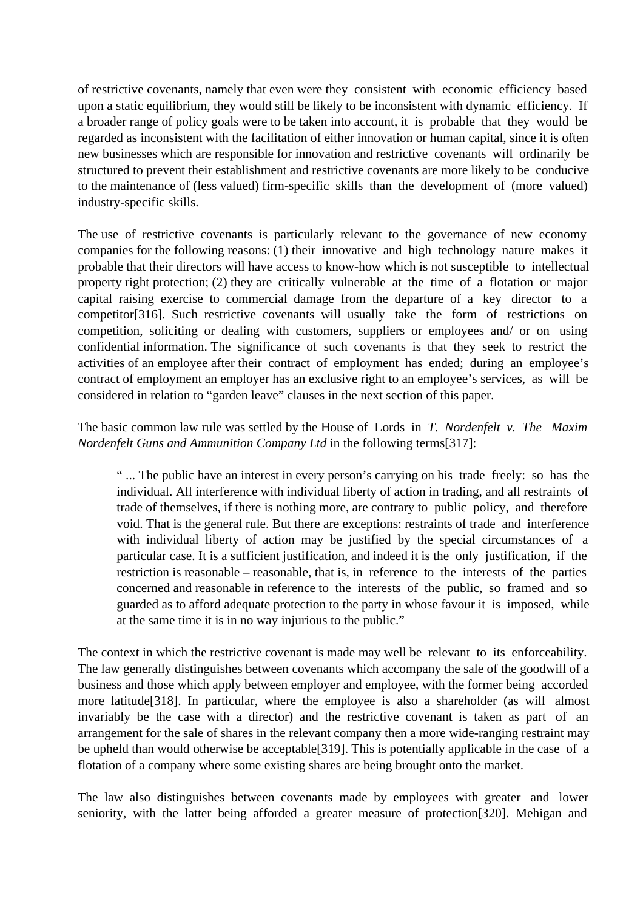of restrictive covenants, namely that even were they consistent with economic efficiency based upon a static equilibrium, they would still be likely to be inconsistent with dynamic efficiency. If a broader range of policy goals were to be taken into account, it is probable that they would be regarded as inconsistent with the facilitation of either innovation or human capital, since it is often new businesses which are responsible for innovation and restrictive covenants will ordinarily be structured to prevent their establishment and restrictive covenants are more likely to be conducive to the maintenance of (less valued) firm-specific skills than the development of (more valued) industry-specific skills.

The use of restrictive covenants is particularly relevant to the governance of new economy companies for the following reasons: (1) their innovative and high technology nature makes it probable that their directors will have access to know-how which is not susceptible to intellectual property right protection; (2) they are critically vulnerable at the time of a flotation or major capital raising exercise to commercial damage from the departure of a key director to a competitor[316]. Such restrictive covenants will usually take the form of restrictions on competition, soliciting or dealing with customers, suppliers or employees and/ or on using confidential information. The significance of such covenants is that they seek to restrict the activities of an employee after their contract of employment has ended; during an employee's contract of employment an employer has an exclusive right to an employee's services, as will be considered in relation to "garden leave" clauses in the next section of this paper.

The basic common law rule was settled by the House of Lords in *T. Nordenfelt v. The Maxim Nordenfelt Guns and Ammunition Company Ltd* in the following terms[317]:

> " ... The public have an interest in every person's carrying on his trade freely: so has the individual. All interference with individual liberty of action in trading, and all restraints of trade of themselves, if there is nothing more, are contrary to public policy, and therefore void. That is the general rule. But there are exceptions: restraints of trade and interference with individual liberty of action may be justified by the special circumstances of a particular case. It is a sufficient justification, and indeed it is the only justification, if the restriction is reasonable – reasonable, that is, in reference to the interests of the parties concerned and reasonable in reference to the interests of the public, so framed and so guarded as to afford adequate protection to the party in whose favour it is imposed, while at the same time it is in no way injurious to the public."

The context in which the restrictive covenant is made may well be relevant to its enforceability. The law generally distinguishes between covenants which accompany the sale of the goodwill of a business and those which apply between employer and employee, with the former being accorded more latitude[318]. In particular, where the employee is also a shareholder (as will almost invariably be the case with a director) and the restrictive covenant is taken as part of an arrangement for the sale of shares in the relevant company then a more wide-ranging restraint may be upheld than would otherwise be acceptable[319]. This is potentially applicable in the case of a flotation of a company where some existing shares are being brought onto the market.

The law also distinguishes between covenants made by employees with greater and lower seniority, with the latter being afforded a greater measure of protection[320]. Mehigan and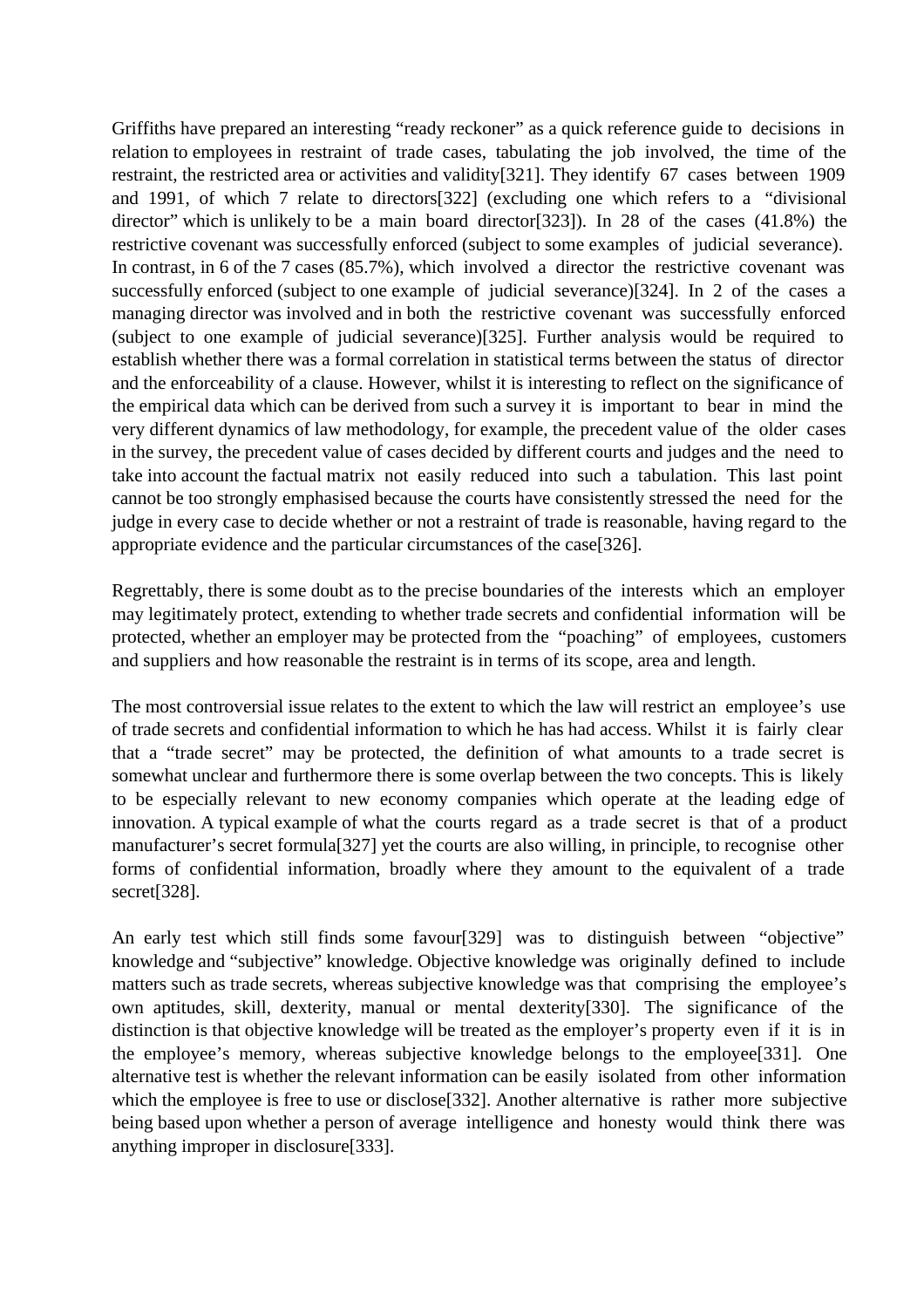Griffiths have prepared an interesting "ready reckoner" as a quick reference guide to decisions in relation to employees in restraint of trade cases, tabulating the job involved, the time of the restraint, the restricted area or activities and validity[321]. They identify 67 cases between 1909 and 1991, of which 7 relate to directors[322] (excluding one which refers to a "divisional director" which is unlikely to be a main board director[323]). In 28 of the cases (41.8%) the restrictive covenant was successfully enforced (subject to some examples of judicial severance). In contrast, in 6 of the 7 cases (85.7%), which involved a director the restrictive covenant was successfully enforced (subject to one example of judicial severance)[324]. In 2 of the cases a managing director was involved and in both the restrictive covenant was successfully enforced (subject to one example of judicial severance)[325]. Further analysis would be required to establish whether there was a formal correlation in statistical terms between the status of director and the enforceability of a clause. However, whilst it is interesting to reflect on the significance of the empirical data which can be derived from such a survey it is important to bear in mind the very different dynamics of law methodology, for example, the precedent value of the older cases in the survey, the precedent value of cases decided by different courts and judges and the need to take into account the factual matrix not easily reduced into such a tabulation. This last point cannot be too strongly emphasised because the courts have consistently stressed the need for the judge in every case to decide whether or not a restraint of trade is reasonable, having regard to the appropriate evidence and the particular circumstances of the case[326].

Regrettably, there is some doubt as to the precise boundaries of the interests which an employer may legitimately protect, extending to whether trade secrets and confidential information will be protected, whether an employer may be protected from the "poaching" of employees, customers and suppliers and how reasonable the restraint is in terms of its scope, area and length.

The most controversial issue relates to the extent to which the law will restrict an employee's use of trade secrets and confidential information to which he has had access. Whilst it is fairly clear that a "trade secret" may be protected, the definition of what amounts to a trade secret is somewhat unclear and furthermore there is some overlap between the two concepts. This is likely to be especially relevant to new economy companies which operate at the leading edge of innovation. A typical example of what the courts regard as a trade secret is that of a product manufacturer's secret formula[327] yet the courts are also willing, in principle, to recognise other forms of confidential information, broadly where they amount to the equivalent of a trade secret[328].

An early test which still finds some favour[329] was to distinguish between "objective" knowledge and "subjective" knowledge. Objective knowledge was originally defined to include matters such as trade secrets, whereas subjective knowledge was that comprising the employee's own aptitudes, skill, dexterity, manual or mental dexterity[330]. The significance of the distinction is that objective knowledge will be treated as the employer's property even if it is in the employee's memory, whereas subjective knowledge belongs to the employee[331]. One alternative test is whether the relevant information can be easily isolated from other information which the employee is free to use or disclose[332]. Another alternative is rather more subjective being based upon whether a person of average intelligence and honesty would think there was anything improper in disclosure[333].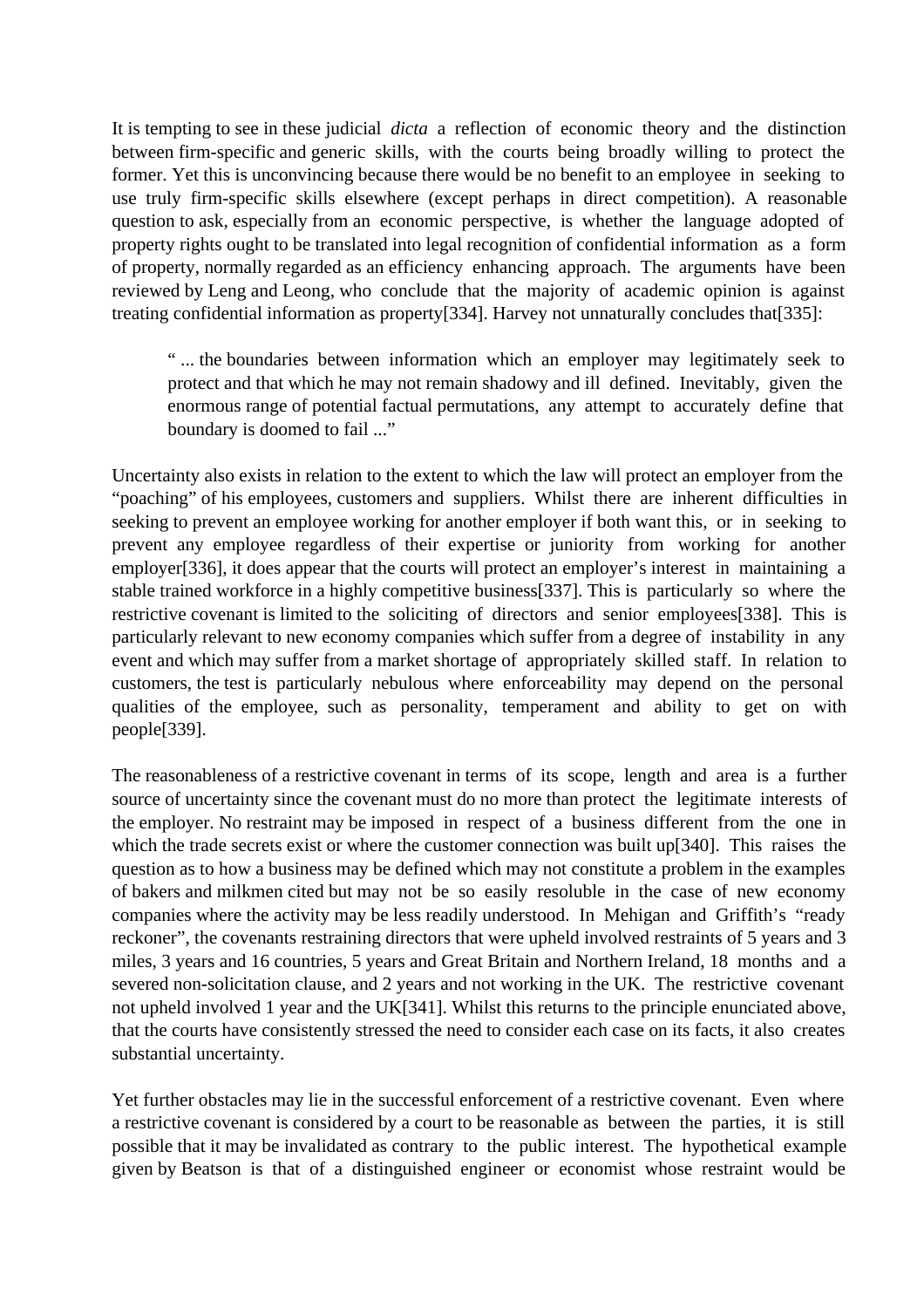It is tempting to see in these judicial *dicta* a reflection of economic theory and the distinction between firm-specific and generic skills, with the courts being broadly willing to protect the former. Yet this is unconvincing because there would be no benefit to an employee in seeking to use truly firm-specific skills elsewhere (except perhaps in direct competition). A reasonable question to ask, especially from an economic perspective, is whether the language adopted of property rights ought to be translated into legal recognition of confidential information as a form of property, normally regarded as an efficiency enhancing approach. The arguments have been reviewed by Leng and Leong, who conclude that the majority of academic opinion is against treating confidential information as property[334]. Harvey not unnaturally concludes that[335]:

> " ... the boundaries between information which an employer may legitimately seek to protect and that which he may not remain shadowy and ill defined. Inevitably, given the enormous range of potential factual permutations, any attempt to accurately define that boundary is doomed to fail ..."

Uncertainty also exists in relation to the extent to which the law will protect an employer from the "poaching" of his employees, customers and suppliers. Whilst there are inherent difficulties in seeking to prevent an employee working for another employer if both want this, or in seeking to prevent any employee regardless of their expertise or juniority from working for another employer[336], it does appear that the courts will protect an employer's interest in maintaining a stable trained workforce in a highly competitive business[337]. This is particularly so where the restrictive covenant is limited to the soliciting of directors and senior employees[338]. This is particularly relevant to new economy companies which suffer from a degree of instability in any event and which may suffer from a market shortage of appropriately skilled staff. In relation to customers, the test is particularly nebulous where enforceability may depend on the personal qualities of the employee, such as personality, temperament and ability to get on with people[339].

The reasonableness of a restrictive covenant in terms of its scope, length and area is a further source of uncertainty since the covenant must do no more than protect the legitimate interests of the employer. No restraint may be imposed in respect of a business different from the one in which the trade secrets exist or where the customer connection was built up[340]. This raises the question as to how a business may be defined which may not constitute a problem in the examples of bakers and milkmen cited but may not be so easily resoluble in the case of new economy companies where the activity may be less readily understood. In Mehigan and Griffith's "ready reckoner", the covenants restraining directors that were upheld involved restraints of 5 years and 3 miles, 3 years and 16 countries, 5 years and Great Britain and Northern Ireland, 18 months and a severed non-solicitation clause, and 2 years and not working in the UK. The restrictive covenant not upheld involved 1 year and the UK[341]. Whilst this returns to the principle enunciated above, that the courts have consistently stressed the need to consider each case on its facts, it also creates substantial uncertainty.

Yet further obstacles may lie in the successful enforcement of a restrictive covenant. Even where a restrictive covenant is considered by a court to be reasonable as between the parties, it is still possible that it may be invalidated as contrary to the public interest. The hypothetical example given by Beatson is that of a distinguished engineer or economist whose restraint would be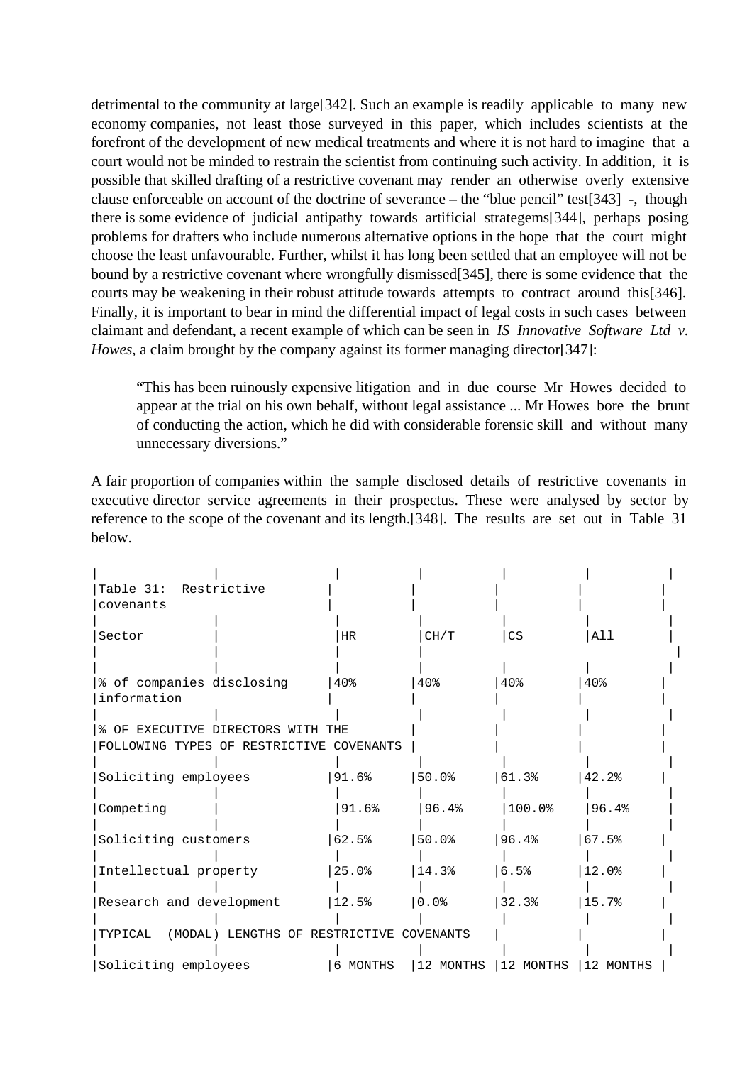detrimental to the community at large[342]. Such an example is readily applicable to many new economy companies, not least those surveyed in this paper, which includes scientists at the forefront of the development of new medical treatments and where it is not hard to imagine that a court would not be minded to restrain the scientist from continuing such activity. In addition, it is possible that skilled drafting of a restrictive covenant may render an otherwise overly extensive clause enforceable on account of the doctrine of severance – the "blue pencil" test[343] -, though there is some evidence of judicial antipathy towards artificial strategems[344], perhaps posing problems for drafters who include numerous alternative options in the hope that the court might choose the least unfavourable. Further, whilst it has long been settled that an employee will not be bound by a restrictive covenant where wrongfully dismissed[345], there is some evidence that the courts may be weakening in their robust attitude towards attempts to contract around this[346]. Finally, it is important to bear in mind the differential impact of legal costs in such cases between claimant and defendant, a recent example of which can be seen in *IS Innovative Software Ltd v. Howes*, a claim brought by the company against its former managing director[347]:

> "This has been ruinously expensive litigation and in due course Mr Howes decided to appear at the trial on his own behalf, without legal assistance ... Mr Howes bore the brunt of conducting the action, which he did with considerable forensic skill and without many unnecessary diversions."

A fair proportion of companies within the sample disclosed details of restrictive covenants in executive director service agreements in their prospectus. These were analysed by sector by reference to the scope of the covenant and its length.[348]. The results are set out in Table 31 below.

| Table 31: Restrictive covenants | | | | |
|---|---|---|---|---|
| Sector | HR | CH/T | CS | All |
| % of companies disclosing information | 40% | 40% | 40% | 40% |
| % OF EXECUTIVE DIRECTORS WITH THE FOLLOWING TYPES OF RESTRICTIVE COVENANTS | | | | |
| Soliciting employees | 91.6% | 50.0% | 61.3% | 42.2% |
| Competing | 91.6% | 96.4% | 100.0% | 96.4% |
| Soliciting customers | 62.5% | 50.0% | 96.4% | 67.5% |
| Intellectual property | 25.0% | 14.3% | 6.5% | 12.0% |
| Research and development | 12.5% | 0.0% | 32.3% | 15.7% |
| TYPICAL (MODAL) LENGTHS OF RESTRICTIVE COVENANTS | | | | |
| Soliciting employees | 6 MONTHS | 12 MONTHS | 12 MONTHS | 12 MONTHS |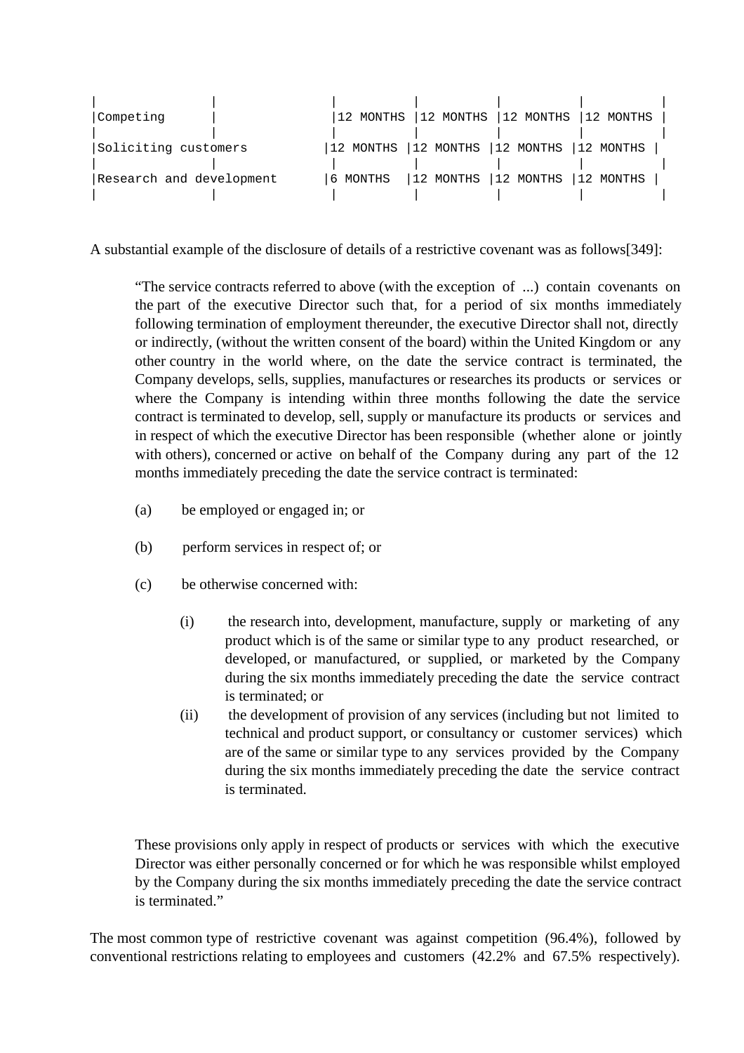| | | | | | |
|---|---|---|---|---|---|
| Competing | | 12 MONTHS | 12 MONTHS | 12 MONTHS | 12 MONTHS |
| Soliciting customers | | 12 MONTHS | 12 MONTHS | 12 MONTHS | 12 MONTHS |
| Research and development | | 6 MONTHS | 12 MONTHS | 12 MONTHS | 12 MONTHS |

A substantial example of the disclosure of details of a restrictive covenant was as follows[349]:

> "The service contracts referred to above (with the exception of ...) contain covenants on the part of the executive Director such that, for a period of six months immediately following termination of employment thereunder, the executive Director shall not, directly or indirectly, (without the written consent of the board) within the United Kingdom or any other country in the world where, on the date the service contract is terminated, the Company develops, sells, supplies, manufactures or researches its products or services or where the Company is intending within three months following the date the service contract is terminated to develop, sell, supply or manufacture its products or services and in respect of which the executive Director has been responsible (whether alone or jointly with others), concerned or active on behalf of the Company during any part of the 12 months immediately preceding the date the service contract is terminated:
>
> (a) be employed or engaged in; or
>
> (b) perform services in respect of; or
>
> (c) be otherwise concerned with:
>
> (i) the research into, development, manufacture, supply or marketing of any product which is of the same or similar type to any product researched, or developed, or manufactured, or supplied, or marketed by the Company during the six months immediately preceding the date the service contract is terminated; or
>
> (ii) the development of provision of any services (including but not limited to technical and product support, or consultancy or customer services) which are of the same or similar type to any services provided by the Company during the six months immediately preceding the date the service contract is terminated.
>
> These provisions only apply in respect of products or services with which the executive Director was either personally concerned or for which he was responsible whilst employed by the Company during the six months immediately preceding the date the service contract is terminated."

The most common type of restrictive covenant was against competition (96.4%), followed by conventional restrictions relating to employees and customers (42.2% and 67.5% respectively).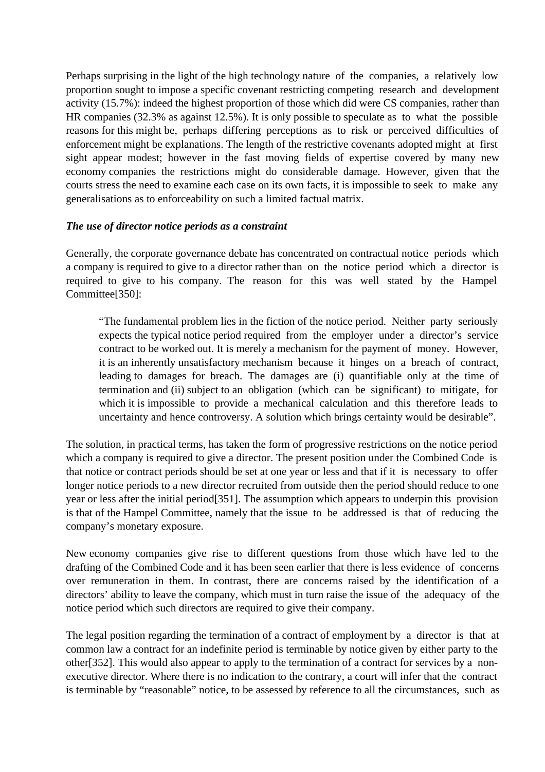Perhaps surprising in the light of the high technology nature of the companies, a relatively low proportion sought to impose a specific covenant restricting competing research and development activity (15.7%): indeed the highest proportion of those which did were CS companies, rather than HR companies (32.3% as against 12.5%). It is only possible to speculate as to what the possible reasons for this might be, perhaps differing perceptions as to risk or perceived difficulties of enforcement might be explanations. The length of the restrictive covenants adopted might at first sight appear modest; however in the fast moving fields of expertise covered by many new economy companies the restrictions might do considerable damage. However, given that the courts stress the need to examine each case on its own facts, it is impossible to seek to make any generalisations as to enforceability on such a limited factual matrix.

***The use of director notice periods as a constraint***

Generally, the corporate governance debate has concentrated on contractual notice periods which a company is required to give to a director rather than on the notice period which a director is required to give to his company. The reason for this was well stated by the Hampel Committee[350]:

> "The fundamental problem lies in the fiction of the notice period. Neither party seriously expects the typical notice period required from the employer under a director's service contract to be worked out. It is merely a mechanism for the payment of money. However, it is an inherently unsatisfactory mechanism because it hinges on a breach of contract, leading to damages for breach. The damages are (i) quantifiable only at the time of termination and (ii) subject to an obligation (which can be significant) to mitigate, for which it is impossible to provide a mechanical calculation and this therefore leads to uncertainty and hence controversy. A solution which brings certainty would be desirable".

The solution, in practical terms, has taken the form of progressive restrictions on the notice period which a company is required to give a director. The present position under the Combined Code is that notice or contract periods should be set at one year or less and that if it is necessary to offer longer notice periods to a new director recruited from outside then the period should reduce to one year or less after the initial period[351]. The assumption which appears to underpin this provision is that of the Hampel Committee, namely that the issue to be addressed is that of reducing the company's monetary exposure.

New economy companies give rise to different questions from those which have led to the drafting of the Combined Code and it has been seen earlier that there is less evidence of concerns over remuneration in them. In contrast, there are concerns raised by the identification of a directors' ability to leave the company, which must in turn raise the issue of the adequacy of the notice period which such directors are required to give their company.

The legal position regarding the termination of a contract of employment by a director is that at common law a contract for an indefinite period is terminable by notice given by either party to the other[352]. This would also appear to apply to the termination of a contract for services by a non-executive director. Where there is no indication to the contrary, a court will infer that the contract is terminable by "reasonable" notice, to be assessed by reference to all the circumstances, such as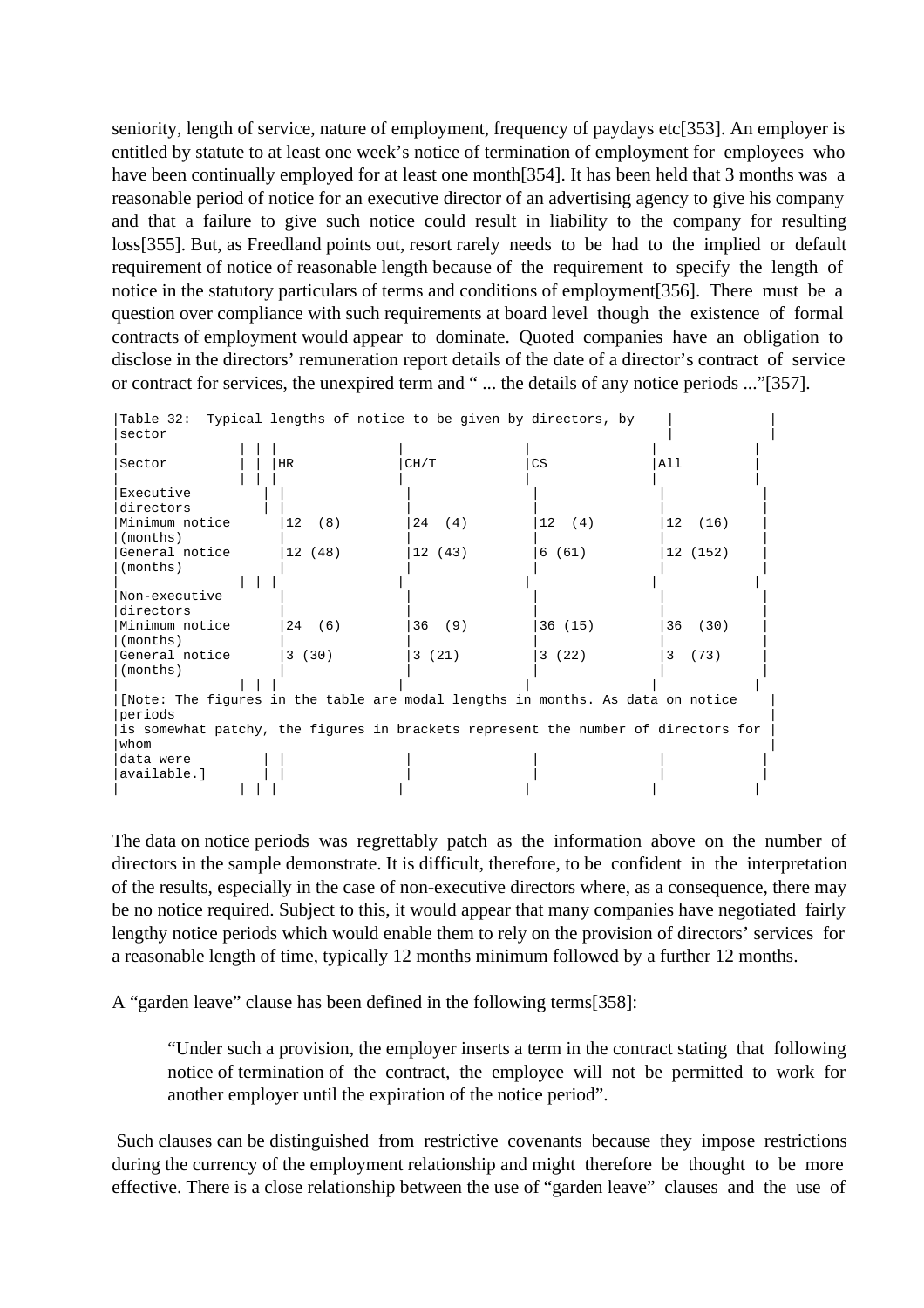seniority, length of service, nature of employment, frequency of paydays etc[353]. An employer is entitled by statute to at least one week's notice of termination of employment for employees who have been continually employed for at least one month[354]. It has been held that 3 months was a reasonable period of notice for an executive director of an advertising agency to give his company and that a failure to give such notice could result in liability to the company for resulting loss[355]. But, as Freedland points out, resort rarely needs to be had to the implied or default requirement of notice of reasonable length because of the requirement to specify the length of notice in the statutory particulars of terms and conditions of employment[356]. There must be a question over compliance with such requirements at board level though the existence of formal contracts of employment would appear to dominate. Quoted companies have an obligation to disclose in the directors' remuneration report details of the date of a director's contract of service or contract for services, the unexpired term and " ... the details of any notice periods ..."[357].

Table 32: Typical lengths of notice to be given by directors, by sector

| Sector | HR | CH/T | CS | All |
|---|---|---|---|---|
| Executive directors | | | | |
| Minimum notice (months) | 12 (8) | 24 (4) | 12 (4) | 12 (16) |
| General notice (months) | 12 (48) | 12 (43) | 6 (61) | 12 (152) |
| Non-executive directors | | | | |
| Minimum notice (months) | 24 (6) | 36 (9) | 36 (15) | 36 (30) |
| General notice (months) | 3 (30) | 3 (21) | 3 (22) | 3 (73) |

[Note: The figures in the table are modal lengths in months. As data on notice periods is somewhat patchy, the figures in brackets represent the number of directors for whom data were available.]

The data on notice periods was regrettably patch as the information above on the number of directors in the sample demonstrate. It is difficult, therefore, to be confident in the interpretation of the results, especially in the case of non-executive directors where, as a consequence, there may be no notice required. Subject to this, it would appear that many companies have negotiated fairly lengthy notice periods which would enable them to rely on the provision of directors' services for a reasonable length of time, typically 12 months minimum followed by a further 12 months.

A "garden leave" clause has been defined in the following terms[358]:

> "Under such a provision, the employer inserts a term in the contract stating that following notice of termination of the contract, the employee will not be permitted to work for another employer until the expiration of the notice period".

Such clauses can be distinguished from restrictive covenants because they impose restrictions during the currency of the employment relationship and might therefore be thought to be more effective. There is a close relationship between the use of "garden leave" clauses and the use of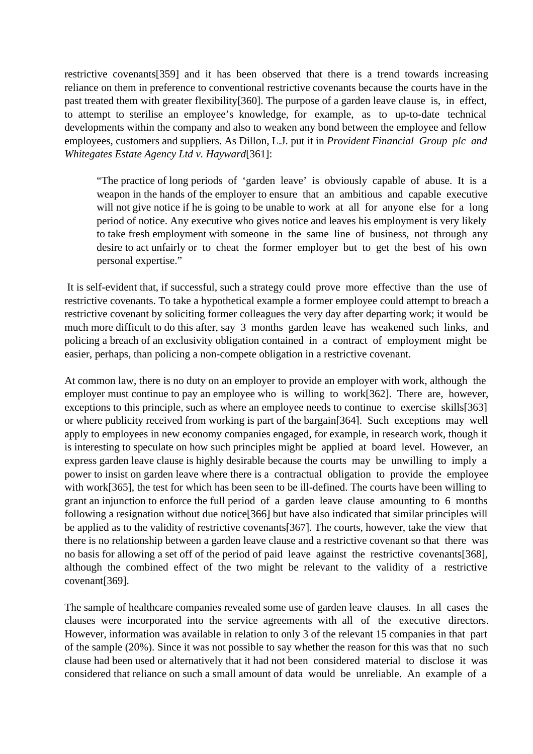restrictive covenants[359] and it has been observed that there is a trend towards increasing reliance on them in preference to conventional restrictive covenants because the courts have in the past treated them with greater flexibility[360]. The purpose of a garden leave clause is, in effect, to attempt to sterilise an employee's knowledge, for example, as to up-to-date technical developments within the company and also to weaken any bond between the employee and fellow employees, customers and suppliers. As Dillon, L.J. put it in *Provident Financial Group plc and Whitegates Estate Agency Ltd v. Hayward*[361]:

> "The practice of long periods of 'garden leave' is obviously capable of abuse. It is a weapon in the hands of the employer to ensure that an ambitious and capable executive will not give notice if he is going to be unable to work at all for anyone else for a long period of notice. Any executive who gives notice and leaves his employment is very likely to take fresh employment with someone in the same line of business, not through any desire to act unfairly or to cheat the former employer but to get the best of his own personal expertise."

It is self-evident that, if successful, such a strategy could prove more effective than the use of restrictive covenants. To take a hypothetical example a former employee could attempt to breach a restrictive covenant by soliciting former colleagues the very day after departing work; it would be much more difficult to do this after, say 3 months garden leave has weakened such links, and policing a breach of an exclusivity obligation contained in a contract of employment might be easier, perhaps, than policing a non-compete obligation in a restrictive covenant.

At common law, there is no duty on an employer to provide an employer with work, although the employer must continue to pay an employee who is willing to work[362]. There are, however, exceptions to this principle, such as where an employee needs to continue to exercise skills[363] or where publicity received from working is part of the bargain[364]. Such exceptions may well apply to employees in new economy companies engaged, for example, in research work, though it is interesting to speculate on how such principles might be applied at board level. However, an express garden leave clause is highly desirable because the courts may be unwilling to imply a power to insist on garden leave where there is a contractual obligation to provide the employee with work[365], the test for which has been seen to be ill-defined. The courts have been willing to grant an injunction to enforce the full period of a garden leave clause amounting to 6 months following a resignation without due notice[366] but have also indicated that similar principles will be applied as to the validity of restrictive covenants[367]. The courts, however, take the view that there is no relationship between a garden leave clause and a restrictive covenant so that there was no basis for allowing a set off of the period of paid leave against the restrictive covenants[368], although the combined effect of the two might be relevant to the validity of a restrictive covenant[369].

The sample of healthcare companies revealed some use of garden leave clauses. In all cases the clauses were incorporated into the service agreements with all of the executive directors. However, information was available in relation to only 3 of the relevant 15 companies in that part of the sample (20%). Since it was not possible to say whether the reason for this was that no such clause had been used or alternatively that it had not been considered material to disclose it was considered that reliance on such a small amount of data would be unreliable. An example of a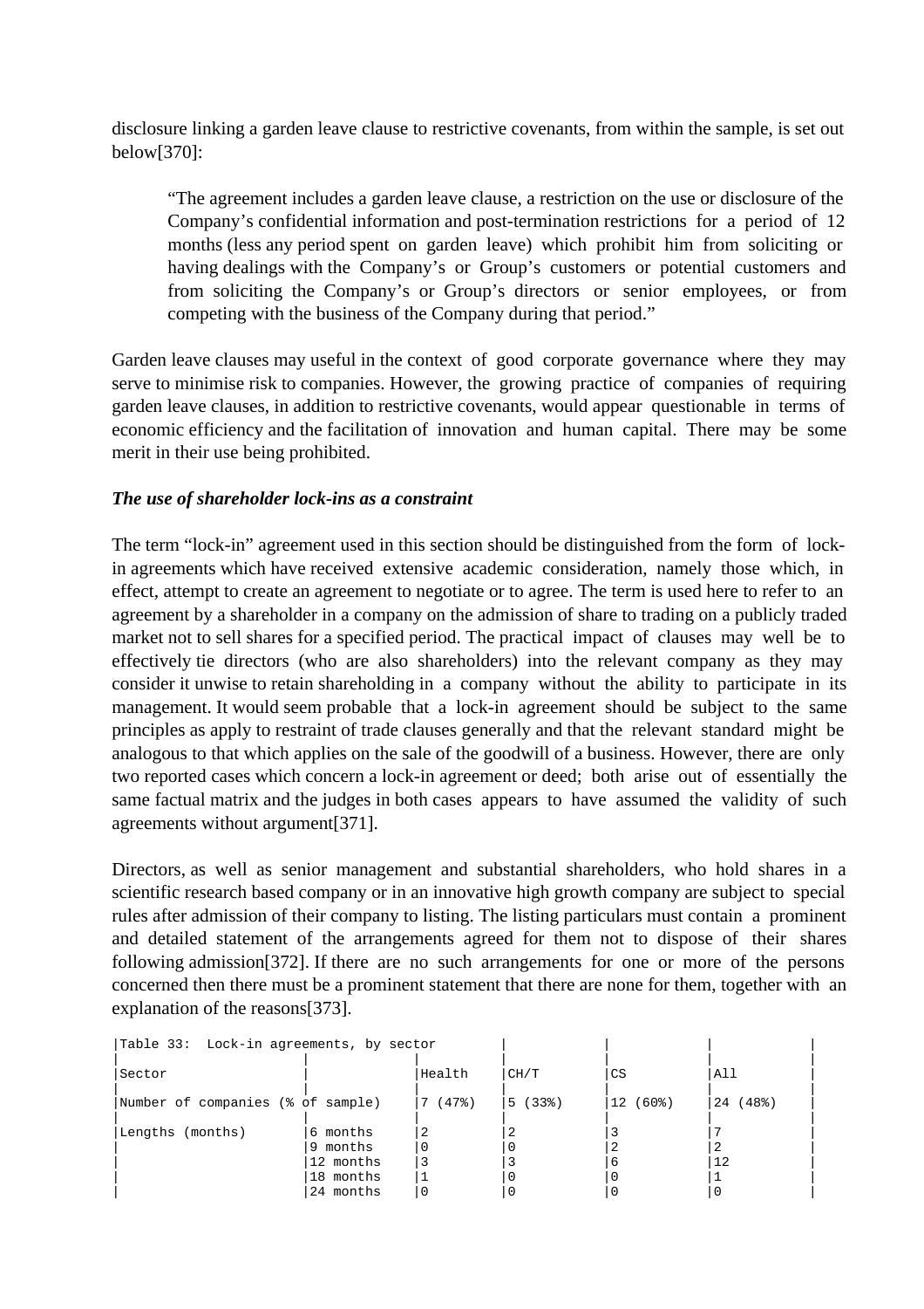disclosure linking a garden leave clause to restrictive covenants, from within the sample, is set out below[370]:

> "The agreement includes a garden leave clause, a restriction on the use or disclosure of the Company's confidential information and post-termination restrictions for a period of 12 months (less any period spent on garden leave) which prohibit him from soliciting or having dealings with the Company's or Group's customers or potential customers and from soliciting the Company's or Group's directors or senior employees, or from competing with the business of the Company during that period."

Garden leave clauses may useful in the context of good corporate governance where they may serve to minimise risk to companies. However, the growing practice of companies of requiring garden leave clauses, in addition to restrictive covenants, would appear questionable in terms of economic efficiency and the facilitation of innovation and human capital. There may be some merit in their use being prohibited.

***The use of shareholder lock-ins as a constraint***

The term "lock-in" agreement used in this section should be distinguished from the form of lock-in agreements which have received extensive academic consideration, namely those which, in effect, attempt to create an agreement to negotiate or to agree. The term is used here to refer to an agreement by a shareholder in a company on the admission of share to trading on a publicly traded market not to sell shares for a specified period. The practical impact of clauses may well be to effectively tie directors (who are also shareholders) into the relevant company as they may consider it unwise to retain shareholding in a company without the ability to participate in its management. It would seem probable that a lock-in agreement should be subject to the same principles as apply to restraint of trade clauses generally and that the relevant standard might be analogous to that which applies on the sale of the goodwill of a business. However, there are only two reported cases which concern a lock-in agreement or deed; both arise out of essentially the same factual matrix and the judges in both cases appears to have assumed the validity of such agreements without argument[371].

Directors, as well as senior management and substantial shareholders, who hold shares in a scientific research based company or in an innovative high growth company are subject to special rules after admission of their company to listing. The listing particulars must contain a prominent and detailed statement of the arrangements agreed for them not to dispose of their shares following admission[372]. If there are no such arrangements for one or more of the persons concerned then there must be a prominent statement that there are none for them, together with an explanation of the reasons[373].

Table 33: Lock-in agreements, by sector

| Sector | | Health | CH/T | CS | All |
|---|---|---|---|---|---|
| Number of companies (% of sample) | | 7 (47%) | 5 (33%) | 12 (60%) | 24 (48%) |
| Lengths (months) | 6 months | 2 | 2 | 3 | 7 |
| | 9 months | 0 | 0 | 2 | 2 |
| | 12 months | 3 | 3 | 6 | 12 |
| | 18 months | 1 | 0 | 0 | 1 |
| | 24 months | 0 | 0 | 0 | 0 |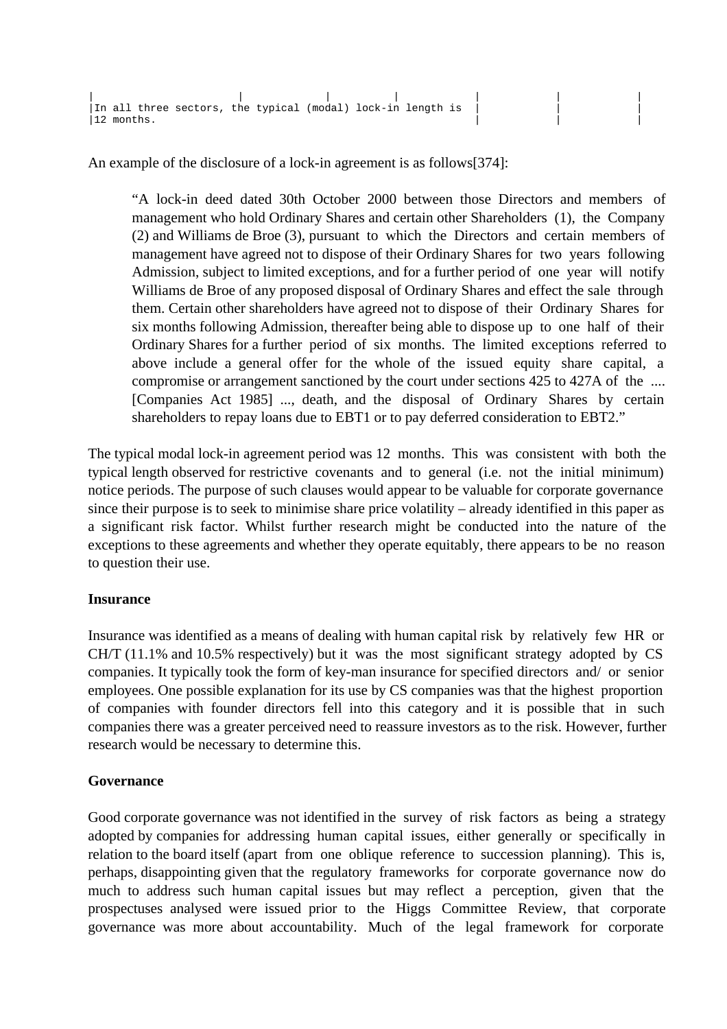In all three sectors, the typical (modal) lock-in length is 12 months.

An example of the disclosure of a lock-in agreement is as follows[374]:

> "A lock-in deed dated 30th October 2000 between those Directors and members of management who hold Ordinary Shares and certain other Shareholders (1), the Company (2) and Williams de Broe (3), pursuant to which the Directors and certain members of management have agreed not to dispose of their Ordinary Shares for two years following Admission, subject to limited exceptions, and for a further period of one year will notify Williams de Broe of any proposed disposal of Ordinary Shares and effect the sale through them. Certain other shareholders have agreed not to dispose of their Ordinary Shares for six months following Admission, thereafter being able to dispose up to one half of their Ordinary Shares for a further period of six months. The limited exceptions referred to above include a general offer for the whole of the issued equity share capital, a compromise or arrangement sanctioned by the court under sections 425 to 427A of the .... [Companies Act 1985] ..., death, and the disposal of Ordinary Shares by certain shareholders to repay loans due to EBT1 or to pay deferred consideration to EBT2."

The typical modal lock-in agreement period was 12 months. This was consistent with both the typical length observed for restrictive covenants and to general (i.e. not the initial minimum) notice periods. The purpose of such clauses would appear to be valuable for corporate governance since their purpose is to seek to minimise share price volatility – already identified in this paper as a significant risk factor. Whilst further research might be conducted into the nature of the exceptions to these agreements and whether they operate equitably, there appears to be no reason to question their use.

**Insurance**

Insurance was identified as a means of dealing with human capital risk by relatively few HR or CH/T (11.1% and 10.5% respectively) but it was the most significant strategy adopted by CS companies. It typically took the form of key-man insurance for specified directors and/ or senior employees. One possible explanation for its use by CS companies was that the highest proportion of companies with founder directors fell into this category and it is possible that in such companies there was a greater perceived need to reassure investors as to the risk. However, further research would be necessary to determine this.

**Governance**

Good corporate governance was not identified in the survey of risk factors as being a strategy adopted by companies for addressing human capital issues, either generally or specifically in relation to the board itself (apart from one oblique reference to succession planning). This is, perhaps, disappointing given that the regulatory frameworks for corporate governance now do much to address such human capital issues but may reflect a perception, given that the prospectuses analysed were issued prior to the Higgs Committee Review, that corporate governance was more about accountability. Much of the legal framework for corporate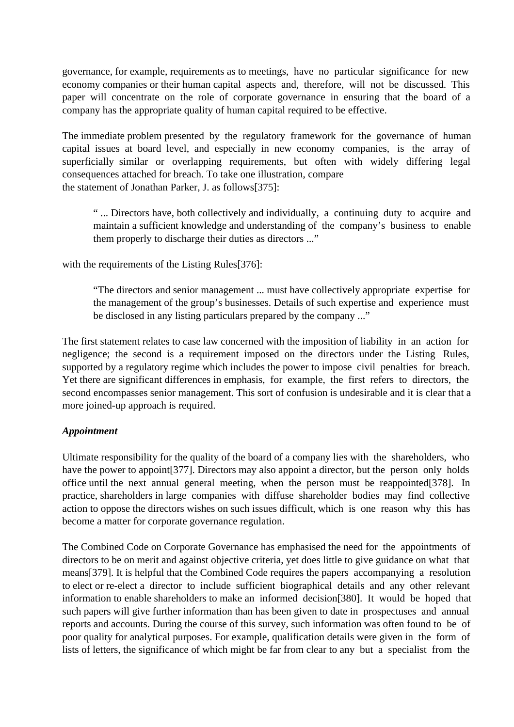governance, for example, requirements as to meetings, have no particular significance for new economy companies or their human capital aspects and, therefore, will not be discussed. This paper will concentrate on the role of corporate governance in ensuring that the board of a company has the appropriate quality of human capital required to be effective.

The immediate problem presented by the regulatory framework for the governance of human capital issues at board level, and especially in new economy companies, is the array of superficially similar or overlapping requirements, but often with widely differing legal consequences attached for breach. To take one illustration, compare the statement of Jonathan Parker, J. as follows[375]:

> " ... Directors have, both collectively and individually, a continuing duty to acquire and maintain a sufficient knowledge and understanding of the company's business to enable them properly to discharge their duties as directors ..."

with the requirements of the Listing Rules[376]:

> "The directors and senior management ... must have collectively appropriate expertise for the management of the group's businesses. Details of such expertise and experience must be disclosed in any listing particulars prepared by the company ..."

The first statement relates to case law concerned with the imposition of liability in an action for negligence; the second is a requirement imposed on the directors under the Listing Rules, supported by a regulatory regime which includes the power to impose civil penalties for breach. Yet there are significant differences in emphasis, for example, the first refers to directors, the second encompasses senior management. This sort of confusion is undesirable and it is clear that a more joined-up approach is required.

***Appointment***

Ultimate responsibility for the quality of the board of a company lies with the shareholders, who have the power to appoint[377]. Directors may also appoint a director, but the person only holds office until the next annual general meeting, when the person must be reappointed[378]. In practice, shareholders in large companies with diffuse shareholder bodies may find collective action to oppose the directors wishes on such issues difficult, which is one reason why this has become a matter for corporate governance regulation.

The Combined Code on Corporate Governance has emphasised the need for the appointments of directors to be on merit and against objective criteria, yet does little to give guidance on what that means[379]. It is helpful that the Combined Code requires the papers accompanying a resolution to elect or re-elect a director to include sufficient biographical details and any other relevant information to enable shareholders to make an informed decision[380]. It would be hoped that such papers will give further information than has been given to date in prospectuses and annual reports and accounts. During the course of this survey, such information was often found to be of poor quality for analytical purposes. For example, qualification details were given in the form of lists of letters, the significance of which might be far from clear to any but a specialist from the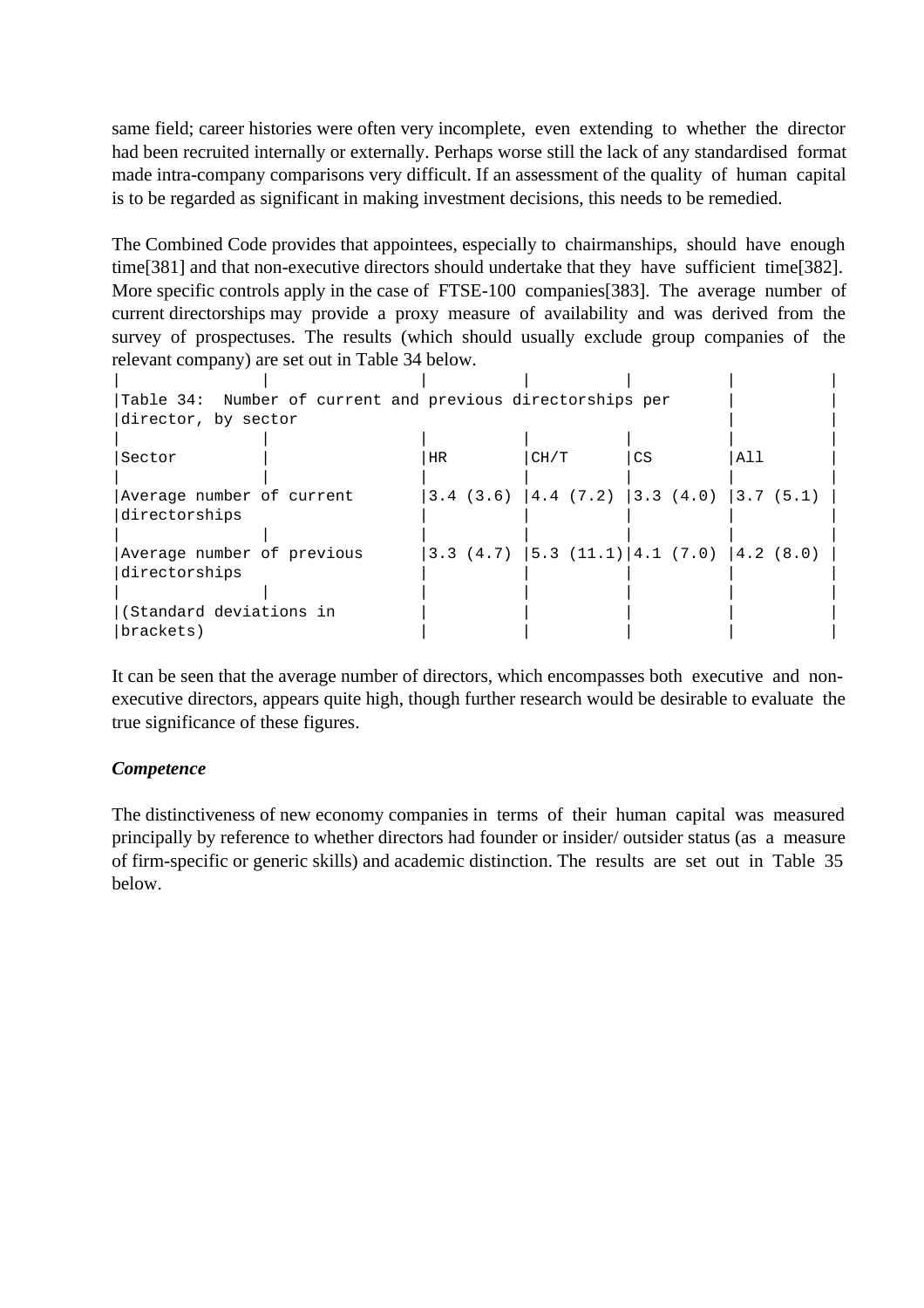same field; career histories were often very incomplete, even extending to whether the director had been recruited internally or externally. Perhaps worse still the lack of any standardised format made intra-company comparisons very difficult. If an assessment of the quality of human capital is to be regarded as significant in making investment decisions, this needs to be remedied.

The Combined Code provides that appointees, especially to chairmanships, should have enough time[381] and that non-executive directors should undertake that they have sufficient time[382]. More specific controls apply in the case of FTSE-100 companies[383]. The average number of current directorships may provide a proxy measure of availability and was derived from the survey of prospectuses. The results (which should usually exclude group companies of the relevant company) are set out in Table 34 below.

Table 34: Number of current and previous directorships per director, by sector

| Sector | HR | CH/T | CS | All |
|---|---|---|---|---|
| Average number of current directorships | 3.4 (3.6) | 4.4 (7.2) | 3.3 (4.0) | 3.7 (5.1) |
| Average number of previous directorships | 3.3 (4.7) | 5.3 (11.1) | 4.1 (7.0) | 4.2 (8.0) |
| (Standard deviations in brackets) | | | | |

It can be seen that the average number of directors, which encompasses both executive and non-executive directors, appears quite high, though further research would be desirable to evaluate the true significance of these figures.

***Competence***

The distinctiveness of new economy companies in terms of their human capital was measured principally by reference to whether directors had founder or insider/ outsider status (as a measure of firm-specific or generic skills) and academic distinction. The results are set out in Table 35 below.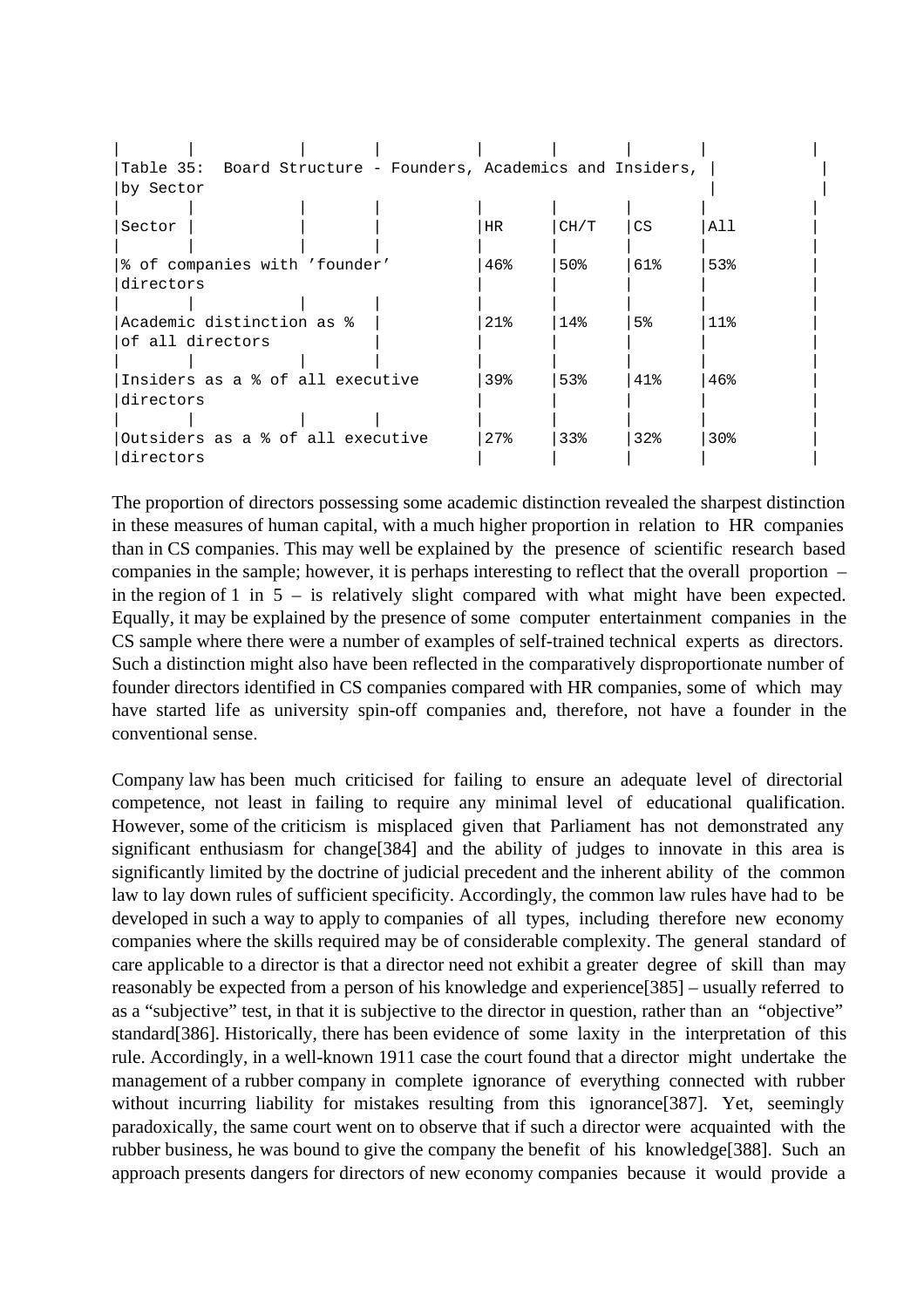Table 35: Board Structure - Founders, Academics and Insiders, by Sector

| Sector | HR | CH/T | CS | All |
|---|---|---|---|---|
| % of companies with 'founder' directors | 46% | 50% | 61% | 53% |
| Academic distinction as % of all directors | 21% | 14% | 5% | 11% |
| Insiders as a % of all executive directors | 39% | 53% | 41% | 46% |
| Outsiders as a % of all executive directors | 27% | 33% | 32% | 30% |

The proportion of directors possessing some academic distinction revealed the sharpest distinction in these measures of human capital, with a much higher proportion in relation to HR companies than in CS companies. This may well be explained by the presence of scientific research based companies in the sample; however, it is perhaps interesting to reflect that the overall proportion – in the region of 1 in 5 – is relatively slight compared with what might have been expected. Equally, it may be explained by the presence of some computer entertainment companies in the CS sample where there were a number of examples of self-trained technical experts as directors. Such a distinction might also have been reflected in the comparatively disproportionate number of founder directors identified in CS companies compared with HR companies, some of which may have started life as university spin-off companies and, therefore, not have a founder in the conventional sense.

Company law has been much criticised for failing to ensure an adequate level of directorial competence, not least in failing to require any minimal level of educational qualification. However, some of the criticism is misplaced given that Parliament has not demonstrated any significant enthusiasm for change[384] and the ability of judges to innovate in this area is significantly limited by the doctrine of judicial precedent and the inherent ability of the common law to lay down rules of sufficient specificity. Accordingly, the common law rules have had to be developed in such a way to apply to companies of all types, including therefore new economy companies where the skills required may be of considerable complexity. The general standard of care applicable to a director is that a director need not exhibit a greater degree of skill than may reasonably be expected from a person of his knowledge and experience[385] – usually referred to as a "subjective" test, in that it is subjective to the director in question, rather than an "objective" standard[386]. Historically, there has been evidence of some laxity in the interpretation of this rule. Accordingly, in a well-known 1911 case the court found that a director might undertake the management of a rubber company in complete ignorance of everything connected with rubber without incurring liability for mistakes resulting from this ignorance[387]. Yet, seemingly paradoxically, the same court went on to observe that if such a director were acquainted with the rubber business, he was bound to give the company the benefit of his knowledge[388]. Such an approach presents dangers for directors of new economy companies because it would provide a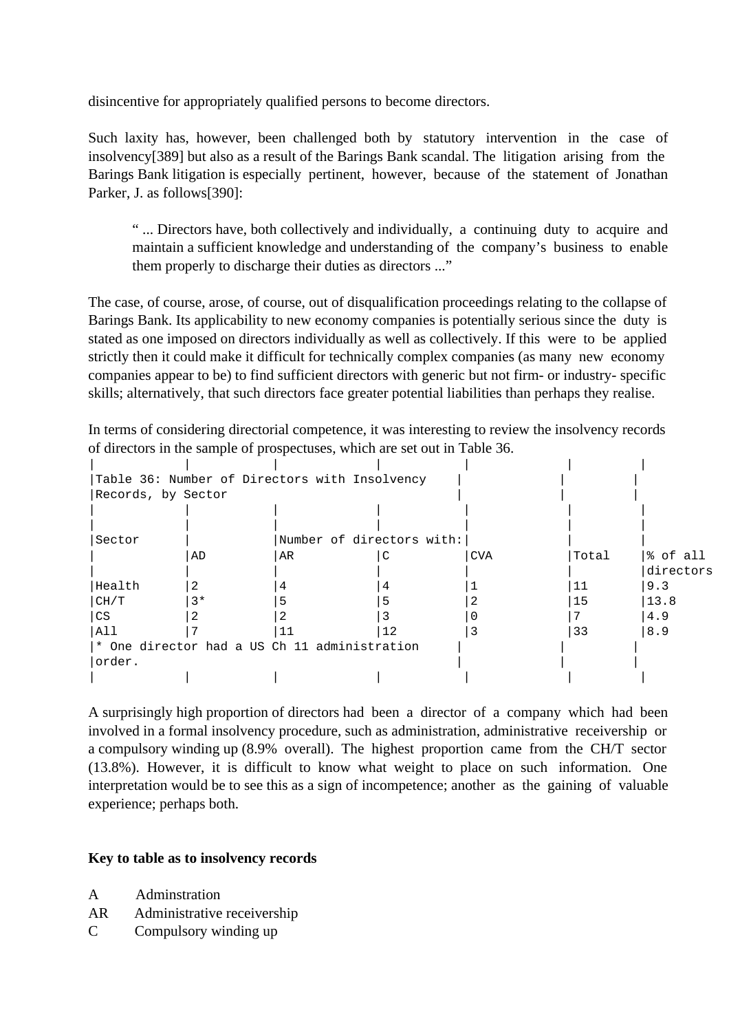disincentive for appropriately qualified persons to become directors.

Such laxity has, however, been challenged both by statutory intervention in the case of insolvency[389] but also as a result of the Barings Bank scandal. The litigation arising from the Barings Bank litigation is especially pertinent, however, because of the statement of Jonathan Parker, J. as follows[390]:

> " ... Directors have, both collectively and individually, a continuing duty to acquire and maintain a sufficient knowledge and understanding of the company's business to enable them properly to discharge their duties as directors ..."

The case, of course, arose, of course, out of disqualification proceedings relating to the collapse of Barings Bank. Its applicability to new economy companies is potentially serious since the duty is stated as one imposed on directors individually as well as collectively. If this were to be applied strictly then it could make it difficult for technically complex companies (as many new economy companies appear to be) to find sufficient directors with generic but not firm- or industry- specific skills; alternatively, that such directors face greater potential liabilities than perhaps they realise.

In terms of considering directorial competence, it was interesting to review the insolvency records of directors in the sample of prospectuses, which are set out in Table 36.

Table 36: Number of Directors with Insolvency Records, by Sector

| Sector | Number of directors with: | | | | | |
|---|---|---|---|---|---|---|
| | AD | AR | C | CVA | Total | % of all directors |
| Health | 2 | 4 | 4 | 1 | 11 | 9.3 |
| CH/T | 3* | 5 | 5 | 2 | 15 | 13.8 |
| CS | 2 | 2 | 3 | 0 | 7 | 4.9 |
| All | 7 | 11 | 12 | 3 | 33 | 8.9 |

\* One director had a US Ch 11 administration order.

A surprisingly high proportion of directors had been a director of a company which had been involved in a formal insolvency procedure, such as administration, administrative receivership or a compulsory winding up (8.9% overall). The highest proportion came from the CH/T sector (13.8%). However, it is difficult to know what weight to place on such information. One interpretation would be to see this as a sign of incompetence; another as the gaining of valuable experience; perhaps both.

**Key to table as to insolvency records**

A Adminstration
AR Administrative receivership
C Compulsory winding up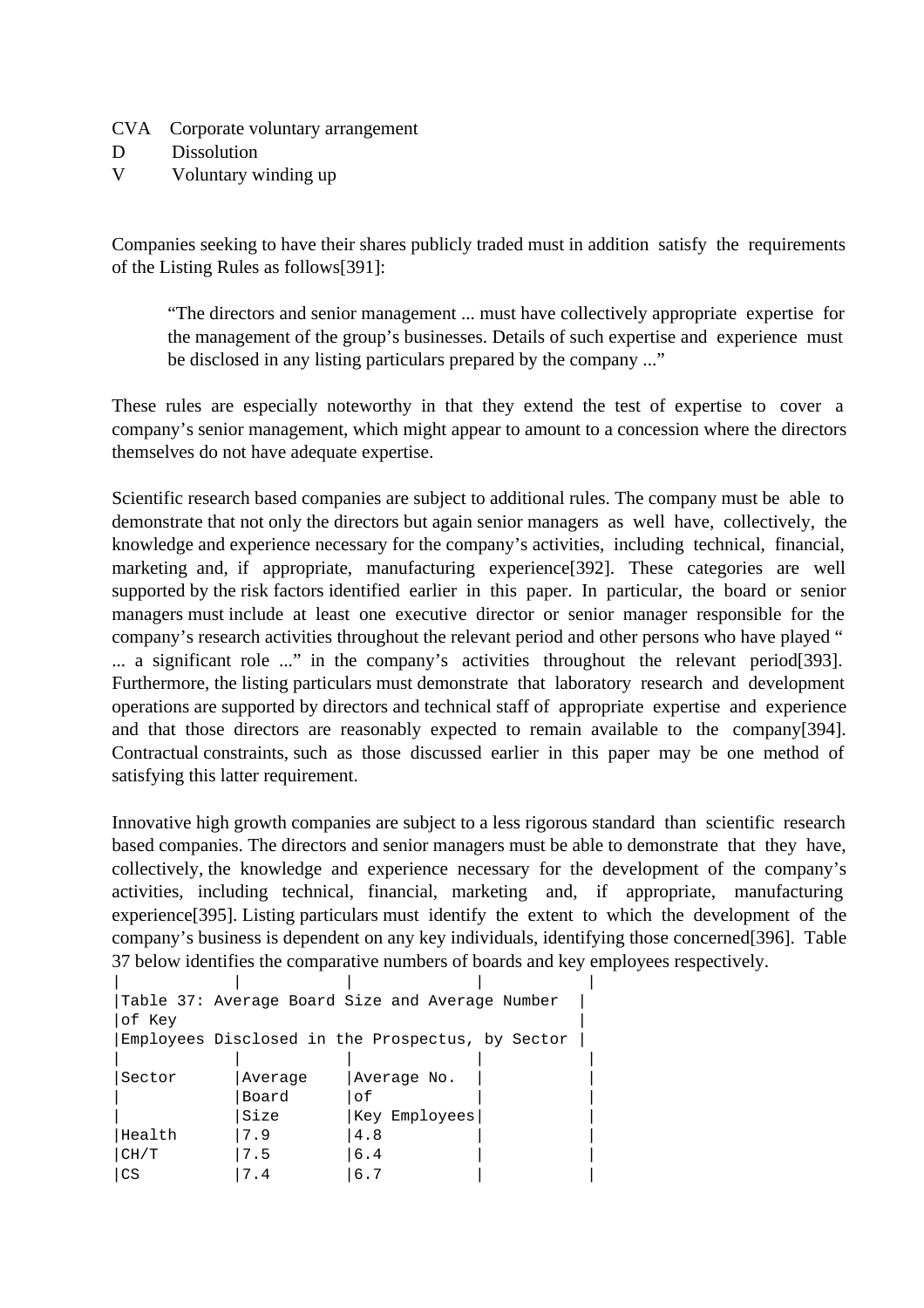CVA Corporate voluntary arrangement
D Dissolution
V Voluntary winding up

Companies seeking to have their shares publicly traded must in addition satisfy the requirements of the Listing Rules as follows[391]:

> "The directors and senior management ... must have collectively appropriate expertise for the management of the group's businesses. Details of such expertise and experience must be disclosed in any listing particulars prepared by the company ..."

These rules are especially noteworthy in that they extend the test of expertise to cover a company's senior management, which might appear to amount to a concession where the directors themselves do not have adequate expertise.

Scientific research based companies are subject to additional rules. The company must be able to demonstrate that not only the directors but again senior managers as well have, collectively, the knowledge and experience necessary for the company's activities, including technical, financial, marketing and, if appropriate, manufacturing experience[392]. These categories are well supported by the risk factors identified earlier in this paper. In particular, the board or senior managers must include at least one executive director or senior manager responsible for the company's research activities throughout the relevant period and other persons who have played " ... a significant role ..." in the company's activities throughout the relevant period[393]. Furthermore, the listing particulars must demonstrate that laboratory research and development operations are supported by directors and technical staff of appropriate expertise and experience and that those directors are reasonably expected to remain available to the company[394]. Contractual constraints, such as those discussed earlier in this paper may be one method of satisfying this latter requirement.

Innovative high growth companies are subject to a less rigorous standard than scientific research based companies. The directors and senior managers must be able to demonstrate that they have, collectively, the knowledge and experience necessary for the development of the company's activities, including technical, financial, marketing and, if appropriate, manufacturing experience[395]. Listing particulars must identify the extent to which the development of the company's business is dependent on any key individuals, identifying those concerned[396]. Table 37 below identifies the comparative numbers of boards and key employees respectively.

Table 37: Average Board Size and Average Number of Key Employees Disclosed in the Prospectus, by Sector

| Sector | Average Board Size | Average No. of Key Employees | |
|---|---|---|---|
| Health | 7.9 | 4.8 | |
| CH/T | 7.5 | 6.4 | |
| CS | 7.4 | 6.7 | |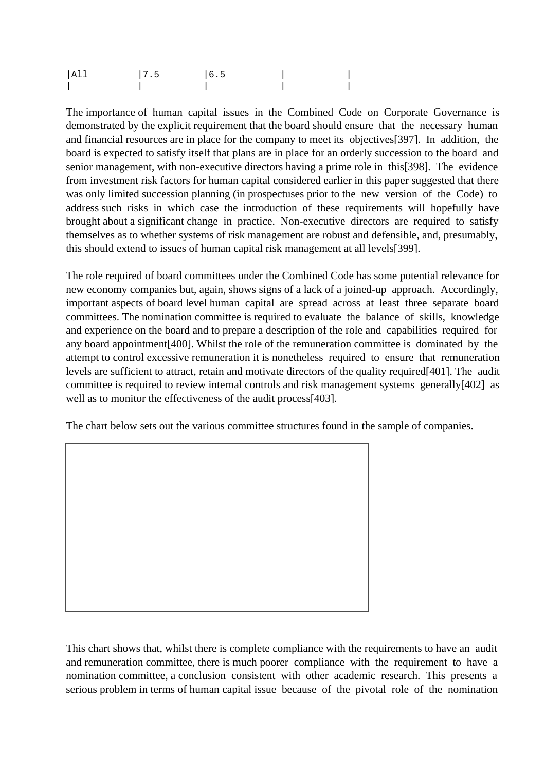| | | | | |
|---|---|---|---|---|
| All | 7.5 | 6.5 | | |
| | | | | |

The importance of human capital issues in the Combined Code on Corporate Governance is demonstrated by the explicit requirement that the board should ensure that the necessary human and financial resources are in place for the company to meet its objectives[397]. In addition, the board is expected to satisfy itself that plans are in place for an orderly succession to the board and senior management, with non-executive directors having a prime role in this[398]. The evidence from investment risk factors for human capital considered earlier in this paper suggested that there was only limited succession planning (in prospectuses prior to the new version of the Code) to address such risks in which case the introduction of these requirements will hopefully have brought about a significant change in practice. Non-executive directors are required to satisfy themselves as to whether systems of risk management are robust and defensible, and, presumably, this should extend to issues of human capital risk management at all levels[399].

The role required of board committees under the Combined Code has some potential relevance for new economy companies but, again, shows signs of a lack of a joined-up approach. Accordingly, important aspects of board level human capital are spread across at least three separate board committees. The nomination committee is required to evaluate the balance of skills, knowledge and experience on the board and to prepare a description of the role and capabilities required for any board appointment[400]. Whilst the role of the remuneration committee is dominated by the attempt to control excessive remuneration it is nonetheless required to ensure that remuneration levels are sufficient to attract, retain and motivate directors of the quality required[401]. The audit committee is required to review internal controls and risk management systems generally[402] as well as to monitor the effectiveness of the audit process[403].

The chart below sets out the various committee structures found in the sample of companies.

This chart shows that, whilst there is complete compliance with the requirements to have an audit and remuneration committee, there is much poorer compliance with the requirement to have a nomination committee, a conclusion consistent with other academic research. This presents a serious problem in terms of human capital issue because of the pivotal role of the nomination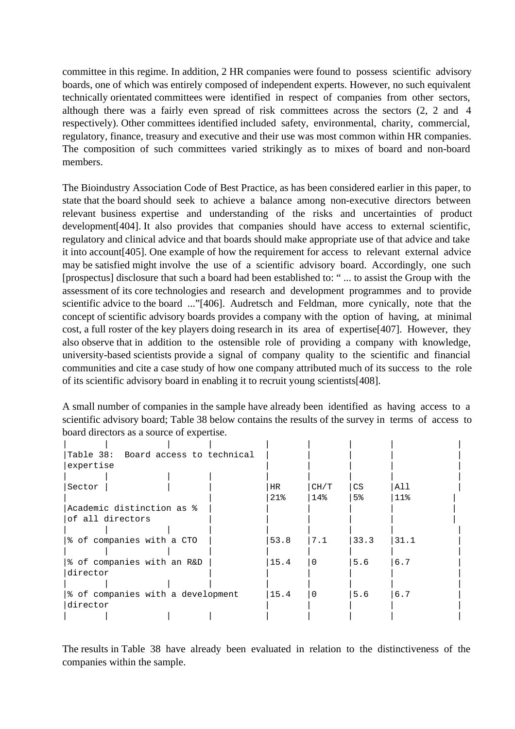committee in this regime. In addition, 2 HR companies were found to possess scientific advisory boards, one of which was entirely composed of independent experts. However, no such equivalent technically orientated committees were identified in respect of companies from other sectors, although there was a fairly even spread of risk committees across the sectors (2, 2 and 4 respectively). Other committees identified included safety, environmental, charity, commercial, regulatory, finance, treasury and executive and their use was most common within HR companies. The composition of such committees varied strikingly as to mixes of board and non-board members.

The Bioindustry Association Code of Best Practice, as has been considered earlier in this paper, to state that the board should seek to achieve a balance among non-executive directors between relevant business expertise and understanding of the risks and uncertainties of product development[404]. It also provides that companies should have access to external scientific, regulatory and clinical advice and that boards should make appropriate use of that advice and take it into account[405]. One example of how the requirement for access to relevant external advice may be satisfied might involve the use of a scientific advisory board. Accordingly, one such [prospectus] disclosure that such a board had been established to: " ... to assist the Group with the assessment of its core technologies and research and development programmes and to provide scientific advice to the board ..."[406]. Audretsch and Feldman, more cynically, note that the concept of scientific advisory boards provides a company with the option of having, at minimal cost, a full roster of the key players doing research in its area of expertise[407]. However, they also observe that in addition to the ostensible role of providing a company with knowledge, university-based scientists provide a signal of company quality to the scientific and financial communities and cite a case study of how one company attributed much of its success to the role of its scientific advisory board in enabling it to recruit young scientists[408].

A small number of companies in the sample have already been identified as having access to a scientific advisory board; Table 38 below contains the results of the survey in terms of access to board directors as a source of expertise.

Table 38: Board access to technical expertise

| Sector | HR | CH/T | CS | All |
|---|---|---|---|---|
| Academic distinction as % of all directors | 21% | 14% | 5% | 11% |
| % of companies with a CTO | 53.8 | 7.1 | 33.3 | 31.1 |
| % of companies with an R&D director | 15.4 | 0 | 5.6 | 6.7 |
| % of companies with a development director | 15.4 | 0 | 5.6 | 6.7 |

The results in Table 38 have already been evaluated in relation to the distinctiveness of the companies within the sample.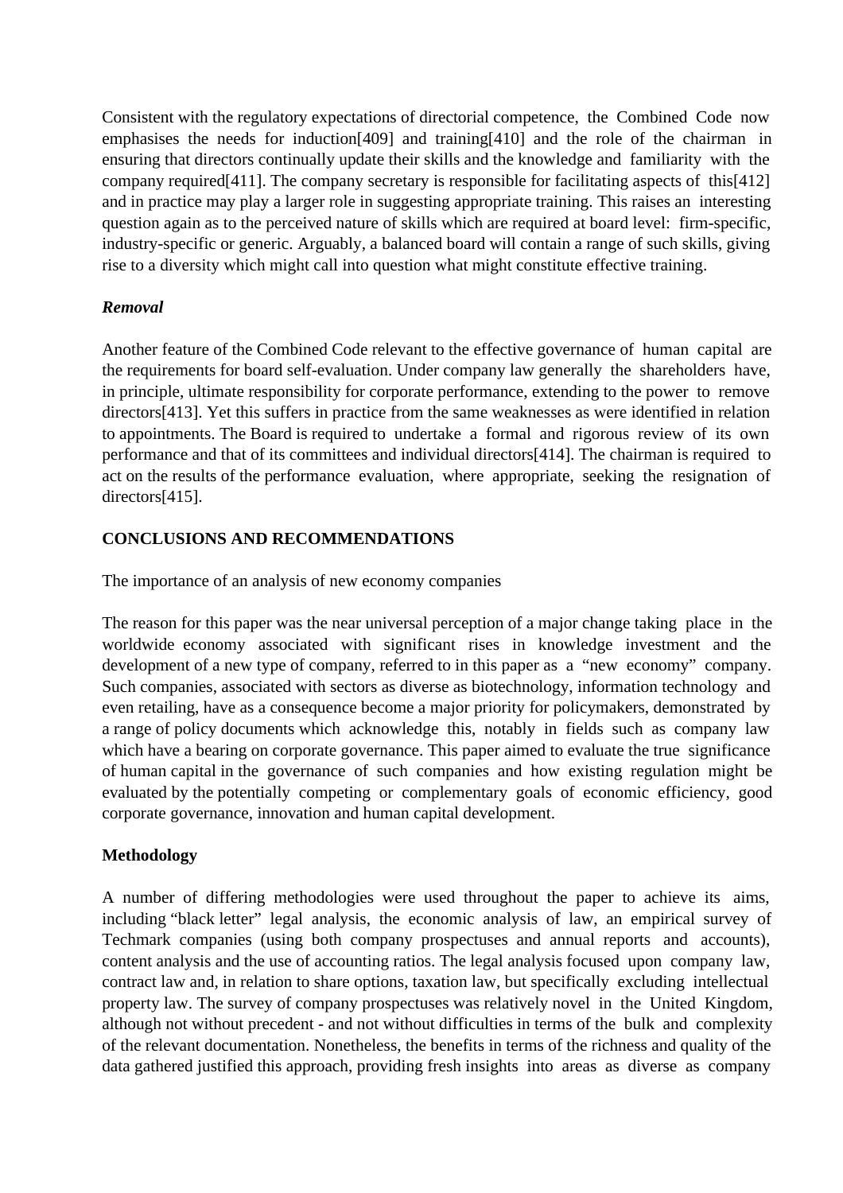Consistent with the regulatory expectations of directorial competence, the Combined Code now emphasises the needs for induction[409] and training[410] and the role of the chairman in ensuring that directors continually update their skills and the knowledge and familiarity with the company required[411]. The company secretary is responsible for facilitating aspects of this[412] and in practice may play a larger role in suggesting appropriate training. This raises an interesting question again as to the perceived nature of skills which are required at board level: firm-specific, industry-specific or generic. Arguably, a balanced board will contain a range of such skills, giving rise to a diversity which might call into question what might constitute effective training.

***Removal***

Another feature of the Combined Code relevant to the effective governance of human capital are the requirements for board self-evaluation. Under company law generally the shareholders have, in principle, ultimate responsibility for corporate performance, extending to the power to remove directors[413]. Yet this suffers in practice from the same weaknesses as were identified in relation to appointments. The Board is required to undertake a formal and rigorous review of its own performance and that of its committees and individual directors[414]. The chairman is required to act on the results of the performance evaluation, where appropriate, seeking the resignation of directors[415].

## CONCLUSIONS AND RECOMMENDATIONS

The importance of an analysis of new economy companies

The reason for this paper was the near universal perception of a major change taking place in the worldwide economy associated with significant rises in knowledge investment and the development of a new type of company, referred to in this paper as a "new economy" company. Such companies, associated with sectors as diverse as biotechnology, information technology and even retailing, have as a consequence become a major priority for policymakers, demonstrated by a range of policy documents which acknowledge this, notably in fields such as company law which have a bearing on corporate governance. This paper aimed to evaluate the true significance of human capital in the governance of such companies and how existing regulation might be evaluated by the potentially competing or complementary goals of economic efficiency, good corporate governance, innovation and human capital development.

**Methodology**

A number of differing methodologies were used throughout the paper to achieve its aims, including "black letter" legal analysis, the economic analysis of law, an empirical survey of Techmark companies (using both company prospectuses and annual reports and accounts), content analysis and the use of accounting ratios. The legal analysis focused upon company law, contract law and, in relation to share options, taxation law, but specifically excluding intellectual property law. The survey of company prospectuses was relatively novel in the United Kingdom, although not without precedent - and not without difficulties in terms of the bulk and complexity of the relevant documentation. Nonetheless, the benefits in terms of the richness and quality of the data gathered justified this approach, providing fresh insights into areas as diverse as company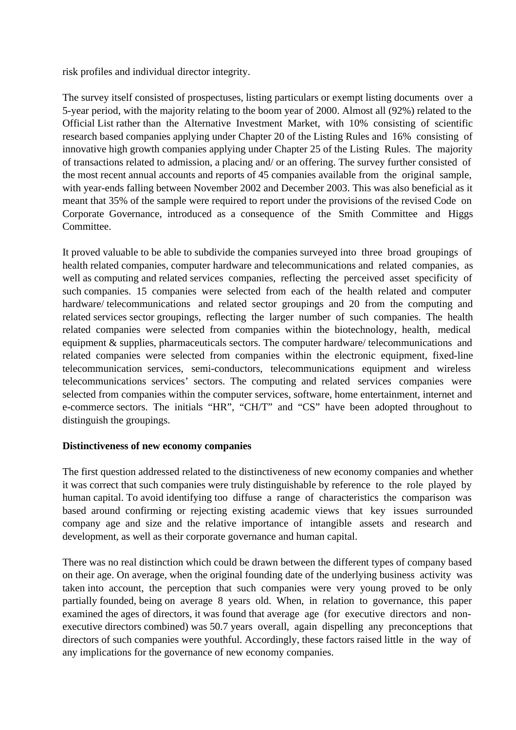risk profiles and individual director integrity.

The survey itself consisted of prospectuses, listing particulars or exempt listing documents over a 5-year period, with the majority relating to the boom year of 2000. Almost all (92%) related to the Official List rather than the Alternative Investment Market, with 10% consisting of scientific research based companies applying under Chapter 20 of the Listing Rules and 16% consisting of innovative high growth companies applying under Chapter 25 of the Listing Rules. The majority of transactions related to admission, a placing and/ or an offering. The survey further consisted of the most recent annual accounts and reports of 45 companies available from the original sample, with year-ends falling between November 2002 and December 2003. This was also beneficial as it meant that 35% of the sample were required to report under the provisions of the revised Code on Corporate Governance, introduced as a consequence of the Smith Committee and Higgs Committee.

It proved valuable to be able to subdivide the companies surveyed into three broad groupings of health related companies, computer hardware and telecommunications and related companies, as well as computing and related services companies, reflecting the perceived asset specificity of such companies. 15 companies were selected from each of the health related and computer hardware/ telecommunications and related sector groupings and 20 from the computing and related services sector groupings, reflecting the larger number of such companies. The health related companies were selected from companies within the biotechnology, health, medical equipment & supplies, pharmaceuticals sectors. The computer hardware/ telecommunications and related companies were selected from companies within the electronic equipment, fixed-line telecommunication services, semi-conductors, telecommunications equipment and wireless telecommunications services' sectors. The computing and related services companies were selected from companies within the computer services, software, home entertainment, internet and e-commerce sectors. The initials "HR", "CH/T" and "CS" have been adopted throughout to distinguish the groupings.

**Distinctiveness of new economy companies**

The first question addressed related to the distinctiveness of new economy companies and whether it was correct that such companies were truly distinguishable by reference to the role played by human capital. To avoid identifying too diffuse a range of characteristics the comparison was based around confirming or rejecting existing academic views that key issues surrounded company age and size and the relative importance of intangible assets and research and development, as well as their corporate governance and human capital.

There was no real distinction which could be drawn between the different types of company based on their age. On average, when the original founding date of the underlying business activity was taken into account, the perception that such companies were very young proved to be only partially founded, being on average 8 years old. When, in relation to governance, this paper examined the ages of directors, it was found that average age (for executive directors and non-executive directors combined) was 50.7 years overall, again dispelling any preconceptions that directors of such companies were youthful. Accordingly, these factors raised little in the way of any implications for the governance of new economy companies.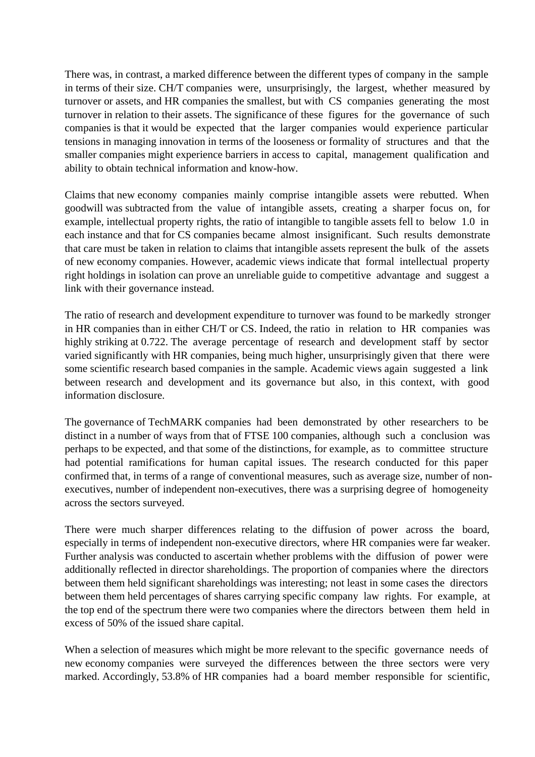There was, in contrast, a marked difference between the different types of company in the sample in terms of their size. CH/T companies were, unsurprisingly, the largest, whether measured by turnover or assets, and HR companies the smallest, but with CS companies generating the most turnover in relation to their assets. The significance of these figures for the governance of such companies is that it would be expected that the larger companies would experience particular tensions in managing innovation in terms of the looseness or formality of structures and that the smaller companies might experience barriers in access to capital, management qualification and ability to obtain technical information and know-how.

Claims that new economy companies mainly comprise intangible assets were rebutted. When goodwill was subtracted from the value of intangible assets, creating a sharper focus on, for example, intellectual property rights, the ratio of intangible to tangible assets fell to below 1.0 in each instance and that for CS companies became almost insignificant. Such results demonstrate that care must be taken in relation to claims that intangible assets represent the bulk of the assets of new economy companies. However, academic views indicate that formal intellectual property right holdings in isolation can prove an unreliable guide to competitive advantage and suggest a link with their governance instead.

The ratio of research and development expenditure to turnover was found to be markedly stronger in HR companies than in either CH/T or CS. Indeed, the ratio in relation to HR companies was highly striking at 0.722. The average percentage of research and development staff by sector varied significantly with HR companies, being much higher, unsurprisingly given that there were some scientific research based companies in the sample. Academic views again suggested a link between research and development and its governance but also, in this context, with good information disclosure.

The governance of TechMARK companies had been demonstrated by other researchers to be distinct in a number of ways from that of FTSE 100 companies, although such a conclusion was perhaps to be expected, and that some of the distinctions, for example, as to committee structure had potential ramifications for human capital issues. The research conducted for this paper confirmed that, in terms of a range of conventional measures, such as average size, number of non-executives, number of independent non-executives, there was a surprising degree of homogeneity across the sectors surveyed.

There were much sharper differences relating to the diffusion of power across the board, especially in terms of independent non-executive directors, where HR companies were far weaker. Further analysis was conducted to ascertain whether problems with the diffusion of power were additionally reflected in director shareholdings. The proportion of companies where the directors between them held significant shareholdings was interesting; not least in some cases the directors between them held percentages of shares carrying specific company law rights. For example, at the top end of the spectrum there were two companies where the directors between them held in excess of 50% of the issued share capital.

When a selection of measures which might be more relevant to the specific governance needs of new economy companies were surveyed the differences between the three sectors were very marked. Accordingly, 53.8% of HR companies had a board member responsible for scientific,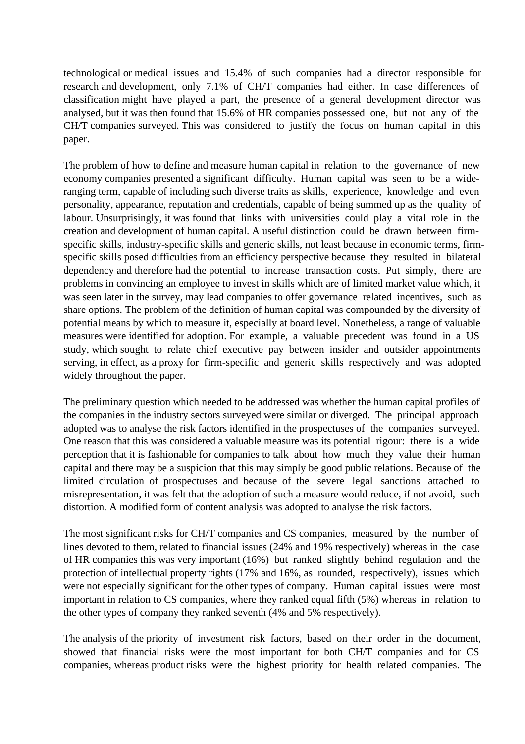technological or medical issues and 15.4% of such companies had a director responsible for research and development, only 7.1% of CH/T companies had either. In case differences of classification might have played a part, the presence of a general development director was analysed, but it was then found that 15.6% of HR companies possessed one, but not any of the CH/T companies surveyed. This was considered to justify the focus on human capital in this paper.

The problem of how to define and measure human capital in relation to the governance of new economy companies presented a significant difficulty. Human capital was seen to be a wide-ranging term, capable of including such diverse traits as skills, experience, knowledge and even personality, appearance, reputation and credentials, capable of being summed up as the quality of labour. Unsurprisingly, it was found that links with universities could play a vital role in the creation and development of human capital. A useful distinction could be drawn between firm-specific skills, industry-specific skills and generic skills, not least because in economic terms, firm-specific skills posed difficulties from an efficiency perspective because they resulted in bilateral dependency and therefore had the potential to increase transaction costs. Put simply, there are problems in convincing an employee to invest in skills which are of limited market value which, it was seen later in the survey, may lead companies to offer governance related incentives, such as share options. The problem of the definition of human capital was compounded by the diversity of potential means by which to measure it, especially at board level. Nonetheless, a range of valuable measures were identified for adoption. For example, a valuable precedent was found in a US study, which sought to relate chief executive pay between insider and outsider appointments serving, in effect, as a proxy for firm-specific and generic skills respectively and was adopted widely throughout the paper.

The preliminary question which needed to be addressed was whether the human capital profiles of the companies in the industry sectors surveyed were similar or diverged. The principal approach adopted was to analyse the risk factors identified in the prospectuses of the companies surveyed. One reason that this was considered a valuable measure was its potential rigour: there is a wide perception that it is fashionable for companies to talk about how much they value their human capital and there may be a suspicion that this may simply be good public relations. Because of the limited circulation of prospectuses and because of the severe legal sanctions attached to misrepresentation, it was felt that the adoption of such a measure would reduce, if not avoid, such distortion. A modified form of content analysis was adopted to analyse the risk factors.

The most significant risks for CH/T companies and CS companies, measured by the number of lines devoted to them, related to financial issues (24% and 19% respectively) whereas in the case of HR companies this was very important (16%) but ranked slightly behind regulation and the protection of intellectual property rights (17% and 16%, as rounded, respectively), issues which were not especially significant for the other types of company. Human capital issues were most important in relation to CS companies, where they ranked equal fifth (5%) whereas in relation to the other types of company they ranked seventh (4% and 5% respectively).

The analysis of the priority of investment risk factors, based on their order in the document, showed that financial risks were the most important for both CH/T companies and for CS companies, whereas product risks were the highest priority for health related companies. The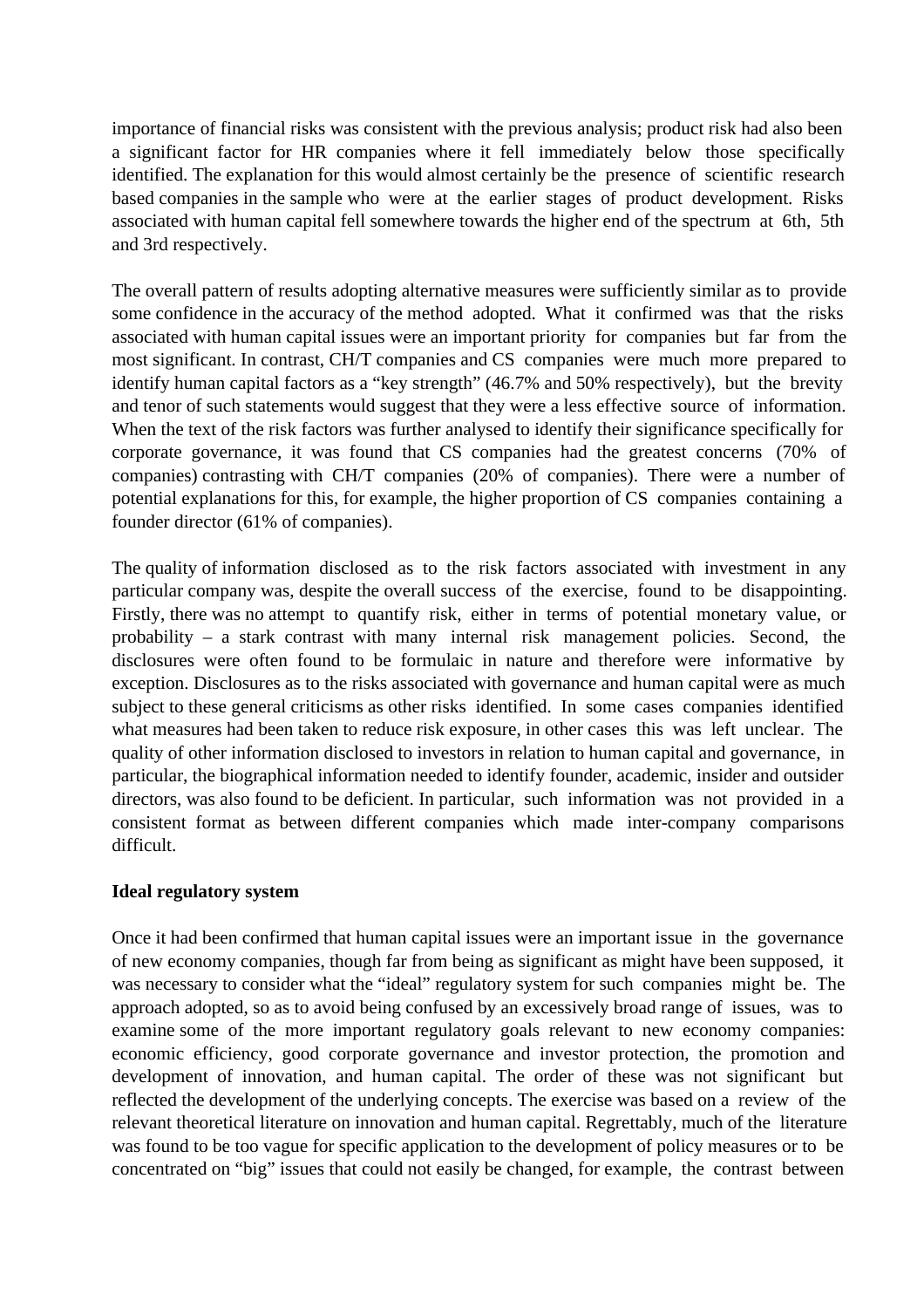importance of financial risks was consistent with the previous analysis; product risk had also been a significant factor for HR companies where it fell immediately below those specifically identified. The explanation for this would almost certainly be the presence of scientific research based companies in the sample who were at the earlier stages of product development. Risks associated with human capital fell somewhere towards the higher end of the spectrum at 6th, 5th and 3rd respectively.

The overall pattern of results adopting alternative measures were sufficiently similar as to provide some confidence in the accuracy of the method adopted. What it confirmed was that the risks associated with human capital issues were an important priority for companies but far from the most significant. In contrast, CH/T companies and CS companies were much more prepared to identify human capital factors as a "key strength" (46.7% and 50% respectively), but the brevity and tenor of such statements would suggest that they were a less effective source of information. When the text of the risk factors was further analysed to identify their significance specifically for corporate governance, it was found that CS companies had the greatest concerns (70% of companies) contrasting with CH/T companies (20% of companies). There were a number of potential explanations for this, for example, the higher proportion of CS companies containing a founder director (61% of companies).

The quality of information disclosed as to the risk factors associated with investment in any particular company was, despite the overall success of the exercise, found to be disappointing. Firstly, there was no attempt to quantify risk, either in terms of potential monetary value, or probability – a stark contrast with many internal risk management policies. Second, the disclosures were often found to be formulaic in nature and therefore were informative by exception. Disclosures as to the risks associated with governance and human capital were as much subject to these general criticisms as other risks identified. In some cases companies identified what measures had been taken to reduce risk exposure, in other cases this was left unclear. The quality of other information disclosed to investors in relation to human capital and governance, in particular, the biographical information needed to identify founder, academic, insider and outsider directors, was also found to be deficient. In particular, such information was not provided in a consistent format as between different companies which made inter-company comparisons difficult.

**Ideal regulatory system**

Once it had been confirmed that human capital issues were an important issue in the governance of new economy companies, though far from being as significant as might have been supposed, it was necessary to consider what the "ideal" regulatory system for such companies might be. The approach adopted, so as to avoid being confused by an excessively broad range of issues, was to examine some of the more important regulatory goals relevant to new economy companies: economic efficiency, good corporate governance and investor protection, the promotion and development of innovation, and human capital. The order of these was not significant but reflected the development of the underlying concepts. The exercise was based on a review of the relevant theoretical literature on innovation and human capital. Regrettably, much of the literature was found to be too vague for specific application to the development of policy measures or to be concentrated on "big" issues that could not easily be changed, for example, the contrast between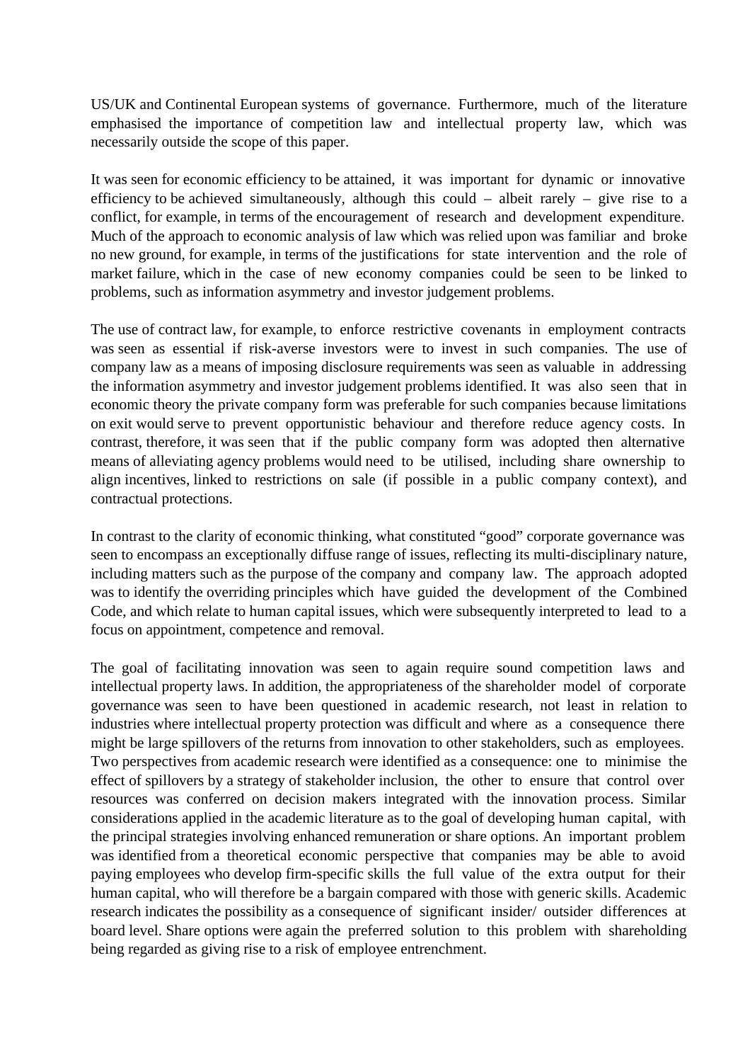US/UK and Continental European systems of governance. Furthermore, much of the literature emphasised the importance of competition law and intellectual property law, which was necessarily outside the scope of this paper.

It was seen for economic efficiency to be attained, it was important for dynamic or innovative efficiency to be achieved simultaneously, although this could – albeit rarely – give rise to a conflict, for example, in terms of the encouragement of research and development expenditure. Much of the approach to economic analysis of law which was relied upon was familiar and broke no new ground, for example, in terms of the justifications for state intervention and the role of market failure, which in the case of new economy companies could be seen to be linked to problems, such as information asymmetry and investor judgement problems.

The use of contract law, for example, to enforce restrictive covenants in employment contracts was seen as essential if risk-averse investors were to invest in such companies. The use of company law as a means of imposing disclosure requirements was seen as valuable in addressing the information asymmetry and investor judgement problems identified. It was also seen that in economic theory the private company form was preferable for such companies because limitations on exit would serve to prevent opportunistic behaviour and therefore reduce agency costs. In contrast, therefore, it was seen that if the public company form was adopted then alternative means of alleviating agency problems would need to be utilised, including share ownership to align incentives, linked to restrictions on sale (if possible in a public company context), and contractual protections.

In contrast to the clarity of economic thinking, what constituted "good" corporate governance was seen to encompass an exceptionally diffuse range of issues, reflecting its multi-disciplinary nature, including matters such as the purpose of the company and company law. The approach adopted was to identify the overriding principles which have guided the development of the Combined Code, and which relate to human capital issues, which were subsequently interpreted to lead to a focus on appointment, competence and removal.

The goal of facilitating innovation was seen to again require sound competition laws and intellectual property laws. In addition, the appropriateness of the shareholder model of corporate governance was seen to have been questioned in academic research, not least in relation to industries where intellectual property protection was difficult and where as a consequence there might be large spillovers of the returns from innovation to other stakeholders, such as employees. Two perspectives from academic research were identified as a consequence: one to minimise the effect of spillovers by a strategy of stakeholder inclusion, the other to ensure that control over resources was conferred on decision makers integrated with the innovation process. Similar considerations applied in the academic literature as to the goal of developing human capital, with the principal strategies involving enhanced remuneration or share options. An important problem was identified from a theoretical economic perspective that companies may be able to avoid paying employees who develop firm-specific skills the full value of the extra output for their human capital, who will therefore be a bargain compared with those with generic skills. Academic research indicates the possibility as a consequence of significant insider/ outsider differences at board level. Share options were again the preferred solution to this problem with shareholding being regarded as giving rise to a risk of employee entrenchment.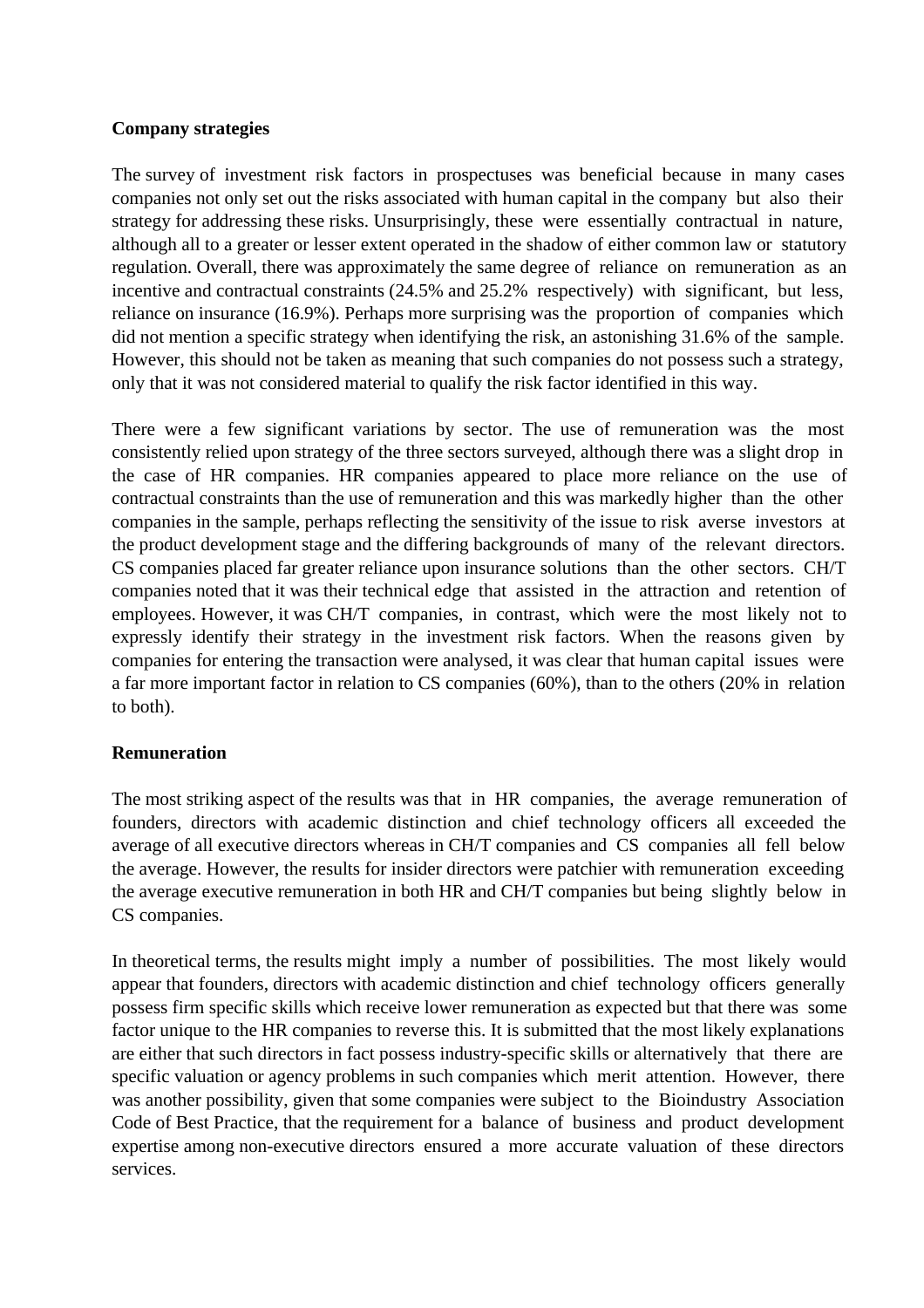**Company strategies**

The survey of investment risk factors in prospectuses was beneficial because in many cases companies not only set out the risks associated with human capital in the company but also their strategy for addressing these risks. Unsurprisingly, these were essentially contractual in nature, although all to a greater or lesser extent operated in the shadow of either common law or statutory regulation. Overall, there was approximately the same degree of reliance on remuneration as an incentive and contractual constraints (24.5% and 25.2% respectively) with significant, but less, reliance on insurance (16.9%). Perhaps more surprising was the proportion of companies which did not mention a specific strategy when identifying the risk, an astonishing 31.6% of the sample. However, this should not be taken as meaning that such companies do not possess such a strategy, only that it was not considered material to qualify the risk factor identified in this way.

There were a few significant variations by sector. The use of remuneration was the most consistently relied upon strategy of the three sectors surveyed, although there was a slight drop in the case of HR companies. HR companies appeared to place more reliance on the use of contractual constraints than the use of remuneration and this was markedly higher than the other companies in the sample, perhaps reflecting the sensitivity of the issue to risk averse investors at the product development stage and the differing backgrounds of many of the relevant directors. CS companies placed far greater reliance upon insurance solutions than the other sectors. CH/T companies noted that it was their technical edge that assisted in the attraction and retention of employees. However, it was CH/T companies, in contrast, which were the most likely not to expressly identify their strategy in the investment risk factors. When the reasons given by companies for entering the transaction were analysed, it was clear that human capital issues were a far more important factor in relation to CS companies (60%), than to the others (20% in relation to both).

**Remuneration**

The most striking aspect of the results was that in HR companies, the average remuneration of founders, directors with academic distinction and chief technology officers all exceeded the average of all executive directors whereas in CH/T companies and CS companies all fell below the average. However, the results for insider directors were patchier with remuneration exceeding the average executive remuneration in both HR and CH/T companies but being slightly below in CS companies.

In theoretical terms, the results might imply a number of possibilities. The most likely would appear that founders, directors with academic distinction and chief technology officers generally possess firm specific skills which receive lower remuneration as expected but that there was some factor unique to the HR companies to reverse this. It is submitted that the most likely explanations are either that such directors in fact possess industry-specific skills or alternatively that there are specific valuation or agency problems in such companies which merit attention. However, there was another possibility, given that some companies were subject to the Bioindustry Association Code of Best Practice, that the requirement for a balance of business and product development expertise among non-executive directors ensured a more accurate valuation of these directors services.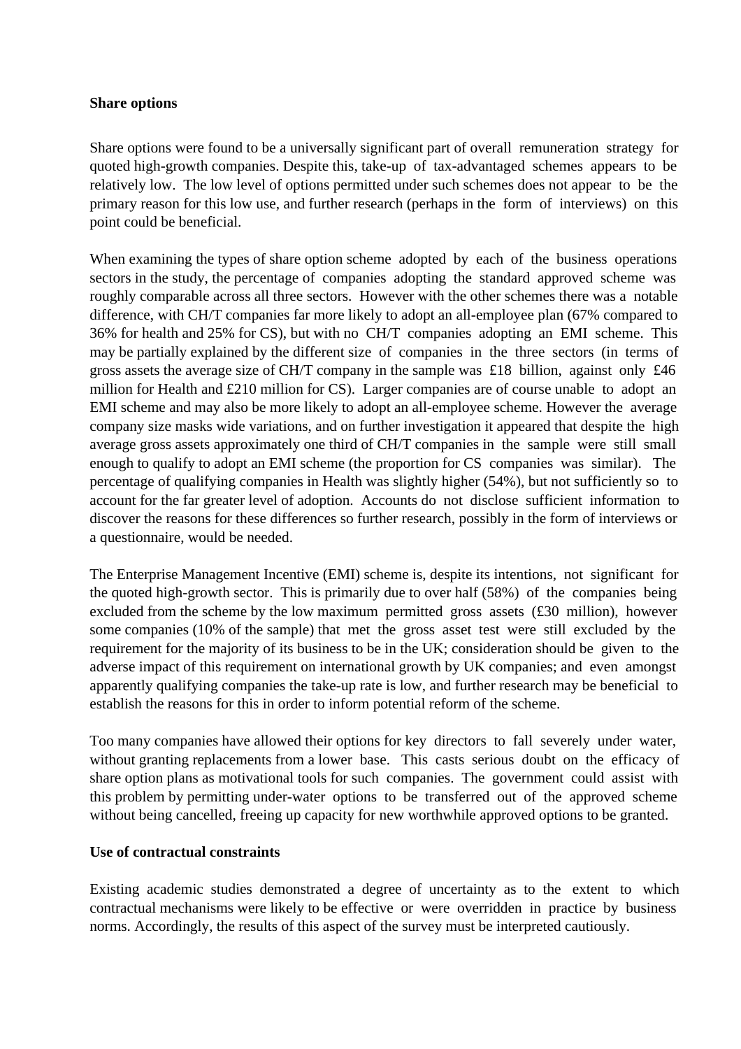**Share options**

Share options were found to be a universally significant part of overall remuneration strategy for quoted high-growth companies. Despite this, take-up of tax-advantaged schemes appears to be relatively low. The low level of options permitted under such schemes does not appear to be the primary reason for this low use, and further research (perhaps in the form of interviews) on this point could be beneficial.

When examining the types of share option scheme adopted by each of the business operations sectors in the study, the percentage of companies adopting the standard approved scheme was roughly comparable across all three sectors. However with the other schemes there was a notable difference, with CH/T companies far more likely to adopt an all-employee plan (67% compared to 36% for health and 25% for CS), but with no CH/T companies adopting an EMI scheme. This may be partially explained by the different size of companies in the three sectors (in terms of gross assets the average size of CH/T company in the sample was £18 billion, against only £46 million for Health and £210 million for CS). Larger companies are of course unable to adopt an EMI scheme and may also be more likely to adopt an all-employee scheme. However the average company size masks wide variations, and on further investigation it appeared that despite the high average gross assets approximately one third of CH/T companies in the sample were still small enough to qualify to adopt an EMI scheme (the proportion for CS companies was similar). The percentage of qualifying companies in Health was slightly higher (54%), but not sufficiently so to account for the far greater level of adoption. Accounts do not disclose sufficient information to discover the reasons for these differences so further research, possibly in the form of interviews or a questionnaire, would be needed.

The Enterprise Management Incentive (EMI) scheme is, despite its intentions, not significant for the quoted high-growth sector. This is primarily due to over half (58%) of the companies being excluded from the scheme by the low maximum permitted gross assets (£30 million), however some companies (10% of the sample) that met the gross asset test were still excluded by the requirement for the majority of its business to be in the UK; consideration should be given to the adverse impact of this requirement on international growth by UK companies; and even amongst apparently qualifying companies the take-up rate is low, and further research may be beneficial to establish the reasons for this in order to inform potential reform of the scheme.

Too many companies have allowed their options for key directors to fall severely under water, without granting replacements from a lower base. This casts serious doubt on the efficacy of share option plans as motivational tools for such companies. The government could assist with this problem by permitting under-water options to be transferred out of the approved scheme without being cancelled, freeing up capacity for new worthwhile approved options to be granted.

**Use of contractual constraints**

Existing academic studies demonstrated a degree of uncertainty as to the extent to which contractual mechanisms were likely to be effective or were overridden in practice by business norms. Accordingly, the results of this aspect of the survey must be interpreted cautiously.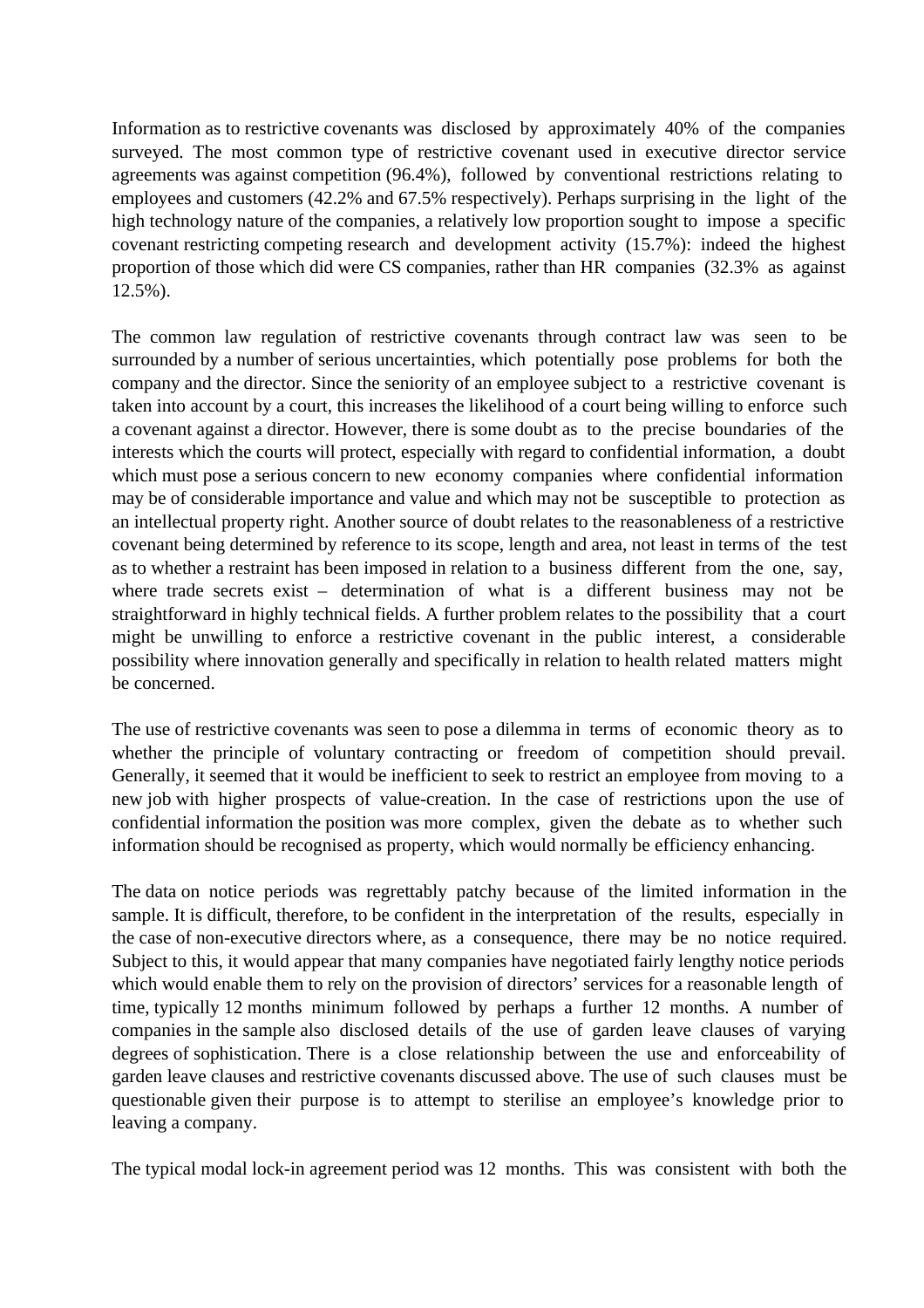Information as to restrictive covenants was disclosed by approximately 40% of the companies surveyed. The most common type of restrictive covenant used in executive director service agreements was against competition (96.4%), followed by conventional restrictions relating to employees and customers (42.2% and 67.5% respectively). Perhaps surprising in the light of the high technology nature of the companies, a relatively low proportion sought to impose a specific covenant restricting competing research and development activity (15.7%): indeed the highest proportion of those which did were CS companies, rather than HR companies (32.3% as against 12.5%).

The common law regulation of restrictive covenants through contract law was seen to be surrounded by a number of serious uncertainties, which potentially pose problems for both the company and the director. Since the seniority of an employee subject to a restrictive covenant is taken into account by a court, this increases the likelihood of a court being willing to enforce such a covenant against a director. However, there is some doubt as to the precise boundaries of the interests which the courts will protect, especially with regard to confidential information, a doubt which must pose a serious concern to new economy companies where confidential information may be of considerable importance and value and which may not be susceptible to protection as an intellectual property right. Another source of doubt relates to the reasonableness of a restrictive covenant being determined by reference to its scope, length and area, not least in terms of the test as to whether a restraint has been imposed in relation to a business different from the one, say, where trade secrets exist – determination of what is a different business may not be straightforward in highly technical fields. A further problem relates to the possibility that a court might be unwilling to enforce a restrictive covenant in the public interest, a considerable possibility where innovation generally and specifically in relation to health related matters might be concerned.

The use of restrictive covenants was seen to pose a dilemma in terms of economic theory as to whether the principle of voluntary contracting or freedom of competition should prevail. Generally, it seemed that it would be inefficient to seek to restrict an employee from moving to a new job with higher prospects of value-creation. In the case of restrictions upon the use of confidential information the position was more complex, given the debate as to whether such information should be recognised as property, which would normally be efficiency enhancing.

The data on notice periods was regrettably patchy because of the limited information in the sample. It is difficult, therefore, to be confident in the interpretation of the results, especially in the case of non-executive directors where, as a consequence, there may be no notice required. Subject to this, it would appear that many companies have negotiated fairly lengthy notice periods which would enable them to rely on the provision of directors' services for a reasonable length of time, typically 12 months minimum followed by perhaps a further 12 months. A number of companies in the sample also disclosed details of the use of garden leave clauses of varying degrees of sophistication. There is a close relationship between the use and enforceability of garden leave clauses and restrictive covenants discussed above. The use of such clauses must be questionable given their purpose is to attempt to sterilise an employee's knowledge prior to leaving a company.

The typical modal lock-in agreement period was 12 months. This was consistent with both the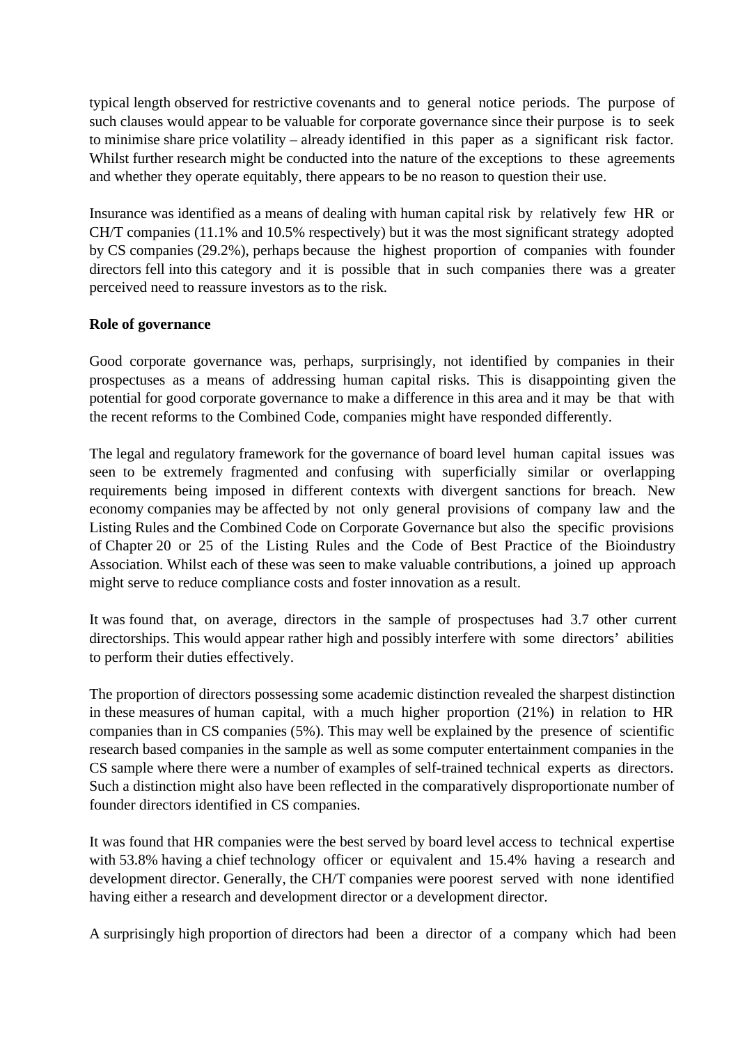typical length observed for restrictive covenants and to general notice periods. The purpose of such clauses would appear to be valuable for corporate governance since their purpose is to seek to minimise share price volatility – already identified in this paper as a significant risk factor. Whilst further research might be conducted into the nature of the exceptions to these agreements and whether they operate equitably, there appears to be no reason to question their use.

Insurance was identified as a means of dealing with human capital risk by relatively few HR or CH/T companies (11.1% and 10.5% respectively) but it was the most significant strategy adopted by CS companies (29.2%), perhaps because the highest proportion of companies with founder directors fell into this category and it is possible that in such companies there was a greater perceived need to reassure investors as to the risk.

**Role of governance**

Good corporate governance was, perhaps, surprisingly, not identified by companies in their prospectuses as a means of addressing human capital risks. This is disappointing given the potential for good corporate governance to make a difference in this area and it may be that with the recent reforms to the Combined Code, companies might have responded differently.

The legal and regulatory framework for the governance of board level human capital issues was seen to be extremely fragmented and confusing with superficially similar or overlapping requirements being imposed in different contexts with divergent sanctions for breach. New economy companies may be affected by not only general provisions of company law and the Listing Rules and the Combined Code on Corporate Governance but also the specific provisions of Chapter 20 or 25 of the Listing Rules and the Code of Best Practice of the Bioindustry Association. Whilst each of these was seen to make valuable contributions, a joined up approach might serve to reduce compliance costs and foster innovation as a result.

It was found that, on average, directors in the sample of prospectuses had 3.7 other current directorships. This would appear rather high and possibly interfere with some directors' abilities to perform their duties effectively.

The proportion of directors possessing some academic distinction revealed the sharpest distinction in these measures of human capital, with a much higher proportion (21%) in relation to HR companies than in CS companies (5%). This may well be explained by the presence of scientific research based companies in the sample as well as some computer entertainment companies in the CS sample where there were a number of examples of self-trained technical experts as directors. Such a distinction might also have been reflected in the comparatively disproportionate number of founder directors identified in CS companies.

It was found that HR companies were the best served by board level access to technical expertise with 53.8% having a chief technology officer or equivalent and 15.4% having a research and development director. Generally, the CH/T companies were poorest served with none identified having either a research and development director or a development director.

A surprisingly high proportion of directors had been a director of a company which had been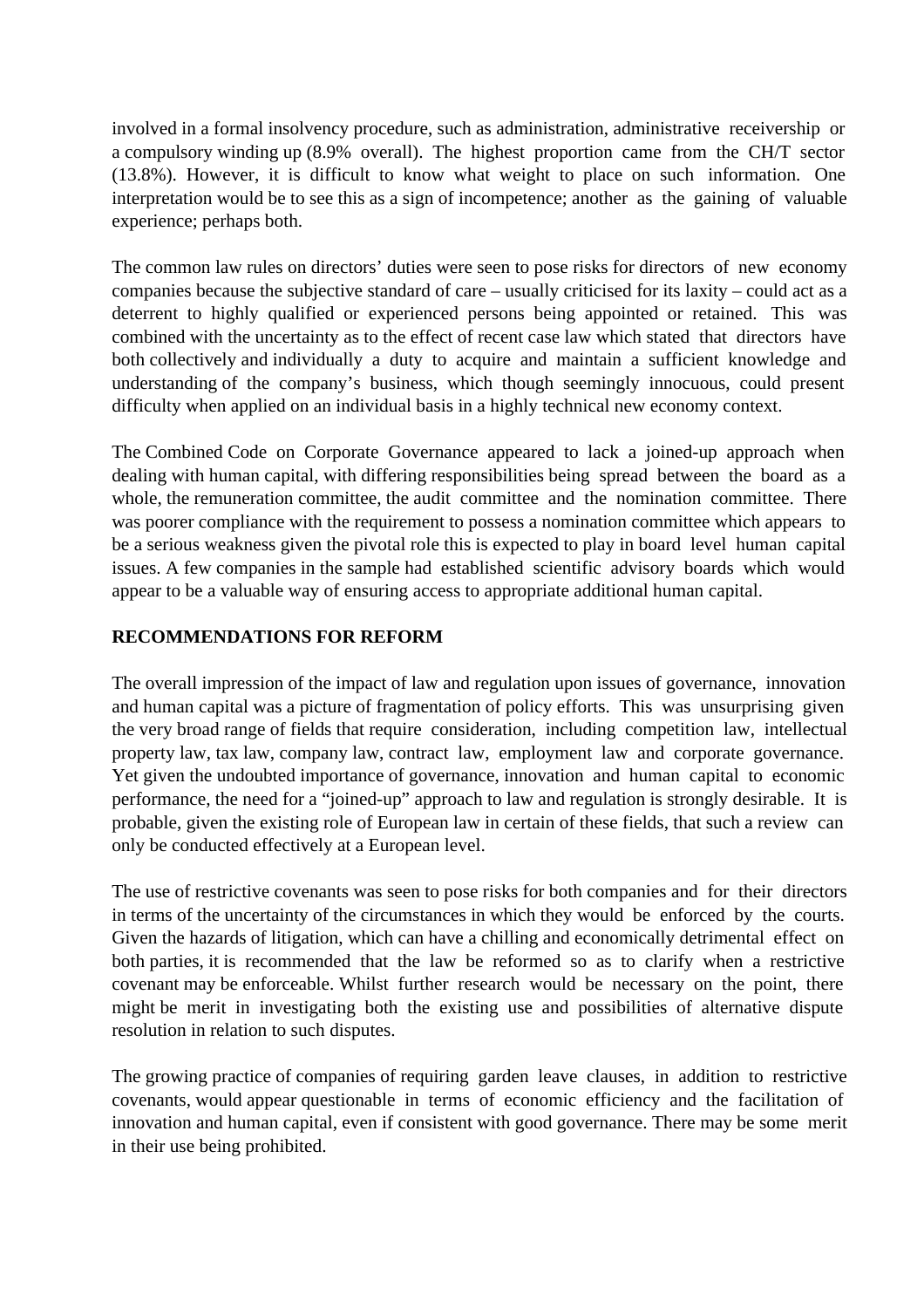involved in a formal insolvency procedure, such as administration, administrative receivership or a compulsory winding up (8.9% overall). The highest proportion came from the CH/T sector (13.8%). However, it is difficult to know what weight to place on such information. One interpretation would be to see this as a sign of incompetence; another as the gaining of valuable experience; perhaps both.

The common law rules on directors' duties were seen to pose risks for directors of new economy companies because the subjective standard of care – usually criticised for its laxity – could act as a deterrent to highly qualified or experienced persons being appointed or retained. This was combined with the uncertainty as to the effect of recent case law which stated that directors have both collectively and individually a duty to acquire and maintain a sufficient knowledge and understanding of the company's business, which though seemingly innocuous, could present difficulty when applied on an individual basis in a highly technical new economy context.

The Combined Code on Corporate Governance appeared to lack a joined-up approach when dealing with human capital, with differing responsibilities being spread between the board as a whole, the remuneration committee, the audit committee and the nomination committee. There was poorer compliance with the requirement to possess a nomination committee which appears to be a serious weakness given the pivotal role this is expected to play in board level human capital issues. A few companies in the sample had established scientific advisory boards which would appear to be a valuable way of ensuring access to appropriate additional human capital.

## RECOMMENDATIONS FOR REFORM

The overall impression of the impact of law and regulation upon issues of governance, innovation and human capital was a picture of fragmentation of policy efforts. This was unsurprising given the very broad range of fields that require consideration, including competition law, intellectual property law, tax law, company law, contract law, employment law and corporate governance. Yet given the undoubted importance of governance, innovation and human capital to economic performance, the need for a "joined-up" approach to law and regulation is strongly desirable. It is probable, given the existing role of European law in certain of these fields, that such a review can only be conducted effectively at a European level.

The use of restrictive covenants was seen to pose risks for both companies and for their directors in terms of the uncertainty of the circumstances in which they would be enforced by the courts. Given the hazards of litigation, which can have a chilling and economically detrimental effect on both parties, it is recommended that the law be reformed so as to clarify when a restrictive covenant may be enforceable. Whilst further research would be necessary on the point, there might be merit in investigating both the existing use and possibilities of alternative dispute resolution in relation to such disputes.

The growing practice of companies of requiring garden leave clauses, in addition to restrictive covenants, would appear questionable in terms of economic efficiency and the facilitation of innovation and human capital, even if consistent with good governance. There may be some merit in their use being prohibited.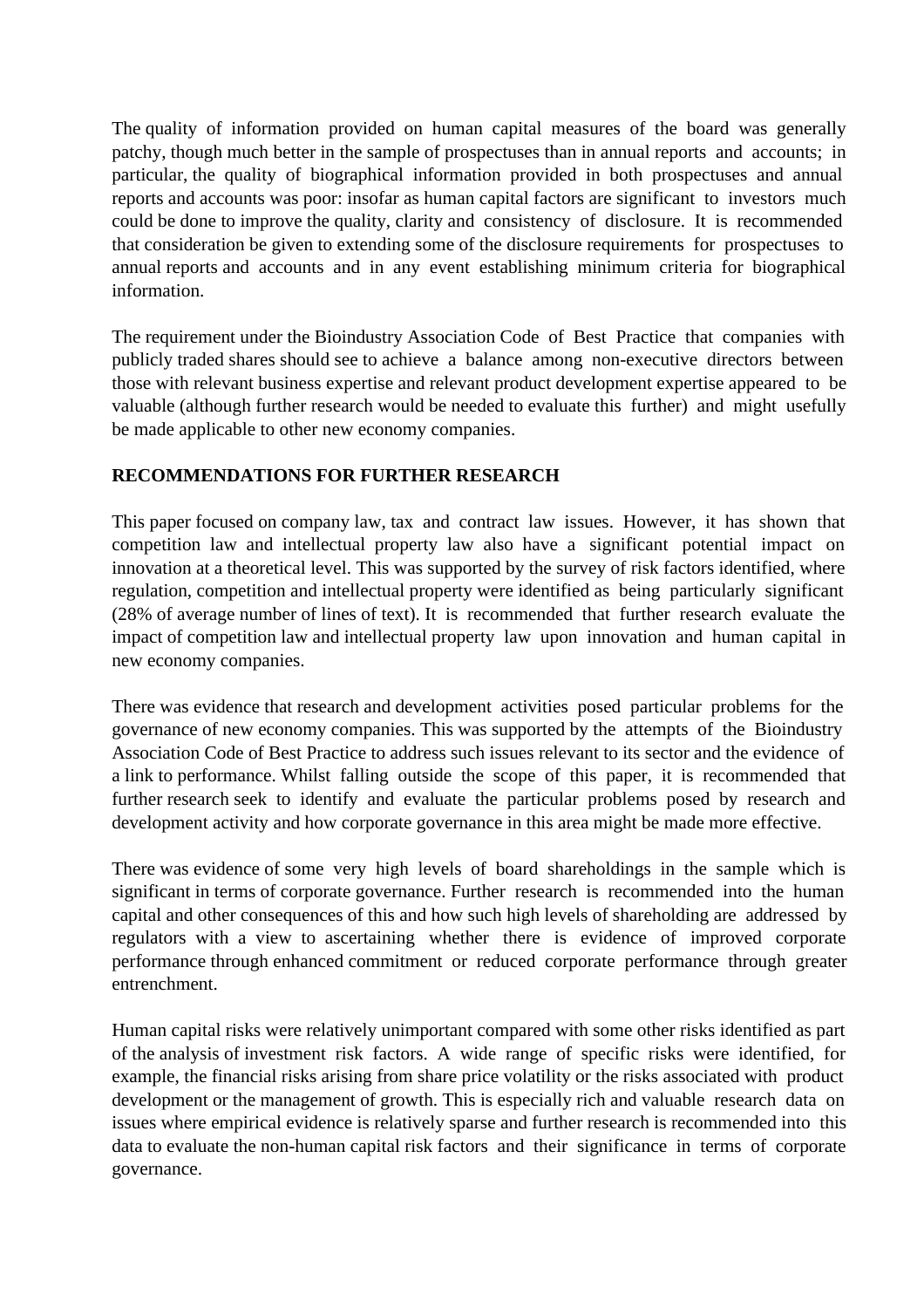The quality of information provided on human capital measures of the board was generally patchy, though much better in the sample of prospectuses than in annual reports and accounts; in particular, the quality of biographical information provided in both prospectuses and annual reports and accounts was poor: insofar as human capital factors are significant to investors much could be done to improve the quality, clarity and consistency of disclosure. It is recommended that consideration be given to extending some of the disclosure requirements for prospectuses to annual reports and accounts and in any event establishing minimum criteria for biographical information.

The requirement under the Bioindustry Association Code of Best Practice that companies with publicly traded shares should see to achieve a balance among non-executive directors between those with relevant business expertise and relevant product development expertise appeared to be valuable (although further research would be needed to evaluate this further) and might usefully be made applicable to other new economy companies.

## RECOMMENDATIONS FOR FURTHER RESEARCH

This paper focused on company law, tax and contract law issues. However, it has shown that competition law and intellectual property law also have a significant potential impact on innovation at a theoretical level. This was supported by the survey of risk factors identified, where regulation, competition and intellectual property were identified as being particularly significant (28% of average number of lines of text). It is recommended that further research evaluate the impact of competition law and intellectual property law upon innovation and human capital in new economy companies.

There was evidence that research and development activities posed particular problems for the governance of new economy companies. This was supported by the attempts of the Bioindustry Association Code of Best Practice to address such issues relevant to its sector and the evidence of a link to performance. Whilst falling outside the scope of this paper, it is recommended that further research seek to identify and evaluate the particular problems posed by research and development activity and how corporate governance in this area might be made more effective.

There was evidence of some very high levels of board shareholdings in the sample which is significant in terms of corporate governance. Further research is recommended into the human capital and other consequences of this and how such high levels of shareholding are addressed by regulators with a view to ascertaining whether there is evidence of improved corporate performance through enhanced commitment or reduced corporate performance through greater entrenchment.

Human capital risks were relatively unimportant compared with some other risks identified as part of the analysis of investment risk factors. A wide range of specific risks were identified, for example, the financial risks arising from share price volatility or the risks associated with product development or the management of growth. This is especially rich and valuable research data on issues where empirical evidence is relatively sparse and further research is recommended into this data to evaluate the non-human capital risk factors and their significance in terms of corporate governance.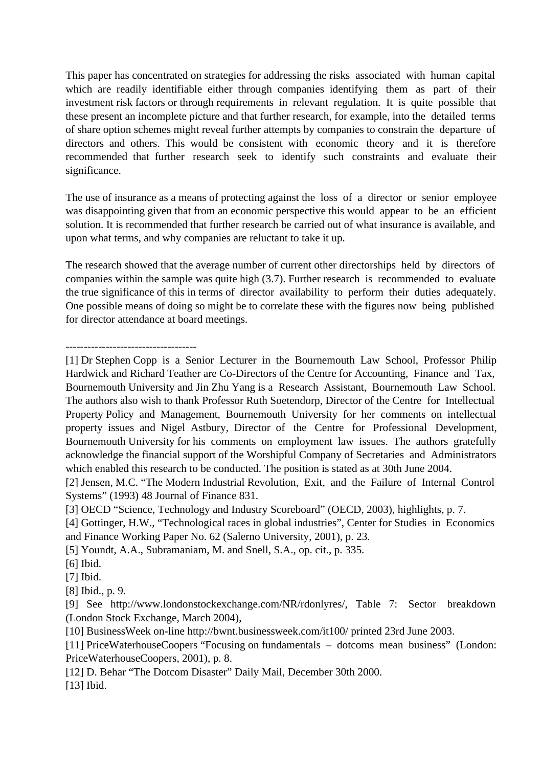This paper has concentrated on strategies for addressing the risks associated with human capital which are readily identifiable either through companies identifying them as part of their investment risk factors or through requirements in relevant regulation. It is quite possible that these present an incomplete picture and that further research, for example, into the detailed terms of share option schemes might reveal further attempts by companies to constrain the departure of directors and others. This would be consistent with economic theory and it is therefore recommended that further research seek to identify such constraints and evaluate their significance.

The use of insurance as a means of protecting against the loss of a director or senior employee was disappointing given that from an economic perspective this would appear to be an efficient solution. It is recommended that further research be carried out of what insurance is available, and upon what terms, and why companies are reluctant to take it up.

The research showed that the average number of current other directorships held by directors of companies within the sample was quite high (3.7). Further research is recommended to evaluate the true significance of this in terms of director availability to perform their duties adequately. One possible means of doing so might be to correlate these with the figures now being published for director attendance at board meetings.

------------------------------------

[1] Dr Stephen Copp is a Senior Lecturer in the Bournemouth Law School, Professor Philip Hardwick and Richard Teather are Co-Directors of the Centre for Accounting, Finance and Tax, Bournemouth University and Jin Zhu Yang is a Research Assistant, Bournemouth Law School. The authors also wish to thank Professor Ruth Soetendorp, Director of the Centre for Intellectual Property Policy and Management, Bournemouth University for her comments on intellectual property issues and Nigel Astbury, Director of the Centre for Professional Development, Bournemouth University for his comments on employment law issues. The authors gratefully acknowledge the financial support of the Worshipful Company of Secretaries and Administrators which enabled this research to be conducted. The position is stated as at 30th June 2004.

[2] Jensen, M.C. "The Modern Industrial Revolution, Exit, and the Failure of Internal Control Systems" (1993) 48 Journal of Finance 831.

[3] OECD "Science, Technology and Industry Scoreboard" (OECD, 2003), highlights, p. 7.

[4] Gottinger, H.W., "Technological races in global industries", Center for Studies in Economics and Finance Working Paper No. 62 (Salerno University, 2001), p. 23.

[5] Youndt, A.A., Subramaniam, M. and Snell, S.A., op. cit., p. 335.

[6] Ibid.

[7] Ibid.

[8] Ibid., p. 9.

[9] See http://www.londonstockexchange.com/NR/rdonlyres/, Table 7: Sector breakdown (London Stock Exchange, March 2004),

[10] BusinessWeek on-line http://bwnt.businessweek.com/it100/ printed 23rd June 2003.

[11] PriceWaterhouseCoopers "Focusing on fundamentals – dotcoms mean business" (London: PriceWaterhouseCoopers, 2001), p. 8.

[12] D. Behar "The Dotcom Disaster" Daily Mail, December 30th 2000.

[13] Ibid.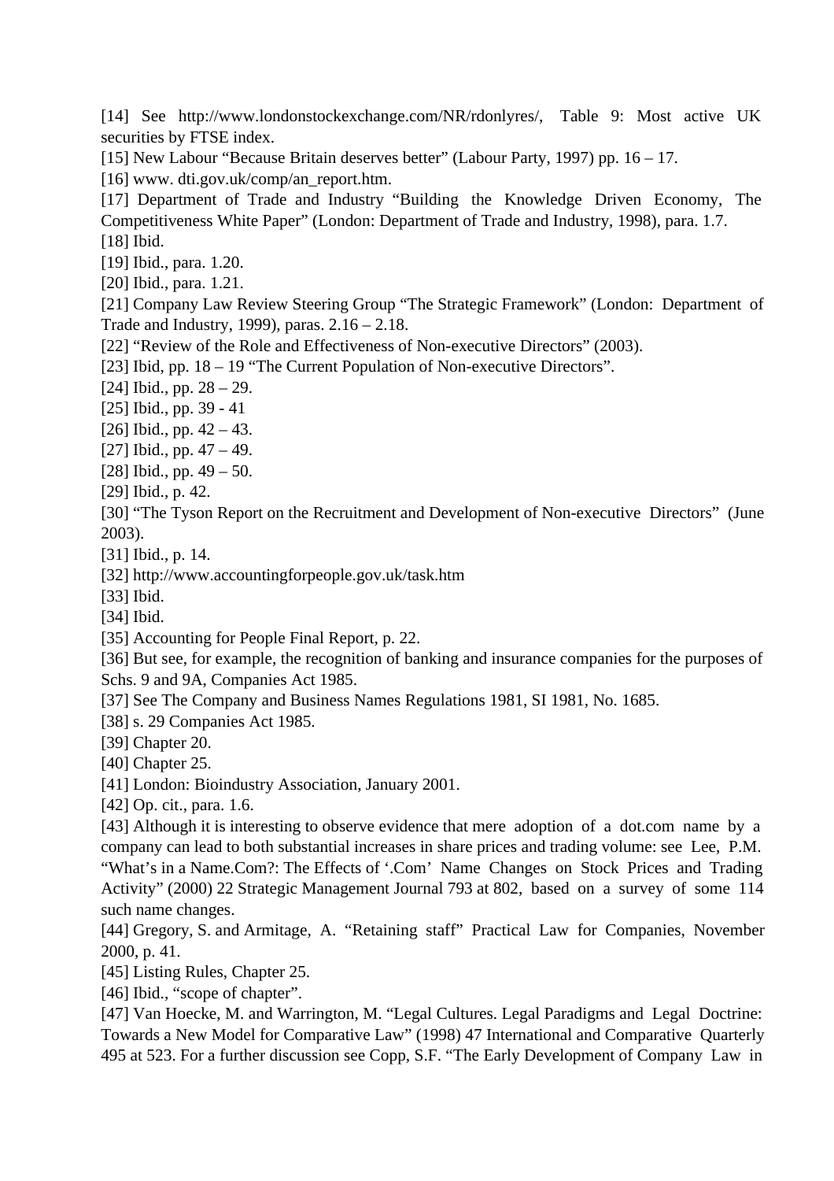[14] See http://www.londonstockexchange.com/NR/rdonlyres/, Table 9: Most active UK securities by FTSE index.

[15] New Labour "Because Britain deserves better" (Labour Party, 1997) pp. 16 – 17.

[16] www. dti.gov.uk/comp/an_report.htm.

[17] Department of Trade and Industry "Building the Knowledge Driven Economy, The Competitiveness White Paper" (London: Department of Trade and Industry, 1998), para. 1.7.

[18] Ibid.

[19] Ibid., para. 1.20.

[20] Ibid., para. 1.21.

[21] Company Law Review Steering Group "The Strategic Framework" (London: Department of Trade and Industry, 1999), paras. 2.16 – 2.18.

[22] "Review of the Role and Effectiveness of Non-executive Directors" (2003).

[23] Ibid, pp. 18 – 19 "The Current Population of Non-executive Directors".

[24] Ibid., pp. 28 – 29.

[25] Ibid., pp. 39 - 41

[26] Ibid., pp. 42 – 43.

[27] Ibid., pp. 47 – 49.

[28] Ibid., pp. 49 – 50.

[29] Ibid., p. 42.

[30] "The Tyson Report on the Recruitment and Development of Non-executive Directors" (June 2003).

[31] Ibid., p. 14.

[32] http://www.accountingforpeople.gov.uk/task.htm

[33] Ibid.

[34] Ibid.

[35] Accounting for People Final Report, p. 22.

[36] But see, for example, the recognition of banking and insurance companies for the purposes of Schs. 9 and 9A, Companies Act 1985.

[37] See The Company and Business Names Regulations 1981, SI 1981, No. 1685.

[38] s. 29 Companies Act 1985.

[39] Chapter 20.

[40] Chapter 25.

[41] London: Bioindustry Association, January 2001.

[42] Op. cit., para. 1.6.

[43] Although it is interesting to observe evidence that mere adoption of a dot.com name by a company can lead to both substantial increases in share prices and trading volume: see Lee, P.M. "What's in a Name.Com?: The Effects of '.Com' Name Changes on Stock Prices and Trading Activity" (2000) 22 Strategic Management Journal 793 at 802, based on a survey of some 114 such name changes.

[44] Gregory, S. and Armitage, A. "Retaining staff" Practical Law for Companies, November 2000, p. 41.

[45] Listing Rules, Chapter 25.

[46] Ibid., "scope of chapter".

[47] Van Hoecke, M. and Warrington, M. "Legal Cultures. Legal Paradigms and Legal Doctrine: Towards a New Model for Comparative Law" (1998) 47 International and Comparative Quarterly 495 at 523. For a further discussion see Copp, S.F. "The Early Development of Company Law in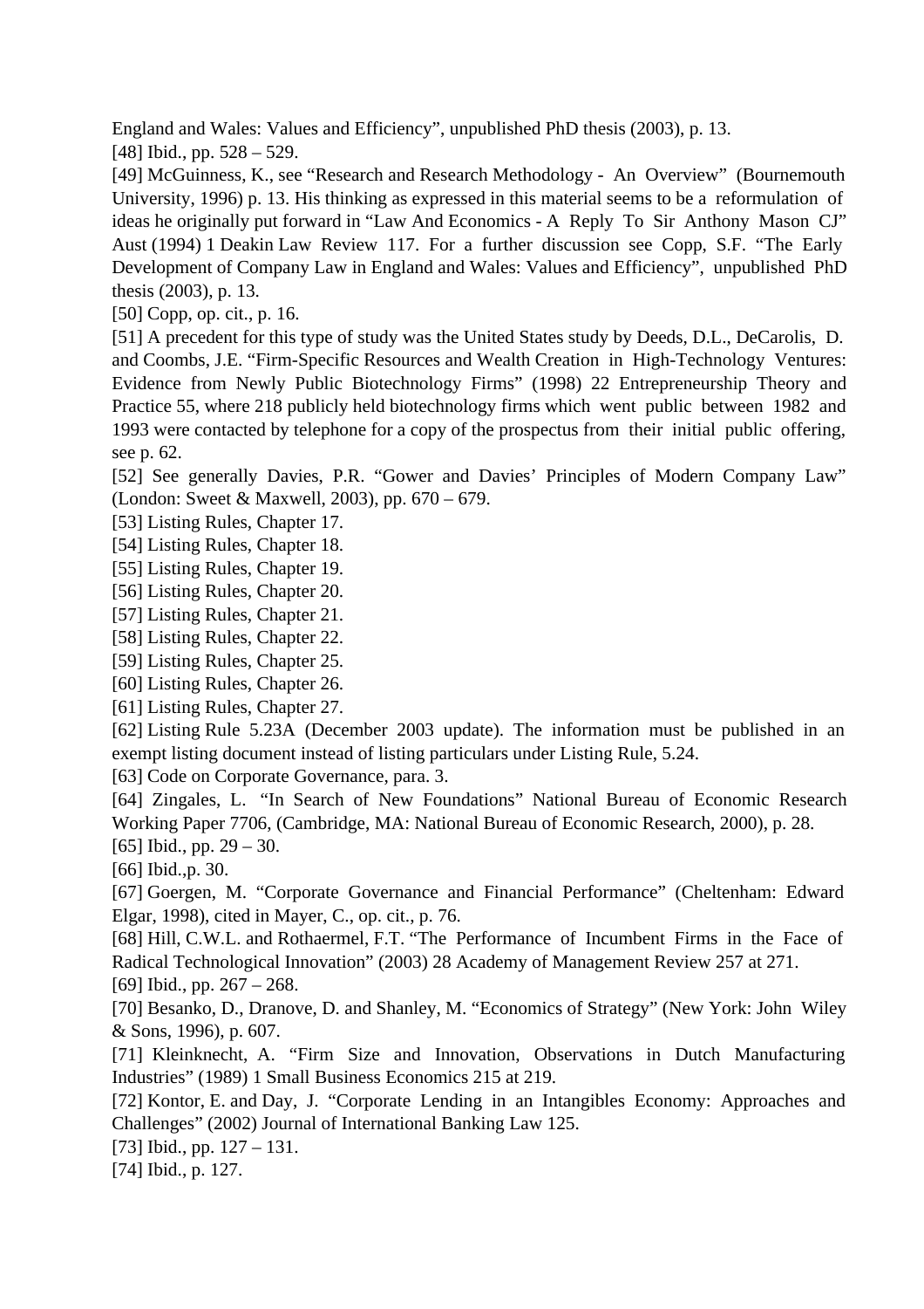England and Wales: Values and Efficiency", unpublished PhD thesis (2003), p. 13.

[48] Ibid., pp. 528 – 529.

[49] McGuinness, K., see "Research and Research Methodology - An Overview" (Bournemouth University, 1996) p. 13. His thinking as expressed in this material seems to be a reformulation of ideas he originally put forward in "Law And Economics - A Reply To Sir Anthony Mason CJ" Aust (1994) 1 Deakin Law Review 117. For a further discussion see Copp, S.F. "The Early Development of Company Law in England and Wales: Values and Efficiency", unpublished PhD thesis (2003), p. 13.

[50] Copp, op. cit., p. 16.

[51] A precedent for this type of study was the United States study by Deeds, D.L., DeCarolis, D. and Coombs, J.E. "Firm-Specific Resources and Wealth Creation in High-Technology Ventures: Evidence from Newly Public Biotechnology Firms" (1998) 22 Entrepreneurship Theory and Practice 55, where 218 publicly held biotechnology firms which went public between 1982 and 1993 were contacted by telephone for a copy of the prospectus from their initial public offering, see p. 62.

[52] See generally Davies, P.R. "Gower and Davies' Principles of Modern Company Law" (London: Sweet & Maxwell, 2003), pp. 670 – 679.

[53] Listing Rules, Chapter 17.

[54] Listing Rules, Chapter 18.

[55] Listing Rules, Chapter 19.

[56] Listing Rules, Chapter 20.

[57] Listing Rules, Chapter 21.

[58] Listing Rules, Chapter 22.

[59] Listing Rules, Chapter 25.

[60] Listing Rules, Chapter 26.

[61] Listing Rules, Chapter 27.

[62] Listing Rule 5.23A (December 2003 update). The information must be published in an exempt listing document instead of listing particulars under Listing Rule, 5.24.

[63] Code on Corporate Governance, para. 3.

[64] Zingales, L. "In Search of New Foundations" National Bureau of Economic Research Working Paper 7706, (Cambridge, MA: National Bureau of Economic Research, 2000), p. 28.

[65] Ibid., pp. 29 – 30.

[66] Ibid.,p. 30.

[67] Goergen, M. "Corporate Governance and Financial Performance" (Cheltenham: Edward Elgar, 1998), cited in Mayer, C., op. cit., p. 76.

[68] Hill, C.W.L. and Rothaermel, F.T. "The Performance of Incumbent Firms in the Face of Radical Technological Innovation" (2003) 28 Academy of Management Review 257 at 271.

[69] Ibid., pp. 267 – 268.

[70] Besanko, D., Dranove, D. and Shanley, M. "Economics of Strategy" (New York: John Wiley & Sons, 1996), p. 607.

[71] Kleinknecht, A. "Firm Size and Innovation, Observations in Dutch Manufacturing Industries" (1989) 1 Small Business Economics 215 at 219.

[72] Kontor, E. and Day, J. "Corporate Lending in an Intangibles Economy: Approaches and Challenges" (2002) Journal of International Banking Law 125.

[73] Ibid., pp. 127 – 131.

[74] Ibid., p. 127.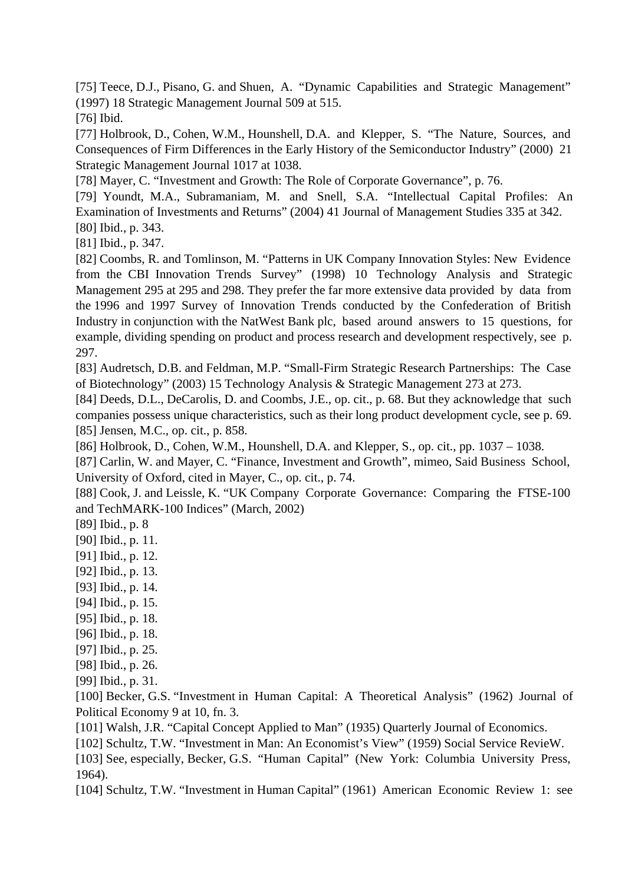[75] Teece, D.J., Pisano, G. and Shuen, A. "Dynamic Capabilities and Strategic Management" (1997) 18 Strategic Management Journal 509 at 515.

[76] Ibid.

[77] Holbrook, D., Cohen, W.M., Hounshell, D.A. and Klepper, S. "The Nature, Sources, and Consequences of Firm Differences in the Early History of the Semiconductor Industry" (2000) 21 Strategic Management Journal 1017 at 1038.

[78] Mayer, C. "Investment and Growth: The Role of Corporate Governance", p. 76.

[79] Youndt, M.A., Subramaniam, M. and Snell, S.A. "Intellectual Capital Profiles: An Examination of Investments and Returns" (2004) 41 Journal of Management Studies 335 at 342.

[80] Ibid., p. 343.

[81] Ibid., p. 347.

[82] Coombs, R. and Tomlinson, M. "Patterns in UK Company Innovation Styles: New Evidence from the CBI Innovation Trends Survey" (1998) 10 Technology Analysis and Strategic Management 295 at 295 and 298. They prefer the far more extensive data provided by data from the 1996 and 1997 Survey of Innovation Trends conducted by the Confederation of British Industry in conjunction with the NatWest Bank plc, based around answers to 15 questions, for example, dividing spending on product and process research and development respectively, see p. 297.

[83] Audretsch, D.B. and Feldman, M.P. "Small-Firm Strategic Research Partnerships: The Case of Biotechnology" (2003) 15 Technology Analysis & Strategic Management 273 at 273.

[84] Deeds, D.L., DeCarolis, D. and Coombs, J.E., op. cit., p. 68. But they acknowledge that such companies possess unique characteristics, such as their long product development cycle, see p. 69.

[85] Jensen, M.C., op. cit., p. 858.

[86] Holbrook, D., Cohen, W.M., Hounshell, D.A. and Klepper, S., op. cit., pp. 1037 – 1038.

[87] Carlin, W. and Mayer, C. "Finance, Investment and Growth", mimeo, Said Business School, University of Oxford, cited in Mayer, C., op. cit., p. 74.

[88] Cook, J. and Leissle, K. "UK Company Corporate Governance: Comparing the FTSE-100 and TechMARK-100 Indices" (March, 2002)

[89] Ibid., p. 8

[90] Ibid., p. 11.

[91] Ibid., p. 12.

[92] Ibid., p. 13.

[93] Ibid., p. 14.

[94] Ibid., p. 15.

[95] Ibid., p. 18.

[96] Ibid., p. 18.

[97] Ibid., p. 25.

[98] Ibid., p. 26.

[99] Ibid., p. 31.

[100] Becker, G.S. "Investment in Human Capital: A Theoretical Analysis" (1962) Journal of Political Economy 9 at 10, fn. 3.

[101] Walsh, J.R. "Capital Concept Applied to Man" (1935) Quarterly Journal of Economics.

[102] Schultz, T.W. "Investment in Man: An Economist's View" (1959) Social Service RevieW.

[103] See, especially, Becker, G.S. "Human Capital" (New York: Columbia University Press, 1964).

[104] Schultz, T.W. "Investment in Human Capital" (1961) American Economic Review 1: see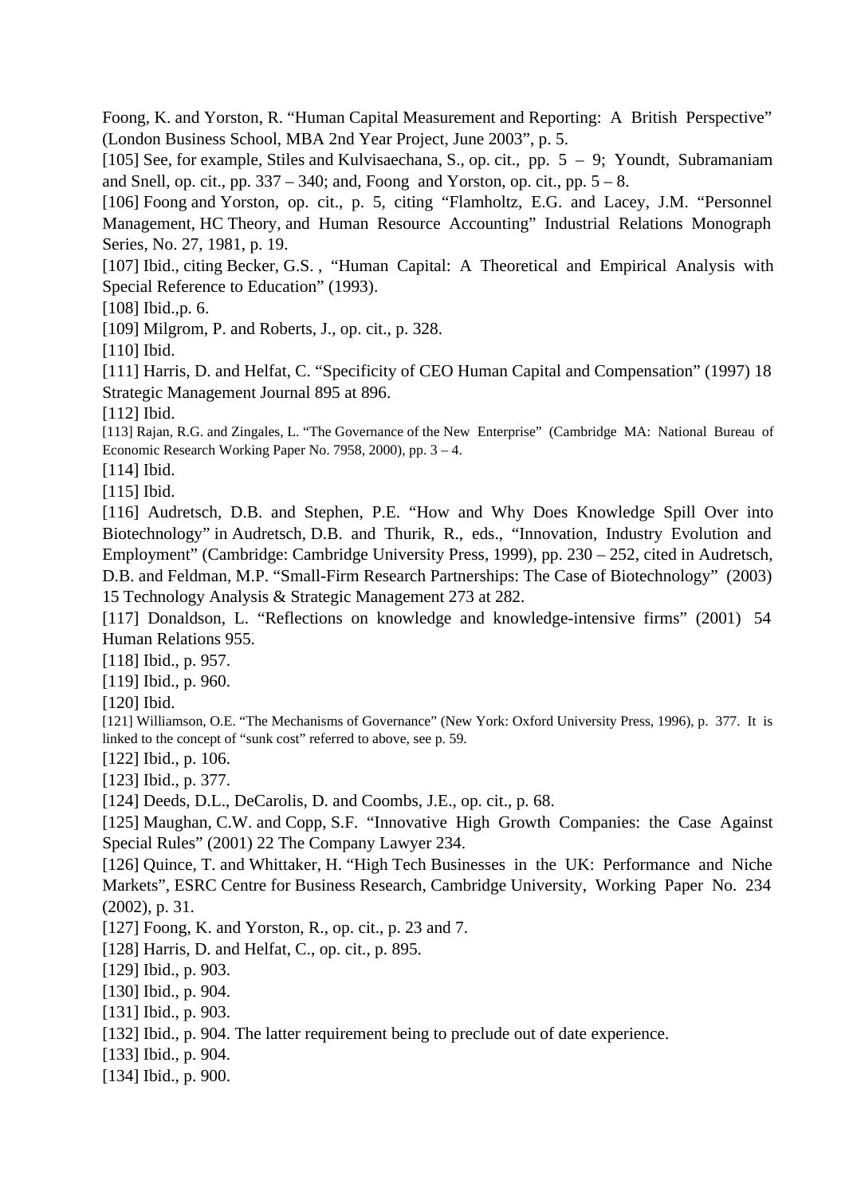Foong, K. and Yorston, R. “Human Capital Measurement and Reporting: A British Perspective” (London Business School, MBA 2nd Year Project, June 2003”, p. 5.

[105] See, for example, Stiles and Kulvisaechana, S., op. cit., pp. 5 – 9; Youndt, Subramaniam and Snell, op. cit., pp. 337 – 340; and, Foong and Yorston, op. cit., pp. 5 – 8.

[106] Foong and Yorston, op. cit., p. 5, citing “Flamholtz, E.G. and Lacey, J.M. “Personnel Management, HC Theory, and Human Resource Accounting” Industrial Relations Monograph Series, No. 27, 1981, p. 19.

[107] Ibid., citing Becker, G.S. , “Human Capital: A Theoretical and Empirical Analysis with Special Reference to Education” (1993).

[108] Ibid.,p. 6.

[109] Milgrom, P. and Roberts, J., op. cit., p. 328.

[110] Ibid.

[111] Harris, D. and Helfat, C. “Specificity of CEO Human Capital and Compensation” (1997) 18 Strategic Management Journal 895 at 896.

[112] Ibid.

[113] Rajan, R.G. and Zingales, L. “The Governance of the New Enterprise” (Cambridge MA: National Bureau of Economic Research Working Paper No. 7958, 2000), pp. 3 – 4.

[114] Ibid.

[115] Ibid.

[116] Audretsch, D.B. and Stephen, P.E. “How and Why Does Knowledge Spill Over into Biotechnology” in Audretsch, D.B. and Thurik, R., eds., “Innovation, Industry Evolution and Employment” (Cambridge: Cambridge University Press, 1999), pp. 230 – 252, cited in Audretsch, D.B. and Feldman, M.P. “Small-Firm Research Partnerships: The Case of Biotechnology” (2003) 15 Technology Analysis & Strategic Management 273 at 282.

[117] Donaldson, L. “Reflections on knowledge and knowledge-intensive firms” (2001) 54 Human Relations 955.

[118] Ibid., p. 957.

[119] Ibid., p. 960.

[120] Ibid.

[121] Williamson, O.E. “The Mechanisms of Governance” (New York: Oxford University Press, 1996), p. 377. It is linked to the concept of “sunk cost” referred to above, see p. 59.

[122] Ibid., p. 106.

[123] Ibid., p. 377.

[124] Deeds, D.L., DeCarolis, D. and Coombs, J.E., op. cit., p. 68.

[125] Maughan, C.W. and Copp, S.F. “Innovative High Growth Companies: the Case Against Special Rules” (2001) 22 The Company Lawyer 234.

[126] Quince, T. and Whittaker, H. “High Tech Businesses in the UK: Performance and Niche Markets”, ESRC Centre for Business Research, Cambridge University, Working Paper No. 234 (2002), p. 31.

[127] Foong, K. and Yorston, R., op. cit., p. 23 and 7.

[128] Harris, D. and Helfat, C., op. cit., p. 895.

[129] Ibid., p. 903.

[130] Ibid., p. 904.

[131] Ibid., p. 903.

[132] Ibid., p. 904. The latter requirement being to preclude out of date experience.

[133] Ibid., p. 904.

[134] Ibid., p. 900.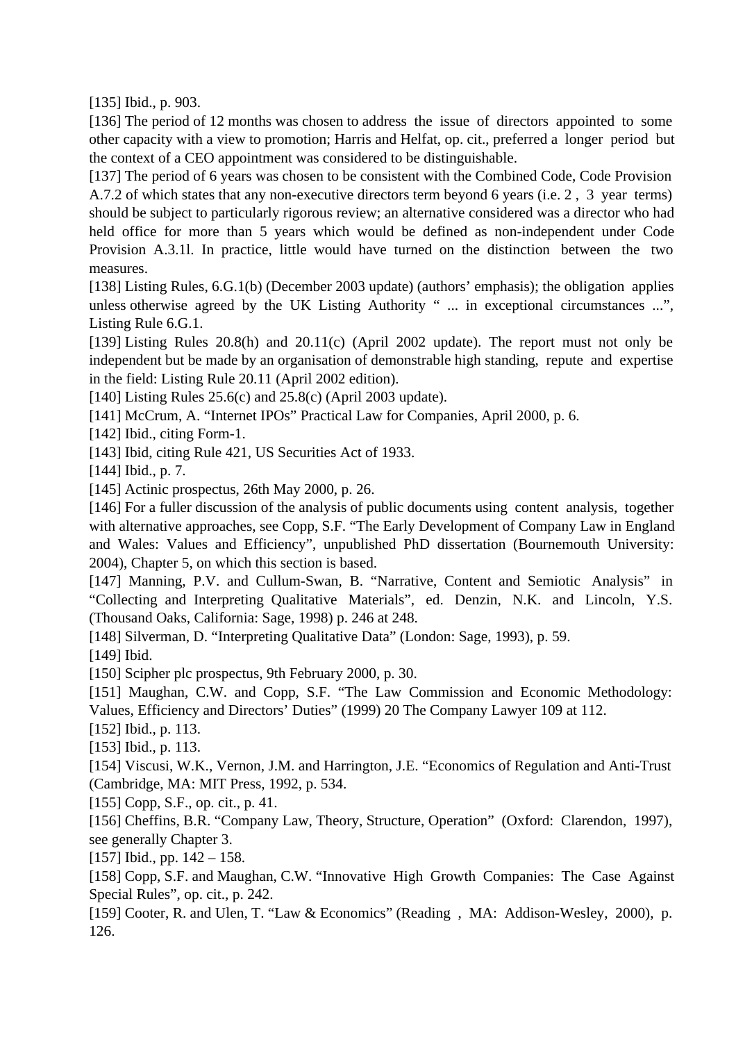[135] Ibid., p. 903.

[136] The period of 12 months was chosen to address the issue of directors appointed to some other capacity with a view to promotion; Harris and Helfat, op. cit., preferred a longer period but the context of a CEO appointment was considered to be distinguishable.

[137] The period of 6 years was chosen to be consistent with the Combined Code, Code Provision A.7.2 of which states that any non-executive directors term beyond 6 years (i.e. 2 , 3 year terms) should be subject to particularly rigorous review; an alternative considered was a director who had held office for more than 5 years which would be defined as non-independent under Code Provision A.3.1l. In practice, little would have turned on the distinction between the two measures.

[138] Listing Rules, 6.G.1(b) (December 2003 update) (authors' emphasis); the obligation applies unless otherwise agreed by the UK Listing Authority " ... in exceptional circumstances ...", Listing Rule 6.G.1.

[139] Listing Rules 20.8(h) and 20.11(c) (April 2002 update). The report must not only be independent but be made by an organisation of demonstrable high standing, repute and expertise in the field: Listing Rule 20.11 (April 2002 edition).

[140] Listing Rules 25.6(c) and 25.8(c) (April 2003 update).

[141] McCrum, A. "Internet IPOs" Practical Law for Companies, April 2000, p. 6.

[142] Ibid., citing Form-1.

[143] Ibid, citing Rule 421, US Securities Act of 1933.

[144] Ibid., p. 7.

[145] Actinic prospectus, 26th May 2000, p. 26.

[146] For a fuller discussion of the analysis of public documents using content analysis, together with alternative approaches, see Copp, S.F. "The Early Development of Company Law in England and Wales: Values and Efficiency", unpublished PhD dissertation (Bournemouth University: 2004), Chapter 5, on which this section is based.

[147] Manning, P.V. and Cullum-Swan, B. "Narrative, Content and Semiotic Analysis" in "Collecting and Interpreting Qualitative Materials", ed. Denzin, N.K. and Lincoln, Y.S. (Thousand Oaks, California: Sage, 1998) p. 246 at 248.

[148] Silverman, D. "Interpreting Qualitative Data" (London: Sage, 1993), p. 59.

[149] Ibid.

[150] Scipher plc prospectus, 9th February 2000, p. 30.

[151] Maughan, C.W. and Copp, S.F. "The Law Commission and Economic Methodology: Values, Efficiency and Directors' Duties" (1999) 20 The Company Lawyer 109 at 112.

[152] Ibid., p. 113.

[153] Ibid., p. 113.

[154] Viscusi, W.K., Vernon, J.M. and Harrington, J.E. "Economics of Regulation and Anti-Trust (Cambridge, MA: MIT Press, 1992, p. 534.

[155] Copp, S.F., op. cit., p. 41.

[156] Cheffins, B.R. "Company Law, Theory, Structure, Operation" (Oxford: Clarendon, 1997), see generally Chapter 3.

[157] Ibid., pp. 142 – 158.

[158] Copp, S.F. and Maughan, C.W. "Innovative High Growth Companies: The Case Against Special Rules", op. cit., p. 242.

[159] Cooter, R. and Ulen, T. "Law & Economics" (Reading , MA: Addison-Wesley, 2000), p. 126.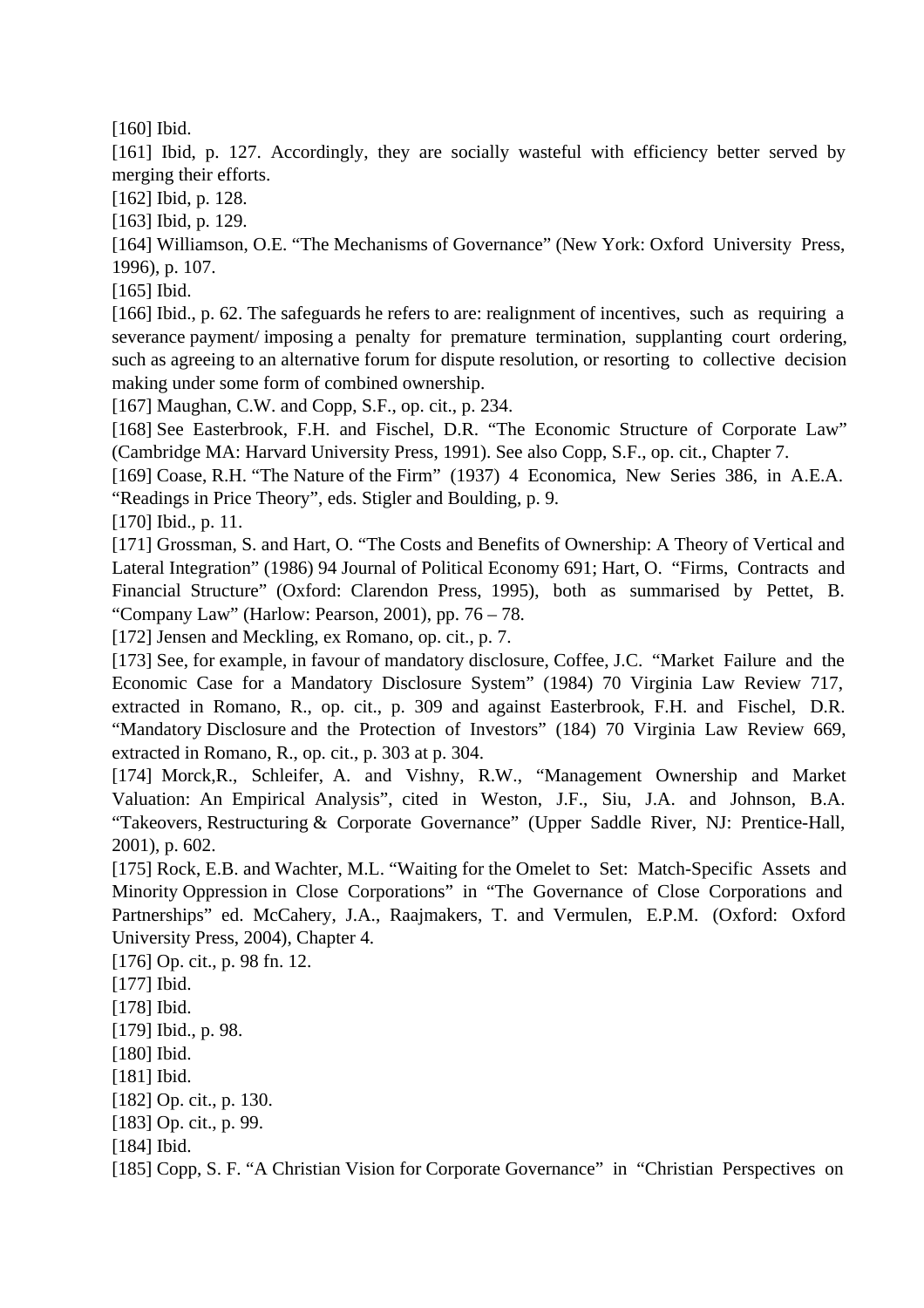[160] Ibid.
[161] Ibid, p. 127. Accordingly, they are socially wasteful with efficiency better served by merging their efforts.
[162] Ibid, p. 128.
[163] Ibid, p. 129.
[164] Williamson, O.E. "The Mechanisms of Governance" (New York: Oxford University Press, 1996), p. 107.
[165] Ibid.
[166] Ibid., p. 62. The safeguards he refers to are: realignment of incentives, such as requiring a severance payment/ imposing a penalty for premature termination, supplanting court ordering, such as agreeing to an alternative forum for dispute resolution, or resorting to collective decision making under some form of combined ownership.
[167] Maughan, C.W. and Copp, S.F., op. cit., p. 234.
[168] See Easterbrook, F.H. and Fischel, D.R. "The Economic Structure of Corporate Law" (Cambridge MA: Harvard University Press, 1991). See also Copp, S.F., op. cit., Chapter 7.
[169] Coase, R.H. "The Nature of the Firm" (1937) 4 Economica, New Series 386, in A.E.A. "Readings in Price Theory", eds. Stigler and Boulding, p. 9.
[170] Ibid., p. 11.
[171] Grossman, S. and Hart, O. "The Costs and Benefits of Ownership: A Theory of Vertical and Lateral Integration" (1986) 94 Journal of Political Economy 691; Hart, O. "Firms, Contracts and Financial Structure" (Oxford: Clarendon Press, 1995), both as summarised by Pettet, B. "Company Law" (Harlow: Pearson, 2001), pp. 76 – 78.
[172] Jensen and Meckling, ex Romano, op. cit., p. 7.
[173] See, for example, in favour of mandatory disclosure, Coffee, J.C. "Market Failure and the Economic Case for a Mandatory Disclosure System" (1984) 70 Virginia Law Review 717, extracted in Romano, R., op. cit., p. 309 and against Easterbrook, F.H. and Fischel, D.R. "Mandatory Disclosure and the Protection of Investors" (184) 70 Virginia Law Review 669, extracted in Romano, R., op. cit., p. 303 at p. 304.
[174] Morck,R., Schleifer, A. and Vishny, R.W., "Management Ownership and Market Valuation: An Empirical Analysis", cited in Weston, J.F., Siu, J.A. and Johnson, B.A. "Takeovers, Restructuring & Corporate Governance" (Upper Saddle River, NJ: Prentice-Hall, 2001), p. 602.
[175] Rock, E.B. and Wachter, M.L. "Waiting for the Omelet to Set: Match-Specific Assets and Minority Oppression in Close Corporations" in "The Governance of Close Corporations and Partnerships" ed. McCahery, J.A., Raajmakers, T. and Vermulen, E.P.M. (Oxford: Oxford University Press, 2004), Chapter 4.
[176] Op. cit., p. 98 fn. 12.
[177] Ibid.
[178] Ibid.
[179] Ibid., p. 98.
[180] Ibid.
[181] Ibid.
[182] Op. cit., p. 130.
[183] Op. cit., p. 99.
[184] Ibid.
[185] Copp, S. F. "A Christian Vision for Corporate Governance" in "Christian Perspectives on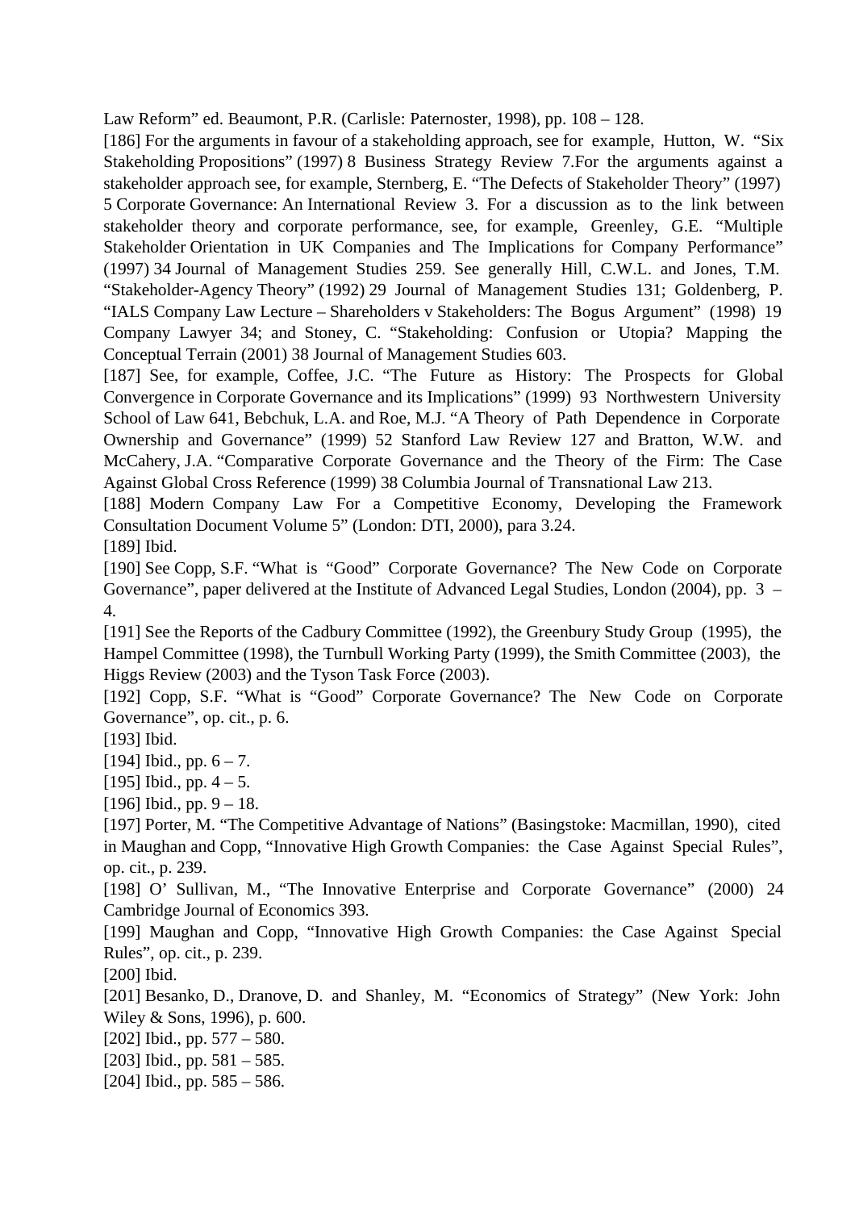Law Reform" ed. Beaumont, P.R. (Carlisle: Paternoster, 1998), pp. 108 – 128.

[186] For the arguments in favour of a stakeholding approach, see for example, Hutton, W. "Six Stakeholding Propositions" (1997) 8 Business Strategy Review 7.For the arguments against a stakeholder approach see, for example, Sternberg, E. "The Defects of Stakeholder Theory" (1997) 5 Corporate Governance: An International Review 3. For a discussion as to the link between stakeholder theory and corporate performance, see, for example, Greenley, G.E. "Multiple Stakeholder Orientation in UK Companies and The Implications for Company Performance" (1997) 34 Journal of Management Studies 259. See generally Hill, C.W.L. and Jones, T.M. "Stakeholder-Agency Theory" (1992) 29 Journal of Management Studies 131; Goldenberg, P. "IALS Company Law Lecture – Shareholders v Stakeholders: The Bogus Argument" (1998) 19 Company Lawyer 34; and Stoney, C. "Stakeholding: Confusion or Utopia? Mapping the Conceptual Terrain (2001) 38 Journal of Management Studies 603.

[187] See, for example, Coffee, J.C. "The Future as History: The Prospects for Global Convergence in Corporate Governance and its Implications" (1999) 93 Northwestern University School of Law 641, Bebchuk, L.A. and Roe, M.J. "A Theory of Path Dependence in Corporate Ownership and Governance" (1999) 52 Stanford Law Review 127 and Bratton, W.W. and McCahery, J.A. "Comparative Corporate Governance and the Theory of the Firm: The Case Against Global Cross Reference (1999) 38 Columbia Journal of Transnational Law 213.

[188] Modern Company Law For a Competitive Economy, Developing the Framework Consultation Document Volume 5" (London: DTI, 2000), para 3.24.

[189] Ibid.

[190] See Copp, S.F. "What is "Good" Corporate Governance? The New Code on Corporate Governance", paper delivered at the Institute of Advanced Legal Studies, London (2004), pp. 3 – 4.

[191] See the Reports of the Cadbury Committee (1992), the Greenbury Study Group (1995), the Hampel Committee (1998), the Turnbull Working Party (1999), the Smith Committee (2003), the Higgs Review (2003) and the Tyson Task Force (2003).

[192] Copp, S.F. "What is "Good" Corporate Governance? The New Code on Corporate Governance", op. cit., p. 6.

[193] Ibid.

[194] Ibid., pp. 6 – 7.

[195] Ibid., pp. 4 – 5.

[196] Ibid., pp. 9 – 18.

[197] Porter, M. "The Competitive Advantage of Nations" (Basingstoke: Macmillan, 1990), cited in Maughan and Copp, "Innovative High Growth Companies: the Case Against Special Rules", op. cit., p. 239.

[198] O' Sullivan, M., "The Innovative Enterprise and Corporate Governance" (2000) 24 Cambridge Journal of Economics 393.

[199] Maughan and Copp, "Innovative High Growth Companies: the Case Against Special Rules", op. cit., p. 239.

[200] Ibid.

[201] Besanko, D., Dranove, D. and Shanley, M. "Economics of Strategy" (New York: John Wiley & Sons, 1996), p. 600.

[202] Ibid., pp. 577 – 580.

[203] Ibid., pp. 581 – 585.

[204] Ibid., pp. 585 – 586.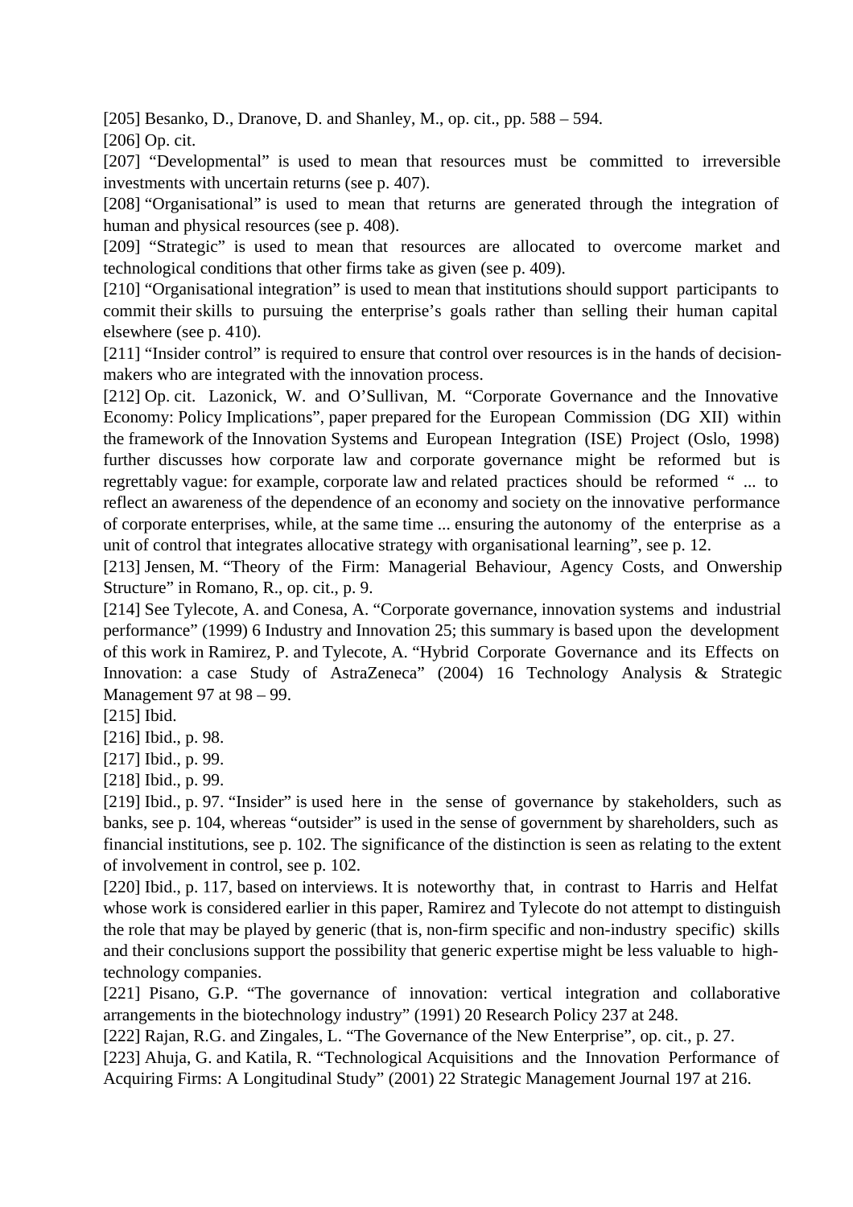[205] Besanko, D., Dranove, D. and Shanley, M., op. cit., pp. 588 – 594.

[206] Op. cit.

[207] "Developmental" is used to mean that resources must be committed to irreversible investments with uncertain returns (see p. 407).

[208] "Organisational" is used to mean that returns are generated through the integration of human and physical resources (see p. 408).

[209] "Strategic" is used to mean that resources are allocated to overcome market and technological conditions that other firms take as given (see p. 409).

[210] "Organisational integration" is used to mean that institutions should support participants to commit their skills to pursuing the enterprise's goals rather than selling their human capital elsewhere (see p. 410).

[211] "Insider control" is required to ensure that control over resources is in the hands of decision-makers who are integrated with the innovation process.

[212] Op. cit. Lazonick, W. and O'Sullivan, M. "Corporate Governance and the Innovative Economy: Policy Implications", paper prepared for the European Commission (DG XII) within the framework of the Innovation Systems and European Integration (ISE) Project (Oslo, 1998) further discusses how corporate law and corporate governance might be reformed but is regrettably vague: for example, corporate law and related practices should be reformed " ... to reflect an awareness of the dependence of an economy and society on the innovative performance of corporate enterprises, while, at the same time ... ensuring the autonomy of the enterprise as a unit of control that integrates allocative strategy with organisational learning", see p. 12.

[213] Jensen, M. "Theory of the Firm: Managerial Behaviour, Agency Costs, and Onwership Structure" in Romano, R., op. cit., p. 9.

[214] See Tylecote, A. and Conesa, A. "Corporate governance, innovation systems and industrial performance" (1999) 6 Industry and Innovation 25; this summary is based upon the development of this work in Ramirez, P. and Tylecote, A. "Hybrid Corporate Governance and its Effects on Innovation: a case Study of AstraZeneca" (2004) 16 Technology Analysis & Strategic Management 97 at 98 – 99.

[215] Ibid.

[216] Ibid., p. 98.

[217] Ibid., p. 99.

[218] Ibid., p. 99.

[219] Ibid., p. 97. "Insider" is used here in the sense of governance by stakeholders, such as banks, see p. 104, whereas "outsider" is used in the sense of government by shareholders, such as financial institutions, see p. 102. The significance of the distinction is seen as relating to the extent of involvement in control, see p. 102.

[220] Ibid., p. 117, based on interviews. It is noteworthy that, in contrast to Harris and Helfat whose work is considered earlier in this paper, Ramirez and Tylecote do not attempt to distinguish the role that may be played by generic (that is, non-firm specific and non-industry specific) skills and their conclusions support the possibility that generic expertise might be less valuable to high-technology companies.

[221] Pisano, G.P. "The governance of innovation: vertical integration and collaborative arrangements in the biotechnology industry" (1991) 20 Research Policy 237 at 248.

[222] Rajan, R.G. and Zingales, L. "The Governance of the New Enterprise", op. cit., p. 27.

[223] Ahuja, G. and Katila, R. "Technological Acquisitions and the Innovation Performance of Acquiring Firms: A Longitudinal Study" (2001) 22 Strategic Management Journal 197 at 216.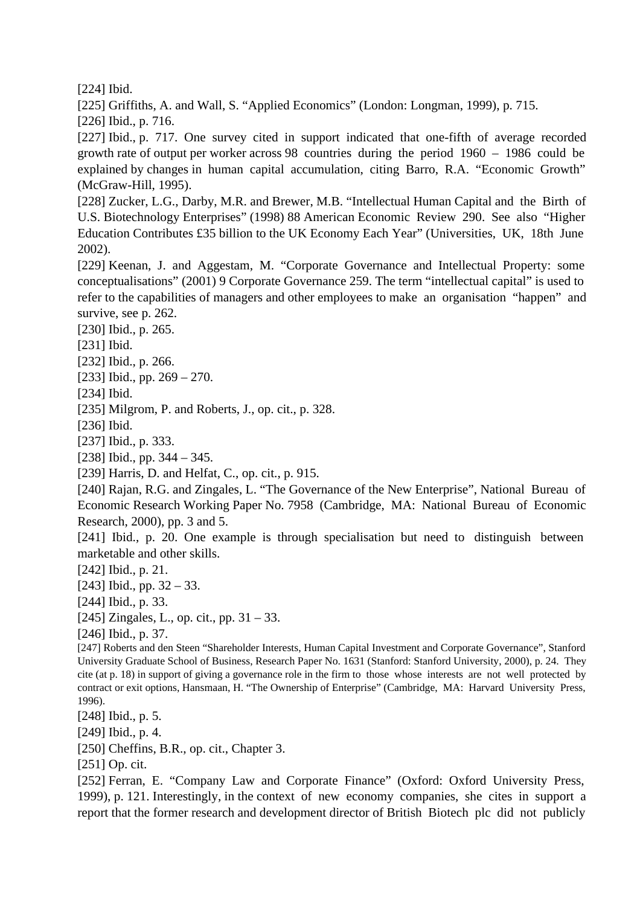[224] Ibid.

[225] Griffiths, A. and Wall, S. "Applied Economics" (London: Longman, 1999), p. 715.

[226] Ibid., p. 716.

[227] Ibid., p. 717. One survey cited in support indicated that one-fifth of average recorded growth rate of output per worker across 98 countries during the period 1960 – 1986 could be explained by changes in human capital accumulation, citing Barro, R.A. "Economic Growth" (McGraw-Hill, 1995).

[228] Zucker, L.G., Darby, M.R. and Brewer, M.B. "Intellectual Human Capital and the Birth of U.S. Biotechnology Enterprises" (1998) 88 American Economic Review 290. See also "Higher Education Contributes £35 billion to the UK Economy Each Year" (Universities, UK, 18th June 2002).

[229] Keenan, J. and Aggestam, M. "Corporate Governance and Intellectual Property: some conceptualisations" (2001) 9 Corporate Governance 259. The term "intellectual capital" is used to refer to the capabilities of managers and other employees to make an organisation "happen" and survive, see p. 262.

[230] Ibid., p. 265.

[231] Ibid.

[232] Ibid., p. 266.

[233] Ibid., pp. 269 – 270.

[234] Ibid.

[235] Milgrom, P. and Roberts, J., op. cit., p. 328.

[236] Ibid.

[237] Ibid., p. 333.

[238] Ibid., pp. 344 – 345.

[239] Harris, D. and Helfat, C., op. cit., p. 915.

[240] Rajan, R.G. and Zingales, L. "The Governance of the New Enterprise", National Bureau of Economic Research Working Paper No. 7958 (Cambridge, MA: National Bureau of Economic Research, 2000), pp. 3 and 5.

[241] Ibid., p. 20. One example is through specialisation but need to distinguish between marketable and other skills.

[242] Ibid., p. 21.

[243] Ibid., pp. 32 – 33.

[244] Ibid., p. 33.

[245] Zingales, L., op. cit., pp. 31 – 33.

[246] Ibid., p. 37.

[247] Roberts and den Steen "Shareholder Interests, Human Capital Investment and Corporate Governance", Stanford University Graduate School of Business, Research Paper No. 1631 (Stanford: Stanford University, 2000), p. 24. They cite (at p. 18) in support of giving a governance role in the firm to those whose interests are not well protected by contract or exit options, Hansmaan, H. "The Ownership of Enterprise" (Cambridge, MA: Harvard University Press, 1996).

[248] Ibid., p. 5.

[249] Ibid., p. 4.

[250] Cheffins, B.R., op. cit., Chapter 3.

[251] Op. cit.

[252] Ferran, E. "Company Law and Corporate Finance" (Oxford: Oxford University Press, 1999), p. 121. Interestingly, in the context of new economy companies, she cites in support a report that the former research and development director of British Biotech plc did not publicly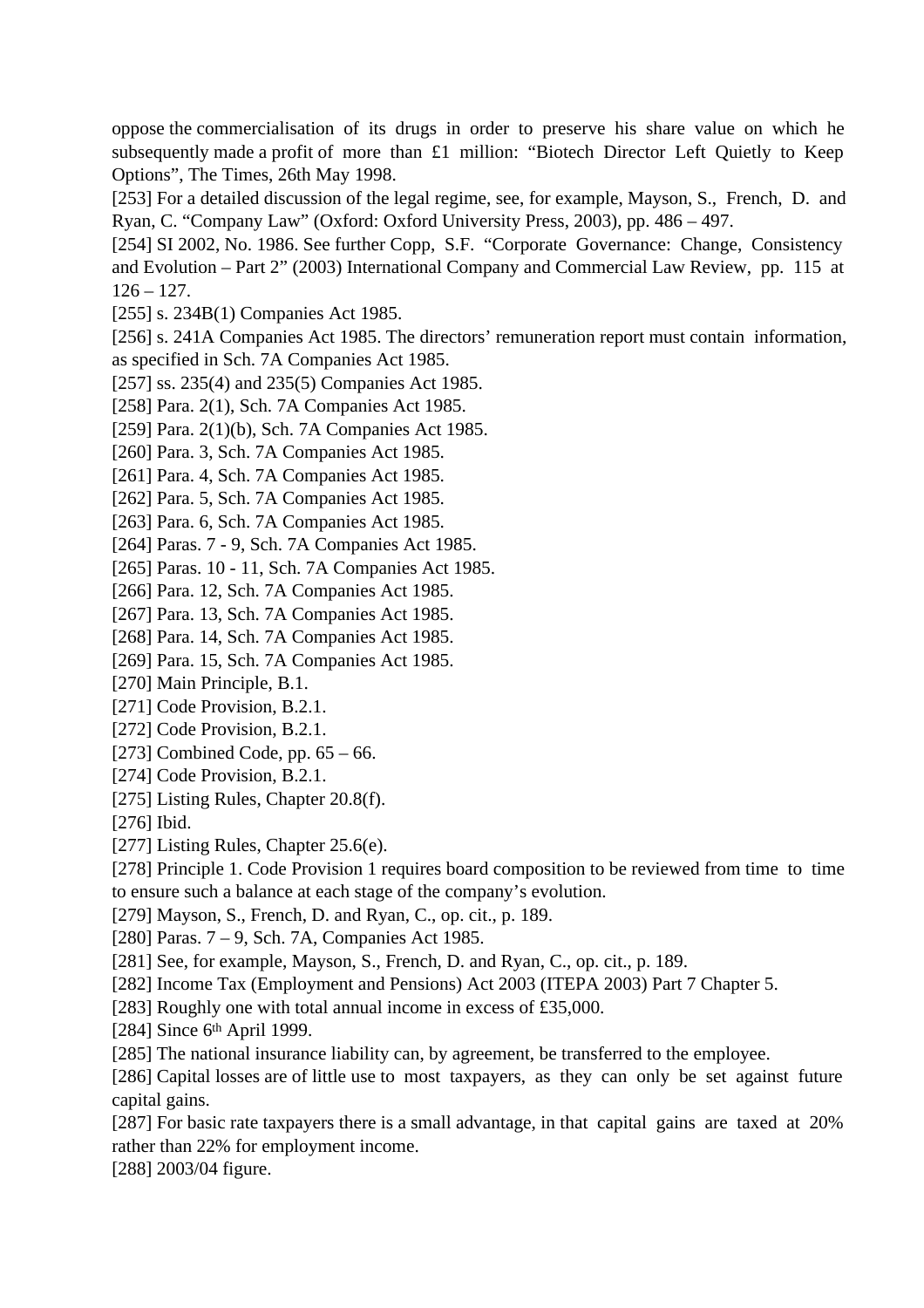oppose the commercialisation of its drugs in order to preserve his share value on which he subsequently made a profit of more than £1 million: "Biotech Director Left Quietly to Keep Options", The Times, 26th May 1998.

[253] For a detailed discussion of the legal regime, see, for example, Mayson, S., French, D. and Ryan, C. "Company Law" (Oxford: Oxford University Press, 2003), pp. 486 – 497.

[254] SI 2002, No. 1986. See further Copp, S.F. "Corporate Governance: Change, Consistency and Evolution – Part 2" (2003) International Company and Commercial Law Review, pp. 115 at 126 – 127.

[255] s. 234B(1) Companies Act 1985.

[256] s. 241A Companies Act 1985. The directors' remuneration report must contain information, as specified in Sch. 7A Companies Act 1985.

[257] ss. 235(4) and 235(5) Companies Act 1985.

[258] Para. 2(1), Sch. 7A Companies Act 1985.

[259] Para. 2(1)(b), Sch. 7A Companies Act 1985.

[260] Para. 3, Sch. 7A Companies Act 1985.

[261] Para. 4, Sch. 7A Companies Act 1985.

[262] Para. 5, Sch. 7A Companies Act 1985.

[263] Para. 6, Sch. 7A Companies Act 1985.

[264] Paras. 7 - 9, Sch. 7A Companies Act 1985.

[265] Paras. 10 - 11, Sch. 7A Companies Act 1985.

[266] Para. 12, Sch. 7A Companies Act 1985.

[267] Para. 13, Sch. 7A Companies Act 1985.

[268] Para. 14, Sch. 7A Companies Act 1985.

[269] Para. 15, Sch. 7A Companies Act 1985.

[270] Main Principle, B.1.

[271] Code Provision, B.2.1.

[272] Code Provision, B.2.1.

[273] Combined Code, pp. 65 – 66.

[274] Code Provision, B.2.1.

[275] Listing Rules, Chapter 20.8(f).

[276] Ibid.

[277] Listing Rules, Chapter 25.6(e).

[278] Principle 1. Code Provision 1 requires board composition to be reviewed from time to time to ensure such a balance at each stage of the company's evolution.

[279] Mayson, S., French, D. and Ryan, C., op. cit., p. 189.

[280] Paras. 7 – 9, Sch. 7A, Companies Act 1985.

[281] See, for example, Mayson, S., French, D. and Ryan, C., op. cit., p. 189.

[282] Income Tax (Employment and Pensions) Act 2003 (ITEPA 2003) Part 7 Chapter 5.

[283] Roughly one with total annual income in excess of £35,000.

[284] Since 6th April 1999.

[285] The national insurance liability can, by agreement, be transferred to the employee.

[286] Capital losses are of little use to most taxpayers, as they can only be set against future capital gains.

[287] For basic rate taxpayers there is a small advantage, in that capital gains are taxed at 20% rather than 22% for employment income.

[288] 2003/04 figure.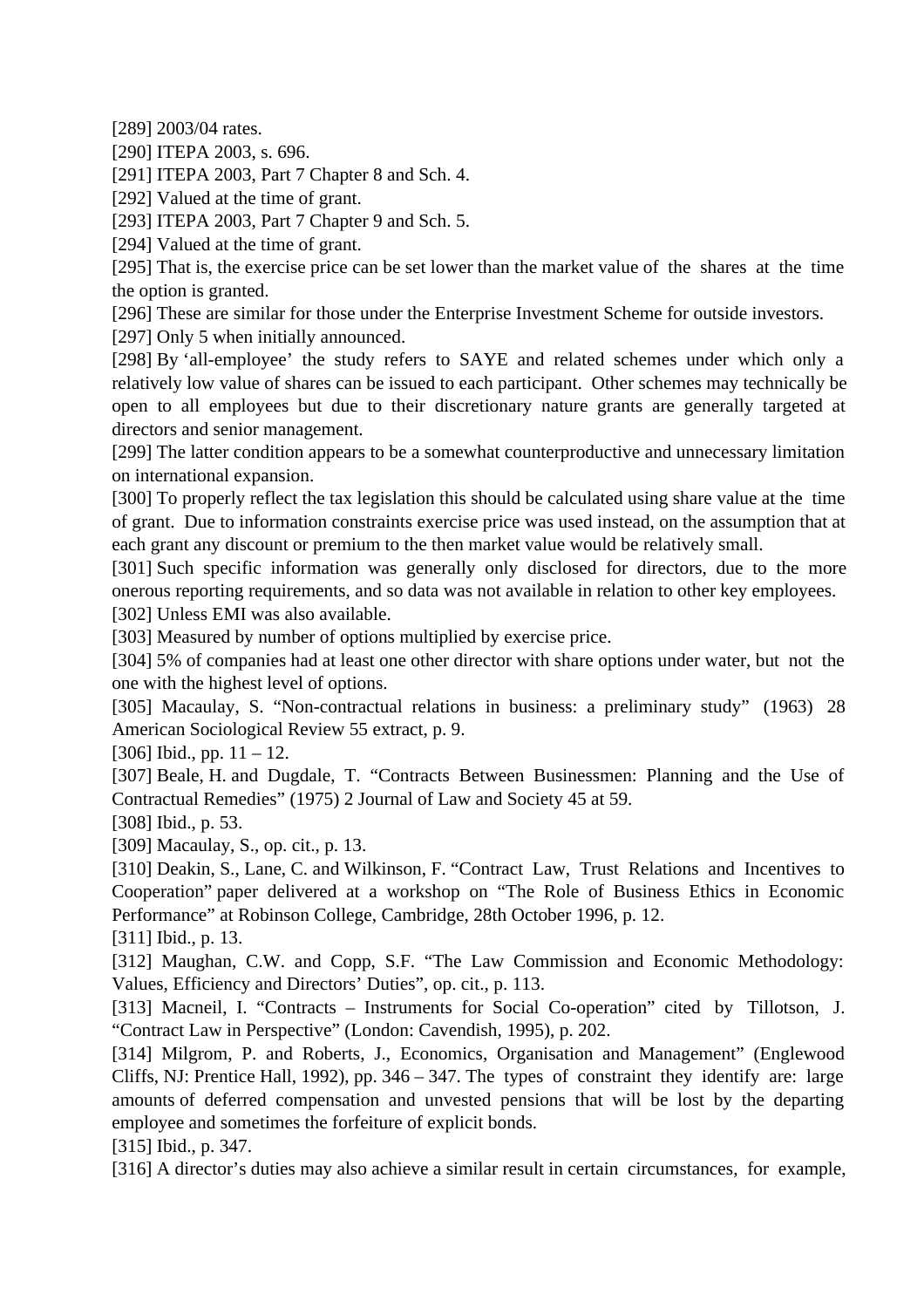[289] 2003/04 rates.

[290] ITEPA 2003, s. 696.

[291] ITEPA 2003, Part 7 Chapter 8 and Sch. 4.

[292] Valued at the time of grant.

[293] ITEPA 2003, Part 7 Chapter 9 and Sch. 5.

[294] Valued at the time of grant.

[295] That is, the exercise price can be set lower than the market value of the shares at the time the option is granted.

[296] These are similar for those under the Enterprise Investment Scheme for outside investors.

[297] Only 5 when initially announced.

[298] By 'all-employee' the study refers to SAYE and related schemes under which only a relatively low value of shares can be issued to each participant. Other schemes may technically be open to all employees but due to their discretionary nature grants are generally targeted at directors and senior management.

[299] The latter condition appears to be a somewhat counterproductive and unnecessary limitation on international expansion.

[300] To properly reflect the tax legislation this should be calculated using share value at the time of grant. Due to information constraints exercise price was used instead, on the assumption that at each grant any discount or premium to the then market value would be relatively small.

[301] Such specific information was generally only disclosed for directors, due to the more onerous reporting requirements, and so data was not available in relation to other key employees.

[302] Unless EMI was also available.

[303] Measured by number of options multiplied by exercise price.

[304] 5% of companies had at least one other director with share options under water, but not the one with the highest level of options.

[305] Macaulay, S. "Non-contractual relations in business: a preliminary study" (1963) 28 American Sociological Review 55 extract, p. 9.

[306] Ibid., pp. 11 – 12.

[307] Beale, H. and Dugdale, T. "Contracts Between Businessmen: Planning and the Use of Contractual Remedies" (1975) 2 Journal of Law and Society 45 at 59.

[308] Ibid., p. 53.

[309] Macaulay, S., op. cit., p. 13.

[310] Deakin, S., Lane, C. and Wilkinson, F. "Contract Law, Trust Relations and Incentives to Cooperation" paper delivered at a workshop on "The Role of Business Ethics in Economic Performance" at Robinson College, Cambridge, 28th October 1996, p. 12.

[311] Ibid., p. 13.

[312] Maughan, C.W. and Copp, S.F. "The Law Commission and Economic Methodology: Values, Efficiency and Directors' Duties", op. cit., p. 113.

[313] Macneil, I. "Contracts – Instruments for Social Co-operation" cited by Tillotson, J. "Contract Law in Perspective" (London: Cavendish, 1995), p. 202.

[314] Milgrom, P. and Roberts, J., Economics, Organisation and Management" (Englewood Cliffs, NJ: Prentice Hall, 1992), pp. 346 – 347. The types of constraint they identify are: large amounts of deferred compensation and unvested pensions that will be lost by the departing employee and sometimes the forfeiture of explicit bonds.

[315] Ibid., p. 347.

[316] A director's duties may also achieve a similar result in certain circumstances, for example,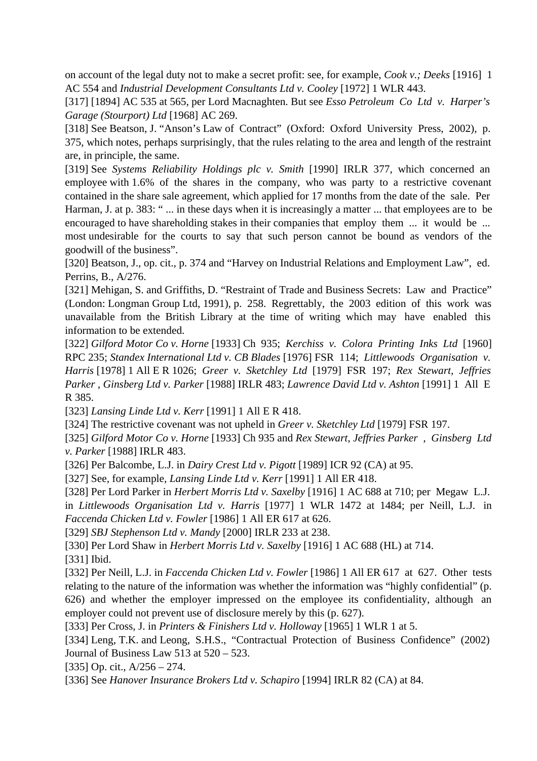on account of the legal duty not to make a secret profit: see, for example, *Cook v.; Deeks* [1916] 1 AC 554 and *Industrial Development Consultants Ltd v. Cooley* [1972] 1 WLR 443.

[317] [1894] AC 535 at 565, per Lord Macnaghten. But see *Esso Petroleum Co Ltd v. Harper's Garage (Stourport) Ltd* [1968] AC 269.

[318] See Beatson, J. "Anson's Law of Contract" (Oxford: Oxford University Press, 2002), p. 375, which notes, perhaps surprisingly, that the rules relating to the area and length of the restraint are, in principle, the same.

[319] See *Systems Reliability Holdings plc v. Smith* [1990] IRLR 377, which concerned an employee with 1.6% of the shares in the company, who was party to a restrictive covenant contained in the share sale agreement, which applied for 17 months from the date of the sale. Per Harman, J. at p. 383: " ... in these days when it is increasingly a matter ... that employees are to be encouraged to have shareholding stakes in their companies that employ them ... it would be ... most undesirable for the courts to say that such person cannot be bound as vendors of the goodwill of the business".

[320] Beatson, J., op. cit., p. 374 and "Harvey on Industrial Relations and Employment Law", ed. Perrins, B., A/276.

[321] Mehigan, S. and Griffiths, D. "Restraint of Trade and Business Secrets: Law and Practice" (London: Longman Group Ltd, 1991), p. 258. Regrettably, the 2003 edition of this work was unavailable from the British Library at the time of writing which may have enabled this information to be extended.

[322] *Gilford Motor Co v. Horne* [1933] Ch 935; *Kerchiss v. Colora Printing Inks Ltd* [1960] RPC 235; *Standex International Ltd v. CB Blades* [1976] FSR 114; *Littlewoods Organisation v. Harris* [1978] 1 All E R 1026; *Greer v. Sketchley Ltd* [1979] FSR 197; *Rex Stewart, Jeffries Parker , Ginsberg Ltd v. Parker* [1988] IRLR 483; *Lawrence David Ltd v. Ashton* [1991] 1 All E R 385.

[323] *Lansing Linde Ltd v. Kerr* [1991] 1 All E R 418.

[324] The restrictive covenant was not upheld in *Greer v. Sketchley Ltd* [1979] FSR 197.

[325] *Gilford Motor Co v. Horne* [1933] Ch 935 and *Rex Stewart, Jeffries Parker , Ginsberg Ltd v. Parker* [1988] IRLR 483.

[326] Per Balcombe, L.J. in *Dairy Crest Ltd v. Pigott* [1989] ICR 92 (CA) at 95.

[327] See, for example, *Lansing Linde Ltd v. Kerr* [1991] 1 All ER 418.

[328] Per Lord Parker in *Herbert Morris Ltd v. Saxelby* [1916] 1 AC 688 at 710; per Megaw L.J. in *Littlewoods Organisation Ltd v. Harris* [1977] 1 WLR 1472 at 1484; per Neill, L.J. in *Faccenda Chicken Ltd v. Fowler* [1986] 1 All ER 617 at 626.

[329] *SBJ Stephenson Ltd v. Mandy* [2000] IRLR 233 at 238.

[330] Per Lord Shaw in *Herbert Morris Ltd v. Saxelby* [1916] 1 AC 688 (HL) at 714.

[331] Ibid.

[332] Per Neill, L.J. in *Faccenda Chicken Ltd v. Fowler* [1986] 1 All ER 617 at 627. Other tests relating to the nature of the information was whether the information was "highly confidential" (p. 626) and whether the employer impressed on the employee its confidentiality, although an employer could not prevent use of disclosure merely by this (p. 627).

[333] Per Cross, J. in *Printers & Finishers Ltd v. Holloway* [1965] 1 WLR 1 at 5.

[334] Leng, T.K. and Leong, S.H.S., "Contractual Protection of Business Confidence" (2002) Journal of Business Law 513 at 520 – 523.

[335] Op. cit., A/256 – 274.

[336] See *Hanover Insurance Brokers Ltd v. Schapiro* [1994] IRLR 82 (CA) at 84.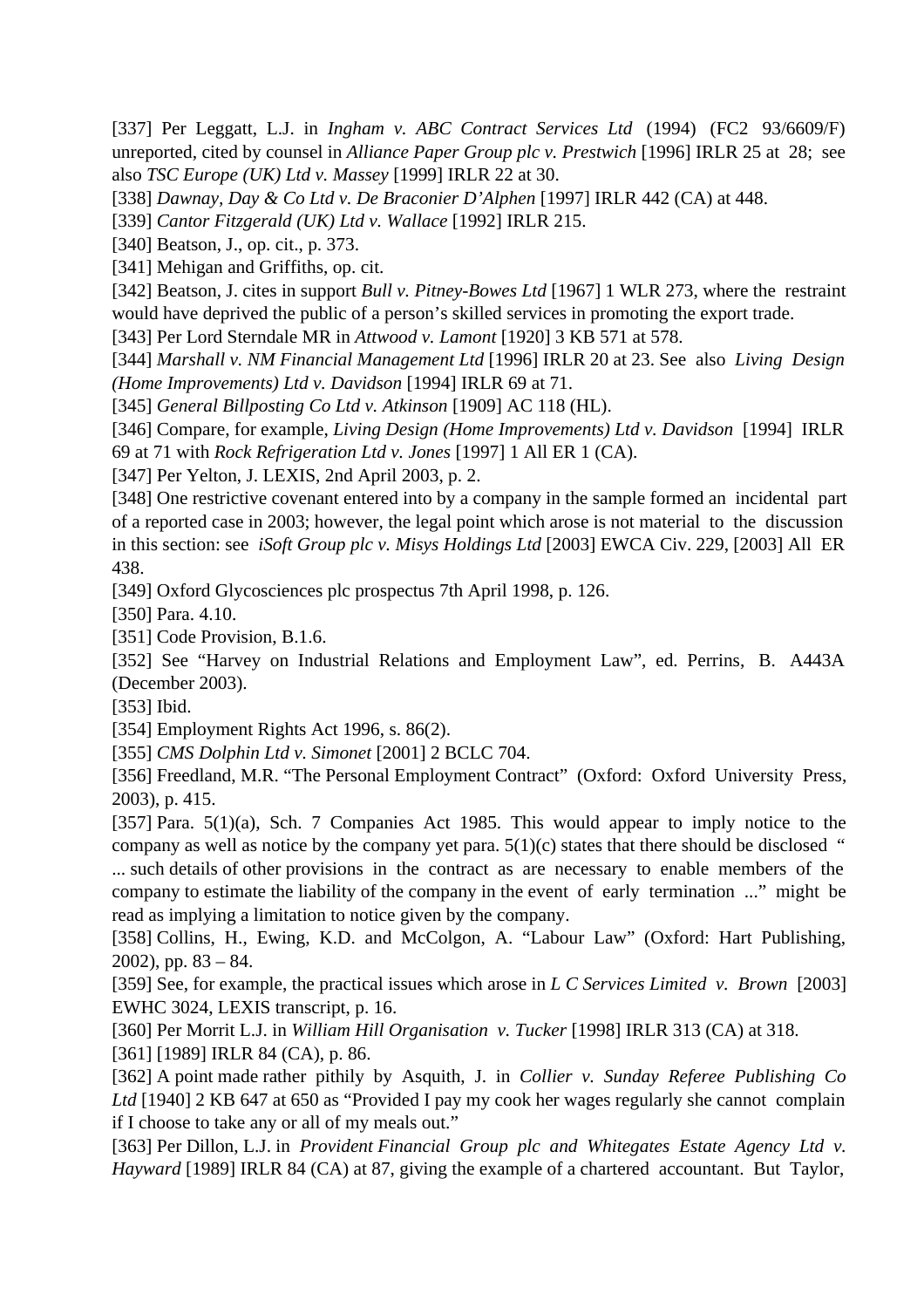[337] Per Leggatt, L.J. in *Ingham v. ABC Contract Services Ltd* (1994) (FC2 93/6609/F) unreported, cited by counsel in *Alliance Paper Group plc v. Prestwich* [1996] IRLR 25 at 28; see also *TSC Europe (UK) Ltd v. Massey* [1999] IRLR 22 at 30.

[338] *Dawnay, Day & Co Ltd v. De Braconier D'Alphen* [1997] IRLR 442 (CA) at 448.

[339] *Cantor Fitzgerald (UK) Ltd v. Wallace* [1992] IRLR 215.

[340] Beatson, J., op. cit., p. 373.

[341] Mehigan and Griffiths, op. cit.

[342] Beatson, J. cites in support *Bull v. Pitney-Bowes Ltd* [1967] 1 WLR 273, where the restraint would have deprived the public of a person's skilled services in promoting the export trade.

[343] Per Lord Sterndale MR in *Attwood v. Lamont* [1920] 3 KB 571 at 578.

[344] *Marshall v. NM Financial Management Ltd* [1996] IRLR 20 at 23. See also *Living Design (Home Improvements) Ltd v. Davidson* [1994] IRLR 69 at 71.

[345] *General Billposting Co Ltd v. Atkinson* [1909] AC 118 (HL).

[346] Compare, for example, *Living Design (Home Improvements) Ltd v. Davidson* [1994] IRLR 69 at 71 with *Rock Refrigeration Ltd v. Jones* [1997] 1 All ER 1 (CA).

[347] Per Yelton, J. LEXIS, 2nd April 2003, p. 2.

[348] One restrictive covenant entered into by a company in the sample formed an incidental part of a reported case in 2003; however, the legal point which arose is not material to the discussion in this section: see *iSoft Group plc v. Misys Holdings Ltd* [2003] EWCA Civ. 229, [2003] All ER 438.

[349] Oxford Glycosciences plc prospectus 7th April 1998, p. 126.

[350] Para. 4.10.

[351] Code Provision, B.1.6.

[352] See "Harvey on Industrial Relations and Employment Law", ed. Perrins, B. A443A (December 2003).

[353] Ibid.

[354] Employment Rights Act 1996, s. 86(2).

[355] *CMS Dolphin Ltd v. Simonet* [2001] 2 BCLC 704.

[356] Freedland, M.R. "The Personal Employment Contract" (Oxford: Oxford University Press, 2003), p. 415.

[357] Para. 5(1)(a), Sch. 7 Companies Act 1985. This would appear to imply notice to the company as well as notice by the company yet para. 5(1)(c) states that there should be disclosed " ... such details of other provisions in the contract as are necessary to enable members of the company to estimate the liability of the company in the event of early termination ..." might be read as implying a limitation to notice given by the company.

[358] Collins, H., Ewing, K.D. and McColgon, A. "Labour Law" (Oxford: Hart Publishing, 2002), pp. 83 – 84.

[359] See, for example, the practical issues which arose in *L C Services Limited v. Brown* [2003] EWHC 3024, LEXIS transcript, p. 16.

[360] Per Morrit L.J. in *William Hill Organisation v. Tucker* [1998] IRLR 313 (CA) at 318.

[361] [1989] IRLR 84 (CA), p. 86.

[362] A point made rather pithily by Asquith, J. in *Collier v. Sunday Referee Publishing Co Ltd* [1940] 2 KB 647 at 650 as "Provided I pay my cook her wages regularly she cannot complain if I choose to take any or all of my meals out."

[363] Per Dillon, L.J. in *Provident Financial Group plc and Whitegates Estate Agency Ltd v. Hayward* [1989] IRLR 84 (CA) at 87, giving the example of a chartered accountant. But Taylor,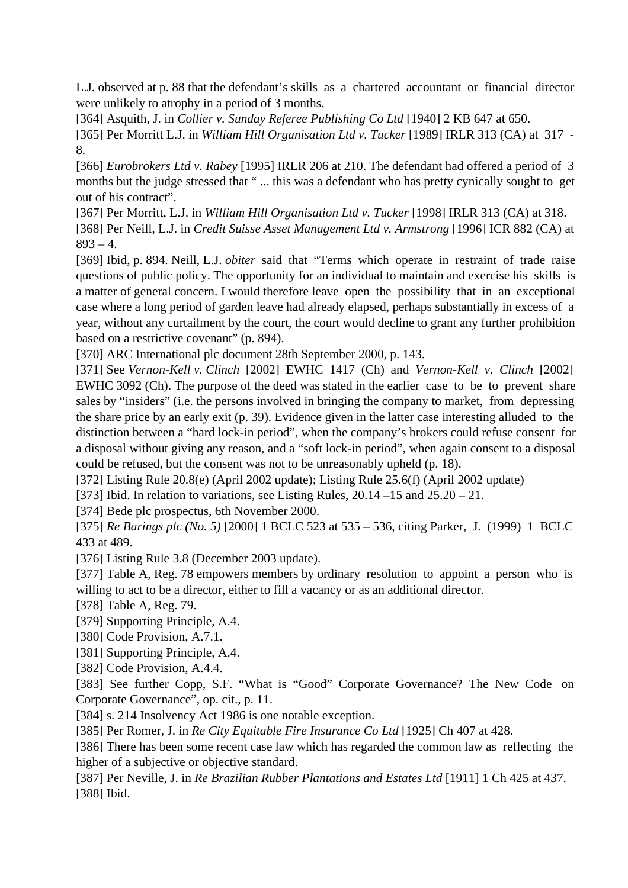L.J. observed at p. 88 that the defendant's skills as a chartered accountant or financial director were unlikely to atrophy in a period of 3 months.

[364] Asquith, J. in *Collier v. Sunday Referee Publishing Co Ltd* [1940] 2 KB 647 at 650.

[365] Per Morritt L.J. in *William Hill Organisation Ltd v. Tucker* [1989] IRLR 313 (CA) at 317 - 8.

[366] *Eurobrokers Ltd v. Rabey* [1995] IRLR 206 at 210. The defendant had offered a period of 3 months but the judge stressed that " ... this was a defendant who has pretty cynically sought to get out of his contract".

[367] Per Morritt, L.J. in *William Hill Organisation Ltd v. Tucker* [1998] IRLR 313 (CA) at 318.

[368] Per Neill, L.J. in *Credit Suisse Asset Management Ltd v. Armstrong* [1996] ICR 882 (CA) at 893 – 4.

[369] Ibid, p. 894. Neill, L.J. *obiter* said that "Terms which operate in restraint of trade raise questions of public policy. The opportunity for an individual to maintain and exercise his skills is a matter of general concern. I would therefore leave open the possibility that in an exceptional case where a long period of garden leave had already elapsed, perhaps substantially in excess of a year, without any curtailment by the court, the court would decline to grant any further prohibition based on a restrictive covenant" (p. 894).

[370] ARC International plc document 28th September 2000, p. 143.

[371] See *Vernon-Kell v. Clinch* [2002] EWHC 1417 (Ch) and *Vernon-Kell v. Clinch* [2002] EWHC 3092 (Ch). The purpose of the deed was stated in the earlier case to be to prevent share sales by "insiders" (i.e. the persons involved in bringing the company to market, from depressing the share price by an early exit (p. 39). Evidence given in the latter case interesting alluded to the distinction between a "hard lock-in period", when the company's brokers could refuse consent for a disposal without giving any reason, and a "soft lock-in period", when again consent to a disposal could be refused, but the consent was not to be unreasonably upheld (p. 18).

[372] Listing Rule 20.8(e) (April 2002 update); Listing Rule 25.6(f) (April 2002 update)

[373] Ibid. In relation to variations, see Listing Rules, 20.14 –15 and 25.20 – 21.

[374] Bede plc prospectus, 6th November 2000.

[375] *Re Barings plc (No. 5)* [2000] 1 BCLC 523 at 535 – 536, citing Parker, J. (1999) 1 BCLC 433 at 489.

[376] Listing Rule 3.8 (December 2003 update).

[377] Table A, Reg. 78 empowers members by ordinary resolution to appoint a person who is willing to act to be a director, either to fill a vacancy or as an additional director.

[378] Table A, Reg. 79.

[379] Supporting Principle, A.4.

[380] Code Provision, A.7.1.

[381] Supporting Principle, A.4.

[382] Code Provision, A.4.4.

[383] See further Copp, S.F. "What is "Good" Corporate Governance? The New Code on Corporate Governance", op. cit., p. 11.

[384] s. 214 Insolvency Act 1986 is one notable exception.

[385] Per Romer, J. in *Re City Equitable Fire Insurance Co Ltd* [1925] Ch 407 at 428.

[386] There has been some recent case law which has regarded the common law as reflecting the higher of a subjective or objective standard.

[387] Per Neville, J. in *Re Brazilian Rubber Plantations and Estates Ltd* [1911] 1 Ch 425 at 437.

[388] Ibid.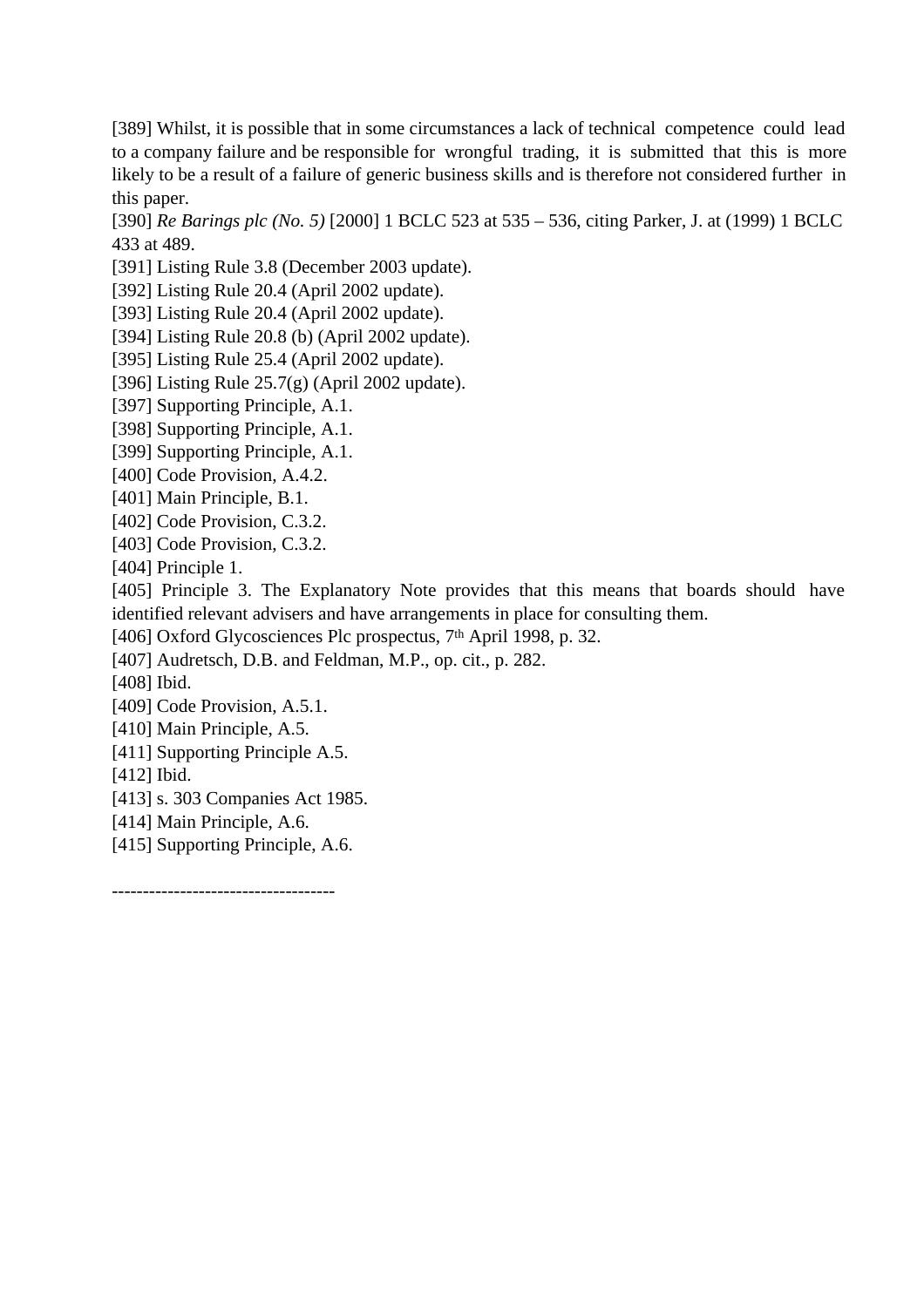[389] Whilst, it is possible that in some circumstances a lack of technical competence could lead to a company failure and be responsible for wrongful trading, it is submitted that this is more likely to be a result of a failure of generic business skills and is therefore not considered further in this paper.

[390] *Re Barings plc (No. 5)* [2000] 1 BCLC 523 at 535 – 536, citing Parker, J. at (1999) 1 BCLC 433 at 489.

[391] Listing Rule 3.8 (December 2003 update).

[392] Listing Rule 20.4 (April 2002 update).

[393] Listing Rule 20.4 (April 2002 update).

[394] Listing Rule 20.8 (b) (April 2002 update).

[395] Listing Rule 25.4 (April 2002 update).

[396] Listing Rule 25.7(g) (April 2002 update).

[397] Supporting Principle, A.1.

[398] Supporting Principle, A.1.

[399] Supporting Principle, A.1.

[400] Code Provision, A.4.2.

[401] Main Principle, B.1.

[402] Code Provision, C.3.2.

[403] Code Provision, C.3.2.

[404] Principle 1.

[405] Principle 3. The Explanatory Note provides that this means that boards should have identified relevant advisers and have arrangements in place for consulting them.

[406] Oxford Glycosciences Plc prospectus, 7th April 1998, p. 32.

[407] Audretsch, D.B. and Feldman, M.P., op. cit., p. 282.

[408] Ibid.

[409] Code Provision, A.5.1.

[410] Main Principle, A.5.

[411] Supporting Principle A.5.

[412] Ibid.

[413] s. 303 Companies Act 1985.

[414] Main Principle, A.6.

[415] Supporting Principle, A.6.

------------------------------------